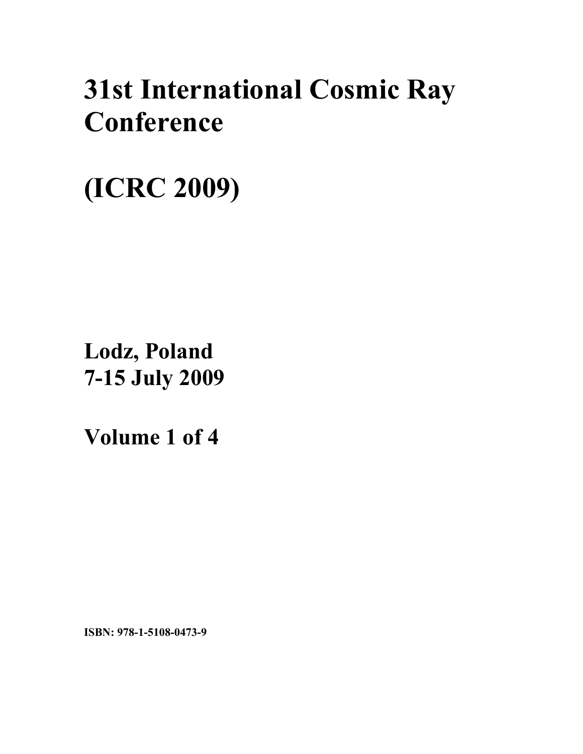# 31st International Cosmic Ray Conference

# (ICRC 2009)

**Lodz, Poland**
**7-15 July 2009**

**Volume 1 of 4**

**ISBN: 978-1-5108-0473-9**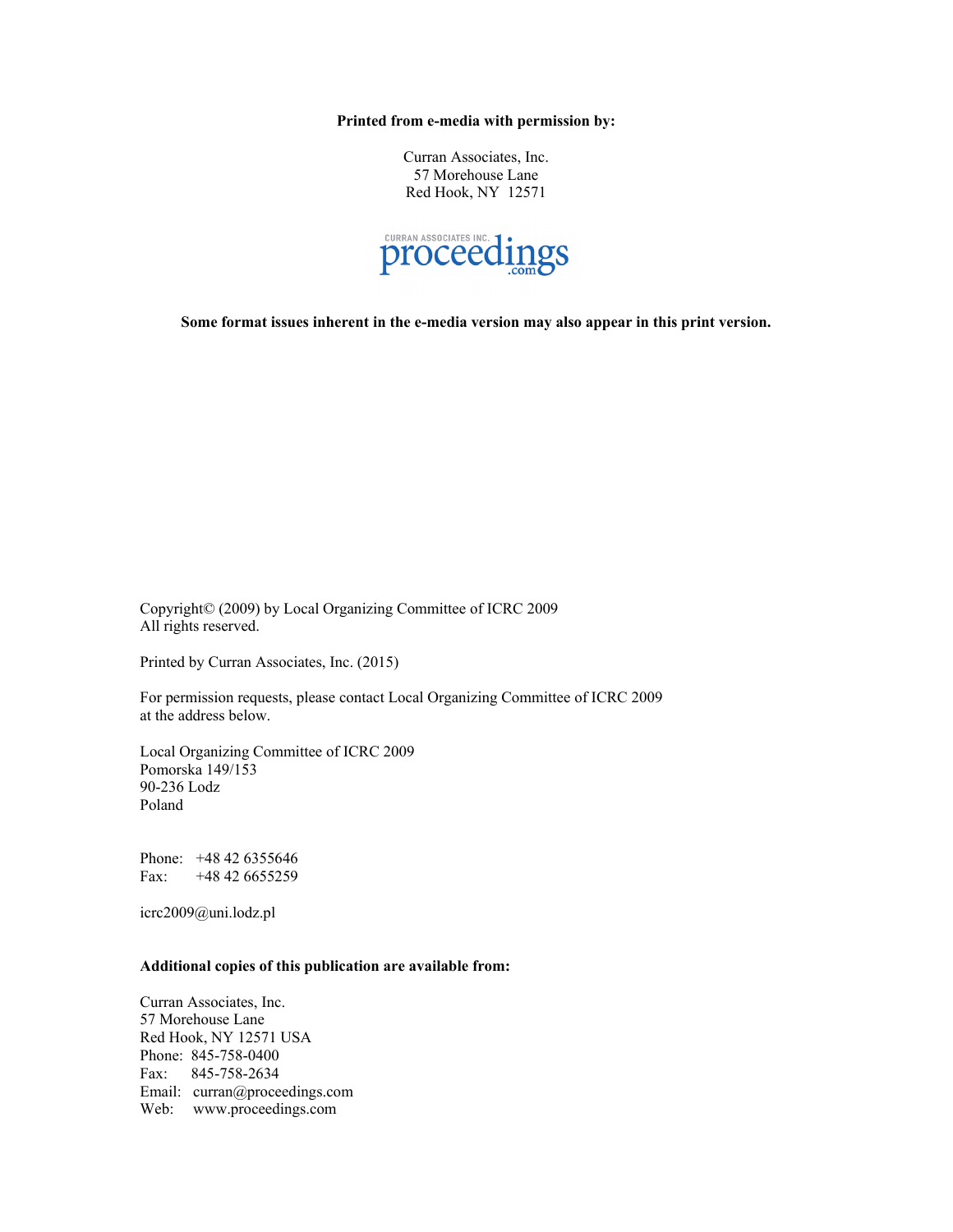**Printed from e-media with permission by:**

Curran Associates, Inc.
57 Morehouse Lane
Red Hook, NY 12571

CURRAN ASSOCIATES INC.
proceedings.com

**Some format issues inherent in the e-media version may also appear in this print version.**

Copyright© (2009) by Local Organizing Committee of ICRC 2009
All rights reserved.

Printed by Curran Associates, Inc. (2015)

For permission requests, please contact Local Organizing Committee of ICRC 2009 at the address below.

Local Organizing Committee of ICRC 2009
Pomorska 149/153
90-236 Lodz
Poland

Phone: +48 42 6355646
Fax: +48 42 6655259

icrc2009@uni.lodz.pl

**Additional copies of this publication are available from:**

Curran Associates, Inc.
57 Morehouse Lane
Red Hook, NY 12571 USA
Phone: 845-758-0400
Fax: 845-758-2634
Email: curran@proceedings.com
Web: www.proceedings.com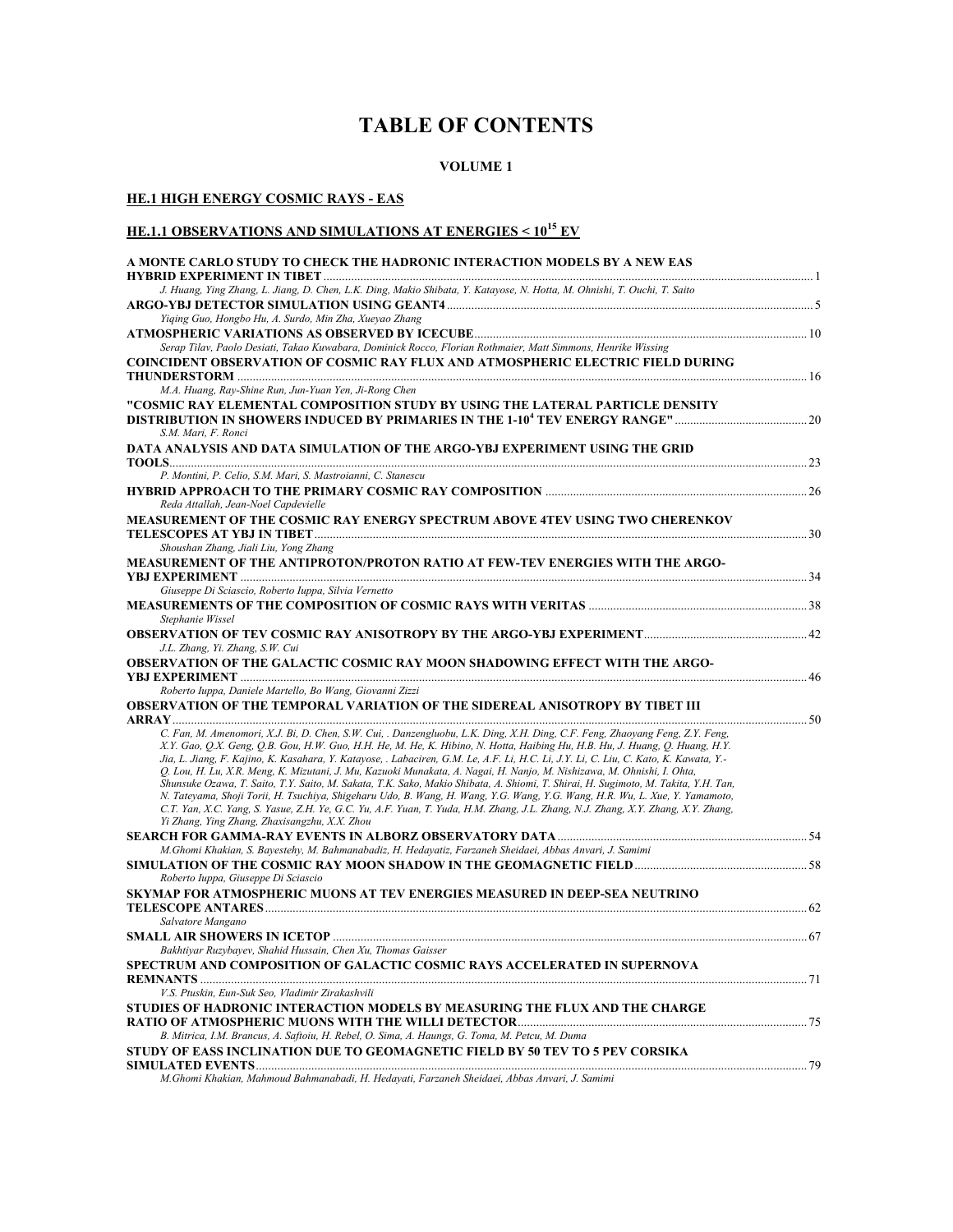# TABLE OF CONTENTS

## VOLUME 1

## HE.1 HIGH ENERGY COSMIC RAYS - EAS

### HE.1.1 OBSERVATIONS AND SIMULATIONS AT ENERGIES < $10^{15}$ EV

**A MONTE CARLO STUDY TO CHECK THE HADRONIC INTERACTION MODELS BY A NEW EAS HYBRID EXPERIMENT IN TIBET** ... 1
*J. Huang, Ying Zhang, L. Jiang, D. Chen, L.K. Ding, Makio Shibata, Y. Katayose, N. Hotta, M. Ohnishi, T. Ouchi, T. Saito*

**ARGO-YBJ DETECTOR SIMULATION USING GEANT4** ... 5
*Yiqing Guo, Hongbo Hu, A. Surdo, Min Zha, Xueyao Zhang*

**ATMOSPHERIC VARIATIONS AS OBSERVED BY ICECUBE** ... 10
*Serap Tilav, Paolo Desiati, Takao Kuwabara, Dominick Rocco, Florian Rothmaier, Matt Simmons, Henrike Wissing*

**COINCIDENT OBSERVATION OF COSMIC RAY FLUX AND ATMOSPHERIC ELECTRIC FIELD DURING THUNDERSTORM** ... 16
*M.A. Huang, Ray-Shine Run, Jun-Yuan Yen, Ji-Rong Chen*

**"COSMIC RAY ELEMENTAL COMPOSITION STUDY BY USING THE LATERAL PARTICLE DENSITY DISTRIBUTION IN SHOWERS INDUCED BY PRIMARIES IN THE 1-$10^4$ TEV ENERGY RANGE"** ... 20
*S.M. Mari, F. Ronci*

**DATA ANALYSIS AND DATA SIMULATION OF THE ARGO-YBJ EXPERIMENT USING THE GRID TOOLS** ... 23
*P. Montini, P. Celio, S.M. Mari, S. Mastroianni, C. Stanescu*

**HYBRID APPROACH TO THE PRIMARY COSMIC RAY COMPOSITION** ... 26
*Reda Attallah, Jean-Noel Capdevielle*

**MEASUREMENT OF THE COSMIC RAY ENERGY SPECTRUM ABOVE 4TEV USING TWO CHERENKOV TELESCOPES AT YBJ IN TIBET** ... 30
*Shoushan Zhang, Jiali Liu, Yong Zhang*

**MEASUREMENT OF THE ANTIPROTON/PROTON RATIO AT FEW-TEV ENERGIES WITH THE ARGO-YBJ EXPERIMENT** ... 34
*Giuseppe Di Sciascio, Roberto Iuppa, Silvia Vernetto*

**MEASUREMENTS OF THE COMPOSITION OF COSMIC RAYS WITH VERITAS** ... 38
*Stephanie Wissel*

**OBSERVATION OF TEV COSMIC RAY ANISOTROPY BY THE ARGO-YBJ EXPERIMENT** ... 42
*J.L. Zhang, Yi. Zhang, S.W. Cui*

**OBSERVATION OF THE GALACTIC COSMIC RAY MOON SHADOWING EFFECT WITH THE ARGO-YBJ EXPERIMENT** ... 46
*Roberto Iuppa, Daniele Martello, Bo Wang, Giovanni Zizzi*

**OBSERVATION OF THE TEMPORAL VARIATION OF THE SIDEREAL ANISOTROPY BY TIBET III ARRAY** ... 50
*C. Fan, M. Amenomori, X.J. Bi, D. Chen, S.W. Cui, . Danzengluobu, L.K. Ding, X.H. Ding, C.F. Feng, Zhaoyang Feng, Z.Y. Feng, X.Y. Gao, Q.X. Geng, Q.B. Gou, H.W. Guo, H.H. He, M. He, K. Hibino, N. Hotta, Haibing Hu, H.B. Hu, J. Huang, Q. Huang, H.Y. Jia, L. Jiang, F. Kajino, K. Kasahara, Y. Katayose, . Labaciren, G.M. Le, A.F. Li, H.C. Li, J.Y. Li, C. Liu, C. Kato, K. Kawata, Y.-Q. Lou, H. Lu, X.R. Meng, K. Mizutani, J. Mu, Kazuoki Munakata, A. Nagai, H. Nanjo, M. Nishizawa, M. Ohnishi, I. Ohta, Shunsuke Ozawa, T. Saito, T.Y. Saito, M. Sakata, T.K. Sako, Makio Shibata, A. Shiomi, T. Shirai, H. Sugimoto, M. Takita, Y.H. Tan, N. Tateyama, Shoji Torii, H. Tsuchiya, Shigeharu Udo, B. Wang, H. Wang, Y.G. Wang, Y.G. Wang, H.R. Wu, L. Xue, Y. Yamamoto, C.T. Yan, X.C. Yang, S. Yasue, Z.H. Ye, G.C. Yu, A.F. Yuan, T. Yuda, H.M. Zhang, J.L. Zhang, N.J. Zhang, X.Y. Zhang, X.Y. Zhang, Yi Zhang, Ying Zhang, Zhaxisangzhu, X.X. Zhou*

**SEARCH FOR GAMMA-RAY EVENTS IN ALBORZ OBSERVATORY DATA** ... 54
*M.Ghomi Khakian, S. Bayestehy, M. Bahmanabadiz, H. Hedayatiz, Farzaneh Sheidaei, Abbas Anvari, J. Samimi*

**SIMULATION OF THE COSMIC RAY MOON SHADOW IN THE GEOMAGNETIC FIELD** ... 58
*Roberto Iuppa, Giuseppe Di Sciascio*

**SKYMAP FOR ATMOSPHERIC MUONS AT TEV ENERGIES MEASURED IN DEEP-SEA NEUTRINO TELESCOPE ANTARES** ... 62
*Salvatore Mangano*

**SMALL AIR SHOWERS IN ICETOP** ... 67
*Bakhtiyar Ruzybayev, Shahid Hussain, Chen Xu, Thomas Gaisser*

**SPECTRUM AND COMPOSITION OF GALACTIC COSMIC RAYS ACCELERATED IN SUPERNOVA REMNANTS** ... 71
*V.S. Ptuskin, Eun-Suk Seo, Vladimir Zirakashvili*

**STUDIES OF HADRONIC INTERACTION MODELS BY MEASURING THE FLUX AND THE CHARGE RATIO OF ATMOSPHERIC MUONS WITH THE WILLI DETECTOR** ... 75
*B. Mitrica, I.M. Brancus, A. Saftoiu, H. Rebel, O. Sima, A. Haungs, G. Toma, M. Petcu, M. Duma*

**STUDY OF EASS INCLINATION DUE TO GEOMAGNETIC FIELD BY 50 TEV TO 5 PEV CORSIKA SIMULATED EVENTS** ... 79
*M.Ghomi Khakian, Mahmoud Bahmanabadi, H. Hedayati, Farzaneh Sheidaei, Abbas Anvari, J. Samimi*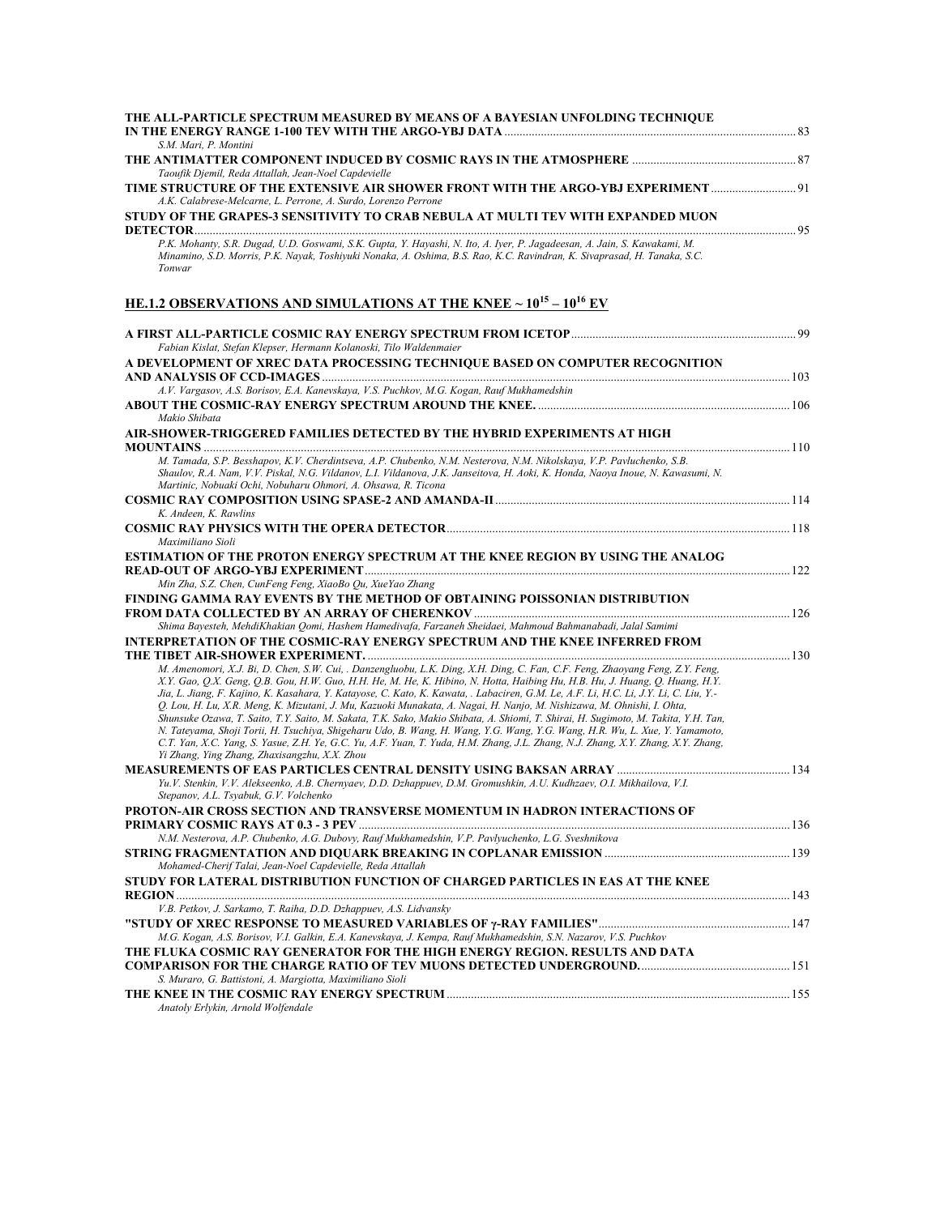**THE ALL-PARTICLE SPECTRUM MEASURED BY MEANS OF A BAYESIAN UNFOLDING TECHNIQUE IN THE ENERGY RANGE 1-100 TEV WITH THE ARGO-YBJ DATA** ... 83
*S.M. Mari, P. Montini*

**THE ANTIMATTER COMPONENT INDUCED BY COSMIC RAYS IN THE ATMOSPHERE** ... 87
*Taoufik Djemil, Reda Attallah, Jean-Noel Capdevielle*

**TIME STRUCTURE OF THE EXTENSIVE AIR SHOWER FRONT WITH THE ARGO-YBJ EXPERIMENT** ... 91
*A.K. Calabrese-Melcarne, L. Perrone, A. Surdo, Lorenzo Perrone*

**STUDY OF THE GRAPES-3 SENSITIVITY TO CRAB NEBULA AT MULTI TEV WITH EXPANDED MUON DETECTOR** ... 95
*P.K. Mohanty, S.R. Dugad, U.D. Goswami, S.K. Gupta, Y. Hayashi, N. Ito, A. Iyer, P. Jagadeesan, A. Jain, S. Kawakami, M. Minamino, S.D. Morris, P.K. Nayak, Toshiyuki Nonaka, A. Oshima, B.S. Rao, K.C. Ravindran, K. Sivaprasad, H. Tanaka, S.C. Tonwar*

## HE.1.2 OBSERVATIONS AND SIMULATIONS AT THE KNEE ~ $10^{15} – 10^{16}$ EV

**A FIRST ALL-PARTICLE COSMIC RAY ENERGY SPECTRUM FROM ICETOP** ... 99
*Fabian Kislat, Stefan Klepser, Hermann Kolanoski, Tilo Waldenmaier*

**A DEVELOPMENT OF XREC DATA PROCESSING TECHNIQUE BASED ON COMPUTER RECOGNITION AND ANALYSIS OF CCD-IMAGES** ... 103
*A.V. Vargasov, A.S. Borisov, E.A. Kanevskaya, V.S. Puchkov, M.G. Kogan, Rauf Mukhamedshin*

**ABOUT THE COSMIC-RAY ENERGY SPECTRUM AROUND THE KNEE.** ... 106
*Makio Shibata*

**AIR-SHOWER-TRIGGERED FAMILIES DETECTED BY THE HYBRID EXPERIMENTS AT HIGH MOUNTAINS** ... 110
*M. Tamada, S.P. Besshapov, K.V. Cherdintseva, A.P. Chubenko, N.M. Nesterova, N.M. Nikolskaya, V.P. Pavluchenko, S.B. Shaulov, R.A. Nam, V.V. Piskal, N.G. Vildanov, L.I. Vildanova, J.K. Janseitova, H. Aoki, K. Honda, Naoya Inoue, N. Kawasumi, N. Martinic, Nobuaki Ochi, Nobuharu Ohmori, A. Ohsawa, R. Ticona*

**COSMIC RAY COMPOSITION USING SPASE-2 AND AMANDA-II** ... 114
*K. Andeen, K. Rawlins*

**COSMIC RAY PHYSICS WITH THE OPERA DETECTOR** ... 118
*Maximiliano Sioli*

**ESTIMATION OF THE PROTON ENERGY SPECTRUM AT THE KNEE REGION BY USING THE ANALOG READ-OUT OF ARGO-YBJ EXPERIMENT** ... 122
*Min Zha, S.Z. Chen, CunFeng Feng, XiaoBo Qu, XueYao Zhang*

**FINDING GAMMA RAY EVENTS BY THE METHOD OF OBTAINING POISSONIAN DISTRIBUTION FROM DATA COLLECTED BY AN ARRAY OF CHERENKOV** ... 126
*Shima Bayesteh, MehdiKhakian Qomi, Hashem Hamedivafa, Farzaneh Sheidaei, Mahmoud Bahmanabadi, Jalal Samimi*

**INTERPRETATION OF THE COSMIC-RAY ENERGY SPECTRUM AND THE KNEE INFERRED FROM THE TIBET AIR-SHOWER EXPERIMENT.** ... 130
*M. Amenomori, X.J. Bi, D. Chen, S.W. Cui, . Danzengluobu, L.K. Ding, X.H. Ding, C. Fan, C.F. Feng, Zhaoyang Feng, Z.Y. Feng, X.Y. Gao, Q.X. Geng, Q.B. Gou, H.W. Guo, H.H. He, M. He, K. Hibino, N. Hotta, Haibing Hu, H.B. Hu, J. Huang, Q. Huang, H.Y. Jia, L. Jiang, F. Kajino, K. Kasahara, Y. Katayose, C. Kato, K. Kawata, . Labaciren, G.M. Le, A.F. Li, H.C. Li, J.Y. Li, C. Liu, Y.-Q. Lou, H. Lu, X.R. Meng, K. Mizutani, J. Mu, Kazuoki Munakata, A. Nagai, H. Nanjo, M. Nishizawa, M. Ohnishi, I. Ohta, Shunsuke Ozawa, T. Saito, T.Y. Saito, M. Sakata, T.K. Sako, Makio Shibata, A. Shiomi, T. Shirai, H. Sugimoto, M. Takita, Y.H. Tan, N. Tateyama, Shoji Torii, H. Tsuchiya, Shigeharu Udo, B. Wang, H. Wang, Y.G. Wang, Y.G. Wang, H.R. Wu, L. Xue, Y. Yamamoto, C.T. Yan, X.C. Yang, S. Yasue, Z.H. Ye, G.C. Yu, A.F. Yuan, T. Yuda, H.M. Zhang, J.L. Zhang, N.J. Zhang, X.Y. Zhang, X.Y. Zhang, Yi Zhang, Ying Zhang, Zhaxisangzhu, X.X. Zhou*

**MEASUREMENTS OF EAS PARTICLES CENTRAL DENSITY USING BAKSAN ARRAY** ... 134
*Yu.V. Stenkin, V.V. Alekseenko, A.B. Chernyaev, D.D. Dzhappuev, D.M. Gromushkin, A.U. Kudhzaev, O.I. Mikhailova, V.I. Stepanov, A.L. Tsyabuk, G.V. Volchenko*

**PROTON-AIR CROSS SECTION AND TRANSVERSE MOMENTUM IN HADRON INTERACTIONS OF PRIMARY COSMIC RAYS AT 0.3 - 3 PEV** ... 136
*N.M. Nesterova, A.P. Chubenko, A.G. Dubovy, Rauf Mukhamedshin, V.P. Pavlyuchenko, L.G. Sveshnikova*

**STRING FRAGMENTATION AND DIQUARK BREAKING IN COPLANAR EMISSION** ... 139
*Mohamed-Cherif Talai, Jean-Noel Capdevielle, Reda Attallah*

**STUDY FOR LATERAL DISTRIBUTION FUNCTION OF CHARGED PARTICLES IN EAS AT THE KNEE REGION** ... 143
*V.B. Petkov, J. Sarkamo, T. Raiha, D.D. Dzhappuev, A.S. Lidvansky*

**"STUDY OF XREC RESPONSE TO MEASURED VARIABLES OF γ-RAY FAMILIES"** ... 147
*M.G. Kogan, A.S. Borisov, V.I. Galkin, E.A. Kanevskaya, J. Kempa, Rauf Mukhamedshin, S.N. Nazarov, V.S. Puchkov*

**THE FLUKA COSMIC RAY GENERATOR FOR THE HIGH ENERGY REGION. RESULTS AND DATA COMPARISON FOR THE CHARGE RATIO OF TEV MUONS DETECTED UNDERGROUND.** ... 151
*S. Muraro, G. Battistoni, A. Margiotta, Maximiliano Sioli*

**THE KNEE IN THE COSMIC RAY ENERGY SPECTRUM** ... 155
*Anatoly Erlykin, Arnold Wolfendale*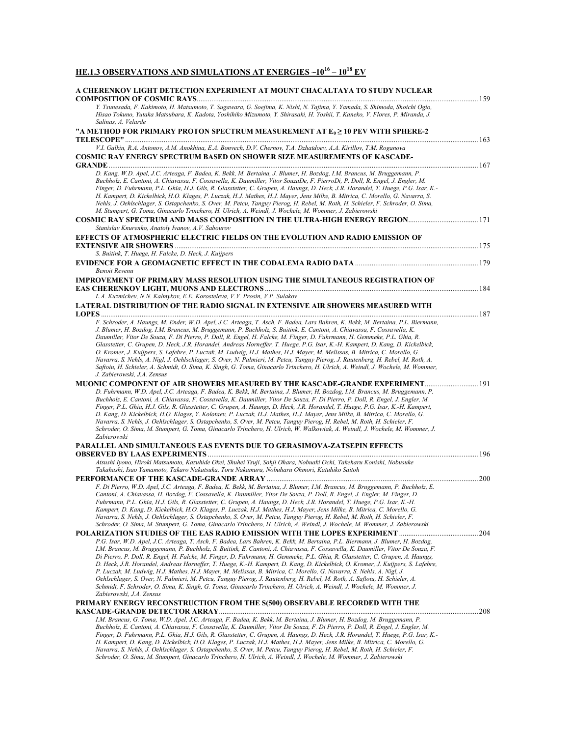## HE.1.3 OBSERVATIONS AND SIMULATIONS AT ENERGIES ~$10^{16}$ – $10^{18}$ EV

**A CHERENKOV LIGHT DETECTION EXPERIMENT AT MOUNT CHACALTAYA TO STUDY NUCLEAR COMPOSITION OF COSMIC RAYS** ........ 159
*Y. Tsunesada, F. Kakimoto, H. Matsumoto, T. Sugawara, G. Soejima, K. Nishi, N. Tajima, Y. Yamada, S. Shimoda, Shoichi Ogio, Hisao Tokuno, Yutaka Matsubara, K. Kadota, Yoshihiko Mizumoto, Y. Shirasaki, H. Yoshii, T. Kaneko, V. Flores, P. Miranda, J. Salinas, A. Velarde*

**"A METHOD FOR PRIMARY PROTON SPECTRUM MEASUREMENT AT $E_0 \geq 10$ PEV WITH SPHERE-2 TELESCOPE"** ........ 163
*V.I. Galkin, R.A. Antonov, A.M. Anokhina, E.A. Bonvech, D.V. Chernov, T.A. Dzhatdoev, A.A. Kirillov, T.M. Roganova*

**COSMIC RAY ENERGY SPECTRUM BASED ON SHOWER SIZE MEASUREMENTS OF KASCADE-GRANDE** ........ 167
*D. Kang, W.D. Apel, J.C. Arteaga, F. Badea, K. Bekk, M. Bertaina, J. Blumer, H. Bozdog, I.M. Brancus, M. Bruggemann, P. Buchholz, E. Cantoni, A. Chiavassa, F. Cossavella, K. Daumiller, Vitor SouzaDe, F. PierroDi, P. Doll, R. Engel, J. Engler, M. Finger, D. Fuhrmann, P.L. Ghia, H.J. Gils, R. Glasstetter, C. Grupen, A. Haungs, D. Heck, J.R. Horandel, T. Huege, P.G. Isar, K.-H. Kampert, D. Kickelbick, H.O. Klages, P. Luczak, H.J. Mathes, H.J. Mayer, Jens Milke, B. Mitrica, C. Morello, G. Navarra, S. Nehls, J. Oehlschlager, S. Ostapchenko, S. Over, M. Petcu, Tanguy Pierog, H. Rebel, M. Roth, H. Schieler, F. Schroder, O. Sima, M. Stumpert, G. Toma, Ginacarlo Trinchero, H. Ulrich, A. Weindl, J. Wochele, M. Wommer, J. Zabierowski*

**COSMIC RAY SPECTRUM AND MASS COMPOSITION IN THE ULTRA-HIGH ENERGY REGION** ........ 171
*Stanislav Knurenko, Anatoly Ivanov, A.V. Sabourov*

**EFFECTS OF ATMOSPHERIC ELECTRIC FIELDS ON THE EVOLUTION AND RADIO EMISSION OF EXTENSIVE AIR SHOWERS** ........ 175
*S. Buitink, T. Huege, H. Falcke, D. Heck, J. Kuijpers*

**EVIDENCE FOR A GEOMAGNETIC EFFECT IN THE CODALEMA RADIO DATA** ........ 179
*Benoit Revenu*

**IMPROVEMENT OF PRIMARY MASS RESOLUTION USING THE SIMULTANEOUS REGISTRATION OF EAS CHERENKOV LIGHT, MUONS AND ELECTRONS** ........ 184
*L.A. Kuzmichev, N.N. Kalmykov, E.E. Korosteleva, V.V. Prosin, V.P. Sulakov*

**LATERAL DISTRIBUTION OF THE RADIO SIGNAL IN EXTENSIVE AIR SHOWERS MEASURED WITH LOPES** ........ 187
*F. Schroder, A. Haungs, M. Ender, W.D. Apel, J.C. Arteaga, T. Asch, F. Badea, Lars Bahren, K. Bekk, M. Bertaina, P.L. Biermann, J. Blumer, H. Bozdog, I.M. Brancus, M. Bruggemann, P. Buchholz, S. Buitink, E. Cantoni, A. Chiavassa, F. Cossavella, K. Daumiller, Vitor De Souza, F. Di Pierro, P. Doll, R. Engel, H. Falcke, M. Finger, D. Fuhrmann, H. Gemmeke, P.L. Ghia, R. Glasstetter, C. Grupen, D. Heck, J.R. Horandel, Andreas Horneffer, T. Huege, P.G. Isar, K.-H. Kampert, D. Kang, D. Kickelbick, O. Kromer, J. Kuijpers, S. Lafebre, P. Luczak, M. Ludwig, H.J. Mathes, H.J. Mayer, M. Melissas, B. Mitrica, C. Morello, G. Navarra, S. Nehls, A. Nigl, J. Oehlschlager, S. Over, N. Palmieri, M. Petcu, Tanguy Pierog, J. Rautenberg, H. Rebel, M. Roth, A. Saftoiu, H. Schieler, A. Schmidt, O. Sima, K. Singh, G. Toma, Ginacarlo Trinchero, H. Ulrich, A. Weindl, J. Wochele, M. Wommer, J. Zabierowski, J.A. Zensus*

**MUONIC COMPONENT OF AIR SHOWERS MEASURED BY THE KASCADE-GRANDE EXPERIMENT** ........ 191
*D. Fuhrmann, W.D. Apel, J.C. Arteaga, F. Badea, K. Bekk, M. Bertaina, J. Blumer, H. Bozdog, I.M. Brancus, M. Bruggemann, P. Buchholz, E. Cantoni, A. Chiavassa, F. Cossavella, K. Daumiller, Vitor De Souza, F. Di Pierro, P. Doll, R. Engel, J. Engler, M. Finger, P.L. Ghia, H.J. Gils, R. Glasstetter, C. Grupen, A. Haungs, D. Heck, J.R. Horandel, T. Huege, P.G. Isar, K.-H. Kampert, D. Kang, D. Kickelbick, H.O. Klages, Y. Kolotaev, P. Luczak, H.J. Mathes, H.J. Mayer, Jens Milke, B. Mitrica, C. Morello, G. Navarra, S. Nehls, J. Oehlschlager, S. Ostapchenko, S. Over, M. Petcu, Tanguy Pierog, H. Rebel, M. Roth, H. Schieler, F. Schroder, O. Sima, M. Stumpert, G. Toma, Ginacarlo Trinchero, H. Ulrich, W. Walkowiak, A. Weindl, J. Wochele, M. Wommer, J. Zabierowski*

**PARALLEL AND SIMULTANEOUS EAS EVENTS DUE TO GERASIMOVA-ZATSEPIN EFFECTS OBSERVED BY LAAS EXPERIMENTS** ........ 196
*Atsushi Iyono, Hiroki Matsumoto, Kazuhide Okei, Shuhei Tsuji, Sohji Ohara, Nobuaki Ochi, Takeharu Konishi, Nobusuke Takahashi, Isao Yamamoto, Takaro Nakatsuka, Toru Nakamura, Nobuharu Ohmori, Katuhiko Saitoh*

**PERFORMANCE OF THE KASCADE-GRANDE ARRAY** ........ 200
*F. Di Pierro, W.D. Apel, J.C. Arteaga, F. Badea, K. Bekk, M. Bertaina, J. Blumer, I.M. Brancus, M. Bruggemann, P. Buchholz, E. Cantoni, A. Chiavassa, H. Bozdog, F. Cossavella, K. Daumiller, Vitor De Souza, P. Doll, R. Engel, J. Engler, M. Finger, D. Fuhrmann, P.L. Ghia, H.J. Gils, R. Glasstetter, C. Grupen, A. Haungs, D. Heck, J.R. Horandel, T. Huege, P.G. Isar, K.-H. Kampert, D. Kang, D. Kickelbick, H.O. Klages, P. Luczak, H.J. Mathes, H.J. Mayer, Jens Milke, B. Mitrica, C. Morello, G. Navarra, S. Nehls, J. Oehlschlager, S. Ostapchenko, S. Over, M. Petcu, Tanguy Pierog, H. Rebel, M. Roth, H. Schieler, F. Schroder, O. Sima, M. Stumpert, G. Toma, Ginacarlo Trinchero, H. Ulrich, A. Weindl, J. Wochele, M. Wommer, J. Zabierowski*

**POLARIZATION STUDIES OF THE EAS RADIO EMISSION WITH THE LOPES EXPERIMENT** ........ 204
*P.G. Isar, W.D. Apel, J.C. Arteaga, T. Asch, F. Badea, Lars Bahren, K. Bekk, M. Bertaina, P.L. Biermann, J. Blumer, H. Bozdog, I.M. Brancus, M. Bruggemann, P. Buchholz, S. Buitink, E. Cantoni, A. Chiavassa, F. Cossavella, K. Daumiller, Vitor De Souza, F. Di Pierro, P. Doll, R. Engel, H. Falcke, M. Finger, D. Fuhrmann, H. Gemmeke, P.L. Ghia, R. Glasstetter, C. Grupen, A. Haungs, D. Heck, J.R. Horandel, Andreas Horneffer, T. Huege, K.-H. Kampert, D. Kang, D. Kickelbick, O. Kromer, J. Kuijpers, S. Lafebre, P. Luczak, M. Ludwig, H.J. Mathes, H.J. Mayer, M. Melissas, B. Mitrica, C. Morello, G. Navarra, S. Nehls, A. Nigl, J. Oehlschlager, S. Over, N. Palmieri, M. Petcu, Tanguy Pierog, J. Rautenberg, H. Rebel, M. Roth, A. Saftoiu, H. Schieler, A. Schmidt, F. Schroder, O. Sima, K. Singh, G. Toma, Ginacarlo Trinchero, H. Ulrich, A. Weindl, J. Wochele, M. Wommer, J. Zabierowski, J.A. Zensus*

**PRIMARY ENERGY RECONSTRUCTION FROM THE S(500) OBSERVABLE RECORDED WITH THE KASCADE-GRANDE DETECTOR ARRAY** ........ 208
*I.M. Brancus, G. Toma, W.D. Apel, J.C. Arteaga, F. Badea, K. Bekk, M. Bertaina, J. Blumer, H. Bozdog, M. Bruggemann, P. Buchholz, E. Cantoni, A. Chiavassa, F. Cossavella, K. Daumiller, Vitor De Souza, F. Di Pierro, P. Doll, R. Engel, J. Engler, M. Finger, D. Fuhrmann, P.L. Ghia, H.J. Gils, R. Glasstetter, C. Grupen, A. Haungs, D. Heck, J.R. Horandel, T. Huege, P.G. Isar, K.-H. Kampert, D. Kang, D. Kickelbick, H.O. Klages, P. Luczak, H.J. Mathes, H.J. Mayer, Jens Milke, B. Mitrica, C. Morello, G. Navarra, S. Nehls, J. Oehlschlager, S. Ostapchenko, S. Over, M. Petcu, Tanguy Pierog, H. Rebel, M. Roth, H. Schieler, F. Schroder, O. Sima, M. Stumpert, Ginacarlo Trinchero, H. Ulrich, A. Weindl, J. Wochele, M. Wommer, J. Zabierowski*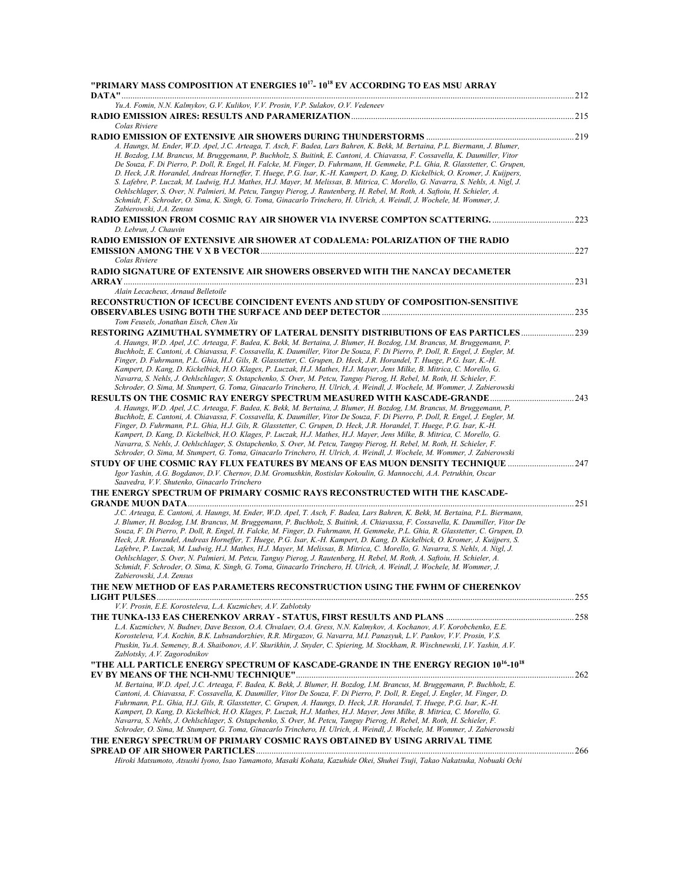**"PRIMARY MASS COMPOSITION AT ENERGIES $10^{17}$- $10^{18}$ EV ACCORDING TO EAS MSU ARRAY DATA"** .......... 212

*Yu.A. Fomin, N.N. Kalmykov, G.V. Kulikov, V.V. Prosin, V.P. Sulakov, O.V. Vedeneev*

**RADIO EMISSION AIRES: RESULTS AND PARAMERIZATION** .......... 215

*Colas Riviere*

**RADIO EMISSION OF EXTENSIVE AIR SHOWERS DURING THUNDERSTORMS** .......... 219

*A. Haungs, M. Ender, W.D. Apel, J.C. Arteaga, T. Asch, F. Badea, Lars Bahren, K. Bekk, M. Bertaina, P.L. Biermann, J. Blumer, H. Bozdog, I.M. Brancus, M. Bruggemann, P. Buchholz, S. Buitink, E. Cantoni, A. Chiavassa, F. Cossavella, K. Daumiller, Vitor De Souza, F. Di Pierro, P. Doll, R. Engel, H. Falcke, M. Finger, D. Fuhrmann, H. Gemmeke, P.L. Ghia, R. Glasstetter, C. Grupen, D. Heck, J.R. Horandel, Andreas Horneffer, T. Huege, P.G. Isar, K.-H. Kampert, D. Kang, D. Kickelbick, O. Kromer, J. Kuijpers, S. Lafebre, P. Luczak, M. Ludwig, H.J. Mathes, H.J. Mayer, M. Melissas, B. Mitrica, C. Morello, G. Navarra, S. Nehls, A. Nigl, J. Oehlschlager, S. Over, N. Palmieri, M. Petcu, Tanguy Pierog, J. Rautenberg, H. Rebel, M. Roth, A. Saftoiu, H. Schieler, A. Schmidt, F. Schroder, O. Sima, K. Singh, G. Toma, Ginacarlo Trinchero, H. Ulrich, A. Weindl, J. Wochele, M. Wommer, J. Zabierowski, J.A. Zensus*

**RADIO EMISSION FROM COSMIC RAY AIR SHOWER VIA INVERSE COMPTON SCATTERING.** .......... 223

*D. Lebrun, J. Chauvin*

**RADIO EMISSION OF EXTENSIVE AIR SHOWER AT CODALEMA: POLARIZATION OF THE RADIO EMISSION AMONG THE V X B VECTOR** .......... 227

*Colas Riviere*

**RADIO SIGNATURE OF EXTENSIVE AIR SHOWERS OBSERVED WITH THE NANCAY DECAMETER ARRAY** .......... 231

*Alain Lecacheux, Arnaud Belletoile*

**RECONSTRUCTION OF ICECUBE COINCIDENT EVENTS AND STUDY OF COMPOSITION-SENSITIVE OBSERVABLES USING BOTH THE SURFACE AND DEEP DETECTOR** .......... 235

*Tom Feusels, Jonathan Eisch, Chen Xu*

**RESTORING AZIMUTHAL SYMMETRY OF LATERAL DENSITY DISTRIBUTIONS OF EAS PARTICLES** .......... 239

*A. Haungs, W.D. Apel, J.C. Arteaga, F. Badea, K. Bekk, M. Bertaina, J. Blumer, H. Bozdog, I.M. Brancus, M. Bruggemann, P. Buchholz, E. Cantoni, A. Chiavassa, F. Cossavella, K. Daumiller, Vitor De Souza, F. Di Pierro, P. Doll, R. Engel, J. Engler, M. Finger, D. Fuhrmann, P.L. Ghia, H.J. Gils, R. Glasstetter, C. Grupen, D. Heck, J.R. Horandel, T. Huege, P.G. Isar, K.-H. Kampert, D. Kang, D. Kickelbick, H.O. Klages, P. Luczak, H.J. Mathes, H.J. Mayer, Jens Milke, B. Mitrica, C. Morello, G. Navarra, S. Nehls, J. Oehlschlager, S. Ostapchenko, S. Over, M. Petcu, Tanguy Pierog, H. Rebel, M. Roth, H. Schieler, F. Schroder, O. Sima, M. Stumpert, G. Toma, Ginacarlo Trinchero, H. Ulrich, A. Weindl, J. Wochele, M. Wommer, J. Zabierowski*

**RESULTS ON THE COSMIC RAY ENERGY SPECTRUM MEASURED WITH KASCADE-GRANDE** .......... 243

*A. Haungs, W.D. Apel, J.C. Arteaga, F. Badea, K. Bekk, M. Bertaina, J. Blumer, H. Bozdog, I.M. Brancus, M. Bruggemann, P. Buchholz, E. Cantoni, A. Chiavassa, F. Cossavella, K. Daumiller, Vitor De Souza, F. Di Pierro, P. Doll, R. Engel, J. Engler, M. Finger, D. Fuhrmann, P.L. Ghia, H.J. Gils, R. Glasstetter, C. Grupen, D. Heck, J.R. Horandel, T. Huege, P.G. Isar, K.-H. Kampert, D. Kang, D. Kickelbick, H.O. Klages, P. Luczak, H.J. Mathes, H.J. Mayer, Jens Milke, B. Mitrica, C. Morello, G. Navarra, S. Nehls, J. Oehlschlager, S. Ostapchenko, S. Over, M. Petcu, Tanguy Pierog, H. Rebel, M. Roth, H. Schieler, F. Schroder, O. Sima, M. Stumpert, G. Toma, Ginacarlo Trinchero, H. Ulrich, A. Weindl, J. Wochele, M. Wommer, J. Zabierowski*

**STUDY OF UHE COSMIC RAY FLUX FEATURES BY MEANS OF EAS MUON DENSITY TECHNIQUE** .......... 247

*Igor Yashin, A.G. Bogdanov, D.V. Chernov, D.M. Gromushkin, Rostislav Kokoulin, G. Mannocchi, A.A. Petrukhin, Oscar Saavedra, V.V. Shutenko, Ginacarlo Trinchero*

**THE ENERGY SPECTRUM OF PRIMARY COSMIC RAYS RECONSTRUCTED WITH THE KASCADE-GRANDE MUON DATA** .......... 251

*J.C. Arteaga, E. Cantoni, A. Haungs, M. Ender, W.D. Apel, T. Asch, F. Badea, Lars Bahren, K. Bekk, M. Bertaina, P.L. Biermann, J. Blumer, H. Bozdog, I.M. Brancus, M. Bruggemann, P. Buchholz, S. Buitink, A. Chiavassa, F. Cossavella, K. Daumiller, Vitor De Souza, F. Di Pierro, P. Doll, R. Engel, H. Falcke, M. Finger, D. Fuhrmann, H. Gemmeke, P.L. Ghia, R. Glasstetter, C. Grupen, D. Heck, J.R. Horandel, Andreas Horneffer, T. Huege, P.G. Isar, K.-H. Kampert, D. Kang, D. Kickelbick, O. Kromer, J. Kuijpers, S. Lafebre, P. Luczak, M. Ludwig, H.J. Mathes, H.J. Mayer, M. Melissas, B. Mitrica, C. Morello, G. Navarra, S. Nehls, A. Nigl, J. Oehlschlager, S. Over, N. Palmieri, M. Petcu, Tanguy Pierog, J. Rautenberg, H. Rebel, M. Roth, A. Saftoiu, H. Schieler, A. Schmidt, F. Schroder, O. Sima, K. Singh, G. Toma, Ginacarlo Trinchero, H. Ulrich, A. Weindl, J. Wochele, M. Wommer, J. Zabierowski, J.A. Zensus*

**THE NEW METHOD OF EAS PARAMETERS RECONSTRUCTION USING THE FWHM OF CHERENKOV LIGHT PULSES** .......... 255

*V.V. Prosin, E.E. Korosteleva, L.A. Kuzmichev, A.V. Zablotsky*

**THE TUNKA-133 EAS CHERENKOV ARRAY - STATUS, FIRST RESULTS AND PLANS** .......... 258

*L.A. Kuzmichev, N. Budnev, Dave Besson, O.A. Chvalaev, O.A. Gress, N.N. Kalmykov, A. Kochanov, A.V. Korobchenko, E.E. Korosteleva, V.A. Kozhin, B.K. Lubsandorzhiev, R.R. Mirgazov, G. Navarra, M.I. Panasyuk, L.V. Pankov, V.V. Prosin, V.S. Ptuskin, Yu.A. Semeney, B.A. Shaibonov, A.V. Skurikhin, J. Snyder, C. Spiering, M. Stockham, R. Wischnewski, I.V. Yashin, A.V. Zablotsky, A.V. Zagorodnikov*

**"THE ALL PARTICLE ENERGY SPECTRUM OF KASCADE-GRANDE IN THE ENERGY REGION $10^{16}$-$10^{18}$ EV BY MEANS OF THE NCH-NMU TECHNIQUE"** .......... 262

*M. Bertaina, W.D. Apel, J.C. Arteaga, F. Badea, K. Bekk, J. Blumer, H. Bozdog, I.M. Brancus, M. Bruggemann, P. Buchholz, E. Cantoni, A. Chiavassa, F. Cossavella, K. Daumiller, Vitor De Souza, F. Di Pierro, P. Doll, R. Engel, J. Engler, M. Finger, D. Fuhrmann, P.L. Ghia, H.J. Gils, R. Glasstetter, C. Grupen, A. Haungs, D. Heck, J.R. Horandel, T. Huege, P.G. Isar, K.-H. Kampert, D. Kang, D. Kickelbick, H.O. Klages, P. Luczak, H.J. Mathes, H.J. Mayer, Jens Milke, B. Mitrica, C. Morello, G. Navarra, S. Nehls, J. Oehlschlager, S. Ostapchenko, S. Over, M. Petcu, Tanguy Pierog, H. Rebel, M. Roth, H. Schieler, F. Schroder, O. Sima, M. Stumpert, G. Toma, Ginacarlo Trinchero, H. Ulrich, A. Weindl, J. Wochele, M. Wommer, J. Zabierowski*

**THE ENERGY SPECTRUM OF PRIMARY COSMIC RAYS OBTAINED BY USING ARRIVAL TIME SPREAD OF AIR SHOWER PARTICLES** .......... 266

*Hiroki Matsumoto, Atsushi Iyono, Isao Yamamoto, Masaki Kohata, Kazuhide Okei, Shuhei Tsuji, Takao Nakatsuka, Nobuaki Ochi*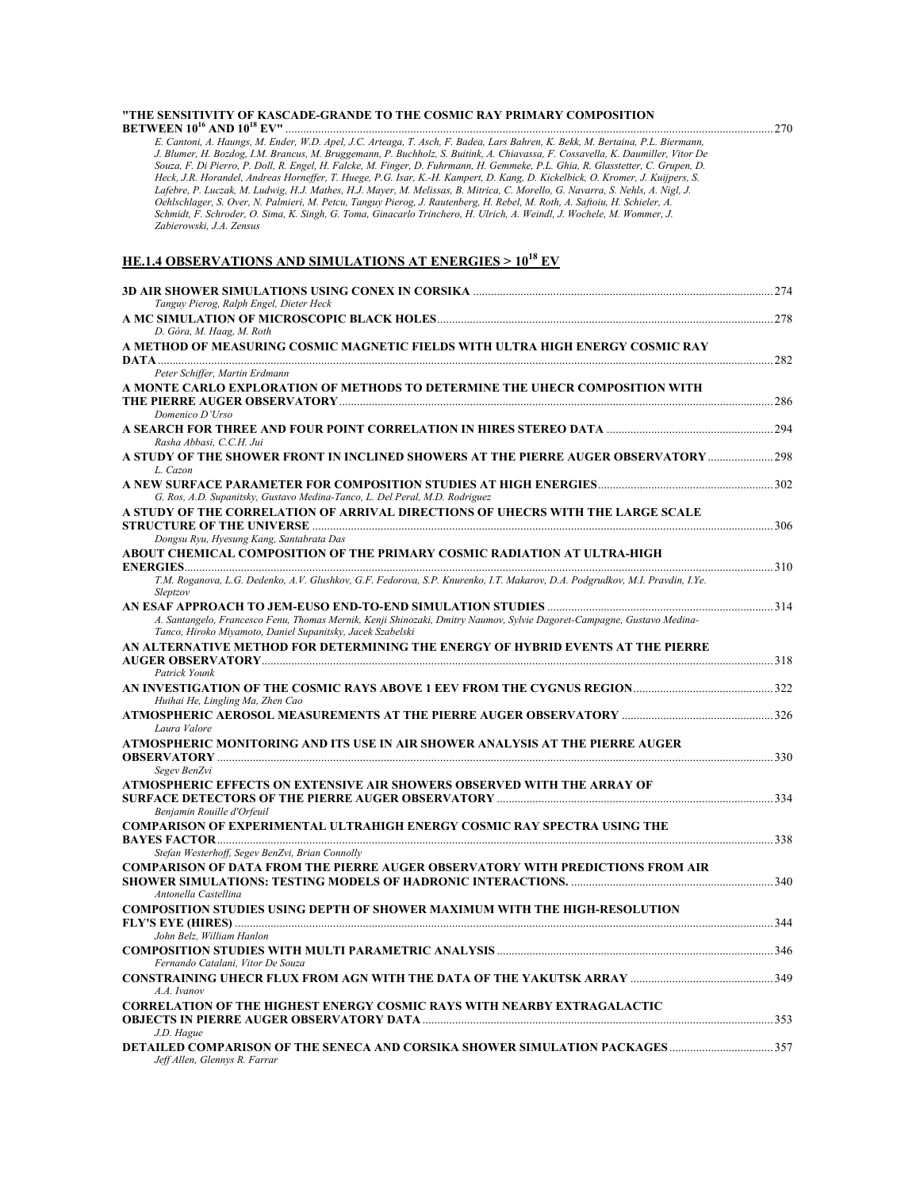**"THE SENSITIVITY OF KASCADE-GRANDE TO THE COSMIC RAY PRIMARY COMPOSITION BETWEEN $10^{16}$ AND $10^{18}$ EV"** ..... 270
*E. Cantoni, A. Haungs, M. Ender, W.D. Apel, J.C. Arteaga, T. Asch, F. Badea, Lars Bahren, K. Bekk, M. Bertaina, P.L. Biermann, J. Blumer, H. Bozdog, I.M. Brancus, M. Bruggemann, P. Buchholz, S. Buitink, A. Chiavassa, F. Cossavella, K. Daumiller, Vitor De Souza, F. Di Pierro, P. Doll, R. Engel, H. Falcke, M. Finger, D. Fuhrmann, H. Gemmeke, P.L. Ghia, R. Glasstetter, C. Grupen, D. Heck, J.R. Horandel, Andreas Horneffer, T. Huege, P.G. Isar, K.-H. Kampert, D. Kang, D. Kickelbick, O. Kromer, J. Kuijpers, S. Lafebre, P. Luczak, M. Ludwig, H.J. Mathes, H.J. Mayer, M. Melissas, B. Mitrica, C. Morello, G. Navarra, S. Nehls, A. Nigl, J. Oehlschlager, S. Over, N. Palmieri, M. Petcu, Tanguy Pierog, J. Rautenberg, H. Rebel, M. Roth, A. Saftoiu, H. Schieler, A. Schmidt, F. Schroder, O. Sima, K. Singh, G. Toma, Ginacarlo Trinchero, H. Ulrich, A. Weindl, J. Wochele, M. Wommer, J. Zabierowski, J.A. Zensus*

## HE.1.4 OBSERVATIONS AND SIMULATIONS AT ENERGIES > $10^{18}$ EV

**3D AIR SHOWER SIMULATIONS USING CONEX IN CORSIKA** ..... 274
*Tanguy Pierog, Ralph Engel, Dieter Heck*

**A MC SIMULATION OF MICROSCOPIC BLACK HOLES** ..... 278
*D. Góra, M. Haag, M. Roth*

**A METHOD OF MEASURING COSMIC MAGNETIC FIELDS WITH ULTRA HIGH ENERGY COSMIC RAY DATA** ..... 282
*Peter Schiffer, Martin Erdmann*

**A MONTE CARLO EXPLORATION OF METHODS TO DETERMINE THE UHECR COMPOSITION WITH THE PIERRE AUGER OBSERVATORY** ..... 286
*Domenico D'Urso*

**A SEARCH FOR THREE AND FOUR POINT CORRELATION IN HIRES STEREO DATA** ..... 294
*Rasha Abbasi, C.C.H. Jui*

**A STUDY OF THE SHOWER FRONT IN INCLINED SHOWERS AT THE PIERRE AUGER OBSERVATORY** ..... 298
*L. Cazon*

**A NEW SURFACE PARAMETER FOR COMPOSITION STUDIES AT HIGH ENERGIES** ..... 302
*G. Ros, A.D. Supanitsky, Gustavo Medina-Tanco, L. Del Peral, M.D. Rodriguez*

**A STUDY OF THE CORRELATION OF ARRIVAL DIRECTIONS OF UHECRS WITH THE LARGE SCALE STRUCTURE OF THE UNIVERSE** ..... 306
*Dongsu Ryu, Hyesung Kang, Santabrata Das*

**ABOUT CHEMICAL COMPOSITION OF THE PRIMARY COSMIC RADIATION AT ULTRA-HIGH ENERGIES** ..... 310
*T.M. Roganova, L.G. Dedenko, A.V. Glushkov, G.F. Fedorova, S.P. Knurenko, I.T. Makarov, D.A. Podgrudkov, M.I. Pravdin, I.Ye. Sleptzov*

**AN ESAF APPROACH TO JEM-EUSO END-TO-END SIMULATION STUDIES** ..... 314
*A. Santangelo, Francesco Fenu, Thomas Mernik, Kenji Shinozaki, Dmitry Naumov, Sylvie Dagoret-Campagne, Gustavo Medina-Tanco, Hiroko Miyamoto, Daniel Supanitsky, Jacek Szabelski*

**AN ALTERNATIVE METHOD FOR DETERMINING THE ENERGY OF HYBRID EVENTS AT THE PIERRE AUGER OBSERVATORY** ..... 318
*Patrick Younk*

**AN INVESTIGATION OF THE COSMIC RAYS ABOVE 1 EEV FROM THE CYGNUS REGION** ..... 322
*Huihai He, Lingling Ma, Zhen Cao*

**ATMOSPHERIC AEROSOL MEASUREMENTS AT THE PIERRE AUGER OBSERVATORY** ..... 326
*Laura Valore*

**ATMOSPHERIC MONITORING AND ITS USE IN AIR SHOWER ANALYSIS AT THE PIERRE AUGER OBSERVATORY** ..... 330
*Segev BenZvi*

**ATMOSPHERIC EFFECTS ON EXTENSIVE AIR SHOWERS OBSERVED WITH THE ARRAY OF SURFACE DETECTORS OF THE PIERRE AUGER OBSERVATORY** ..... 334
*Benjamin Rouille d'Orfeuil*

**COMPARISON OF EXPERIMENTAL ULTRAHIGH ENERGY COSMIC RAY SPECTRA USING THE BAYES FACTOR** ..... 338
*Stefan Westerhoff, Segev BenZvi, Brian Connolly*

**COMPARISON OF DATA FROM THE PIERRE AUGER OBSERVATORY WITH PREDICTIONS FROM AIR SHOWER SIMULATIONS: TESTING MODELS OF HADRONIC INTERACTIONS.** ..... 340
*Antonella Castellina*

**COMPOSITION STUDIES USING DEPTH OF SHOWER MAXIMUM WITH THE HIGH-RESOLUTION FLY'S EYE (HIRES)** ..... 344
*John Belz, William Hanlon*

**COMPOSITION STUDIES WITH MULTI PARAMETRIC ANALYSIS** ..... 346
*Fernando Catalani, Vitor De Souza*

**CONSTRAINING UHECR FLUX FROM AGN WITH THE DATA OF THE YAKUTSK ARRAY** ..... 349
*A.A. Ivanov*

**CORRELATION OF THE HIGHEST ENERGY COSMIC RAYS WITH NEARBY EXTRAGALACTIC OBJECTS IN PIERRE AUGER OBSERVATORY DATA** ..... 353
*J.D. Hague*

**DETAILED COMPARISON OF THE SENECA AND CORSIKA SHOWER SIMULATION PACKAGES** ..... 357
*Jeff Allen, Glennys R. Farrar*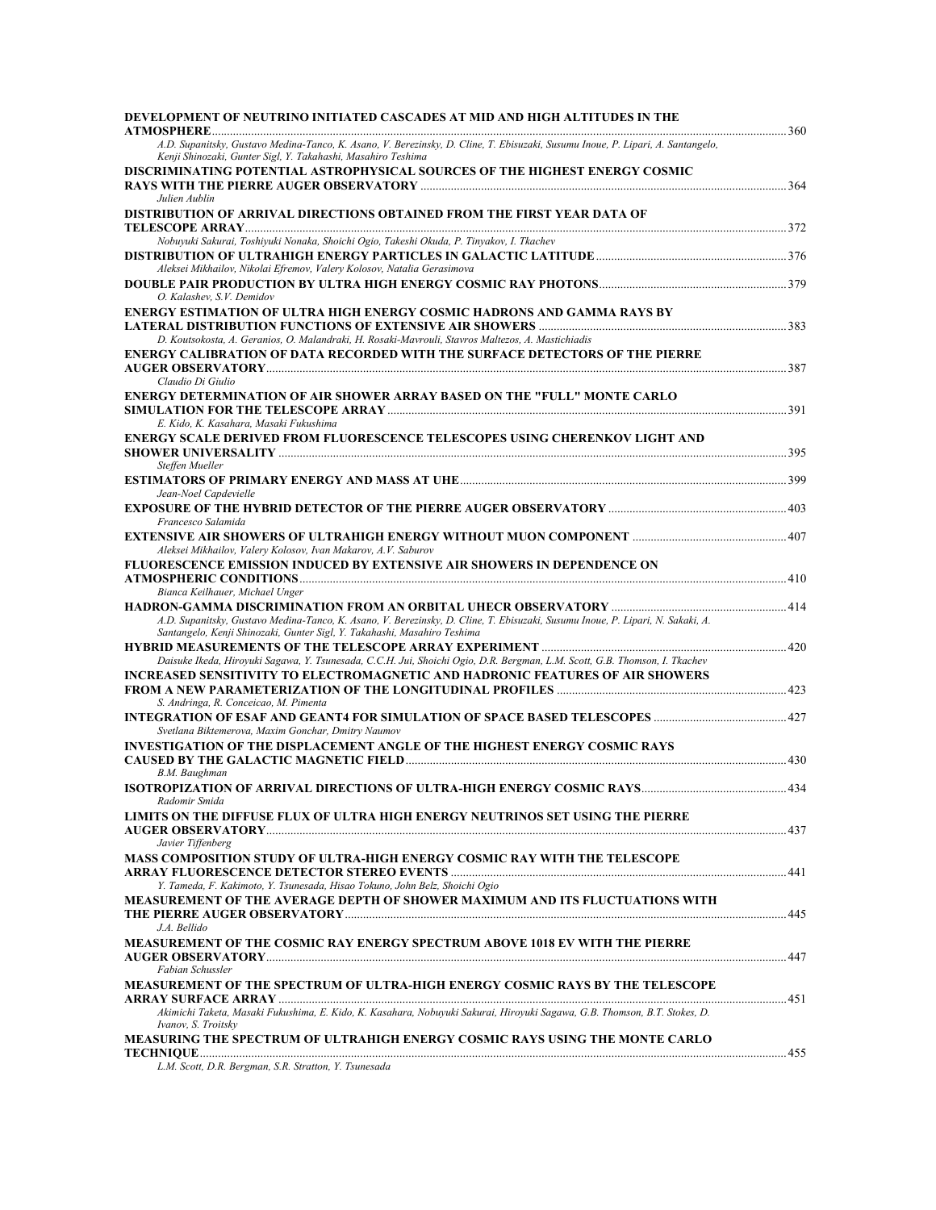**DEVELOPMENT OF NEUTRINO INITIATED CASCADES AT MID AND HIGH ALTITUDES IN THE ATMOSPHERE** ........ 360
*A.D. Supanitsky, Gustavo Medina-Tanco, K. Asano, V. Berezinsky, D. Cline, T. Ebisuzaki, Susumu Inoue, P. Lipari, A. Santangelo, Kenji Shinozaki, Gunter Sigl, Y. Takahashi, Masahiro Teshima*

**DISCRIMINATING POTENTIAL ASTROPHYSICAL SOURCES OF THE HIGHEST ENERGY COSMIC RAYS WITH THE PIERRE AUGER OBSERVATORY** ........ 364
*Julien Aublin*

**DISTRIBUTION OF ARRIVAL DIRECTIONS OBTAINED FROM THE FIRST YEAR DATA OF TELESCOPE ARRAY** ........ 372
*Nobuyuki Sakurai, Toshiyuki Nonaka, Shoichi Ogio, Takeshi Okuda, P. Tinyakov, I. Tkachev*

**DISTRIBUTION OF ULTRAHIGH ENERGY PARTICLES IN GALACTIC LATITUDE** ........ 376
*Aleksei Mikhailov, Nikolai Efremov, Valery Kolosov, Natalia Gerasimova*

**DOUBLE PAIR PRODUCTION BY ULTRA HIGH ENERGY COSMIC RAY PHOTONS** ........ 379
*O. Kalashev, S.V. Demidov*

**ENERGY ESTIMATION OF ULTRA HIGH ENERGY COSMIC HADRONS AND GAMMA RAYS BY LATERAL DISTRIBUTION FUNCTIONS OF EXTENSIVE AIR SHOWERS** ........ 383
*D. Koutsokosta, A. Geranios, O. Malandraki, H. Rosaki-Mavrouli, Stavros Maltezos, A. Mastichiadis*

**ENERGY CALIBRATION OF DATA RECORDED WITH THE SURFACE DETECTORS OF THE PIERRE AUGER OBSERVATORY** ........ 387
*Claudio Di Giulio*

**ENERGY DETERMINATION OF AIR SHOWER ARRAY BASED ON THE "FULL" MONTE CARLO SIMULATION FOR THE TELESCOPE ARRAY** ........ 391
*E. Kido, K. Kasahara, Masaki Fukushima*

**ENERGY SCALE DERIVED FROM FLUORESCENCE TELESCOPES USING CHERENKOV LIGHT AND SHOWER UNIVERSALITY** ........ 395
*Steffen Mueller*

**ESTIMATORS OF PRIMARY ENERGY AND MASS AT UHE** ........ 399
*Jean-Noel Capdevielle*

**EXPOSURE OF THE HYBRID DETECTOR OF THE PIERRE AUGER OBSERVATORY** ........ 403
*Francesco Salamida*

**EXTENSIVE AIR SHOWERS OF ULTRAHIGH ENERGY WITHOUT MUON COMPONENT** ........ 407
*Aleksei Mikhailov, Valery Kolosov, Ivan Makarov, A.V. Saburov*

**FLUORESCENCE EMISSION INDUCED BY EXTENSIVE AIR SHOWERS IN DEPENDENCE ON ATMOSPHERIC CONDITIONS** ........ 410
*Bianca Keilhauer, Michael Unger*

**HADRON-GAMMA DISCRIMINATION FROM AN ORBITAL UHECR OBSERVATORY** ........ 414
*A.D. Supanitsky, Gustavo Medina-Tanco, K. Asano, V. Berezinsky, D. Cline, T. Ebisuzaki, Susumu Inoue, P. Lipari, N. Sakaki, A. Santangelo, Kenji Shinozaki, Gunter Sigl, Y. Takahashi, Masahiro Teshima*

**HYBRID MEASUREMENTS OF THE TELESCOPE ARRAY EXPERIMENT** ........ 420
*Daisuke Ikeda, Hiroyuki Sagawa, Y. Tsunesada, C.C.H. Jui, Shoichi Ogio, D.R. Bergman, L.M. Scott, G.B. Thomson, I. Tkachev*

**INCREASED SENSITIVITY TO ELECTROMAGNETIC AND HADRONIC FEATURES OF AIR SHOWERS FROM A NEW PARAMETERIZATION OF THE LONGITUDINAL PROFILES** ........ 423
*S. Andringa, R. Conceicao, M. Pimenta*

**INTEGRATION OF ESAF AND GEANT4 FOR SIMULATION OF SPACE BASED TELESCOPES** ........ 427
*Svetlana Biktemerova, Maxim Gonchar, Dmitry Naumov*

**INVESTIGATION OF THE DISPLACEMENT ANGLE OF THE HIGHEST ENERGY COSMIC RAYS CAUSED BY THE GALACTIC MAGNETIC FIELD** ........ 430
*B.M. Baughman*

**ISOTROPIZATION OF ARRIVAL DIRECTIONS OF ULTRA-HIGH ENERGY COSMIC RAYS** ........ 434
*Radomir Smida*

**LIMITS ON THE DIFFUSE FLUX OF ULTRA HIGH ENERGY NEUTRINOS SET USING THE PIERRE AUGER OBSERVATORY** ........ 437
*Javier Tiffenberg*

**MASS COMPOSITION STUDY OF ULTRA-HIGH ENERGY COSMIC RAY WITH THE TELESCOPE ARRAY FLUORESCENCE DETECTOR STEREO EVENTS** ........ 441
*Y. Tameda, F. Kakimoto, Y. Tsunesada, Hisao Tokuno, John Belz, Shoichi Ogio*

**MEASUREMENT OF THE AVERAGE DEPTH OF SHOWER MAXIMUM AND ITS FLUCTUATIONS WITH THE PIERRE AUGER OBSERVATORY** ........ 445
*J.A. Bellido*

**MEASUREMENT OF THE COSMIC RAY ENERGY SPECTRUM ABOVE 1018 EV WITH THE PIERRE AUGER OBSERVATORY** ........ 447
*Fabian Schussler*

**MEASUREMENT OF THE SPECTRUM OF ULTRA-HIGH ENERGY COSMIC RAYS BY THE TELESCOPE ARRAY SURFACE ARRAY** ........ 451
*Akimichi Taketa, Masaki Fukushima, E. Kido, K. Kasahara, Nobuyuki Sakurai, Hiroyuki Sagawa, G.B. Thomson, B.T. Stokes, D. Ivanov, S. Troitsky*

**MEASURING THE SPECTRUM OF ULTRAHIGH ENERGY COSMIC RAYS USING THE MONTE CARLO TECHNIQUE** ........ 455
*L.M. Scott, D.R. Bergman, S.R. Stratton, Y. Tsunesada*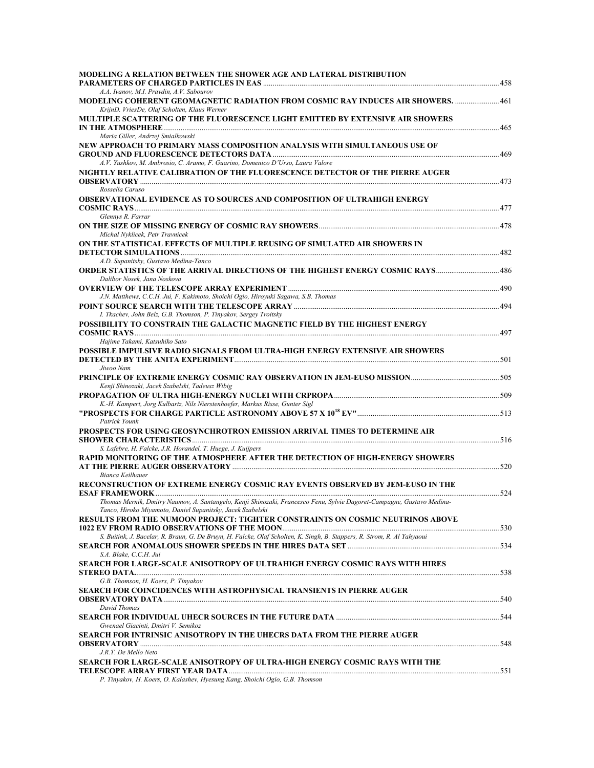**MODELING A RELATION BETWEEN THE SHOWER AGE AND LATERAL DISTRIBUTION PARAMETERS OF CHARGED PARTICLES IN EAS** ........ 458
*A.A. Ivanov, M.I. Pravdin, A.V. Sabourov*

**MODELING COHERENT GEOMAGNETIC RADIATION FROM COSMIC RAY INDUCES AIR SHOWERS.** ........ 461
*KrijnD. VriesDe, Olaf Scholten, Klaus Werner*

**MULTIPLE SCATTERING OF THE FLUORESCENCE LIGHT EMITTED BY EXTENSIVE AIR SHOWERS IN THE ATMOSPHERE** ........ 465
*Maria Giller, Andrzej Smialkowski*

**NEW APPROACH TO PRIMARY MASS COMPOSITION ANALYSIS WITH SIMULTANEOUS USE OF GROUND AND FLUORESCENCE DETECTORS DATA** ........ 469
*A.V. Yushkov, M. Ambrosio, C. Aramo, F. Guarino, Domenico D'Urso, Laura Valore*

**NIGHTLY RELATIVE CALIBRATION OF THE FLUORESCENCE DETECTOR OF THE PIERRE AUGER OBSERVATORY** ........ 473
*Rossella Caruso*

**OBSERVATIONAL EVIDENCE AS TO SOURCES AND COMPOSITION OF ULTRAHIGH ENERGY COSMIC RAYS** ........ 477
*Glennys R. Farrar*

**ON THE SIZE OF MISSING ENERGY OF COSMIC RAY SHOWERS** ........ 478
*Michal Nyklicek, Petr Travnicek*

**ON THE STATISTICAL EFFECTS OF MULTIPLE REUSING OF SIMULATED AIR SHOWERS IN DETECTOR SIMULATIONS** ........ 482
*A.D. Supanitsky, Gustavo Medina-Tanco*

**ORDER STATISTICS OF THE ARRIVAL DIRECTIONS OF THE HIGHEST ENERGY COSMIC RAYS** ........ 486
*Dalibor Nosek, Jana Noskova*

**OVERVIEW OF THE TELESCOPE ARRAY EXPERIMENT** ........ 490
*J.N. Matthews, C.C.H. Jui, F. Kakimoto, Shoichi Ogio, Hiroyuki Sagawa, S.B. Thomas*

**POINT SOURCE SEARCH WITH THE TELESCOPE ARRAY** ........ 494
*I. Tkachev, John Belz, G.B. Thomson, P. Tinyakov, Sergey Troitsky*

**POSSIBILITY TO CONSTRAIN THE GALACTIC MAGNETIC FIELD BY THE HIGHEST ENERGY COSMIC RAYS** ........ 497
*Hajime Takami, Katsuhiko Sato*

**POSSIBLE IMPULSIVE RADIO SIGNALS FROM ULTRA-HIGH ENERGY EXTENSIVE AIR SHOWERS DETECTED BY THE ANITA EXPERIMENT** ........ 501
*Jiwoo Nam*

**PRINCIPLE OF EXTREME ENERGY COSMIC RAY OBSERVATION IN JEM-EUSO MISSION** ........ 505
*Kenji Shinozaki, Jacek Szabelski, Tadeusz Wibig*

**PROPAGATION OF ULTRA HIGH-ENERGY NUCLEI WITH CRPROPA** ........ 509
*K.-H. Kampert, Jorg Kulbartz, Nils Nierstenhoefer, Markus Risse, Gunter Sigl*

**"PROSPECTS FOR CHARGE PARTICLE ASTRONOMY ABOVE 57 X $10^{18}$ EV"** ........ 513
*Patrick Younk*

**PROSPECTS FOR USING GEOSYNCHROTRON EMISSION ARRIVAL TIMES TO DETERMINE AIR SHOWER CHARACTERISTICS** ........ 516
*S. Lafebre, H. Falcke, J.R. Horandel, T. Huege, J. Kuijpers*

**RAPID MONITORING OF THE ATMOSPHERE AFTER THE DETECTION OF HIGH-ENERGY SHOWERS AT THE PIERRE AUGER OBSERVATORY** ........ 520
*Bianca Keilhauer*

**RECONSTRUCTION OF EXTREME ENERGY COSMIC RAY EVENTS OBSERVED BY JEM-EUSO IN THE ESAF FRAMEWORK** ........ 524
*Thomas Mernik, Dmitry Naumov, A. Santangelo, Kenji Shinozaki, Francesco Fenu, Sylvie Dagoret-Campagne, Gustavo Medina-Tanco, Hiroko Miyamoto, Daniel Supanitsky, Jacek Szabelski*

**RESULTS FROM THE NUMOON PROJECT: TIGHTER CONSTRAINTS ON COSMIC NEUTRINOS ABOVE 1022 EV FROM RADIO OBSERVATIONS OF THE MOON** ........ 530
*S. Buitink, J. Bacelar, R. Braun, G. De Bruyn, H. Falcke, Olaf Scholten, K. Singh, B. Stappers, R. Strom, R. Al Yahyaoui*

**SEARCH FOR ANOMALOUS SHOWER SPEEDS IN THE HIRES DATA SET** ........ 534
*S.A. Blake, C.C.H. Jui*

**SEARCH FOR LARGE-SCALE ANISOTROPY OF ULTRAHIGH ENERGY COSMIC RAYS WITH HIRES STEREO DATA.** ........ 538
*G.B. Thomson, H. Koers, P. Tinyakov*

**SEARCH FOR COINCIDENCES WITH ASTROPHYSICAL TRANSIENTS IN PIERRE AUGER OBSERVATORY DATA** ........ 540
*David Thomas*

**SEARCH FOR INDIVIDUAL UHECR SOURCES IN THE FUTURE DATA** ........ 544
*Gwenael Giacinti, Dmitri V. Semikoz*

**SEARCH FOR INTRINSIC ANISOTROPY IN THE UHECRS DATA FROM THE PIERRE AUGER OBSERVATORY** ........ 548
*J.R.T. De Mello Neto*

**SEARCH FOR LARGE-SCALE ANISOTROPY OF ULTRA-HIGH ENERGY COSMIC RAYS WITH THE TELESCOPE ARRAY FIRST YEAR DATA** ........ 551
*P. Tinyakov, H. Koers, O. Kalashev, Hyesung Kang, Shoichi Ogio, G.B. Thomson*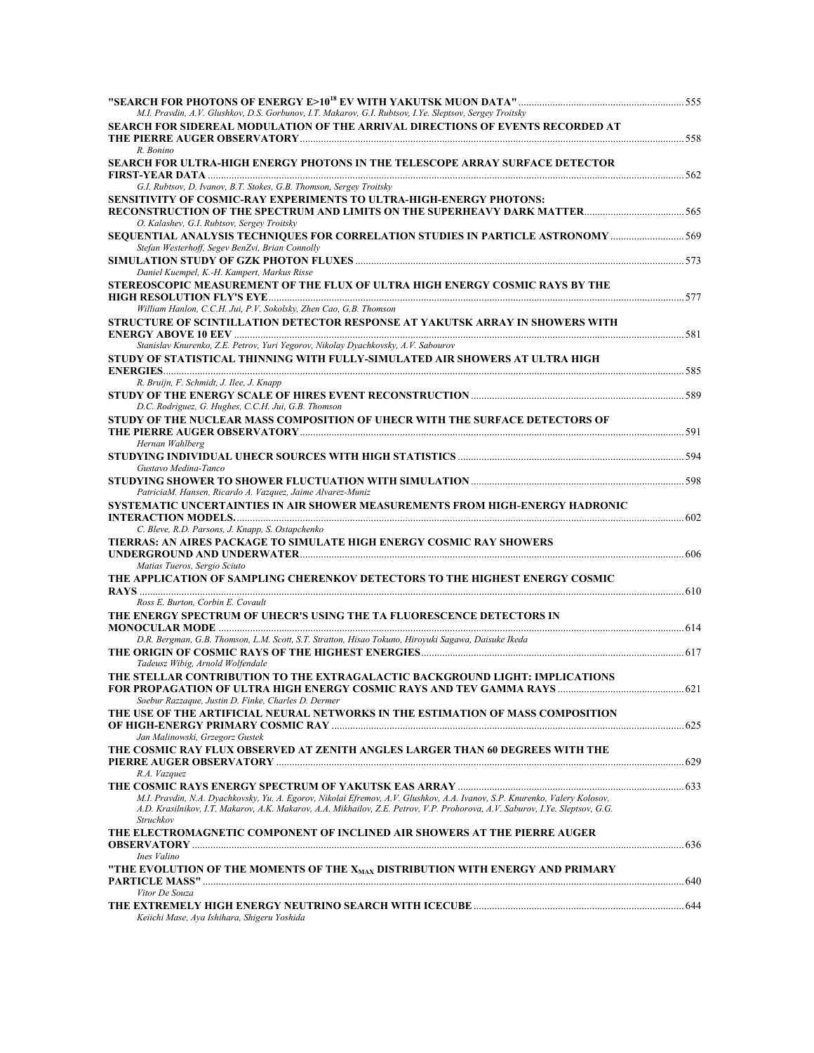**"SEARCH FOR PHOTONS OF ENERGY E>$10^{18}$ EV WITH YAKUTSK MUON DATA"** ........ 555
*M.I. Pravdin, A.V. Glushkov, D.S. Gorbunov, I.T. Makarov, G.I. Rubtsov, I.Ye. Sleptsov, Sergey Troitsky*

**SEARCH FOR SIDEREAL MODULATION OF THE ARRIVAL DIRECTIONS OF EVENTS RECORDED AT THE PIERRE AUGER OBSERVATORY** ........ 558
*R. Bonino*

**SEARCH FOR ULTRA-HIGH ENERGY PHOTONS IN THE TELESCOPE ARRAY SURFACE DETECTOR FIRST-YEAR DATA** ........ 562
*G.I. Rubtsov, D. Ivanov, B.T. Stokes, G.B. Thomson, Sergey Troitsky*

**SENSITIVITY OF COSMIC-RAY EXPERIMENTS TO ULTRA-HIGH-ENERGY PHOTONS: RECONSTRUCTION OF THE SPECTRUM AND LIMITS ON THE SUPERHEAVY DARK MATTER** ........ 565
*O. Kalashev, G.I. Rubtsov, Sergey Troitsky*

**SEQUENTIAL ANALYSIS TECHNIQUES FOR CORRELATION STUDIES IN PARTICLE ASTRONOMY** ........ 569
*Stefan Westerhoff, Segev BenZvi, Brian Connolly*

**SIMULATION STUDY OF GZK PHOTON FLUXES** ........ 573
*Daniel Kuempel, K.-H. Kampert, Markus Risse*

**STEREOSCOPIC MEASUREMENT OF THE FLUX OF ULTRA HIGH ENERGY COSMIC RAYS BY THE HIGH RESOLUTION FLY'S EYE** ........ 577
*William Hanlon, C.C.H. Jui, P.V. Sokolsky, Zhen Cao, G.B. Thomson*

**STRUCTURE OF SCINTILLATION DETECTOR RESPONSE AT YAKUTSK ARRAY IN SHOWERS WITH ENERGY ABOVE 10 EEV** ........ 581
*Stanislav Knurenko, Z.E. Petrov, Yuri Yegorov, Nikolay Dyachkovsky, A.V. Sabourov*

**STUDY OF STATISTICAL THINNING WITH FULLY-SIMULATED AIR SHOWERS AT ULTRA HIGH ENERGIES** ........ 585
*R. Bruijn, F. Schmidt, J. Ilee, J. Knapp*

**STUDY OF THE ENERGY SCALE OF HIRES EVENT RECONSTRUCTION** ........ 589
*D.C. Rodriguez, G. Hughes, C.C.H. Jui, G.B. Thomson*

**STUDY OF THE NUCLEAR MASS COMPOSITION OF UHECR WITH THE SURFACE DETECTORS OF THE PIERRE AUGER OBSERVATORY** ........ 591
*Hernan Wahlberg*

**STUDYING INDIVIDUAL UHECR SOURCES WITH HIGH STATISTICS** ........ 594
*Gustavo Medina-Tanco*

**STUDYING SHOWER TO SHOWER FLUCTUATION WITH SIMULATION** ........ 598
*PatriciaM. Hansen, Ricardo A. Vazquez, Jaime Alvarez-Muniz*

**SYSTEMATIC UNCERTAINTIES IN AIR SHOWER MEASUREMENTS FROM HIGH-ENERGY HADRONIC INTERACTION MODELS.** ........ 602
*C. Bleve, R.D. Parsons, J. Knapp, S. Ostapchenko*

**TIERRAS: AN AIRES PACKAGE TO SIMULATE HIGH ENERGY COSMIC RAY SHOWERS UNDERGROUND AND UNDERWATER** ........ 606
*Matias Tueros, Sergio Sciuto*

**THE APPLICATION OF SAMPLING CHERENKOV DETECTORS TO THE HIGHEST ENERGY COSMIC RAYS** ........ 610
*Ross E. Burton, Corbin E. Covault*

**THE ENERGY SPECTRUM OF UHECR'S USING THE TA FLUORESCENCE DETECTORS IN MONOCULAR MODE** ........ 614
*D.R. Bergman, G.B. Thomson, L.M. Scott, S.T. Stratton, Hisao Tokuno, Hiroyuki Sagawa, Daisuke Ikeda*

**THE ORIGIN OF COSMIC RAYS OF THE HIGHEST ENERGIES** ........ 617
*Tadeusz Wibig, Arnold Wolfendale*

**THE STELLAR CONTRIBUTION TO THE EXTRAGALACTIC BACKGROUND LIGHT: IMPLICATIONS FOR PROPAGATION OF ULTRA HIGH ENERGY COSMIC RAYS AND TEV GAMMA RAYS** ........ 621
*Soebur Razzaque, Justin D. Finke, Charles D. Dermer*

**THE USE OF THE ARTIFICIAL NEURAL NETWORKS IN THE ESTIMATION OF MASS COMPOSITION OF HIGH-ENERGY PRIMARY COSMIC RAY** ........ 625
*Jan Malinowski, Grzegorz Gustek*

**THE COSMIC RAY FLUX OBSERVED AT ZENITH ANGLES LARGER THAN 60 DEGREES WITH THE PIERRE AUGER OBSERVATORY** ........ 629
*R.A. Vazquez*

**THE COSMIC RAYS ENERGY SPECTRUM OF YAKUTSK EAS ARRAY** ........ 633
*M.I. Pravdin, N.A. Dyachkovsky, Yu. A. Egorov, Nikolai Efremov, A.V. Glushkov, A.A. Ivanov, S.P. Knurenko, Valery Kolosov, A.D. Krasilnikov, I.T. Makarov, A.K. Makarov, A.A. Mikhailov, Z.E. Petrov, V.P. Prohorova, A.V. Saburov, I.Ye. Sleptsov, G.G. Struchkov*

**THE ELECTROMAGNETIC COMPONENT OF INCLINED AIR SHOWERS AT THE PIERRE AUGER OBSERVATORY** ........ 636
*Ines Valino*

**"THE EVOLUTION OF THE MOMENTS OF THE $X_{MAX}$ DISTRIBUTION WITH ENERGY AND PRIMARY PARTICLE MASS"** ........ 640
*Vitor De Souza*

**THE EXTREMELY HIGH ENERGY NEUTRINO SEARCH WITH ICECUBE** ........ 644
*Keiichi Mase, Aya Ishihara, Shigeru Yoshida*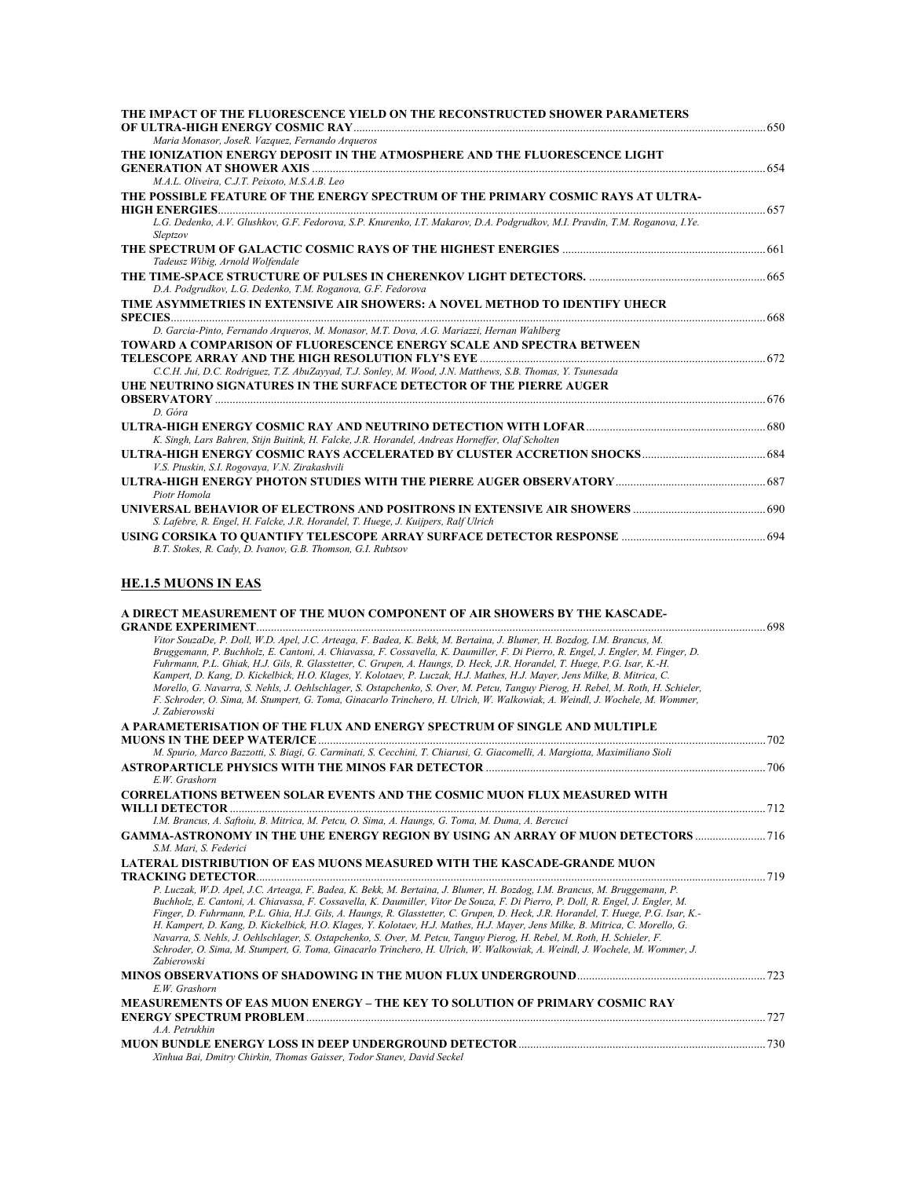**THE IMPACT OF THE FLUORESCENCE YIELD ON THE RECONSTRUCTED SHOWER PARAMETERS OF ULTRA-HIGH ENERGY COSMIC RAY** ........ 650
*Maria Monasor, JoseR. Vazquez, Fernando Arqueros*

**THE IONIZATION ENERGY DEPOSIT IN THE ATMOSPHERE AND THE FLUORESCENCE LIGHT GENERATION AT SHOWER AXIS** ........ 654
*M.A.L. Oliveira, C.J.T. Peixoto, M.S.A.B. Leo*

**THE POSSIBLE FEATURE OF THE ENERGY SPECTRUM OF THE PRIMARY COSMIC RAYS AT ULTRA-HIGH ENERGIES** ........ 657
*L.G. Dedenko, A.V. Glushkov, G.F. Fedorova, S.P. Knurenko, I.T. Makarov, D.A. Podgrudkov, M.I. Pravdin, T.M. Roganova, I.Ye. Sleptzov*

**THE SPECTRUM OF GALACTIC COSMIC RAYS OF THE HIGHEST ENERGIES** ........ 661
*Tadeusz Wibig, Arnold Wolfendale*

**THE TIME-SPACE STRUCTURE OF PULSES IN CHERENKOV LIGHT DETECTORS.** ........ 665
*D.A. Podgrudkov, L.G. Dedenko, T.M. Roganova, G.F. Fedorova*

**TIME ASYMMETRIES IN EXTENSIVE AIR SHOWERS: A NOVEL METHOD TO IDENTIFY UHECR SPECIES** ........ 668
*D. Garcia-Pinto, Fernando Arqueros, M. Monasor, M.T. Dova, A.G. Mariazzi, Hernan Wahlberg*

**TOWARD A COMPARISON OF FLUORESCENCE ENERGY SCALE AND SPECTRA BETWEEN TELESCOPE ARRAY AND THE HIGH RESOLUTION FLY'S EYE** ........ 672
*C.C.H. Jui, D.C. Rodriguez, T.Z. AbuZayyad, T.J. Sonley, M. Wood, J.N. Matthews, S.B. Thomas, Y. Tsunesada*

**UHE NEUTRINO SIGNATURES IN THE SURFACE DETECTOR OF THE PIERRE AUGER OBSERVATORY** ........ 676
*D. Góra*

**ULTRA-HIGH ENERGY COSMIC RAY AND NEUTRINO DETECTION WITH LOFAR** ........ 680
*K. Singh, Lars Bahren, Stijn Buitink, H. Falcke, J.R. Horandel, Andreas Horneffer, Olaf Scholten*

**ULTRA-HIGH ENERGY COSMIC RAYS ACCELERATED BY CLUSTER ACCRETION SHOCKS** ........ 684
*V.S. Ptuskin, S.I. Rogovaya, V.N. Zirakashvili*

**ULTRA-HIGH ENERGY PHOTON STUDIES WITH THE PIERRE AUGER OBSERVATORY** ........ 687
*Piotr Homola*

**UNIVERSAL BEHAVIOR OF ELECTRONS AND POSITRONS IN EXTENSIVE AIR SHOWERS** ........ 690
*S. Lafebre, R. Engel, H. Falcke, J.R. Horandel, T. Huege, J. Kuijpers, Ralf Ulrich*

**USING CORSIKA TO QUANTIFY TELESCOPE ARRAY SURFACE DETECTOR RESPONSE** ........ 694
*B.T. Stokes, R. Cady, D. Ivanov, G.B. Thomson, G.I. Rubtsov*

## HE.1.5 MUONS IN EAS

**A DIRECT MEASUREMENT OF THE MUON COMPONENT OF AIR SHOWERS BY THE KASCADE-GRANDE EXPERIMENT** ........ 698
*Vitor SouzaDe, P. Doll, W.D. Apel, J.C. Arteaga, F. Badea, K. Bekk, M. Bertaina, J. Blumer, H. Bozdog, I.M. Brancus, M. Bruggemann, P. Buchholz, E. Cantoni, A. Chiavassa, F. Cossavella, K. Daumiller, F. Di Pierro, R. Engel, J. Engler, M. Finger, D. Fuhrmann, P.L. Ghiak, H.J. Gils, R. Glasstetter, C. Grupen, A. Haungs, D. Heck, J.R. Horandel, T. Huege, P.G. Isar, K.-H. Kampert, D. Kang, D. Kickelbick, H.O. Klages, Y. Kolotaev, P. Luczak, H.J. Mathes, H.J. Mayer, Jens Milke, B. Mitrica, C. Morello, G. Navarra, S. Nehls, J. Oehlschlager, S. Ostapchenko, S. Over, M. Petcu, Tanguy Pierog, H. Rebel, M. Roth, H. Schieler, F. Schroder, O. Sima, M. Stumpert, G. Toma, Ginacarlo Trinchero, H. Ulrich, W. Walkowiak, A. Weindl, J. Wochele, M. Wommer, J. Zabierowski*

**A PARAMETERISATION OF THE FLUX AND ENERGY SPECTRUM OF SINGLE AND MULTIPLE MUONS IN THE DEEP WATER/ICE** ........ 702
*M. Spurio, Marco Bazzotti, S. Biagi, G. Carminati, S. Cecchini, T. Chiarusi, G. Giacomelli, A. Margiotta, Maximiliano Sioli*

**ASTROPARTICLE PHYSICS WITH THE MINOS FAR DETECTOR** ........ 706
*E.W. Grashorn*

**CORRELATIONS BETWEEN SOLAR EVENTS AND THE COSMIC MUON FLUX MEASURED WITH WILLI DETECTOR** ........ 712
*I.M. Brancus, A. Saftoiu, B. Mitrica, M. Petcu, O. Sima, A. Haungs, G. Toma, M. Duma, A. Bercuci*

**GAMMA-ASTRONOMY IN THE UHE ENERGY REGION BY USING AN ARRAY OF MUON DETECTORS** ........ 716
*S.M. Mari, S. Federici*

**LATERAL DISTRIBUTION OF EAS MUONS MEASURED WITH THE KASCADE-GRANDE MUON TRACKING DETECTOR** ........ 719
*P. Luczak, W.D. Apel, J.C. Arteaga, F. Badea, K. Bekk, M. Bertaina, J. Blumer, H. Bozdog, I.M. Brancus, M. Bruggemann, P. Buchholz, E. Cantoni, A. Chiavassa, F. Cossavella, K. Daumiller, Vitor De Souza, F. Di Pierro, P. Doll, R. Engel, J. Engler, M. Finger, D. Fuhrmann, P.L. Ghia, H.J. Gils, A. Haungs, R. Glasstetter, C. Grupen, D. Heck, J.R. Horandel, T. Huege, P.G. Isar, K.-H. Kampert, D. Kang, D. Kickelbick, H.O. Klages, Y. Kolotaev, H.J. Mathes, H.J. Mayer, Jens Milke, B. Mitrica, C. Morello, G. Navarra, S. Nehls, J. Oehlschlager, S. Ostapchenko, S. Over, M. Petcu, Tanguy Pierog, H. Rebel, M. Roth, H. Schieler, F. Schroder, O. Sima, M. Stumpert, G. Toma, Ginacarlo Trinchero, H. Ulrich, W. Walkowiak, A. Weindl, J. Wochele, M. Wommer, J. Zabierowski*

**MINOS OBSERVATIONS OF SHADOWING IN THE MUON FLUX UNDERGROUND** ........ 723
*E.W. Grashorn*

**MEASUREMENTS OF EAS MUON ENERGY – THE KEY TO SOLUTION OF PRIMARY COSMIC RAY ENERGY SPECTRUM PROBLEM** ........ 727
*A.A. Petrukhin*

**MUON BUNDLE ENERGY LOSS IN DEEP UNDERGROUND DETECTOR** ........ 730
*Xinhua Bai, Dmitry Chirkin, Thomas Gaisser, Todor Stanev, David Seckel*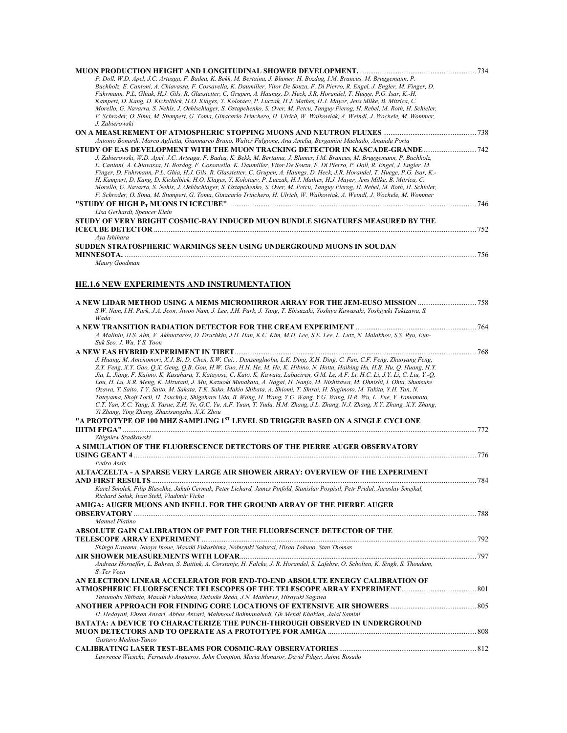**MUON PRODUCTION HEIGHT AND LONGITUDINAL SHOWER DEVELOPMENT.** ............ 734

*P. Doll, W.D. Apel, J.C. Arteaga, F. Badea, K. Bekk, M. Bertaina, J. Blumer, H. Bozdog, I.M. Brancus, M. Bruggemann, P. Buchholz, E. Cantoni, A. Chiavassa, F. Cossavella, K. Daumiller, Vitor De Souza, F. Di Pierro, R. Engel, J. Engler, M. Finger, D. Fuhrmann, P.L. Ghiak, H.J. Gils, R. Glasstetter, C. Grupen, A. Haungs, D. Heck, J.R. Horandel, T. Huege, P.G. Isar, K.-H. Kampert, D. Kang, D. Kickelbick, H.O. Klages, Y. Kolotaev, P. Luczak, H.J. Mathes, H.J. Mayer, Jens Milke, B. Mitrica, C. Morello, G. Navarra, S. Nehls, J. Oehlschlager, S. Ostapchenko, S. Over, M. Petcu, Tanguy Pierog, H. Rebel, M. Roth, H. Schieler, F. Schroder, O. Sima, M. Stumpert, G. Toma, Ginacarlo Trinchero, H. Ulrich, W. Walkowiak, A. Weindl, J. Wochele, M. Wommer, J. Zabierowski*

**ON A MEASUREMENT OF ATMOSPHERIC STOPPING MUONS AND NEUTRON FLUXES** ............ 738

*Antonio Bonardi, Marco Aglietta, Gianmarco Bruno, Walter Fulgione, Ana Amelia, Bergamini Machado, Amanda Porta*

**STUDY OF EAS DEVELOPMENT WITH THE MUON TRACKING DETECTOR IN KASCADE-GRANDE** ............ 742

*J. Zabierowski, W.D. Apel, J.C. Arteaga, F. Badea, K. Bekk, M. Bertaina, J. Blumer, I.M. Brancus, M. Bruggemann, P. Buchholz, E. Cantoni, A. Chiavassa, H. Bozdog, F. Cossavella, K. Daumiller, Vitor De Souza, F. Di Pierro, P. Doll, R. Engel, J. Engler, M. Finger, D. Fuhrmann, P.L. Ghia, H.J. Gils, R. Glasstetter, C. Grupen, A. Haungs, D. Heck, J.R. Horandel, T. Huege, P.G. Isar, K.-H. Kampert, D. Kang, D. Kickelbick, H.O. Klages, Y. Kolotaev, P. Luczak, H.J. Mathes, H.J. Mayer, Jens Milke, B. Mitrica, C. Morello, G. Navarra, S. Nehls, J. Oehlschlager, S. Ostapchenko, S. Over, M. Petcu, Tanguy Pierog, H. Rebel, M. Roth, H. Schieler, F. Schroder, O. Sima, M. Stumpert, G. Toma, Ginacarlo Trinchero, H. Ulrich, W. Walkowiak, A. Weindl, J. Wochele, M. Wommer*

**"STUDY OF HIGH $P_T$ MUONS IN ICECUBE"** ............ 746

*Lisa Gerhardt, Spencer Klein*

**STUDY OF VERY BRIGHT COSMIC-RAY INDUCED MUON BUNDLE SIGNATURES MEASURED BY THE ICECUBE DETECTOR** ............ 752

*Aya Ishihara*

**SUDDEN STRATOSPHERIC WARMINGS SEEN USING UNDERGROUND MUONS IN SOUDAN MINNESOTA.** ............ 756

*Maury Goodman*

## HE.1.6 NEW EXPERIMENTS AND INSTRUMENTATION

**A NEW LIDAR METHOD USING A MEMS MICROMIRROR ARRAY FOR THE JEM-EUSO MISSION** ............ 758

*S.W. Nam, I.H. Park, J.A. Jeon, Jiwoo Nam, J. Lee, J.H. Park, J. Yang, T. Ebisuzaki, Yoshiya Kawasaki, Yoshiyuki Takizawa, S. Wada*

**A NEW TRANSITION RADIATION DETECTOR FOR THE CREAM EXPERIMENT** ............ 764

*A. Malinin, H.S. Ahn, V. Akhnazarov, D. Druzhkin, J.H. Han, K.C. Kim, M.H. Lee, S.E. Lee, L. Lutz, N. Malakhov, S.S. Ryu, Eun-Suk Seo, J. Wu, Y.S. Yoon*

**A NEW EAS HYBRID EXPERIMENT IN TIBET** ............ 768

*J. Huang, M. Amenomori, X.J. Bi, D. Chen, S.W. Cui, . Danzengluobu, L.K. Ding, X.H. Ding, C. Fan, C.F. Feng, Zhaoyang Feng, Z.Y. Feng, X.Y. Gao, Q.X. Geng, Q.B. Gou, H.W. Guo, H.H. He, M. He, K. Hibino, N. Hotta, Haibing Hu, H.B. Hu, Q. Huang, H.Y. Jia, L. Jiang, F. Kajino, K. Kasahara, Y. Katayose, C. Kato, K. Kawata, Labaciren, G.M. Le, A.F. Li, H.C. Li, J.Y. Li, C. Liu, Y.-Q. Lou, H. Lu, X.R. Meng, K. Mizutani, J. Mu, Kazuoki Munakata, A. Nagai, H. Nanjo, M. Nishizawa, M. Ohnishi, I. Ohta, Shunsuke Ozawa, T. Saito, T.Y. Saito, M. Sakata, T.K. Sako, Makio Shibata, A. Shiomi, T. Shirai, H. Sugimoto, M. Takita, Y.H. Tan, N. Tateyama, Shoji Torii, H. Tsuchiya, Shigeharu Udo, B. Wang, H. Wang, Y.G. Wang, Y.G. Wang, H.R. Wu, L. Xue, Y. Yamamoto, C.T. Yan, X.C. Yang, S. Yasue, Z.H. Ye, G.C. Yu, A.F. Yuan, T. Yuda, H.M. Zhang, J.L. Zhang, N.J. Zhang, X.Y. Zhang, X.Y. Zhang, Yi Zhang, Ying Zhang, Zhaxisangzhu, X.X. Zhou*

**"A PROTOTYPE OF 100 MHZ SAMPLING 1ST LEVEL SD TRIGGER BASED ON A SINGLE CYCLONE IIITM FPGA"** ............ 772

*Zbigniew Szadkowski*

**A SIMULATION OF THE FLUORESCENCE DETECTORS OF THE PIERRE AUGER OBSERVATORY USING GEANT 4** ............ 776

*Pedro Assis*

**ALTA/CZELTA - A SPARSE VERY LARGE AIR SHOWER ARRAY: OVERVIEW OF THE EXPERIMENT AND FIRST RESULTS** ............ 784

*Karel Smolek, Filip Blaschke, Jakub Cermak, Peter Lichard, James Pinfold, Stanislav Pospisil, Petr Pridal, Jaroslav Smejkal, Richard Soluk, Ivan Stekl, Vladimir Vicha*

**AMIGA: AUGER MUONS AND INFILL FOR THE GROUND ARRAY OF THE PIERRE AUGER OBSERVATORY** ............ 788

*Manuel Platino*

**ABSOLUTE GAIN CALIBRATION OF PMT FOR THE FLUORESCENCE DETECTOR OF THE TELESCOPE ARRAY EXPERIMENT** ............ 792

*Shingo Kawana, Naoya Inoue, Masaki Fukushima, Nobuyuki Sakurai, Hisao Tokuno, Stan Thomas*

**AIR SHOWER MEASUREMENTS WITH LOFAR** ............ 797

*Andreas Horneffer, L. Bahren, S. Buitink, A. Corstanje, H. Falcke, J. R. Horandel, S. Lafebre, O. Scholten, K. Singh, S. Thoudam, S. Ter Veen*

**AN ELECTRON LINEAR ACCELERATOR FOR END-TO-END ABSOLUTE ENERGY CALIBRATION OF ATMOSPHERIC FLUORESCENCE TELESCOPES OF THE TELESCOPE ARRAY EXPERIMENT** ............ 801

*Tatsunobu Shibata, Masaki Fukushima, Daisuke Ikeda, J.N. Matthews, Hiroyuki Sagawa*

**ANOTHER APPROACH FOR FINDING CORE LOCATIONS OF EXTENSIVE AIR SHOWERS** ............ 805

*H. Hedayati, Ehsan Ansari, Abbas Anvari, Mahmoud Bahmanabadi, Gh.Mehdi Khakian, Jalal Samini*

**BATATA: A DEVICE TO CHARACTERIZE THE PUNCH-THROUGH OBSERVED IN UNDERGROUND MUON DETECTORS AND TO OPERATE AS A PROTOTYPE FOR AMIGA** ............ 808

*Gustavo Medina-Tanco*

**CALIBRATING LASER TEST-BEAMS FOR COSMIC-RAY OBSERVATORIES** ............ 812

*Lawrence Wiencke, Fernando Arqueros, John Compton, Maria Monasor, David Pilger, Jaime Rosado*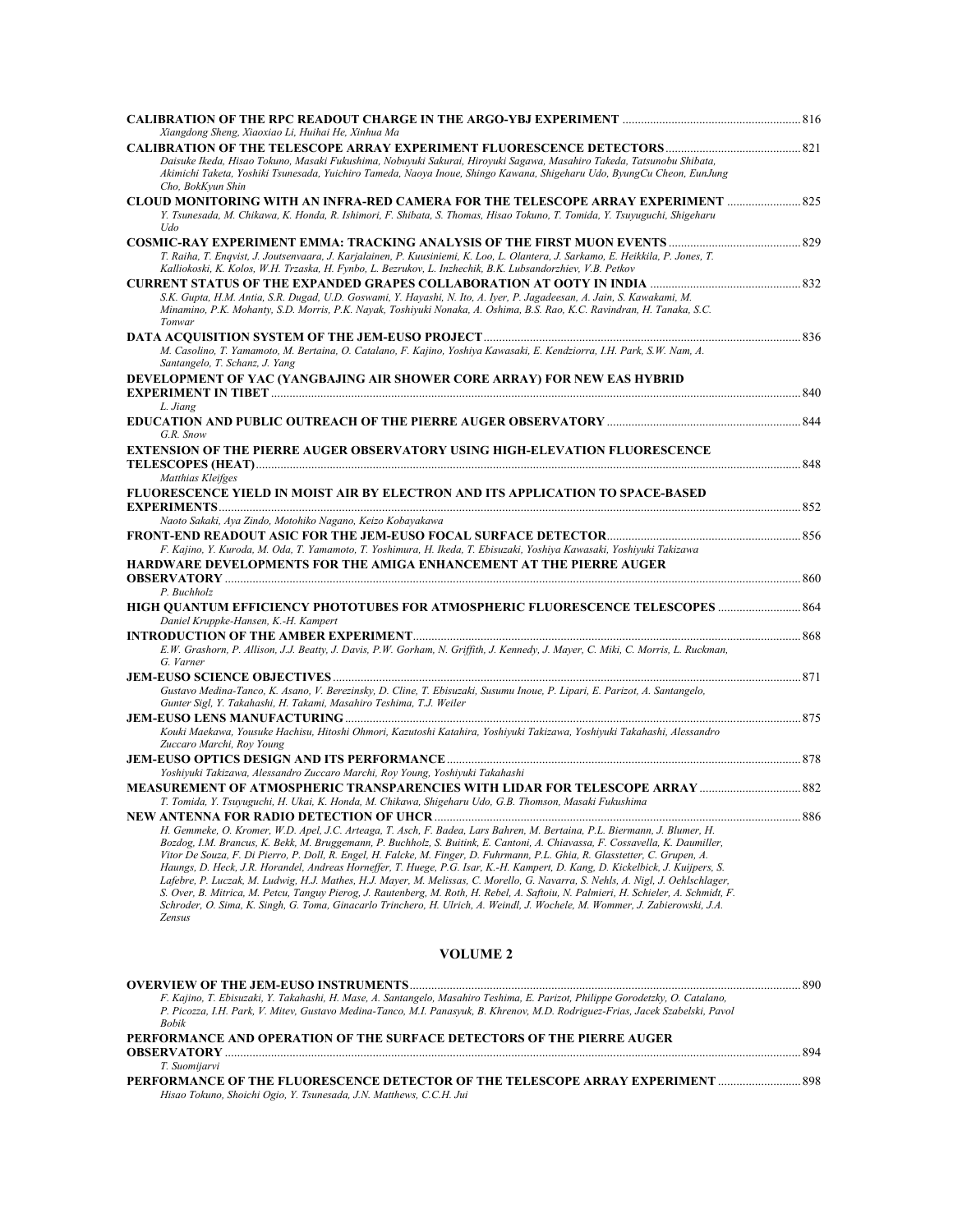**CALIBRATION OF THE RPC READOUT CHARGE IN THE ARGO-YBJ EXPERIMENT** ........ 816
*Xiangdong Sheng, Xiaoxiao Li, Huihai He, Xinhua Ma*

**CALIBRATION OF THE TELESCOPE ARRAY EXPERIMENT FLUORESCENCE DETECTORS** ........ 821
*Daisuke Ikeda, Hisao Tokuno, Masaki Fukushima, Nobuyuki Sakurai, Hiroyuki Sagawa, Masahiro Takeda, Tatsunobu Shibata, Akimichi Taketa, Yoshiki Tsunesada, Yuichiro Tameda, Naoya Inoue, Shingo Kawana, Shigeharu Udo, ByungCu Cheon, EunJung Cho, BokKyun Shin*

**CLOUD MONITORING WITH AN INFRA-RED CAMERA FOR THE TELESCOPE ARRAY EXPERIMENT** ........ 825
*Y. Tsunesada, M. Chikawa, K. Honda, R. Ishimori, F. Shibata, S. Thomas, Hisao Tokuno, T. Tomida, Y. Tsuyuguchi, Shigeharu Udo*

**COSMIC-RAY EXPERIMENT EMMA: TRACKING ANALYSIS OF THE FIRST MUON EVENTS** ........ 829
*T. Raiha, T. Enqvist, J. Joutsenvaara, J. Karjalainen, P. Kuusiniemi, K. Loo, L. Olantera, J. Sarkamo, E. Heikkila, P. Jones, T. Kalliokoski, K. Kolos, W.H. Trzaska, H. Fynbo, L. Bezrukov, L. Inzhechik, B.K. Lubsandorzhiev, V.B. Petkov*

**CURRENT STATUS OF THE EXPANDED GRAPES COLLABORATION AT OOTY IN INDIA** ........ 832
*S.K. Gupta, H.M. Antia, S.R. Dugad, U.D. Goswami, Y. Hayashi, N. Ito, A. Iyer, P. Jagadeesan, A. Jain, S. Kawakami, M. Minamino, P.K. Mohanty, S.D. Morris, P.K. Nayak, Toshiyuki Nonaka, A. Oshima, B.S. Rao, K.C. Ravindran, H. Tanaka, S.C. Tonwar*

**DATA ACQUISITION SYSTEM OF THE JEM-EUSO PROJECT** ........ 836
*M. Casolino, T. Yamamoto, M. Bertaina, O. Catalano, F. Kajino, Yoshiya Kawasaki, E. Kendziorra, I.H. Park, S.W. Nam, A. Santangelo, T. Schanz, J. Yang*

**DEVELOPMENT OF YAC (YANGBAJING AIR SHOWER CORE ARRAY) FOR NEW EAS HYBRID EXPERIMENT IN TIBET** ........ 840
*L. Jiang*

**EDUCATION AND PUBLIC OUTREACH OF THE PIERRE AUGER OBSERVATORY** ........ 844
*G.R. Snow*

**EXTENSION OF THE PIERRE AUGER OBSERVATORY USING HIGH-ELEVATION FLUORESCENCE TELESCOPES (HEAT)** ........ 848
*Matthias Kleifges*

**FLUORESCENCE YIELD IN MOIST AIR BY ELECTRON AND ITS APPLICATION TO SPACE-BASED EXPERIMENTS** ........ 852
*Naoto Sakaki, Aya Zindo, Motohiko Nagano, Keizo Kobayakawa*

**FRONT-END READOUT ASIC FOR THE JEM-EUSO FOCAL SURFACE DETECTOR** ........ 856
*F. Kajino, Y. Kuroda, M. Oda, T. Yamamoto, T. Yoshimura, H. Ikeda, T. Ebisuzaki, Yoshiya Kawasaki, Yoshiyuki Takizawa*

**HARDWARE DEVELOPMENTS FOR THE AMIGA ENHANCEMENT AT THE PIERRE AUGER OBSERVATORY** ........ 860
*P. Buchholz*

**HIGH QUANTUM EFFICIENCY PHOTOTUBES FOR ATMOSPHERIC FLUORESCENCE TELESCOPES** ........ 864
*Daniel Kruppke-Hansen, K.-H. Kampert*

**INTRODUCTION OF THE AMBER EXPERIMENT** ........ 868
*E.W. Grashorn, P. Allison, J.J. Beatty, J. Davis, P.W. Gorham, N. Griffith, J. Kennedy, J. Mayer, C. Miki, C. Morris, L. Ruckman, G. Varner*

**JEM-EUSO SCIENCE OBJECTIVES** ........ 871
*Gustavo Medina-Tanco, K. Asano, V. Berezinsky, D. Cline, T. Ebisuzaki, Susumu Inoue, P. Lipari, E. Parizot, A. Santangelo, Gunter Sigl, Y. Takahashi, H. Takami, Masahiro Teshima, T.J. Weiler*

**JEM-EUSO LENS MANUFACTURING** ........ 875
*Kouki Maekawa, Yousuke Hachisu, Hitoshi Ohmori, Kazutoshi Katahira, Yoshiyuki Takizawa, Yoshiyuki Takahashi, Alessandro Zuccaro Marchi, Roy Young*

**JEM-EUSO OPTICS DESIGN AND ITS PERFORMANCE** ........ 878
*Yoshiyuki Takizawa, Alessandro Zuccaro Marchi, Roy Young, Yoshiyuki Takahashi*

**MEASUREMENT OF ATMOSPHERIC TRANSPARENCIES WITH LIDAR FOR TELESCOPE ARRAY** ........ 882
*T. Tomida, Y. Tsuyuguchi, H. Ukai, K. Honda, M. Chikawa, Shigeharu Udo, G.B. Thomson, Masaki Fukushima*

**NEW ANTENNA FOR RADIO DETECTION OF UHCR** ........ 886
*H. Gemmeke, O. Kromer, W.D. Apel, J.C. Arteaga, T. Asch, F. Badea, Lars Bahren, M. Bertaina, P.L. Biermann, J. Blumer, H. Bozdog, I.M. Brancus, K. Bekk, M. Bruggemann, P. Buchholz, S. Buitink, E. Cantoni, A. Chiavassa, F. Cossavella, K. Daumiller, Vitor De Souza, F. Di Pierro, P. Doll, R. Engel, H. Falcke, M. Finger, D. Fuhrmann, P.L. Ghia, R. Glasstetter, C. Grupen, A. Haungs, D. Heck, J.R. Horandel, Andreas Horneffer, T. Huege, P.G. Isar, K.-H. Kampert, D. Kang, D. Kickelbick, J. Kuijpers, S. Lafebre, P. Luczak, M. Ludwig, H.J. Mathes, H.J. Mayer, M. Melissas, C. Morello, G. Navarra, S. Nehls, A. Nigl, J. Oehlschlager, S. Over, B. Mitrica, M. Petcu, Tanguy Pierog, J. Rautenberg, M. Roth, H. Rebel, A. Saftoiu, N. Palmieri, H. Schieler, A. Schmidt, F. Schroder, O. Sima, K. Singh, G. Toma, Ginacarlo Trinchero, H. Ulrich, A. Weindl, J. Wochele, M. Wommer, J. Zabierowski, J.A. Zensus*

## VOLUME 2

**OVERVIEW OF THE JEM-EUSO INSTRUMENTS** ........ 890
*F. Kajino, T. Ebisuzaki, Y. Takahashi, H. Mase, A. Santangelo, Masahiro Teshima, E. Parizot, Philippe Gorodetzky, O. Catalano, P. Picozza, I.H. Park, V. Mitev, Gustavo Medina-Tanco, M.I. Panasyuk, B. Khrenov, M.D. Rodriguez-Frias, Jacek Szabelski, Pavol Bobik*

**PERFORMANCE AND OPERATION OF THE SURFACE DETECTORS OF THE PIERRE AUGER OBSERVATORY** ........ 894
*T. Suomijarvi*

**PERFORMANCE OF THE FLUORESCENCE DETECTOR OF THE TELESCOPE ARRAY EXPERIMENT** ........ 898
*Hisao Tokuno, Shoichi Ogio, Y. Tsunesada, J.N. Matthews, C.C.H. Jui*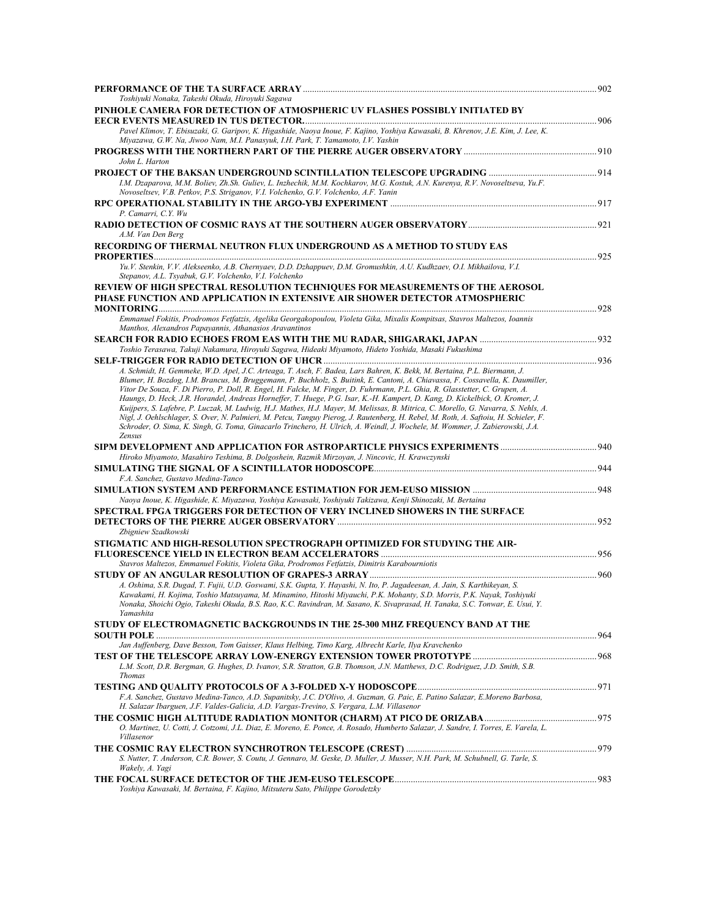**PERFORMANCE OF THE TA SURFACE ARRAY** ........ 902
*Toshiyuki Nonaka, Takeshi Okuda, Hiroyuki Sagawa*

**PINHOLE CAMERA FOR DETECTION OF ATMOSPHERIC UV FLASHES POSSIBLY INITIATED BY EECR EVENTS MEASURED IN TUS DETECTOR.** ........ 906
*Pavel Klimov, T. Ebisuzaki, G. Garipov, K. Higashide, Naoya Inoue, F. Kajino, Yoshiya Kawasaki, B. Khrenov, J.E. Kim, J. Lee, K. Miyazawa, G.W. Na, Jiwoo Nam, M.I. Panasyuk, I.H. Park, T. Yamamoto, I.V. Yashin*

**PROGRESS WITH THE NORTHERN PART OF THE PIERRE AUGER OBSERVATORY** ........ 910
*John L. Harton*

**PROJECT OF THE BAKSAN UNDERGROUND SCINTILLATION TELESCOPE UPGRADING** ........ 914
*I.M. Dzaparova, M.M. Boliev, Zh.Sh. Guliev, L. Inzhechik, M.M. Kochkarov, M.G. Kostuk, A.N. Kurenya, R.V. Novoseltseva, Yu.F. Novoseltsev, V.B. Petkov, P.S. Striganov, V.I. Volchenko, G.V. Volchenko, A.F. Yanin*

**RPC OPERATIONAL STABILITY IN THE ARGO-YBJ EXPERIMENT** ........ 917
*P. Camarri, C.Y. Wu*

**RADIO DETECTION OF COSMIC RAYS AT THE SOUTHERN AUGER OBSERVATORY** ........ 921
*A.M. Van Den Berg*

**RECORDING OF THERMAL NEUTRON FLUX UNDERGROUND AS A METHOD TO STUDY EAS PROPERTIES** ........ 925
*Yu.V. Stenkin, V.V. Alekseenko, A.B. Chernyaev, D.D. Dzhappuev, D.M. Gromushkin, A.U. Kudhzaev, O.I. Mikhailova, V.I. Stepanov, A.L. Tsyabuk, G.V. Volchenko, V.I. Volchenko*

**REVIEW OF HIGH SPECTRAL RESOLUTION TECHNIQUES FOR MEASUREMENTS OF THE AEROSOL PHASE FUNCTION AND APPLICATION IN EXTENSIVE AIR SHOWER DETECTOR ATMOSPHERIC MONITORING** ........ 928
*Emmanuel Fokitis, Prodromos Fetfatzis, Agelika Georgakopoulou, Violeta Gika, Mixalis Kompitsas, Stavros Maltezos, Ioannis Manthos, Alexandros Papayannis, Athanasios Aravantinos*

**SEARCH FOR RADIO ECHOES FROM EAS WITH THE MU RADAR, SHIGARAKI, JAPAN** ........ 932
*Toshio Terasawa, Takuji Nakamura, Hiroyuki Sagawa, Hideaki Miyamoto, Hideto Yoshida, Masaki Fukushima*

**SELF-TRIGGER FOR RADIO DETECTION OF UHCR** ........ 936
*A. Schmidt, H. Gemmeke, W.D. Apel, J.C. Arteaga, T. Asch, F. Badea, Lars Bahren, K. Bekk, M. Bertaina, P.L. Biermann, J. Blumer, H. Bozdog, I.M. Brancus, M. Bruggemann, P. Buchholz, S. Buitink, E. Cantoni, A. Chiavassa, F. Cossavella, K. Daumiller, Vitor De Souza, F. Di Pierro, P. Doll, R. Engel, H. Falcke, M. Finger, D. Fuhrmann, P.L. Ghia, R. Glasstetter, C. Grupen, A. Haungs, D. Heck, J.R. Horandel, Andreas Horneffer, T. Huege, P.G. Isar, K.-H. Kampert, D. Kang, D. Kickelbick, O. Kromer, J. Kuijpers, S. Lafebre, P. Luczak, M. Ludwig, H.J. Mathes, H.J. Mayer, M. Melissas, B. Mitrica, C. Morello, G. Navarra, S. Nehls, A. Nigl, J. Oehlschlager, S. Over, N. Palmieri, M. Petcu, Tanguy Pierog, J. Rautenberg, H. Rebel, M. Roth, A. Saftoiu, H. Schieler, F. Schroder, O. Sima, K. Singh, G. Toma, Ginacarlo Trinchero, H. Ulrich, A. Weindl, J. Wochele, M. Wommer, J. Zabierowski, J.A. Zensus*

**SIPM DEVELOPMENT AND APPLICATION FOR ASTROPARTICLE PHYSICS EXPERIMENTS** ........ 940
*Hiroko Miyamoto, Masahiro Teshima, B. Dolgoshein, Razmik Mirzoyan, J. Nincovic, H. Krawczynski*

**SIMULATING THE SIGNAL OF A SCINTILLATOR HODOSCOPE** ........ 944
*F.A. Sanchez, Gustavo Medina-Tanco*

**SIMULATION SYSTEM AND PERFORMANCE ESTIMATION FOR JEM-EUSO MISSION** ........ 948
*Naoya Inoue, K. Higashide, K. Miyazawa, Yoshiya Kawasaki, Yoshiyuki Takizawa, Kenji Shinozaki, M. Bertaina*

**SPECTRAL FPGA TRIGGERS FOR DETECTION OF VERY INCLINED SHOWERS IN THE SURFACE DETECTORS OF THE PIERRE AUGER OBSERVATORY** ........ 952
*Zbigniew Szadkowski*

**STIGMATIC AND HIGH-RESOLUTION SPECTROGRAPH OPTIMIZED FOR STUDYING THE AIR-FLUORESCENCE YIELD IN ELECTRON BEAM ACCELERATORS** ........ 956
*Stavros Maltezos, Emmanuel Fokitis, Violeta Gika, Prodromos Fetfatzis, Dimitris Karabourniotis*

**STUDY OF AN ANGULAR RESOLUTION OF GRAPES-3 ARRAY** ........ 960
*A. Oshima, S.R. Dugad, T. Fujii, U.D. Goswami, S.K. Gupta, Y. Hayashi, N. Ito, P. Jagadeesan, A. Jain, S. Karthikeyan, S. Kawakami, H. Kojima, Toshio Matsuyama, M. Minamino, Hitoshi Miyauchi, P.K. Mohanty, S.D. Morris, P.K. Nayak, Toshiyuki Nonaka, Shoichi Ogio, Takeshi Okuda, B.S. Rao, K.C. Ravindran, M. Sasano, K. Sivaprasad, H. Tanaka, S.C. Tonwar, E. Usui, Y. Yamashita*

**STUDY OF ELECTROMAGNETIC BACKGROUNDS IN THE 25-300 MHZ FREQUENCY BAND AT THE SOUTH POLE** ........ 964
*Jan Auffenberg, Dave Besson, Tom Gaisser, Klaus Helbing, Timo Karg, Albrecht Karle, Ilya Kravchenko*

**TEST OF THE TELESCOPE ARRAY LOW-ENERGY EXTENSION TOWER PROTOTYPE** ........ 968
*L.M. Scott, D.R. Bergman, G. Hughes, D. Ivanov, S.R. Stratton, G.B. Thomson, J.N. Matthews, D.C. Rodriguez, J.D. Smith, S.B. Thomas*

**TESTING AND QUALITY PROTOCOLS OF A 3-FOLDED X-Y HODOSCOPE** ........ 971
*F.A. Sanchez, Gustavo Medina-Tanco, A.D. Supanitsky, J.C. D'Olivo, A. Guzman, G. Paic, E. Patino Salazar, E.Moreno Barbosa, H. Salazar Ibarguen, J.F. Valdes-Galicia, A.D. Vargas-Trevino, S. Vergara, L.M. Villasenor*

**THE COSMIC HIGH ALTITUDE RADIATION MONITOR (CHARM) AT PICO DE ORIZABA** ........ 975
*O. Martinez, U. Cotti, J. Cotzomi, J.L. Diaz, E. Moreno, E. Ponce, A. Rosado, Humberto Salazar, J. Sandre, I. Torres, E. Varela, L. Villasenor*

**THE COSMIC RAY ELECTRON SYNCHROTRON TELESCOPE (CREST)** ........ 979
*S. Nutter, T. Anderson, C.R. Bower, S. Coutu, J. Gennaro, M. Geske, D. Muller, J. Musser, N.H. Park, M. Schubnell, G. Tarle, S. Wakely, A. Yagi*

**THE FOCAL SURFACE DETECTOR OF THE JEM-EUSO TELESCOPE** ........ 983
*Yoshiya Kawasaki, M. Bertaina, F. Kajino, Mitsuteru Sato, Philippe Gorodetzky*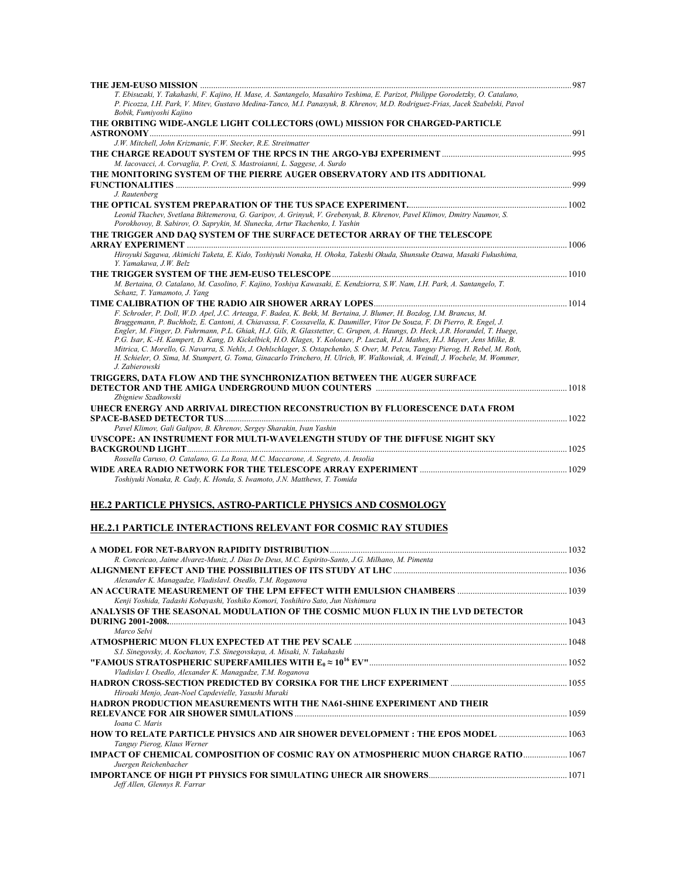**THE JEM-EUSO MISSION** ........ 987
*T. Ebisuzaki, Y. Takahashi, F. Kajino, H. Mase, A. Santangelo, Masahiro Teshima, E. Parizot, Philippe Gorodetzky, O. Catalano, P. Picozza, I.H. Park, V. Mitev, Gustavo Medina-Tanco, M.I. Panasyuk, B. Khrenov, M.D. Rodriguez-Frias, Jacek Szabelski, Pavol Bobik, Fumiyoshi Kajino*

**THE ORBITING WIDE-ANGLE LIGHT COLLECTORS (OWL) MISSION FOR CHARGED-PARTICLE ASTRONOMY** ........ 991
*J.W. Mitchell, John Krizmanic, F.W. Stecker, R.E. Streitmatter*

**THE CHARGE READOUT SYSTEM OF THE RPCS IN THE ARGO-YBJ EXPERIMENT** ........ 995
*M. Iacovacci, A. Corvaglia, P. Creti, S. Mastroianni, L. Saggese, A. Surdo*

**THE MONITORING SYSTEM OF THE PIERRE AUGER OBSERVATORY AND ITS ADDITIONAL FUNCTIONALITIES** ........ 999
*J. Rautenberg*

**THE OPTICAL SYSTEM PREPARATION OF THE TUS SPACE EXPERIMENT.** ........ 1002
*Leonid Tkachev, Svetlana Biktemerova, G. Garipov, A. Grinyuk, V. Grebenyuk, B. Khrenov, Pavel Klimov, Dmitry Naumov, S. Porokhovoy, B. Sabirov, O. Saprykin, M. Slunecka, Artur Tkachenko, I. Yashin*

**THE TRIGGER AND DAQ SYSTEM OF THE SURFACE DETECTOR ARRAY OF THE TELESCOPE ARRAY EXPERIMENT** ........ 1006
*Hiroyuki Sagawa, Akimichi Taketa, E. Kido, Toshiyuki Nonaka, H. Ohoka, Takeshi Okuda, Shunsuke Ozawa, Masaki Fukushima, Y. Yamakawa, J.W. Belz*

**THE TRIGGER SYSTEM OF THE JEM-EUSO TELESCOPE** ........ 1010
*M. Bertaina, O. Catalano, M. Casolino, F. Kajino, Yoshiya Kawasaki, E. Kendziorra, S.W. Nam, I.H. Park, A. Santangelo, T. Schanz, T. Yamamoto, J. Yang*

**TIME CALIBRATION OF THE RADIO AIR SHOWER ARRAY LOPES** ........ 1014
*F. Schroder, P. Doll, W.D. Apel, J.C. Arteaga, F. Badea, K. Bekk, M. Bertaina, J. Blumer, H. Bozdog, I.M. Brancus, M. Bruggemann, P. Buchholz, E. Cantoni, A. Chiavassa, F. Cossavella, K. Daumiller, Vitor De Souza, F. Di Pierro, R. Engel, J. Engler, M. Finger, D. Fuhrmann, P.L. Ghiak, H.J. Gils, R. Glasstetter, C. Grupen, A. Haungs, D. Heck, J.R. Horandel, T. Huege, P.G. Isar, K.-H. Kampert, D. Kang, D. Kickelbick, H.O. Klages, Y. Kolotaev, P. Luczak, H.J. Mathes, H.J. Mayer, Jens Milke, B. Mitrica, C. Morello, G. Navarra, S. Nehls, J. Oehlschlager, S. Ostapchenko, S. Over, M. Petcu, Tanguy Pierog, H. Rebel, M. Roth, H. Schieler, O. Sima, M. Stumpert, G. Toma, Ginacarlo Trinchero, H. Ulrich, W. Walkowiak, A. Weindl, J. Wochele, M. Wommer, J. Zabierowski*

**TRIGGERS, DATA FLOW AND THE SYNCHRONIZATION BETWEEN THE AUGER SURFACE DETECTOR AND THE AMIGA UNDERGROUND MUON COUNTERS** ........ 1018
*Zbigniew Szadkowski*

**UHECR ENERGY AND ARRIVAL DIRECTION RECONSTRUCTION BY FLUORESCENCE DATA FROM SPACE-BASED DETECTOR TUS** ........ 1022
*Pavel Klimov, Gali Galipov, B. Khrenov, Sergey Sharakin, Ivan Yashin*

**UVSCOPE: AN INSTRUMENT FOR MULTI-WAVELENGTH STUDY OF THE DIFFUSE NIGHT SKY BACKGROUND LIGHT** ........ 1025
*Rossella Caruso, O. Catalano, G. La Rosa, M.C. Maccarone, A. Segreto, A. Insolia*

**WIDE AREA RADIO NETWORK FOR THE TELESCOPE ARRAY EXPERIMENT** ........ 1029
*Toshiyuki Nonaka, R. Cady, K. Honda, S. Iwamoto, J.N. Matthews, T. Tomida*

## HE.2 PARTICLE PHYSICS, ASTRO-PARTICLE PHYSICS AND COSMOLOGY

### HE.2.1 PARTICLE INTERACTIONS RELEVANT FOR COSMIC RAY STUDIES

**A MODEL FOR NET-BARYON RAPIDITY DISTRIBUTION** ........ 1032
*R. Conceicao, Jaime Alvarez-Muniz, J. Dias De Deus, M.C. Espirito-Santo, J.G. Milhano, M. Pimenta*

**ALIGNMENT EFFECT AND THE POSSIBILITIES OF ITS STUDY AT LHC** ........ 1036
*Alexander K. Managadze, VladislavI. Osedlo, T.M. Roganova*

**AN ACCURATE MEASUREMENT OF THE LPM EFFECT WITH EMULSION CHAMBERS** ........ 1039
*Kenji Yoshida, Tadashi Kobayashi, Yoshiko Komori, Yoshihiro Sato, Jun Nishimura*

**ANALYSIS OF THE SEASONAL MODULATION OF THE COSMIC MUON FLUX IN THE LVD DETECTOR DURING 2001-2008.** ........ 1043
*Marco Selvi*

**ATMOSPHERIC MUON FLUX EXPECTED AT THE PEV SCALE** ........ 1048
*S.I. Sinegovsky, A. Kochanov, T.S. Sinegovskaya, A. Misaki, N. Takahashi*

**"FAMOUS STRATOSPHERIC SUPERFAMILIES WITH $E_0 \approx 10^{16}$ EV"** ........ 1052
*Vladislav I. Osedlo, Alexander K. Managadze, T.M. Roganova*

**HADRON CROSS-SECTION PREDICTED BY CORSIKA FOR THE LHCF EXPERIMENT** ........ 1055
*Hiroaki Menjo, Jean-Noel Capdevielle, Yasushi Muraki*

**HADRON PRODUCTION MEASUREMENTS WITH THE NA61-SHINE EXPERIMENT AND THEIR RELEVANCE FOR AIR SHOWER SIMULATIONS** ........ 1059
*Ioana C. Maris*

**HOW TO RELATE PARTICLE PHYSICS AND AIR SHOWER DEVELOPMENT : THE EPOS MODEL** ........ 1063
*Tanguy Pierog, Klaus Werner*

**IMPACT OF CHEMICAL COMPOSITION OF COSMIC RAY ON ATMOSPHERIC MUON CHARGE RATIO** ........ 1067
*Juergen Reichenbacher*

**IMPORTANCE OF HIGH PT PHYSICS FOR SIMULATING UHECR AIR SHOWERS** ........ 1071
*Jeff Allen, Glennys R. Farrar*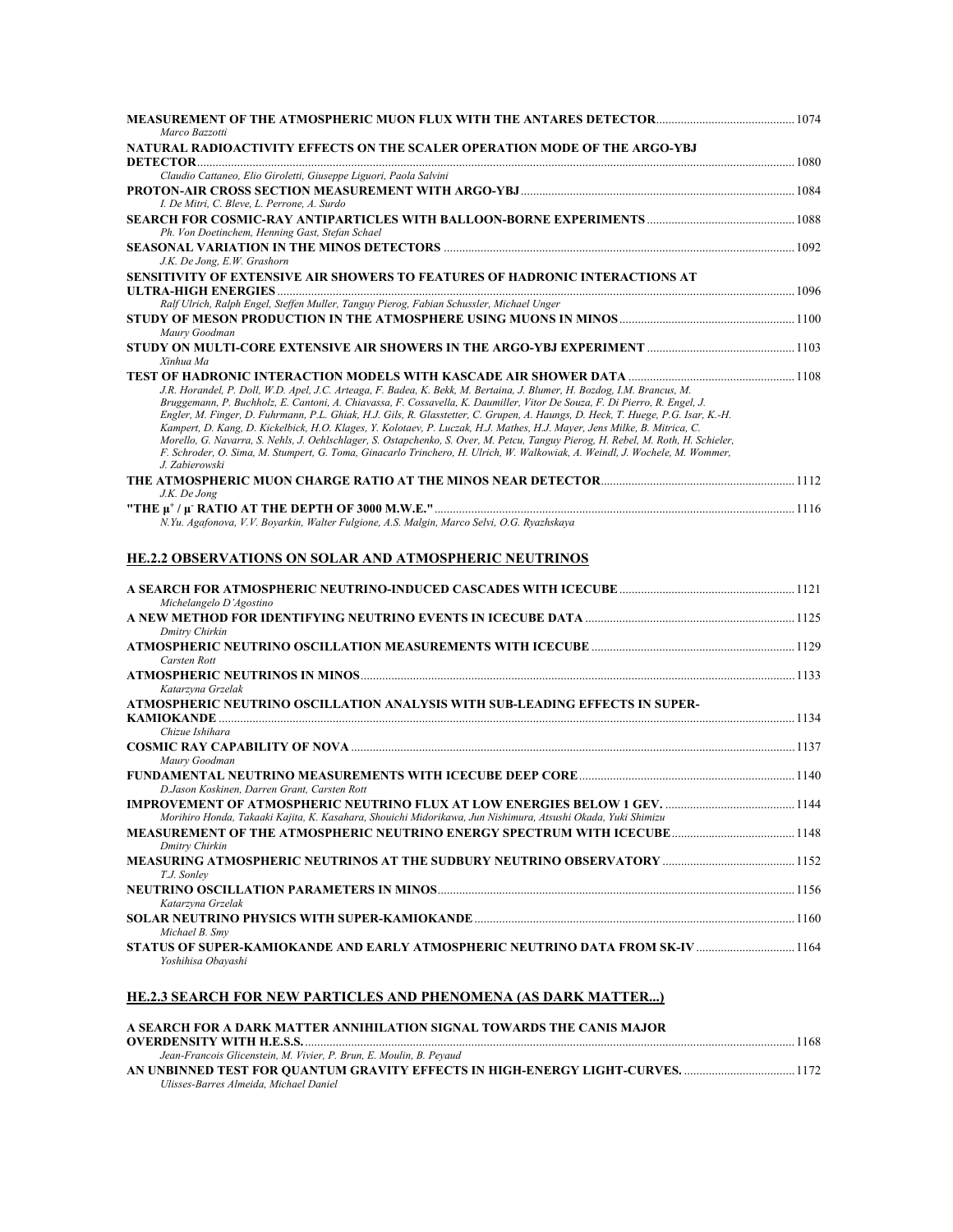**MEASUREMENT OF THE ATMOSPHERIC MUON FLUX WITH THE ANTARES DETECTOR** .......... 1074
*Marco Bazzotti*

**NATURAL RADIOACTIVITY EFFECTS ON THE SCALER OPERATION MODE OF THE ARGO-YBJ DETECTOR** .......... 1080
*Claudio Cattaneo, Elio Giroletti, Giuseppe Liguori, Paola Salvini*

**PROTON-AIR CROSS SECTION MEASUREMENT WITH ARGO-YBJ** .......... 1084
*I. De Mitri, C. Bleve, L. Perrone, A. Surdo*

**SEARCH FOR COSMIC-RAY ANTIPARTICLES WITH BALLOON-BORNE EXPERIMENTS** .......... 1088
*Ph. Von Doetinchem, Henning Gast, Stefan Schael*

**SEASONAL VARIATION IN THE MINOS DETECTORS** .......... 1092
*J.K. De Jong, E.W. Grashorn*

**SENSITIVITY OF EXTENSIVE AIR SHOWERS TO FEATURES OF HADRONIC INTERACTIONS AT ULTRA-HIGH ENERGIES** .......... 1096
*Ralf Ulrich, Ralph Engel, Steffen Muller, Tanguy Pierog, Fabian Schussler, Michael Unger*

**STUDY OF MESON PRODUCTION IN THE ATMOSPHERE USING MUONS IN MINOS** .......... 1100
*Maury Goodman*

**STUDY ON MULTI-CORE EXTENSIVE AIR SHOWERS IN THE ARGO-YBJ EXPERIMENT** .......... 1103
*Xinhua Ma*

**TEST OF HADRONIC INTERACTION MODELS WITH KASCADE AIR SHOWER DATA** .......... 1108
*J.R. Horandel, P. Doll, W.D. Apel, J.C. Arteaga, F. Badea, K. Bekk, M. Bertaina, J. Blumer, H. Bozdog, I.M. Brancus, M. Bruggemann, P. Buchholz, E. Cantoni, A. Chiavassa, F. Cossavella, K. Daumiller, Vitor De Souza, F. Di Pierro, R. Engel, J. Engler, M. Finger, D. Fuhrmann, P.L. Ghiak, H.J. Gils, R. Glasstetter, C. Grupen, A. Haungs, D. Heck, T. Huege, P.G. Isar, K.-H. Kampert, D. Kang, D. Kickelbick, H.O. Klages, Y. Kolotaev, P. Luczak, H.J. Mathes, H.J. Mayer, Jens Milke, B. Mitrica, C. Morello, G. Navarra, S. Nehls, J. Oehlschlager, S. Ostapchenko, S. Over, M. Petcu, Tanguy Pierog, H. Rebel, M. Roth, H. Schieler, F. Schroder, O. Sima, M. Stumpert, G. Toma, Ginacarlo Trinchero, H. Ulrich, W. Walkowiak, A. Weindl, J. Wochele, M. Wommer, J. Zabierowski*

**THE ATMOSPHERIC MUON CHARGE RATIO AT THE MINOS NEAR DETECTOR** .......... 1112
*J.K. De Jong*

**"THE $\mu^+$ / $\mu^-$ RATIO AT THE DEPTH OF 3000 M.W.E."** .......... 1116
*N.Yu. Agafonova, V.V. Boyarkin, Walter Fulgione, A.S. Malgin, Marco Selvi, O.G. Ryazhskaya*

## HE.2.2 OBSERVATIONS ON SOLAR AND ATMOSPHERIC NEUTRINOS

**A SEARCH FOR ATMOSPHERIC NEUTRINO-INDUCED CASCADES WITH ICECUBE** .......... 1121
*Michelangelo D'Agostino*

**A NEW METHOD FOR IDENTIFYING NEUTRINO EVENTS IN ICECUBE DATA** .......... 1125
*Dmitry Chirkin*

**ATMOSPHERIC NEUTRINO OSCILLATION MEASUREMENTS WITH ICECUBE** .......... 1129
*Carsten Rott*

**ATMOSPHERIC NEUTRINOS IN MINOS** .......... 1133
*Katarzyna Grzelak*

**ATMOSPHERIC NEUTRINO OSCILLATION ANALYSIS WITH SUB-LEADING EFFECTS IN SUPER-KAMIOKANDE** .......... 1134
*Chizue Ishihara*

**COSMIC RAY CAPABILITY OF NOVA** .......... 1137
*Maury Goodman*

**FUNDAMENTAL NEUTRINO MEASUREMENTS WITH ICECUBE DEEP CORE** .......... 1140
*D.Jason Koskinen, Darren Grant, Carsten Rott*

**IMPROVEMENT OF ATMOSPHERIC NEUTRINO FLUX AT LOW ENERGIES BELOW 1 GEV.** .......... 1144
*Morihiro Honda, Takaaki Kajita, K. Kasahara, Shouichi Midorikawa, Jun Nishimura, Atsushi Okada, Yuki Shimizu*

**MEASUREMENT OF THE ATMOSPHERIC NEUTRINO ENERGY SPECTRUM WITH ICECUBE** .......... 1148
*Dmitry Chirkin*

**MEASURING ATMOSPHERIC NEUTRINOS AT THE SUDBURY NEUTRINO OBSERVATORY** .......... 1152
*T.J. Sonley*

**NEUTRINO OSCILLATION PARAMETERS IN MINOS** .......... 1156
*Katarzyna Grzelak*

**SOLAR NEUTRINO PHYSICS WITH SUPER-KAMIOKANDE** .......... 1160
*Michael B. Smy*

**STATUS OF SUPER-KAMIOKANDE AND EARLY ATMOSPHERIC NEUTRINO DATA FROM SK-IV** .......... 1164
*Yoshihisa Obayashi*

## HE.2.3 SEARCH FOR NEW PARTICLES AND PHENOMENA (AS DARK MATTER...)

**A SEARCH FOR A DARK MATTER ANNIHILATION SIGNAL TOWARDS THE CANIS MAJOR OVERDENSITY WITH H.E.S.S.** .......... 1168
*Jean-Francois Glicenstein, M. Vivier, P. Brun, E. Moulin, B. Peyaud*

**AN UNBINNED TEST FOR QUANTUM GRAVITY EFFECTS IN HIGH-ENERGY LIGHT-CURVES.** .......... 1172
*Ulisses-Barres Almeida, Michael Daniel*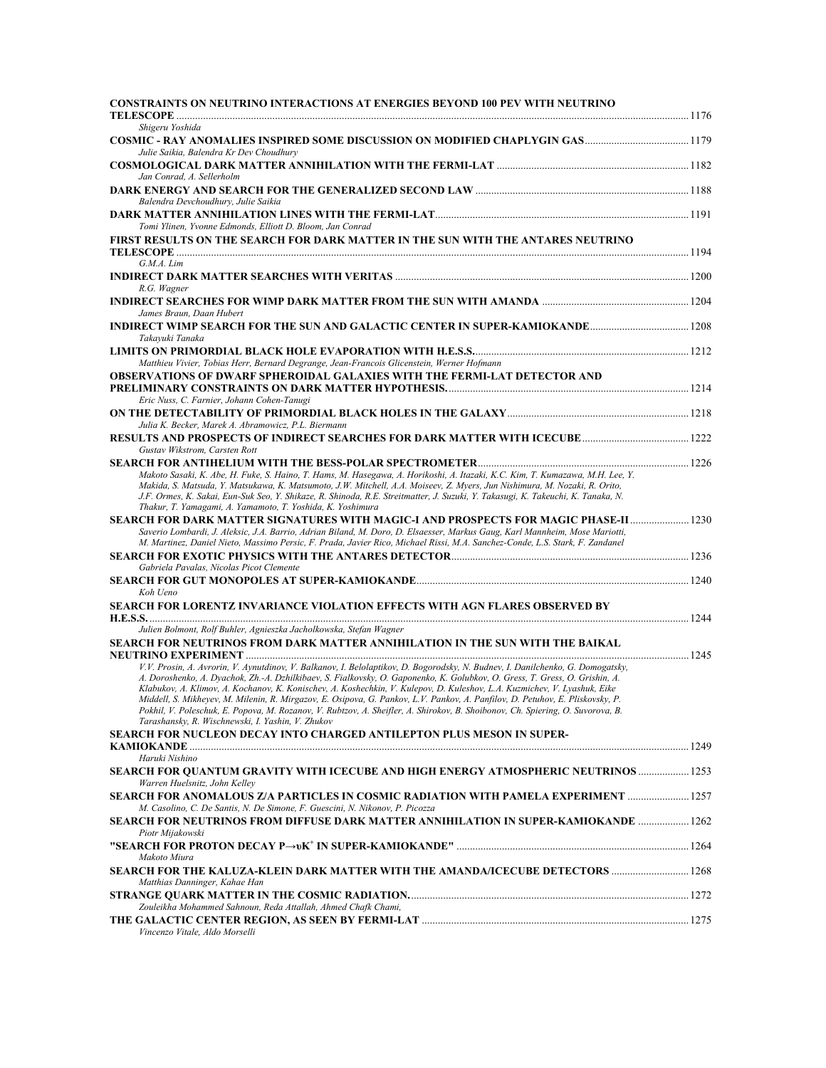**CONSTRAINTS ON NEUTRINO INTERACTIONS AT ENERGIES BEYOND 100 PEV WITH NEUTRINO TELESCOPE** ........ 1176
*Shigeru Yoshida*

**COSMIC - RAY ANOMALIES INSPIRED SOME DISCUSSION ON MODIFIED CHAPLYGIN GAS** ........ 1179
*Julie Saikia, Balendra Kr Dev Choudhury*

**COSMOLOGICAL DARK MATTER ANNIHILATION WITH THE FERMI-LAT** ........ 1182
*Jan Conrad, A. Sellerholm*

**DARK ENERGY AND SEARCH FOR THE GENERALIZED SECOND LAW** ........ 1188
*Balendra Devchoudhury, Julie Saikia*

**DARK MATTER ANNIHILATION LINES WITH THE FERMI-LAT** ........ 1191
*Tomi Ylinen, Yvonne Edmonds, Elliott D. Bloom, Jan Conrad*

**FIRST RESULTS ON THE SEARCH FOR DARK MATTER IN THE SUN WITH THE ANTARES NEUTRINO TELESCOPE** ........ 1194
*G.M.A. Lim*

**INDIRECT DARK MATTER SEARCHES WITH VERITAS** ........ 1200
*R.G. Wagner*

**INDIRECT SEARCHES FOR WIMP DARK MATTER FROM THE SUN WITH AMANDA** ........ 1204
*James Braun, Daan Hubert*

**INDIRECT WIMP SEARCH FOR THE SUN AND GALACTIC CENTER IN SUPER-KAMIOKANDE** ........ 1208
*Takayuki Tanaka*

**LIMITS ON PRIMORDIAL BLACK HOLE EVAPORATION WITH H.E.S.S.** ........ 1212
*Matthieu Vivier, Tobias Herr, Bernard Degrange, Jean-Francois Glicenstein, Werner Hofmann*

**OBSERVATIONS OF DWARF SPHEROIDAL GALAXIES WITH THE FERMI-LAT DETECTOR AND PRELIMINARY CONSTRAINTS ON DARK MATTER HYPOTHESIS.** ........ 1214
*Eric Nuss, C. Farnier, Johann Cohen-Tanugi*

**ON THE DETECTABILITY OF PRIMORDIAL BLACK HOLES IN THE GALAXY** ........ 1218
*Julia K. Becker, Marek A. Abramowicz, P.L. Biermann*

**RESULTS AND PROSPECTS OF INDIRECT SEARCHES FOR DARK MATTER WITH ICECUBE** ........ 1222
*Gustav Wikstrom, Carsten Rott*

**SEARCH FOR ANTIHELIUM WITH THE BESS-POLAR SPECTROMETER** ........ 1226
*Makoto Sasaki, K. Abe, H. Fuke, S. Haino, T. Hams, M. Hasegawa, A. Horikoshi, A. Itazaki, K.C. Kim, T. Kumazawa, M.H. Lee, Y. Makida, S. Matsuda, Y. Matsukawa, K. Matsumoto, J.W. Mitchell, A.A. Moiseev, Z. Myers, Jun Nishimura, M. Nozaki, R. Orito, J.F. Ormes, K. Sakai, Eun-Suk Seo, Y. Shikaze, R. Shinoda, R.E. Streitmatter, J. Suzuki, Y. Takasugi, K. Takeuchi, K. Tanaka, N. Thakur, T. Yamagami, A. Yamamoto, T. Yoshida, K. Yoshimura*

**SEARCH FOR DARK MATTER SIGNATURES WITH MAGIC-I AND PROSPECTS FOR MAGIC PHASE-II** ........ 1230
*Saverio Lombardi, J. Aleksic, J.A. Barrio, Adrian Biland, M. Doro, D. Elsaesser, Markus Gaug, Karl Mannheim, Mose Mariotti, M. Martinez, Daniel Nieto, Massimo Persic, F. Prada, Javier Rico, Michael Rissi, M.A. Sanchez-Conde, L.S. Stark, F. Zandanel*

**SEARCH FOR EXOTIC PHYSICS WITH THE ANTARES DETECTOR** ........ 1236
*Gabriela Pavalas, Nicolas Picot Clemente*

**SEARCH FOR GUT MONOPOLES AT SUPER-KAMIOKANDE** ........ 1240
*Koh Ueno*

**SEARCH FOR LORENTZ INVARIANCE VIOLATION EFFECTS WITH AGN FLARES OBSERVED BY H.E.S.S.** ........ 1244
*Julien Bolmont, Rolf Buhler, Agnieszka Jacholkowska, Stefan Wagner*

**SEARCH FOR NEUTRINOS FROM DARK MATTER ANNIHILATION IN THE SUN WITH THE BAIKAL NEUTRINO EXPERIMENT** ........ 1245
*V.V. Prosin, A. Avrorin, V. Aynutdinov, V. Balkanov, I. Belolaptikov, D. Bogorodsky, N. Budnev, I. Danilchenko, G. Domogatsky, A. Doroshenko, A. Dyachok, Zh.-A. Dzhilkibaev, S. Fialkovsky, O. Gaponenko, K. Golubkov, O. Gress, T. Gress, O. Grishin, A. Klabukov, A. Klimov, A. Kochanov, K. Konischev, A. Koshechkin, V. Kulepov, D. Kuleshov, L.A. Kuzmichev, V. Lyashuk, Eike Middell, S. Mikheyev, M. Milenin, R. Mirgazov, E. Osipova, G. Pankov, L.V. Pankov, A. Panfilov, D. Petuhov, E. Pliskovsky, P. Pokhil, V. Poleschuk, E. Popova, M. Rozanov, V. Rubtzov, A. Sheifler, A. Shirokov, B. Shoibonov, Ch. Spiering, O. Suvorova, B. Tarashansky, R. Wischnewski, I. Yashin, V. Zhukov*

**SEARCH FOR NUCLEON DECAY INTO CHARGED ANTILEPTON PLUS MESON IN SUPER-KAMIOKANDE** ........ 1249
*Haruki Nishino*

**SEARCH FOR QUANTUM GRAVITY WITH ICECUBE AND HIGH ENERGY ATMOSPHERIC NEUTRINOS** ........ 1253
*Warren Huelsnitz, John Kelley*

**SEARCH FOR ANOMALOUS Z/A PARTICLES IN COSMIC RADIATION WITH PAMELA EXPERIMENT** ........ 1257
*M. Casolino, C. De Santis, N. De Simone, F. Guescini, N. Nikonov, P. Picozza*

**SEARCH FOR NEUTRINOS FROM DIFFUSE DARK MATTER ANNIHILATION IN SUPER-KAMIOKANDE** ........ 1262
*Piotr Mijakowski*

**"SEARCH FOR PROTON DECAY $P \rightarrow \nu K^{+}$ IN SUPER-KAMIOKANDE"** ........ 1264
*Makoto Miura*

**SEARCH FOR THE KALUZA-KLEIN DARK MATTER WITH THE AMANDA/ICECUBE DETECTORS** ........ 1268
*Matthias Danninger, Kahae Han*

**STRANGE QUARK MATTER IN THE COSMIC RADIATION.** ........ 1272
*Zouleikha Mohammed Sahnoun, Reda Attallah, Ahmed Chafk Chami,*

**THE GALACTIC CENTER REGION, AS SEEN BY FERMI-LAT** ........ 1275
*Vincenzo Vitale, Aldo Morselli*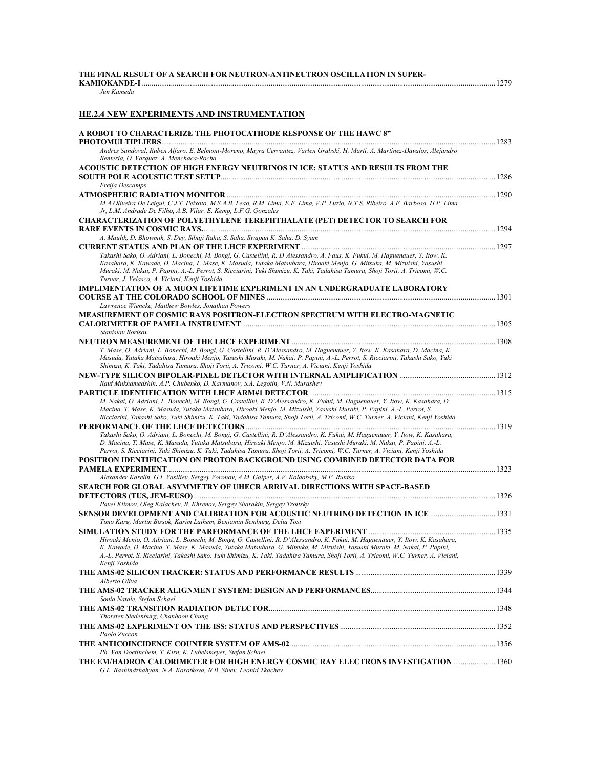**THE FINAL RESULT OF A SEARCH FOR NEUTRON-ANTINEUTRON OSCILLATION IN SUPER-KAMIOKANDE-I** ........................................................................................................................ 1279
*Jun Kameda*

## HE.2.4 NEW EXPERIMENTS AND INSTRUMENTATION

**A ROBOT TO CHARACTERIZE THE PHOTOCATHODE RESPONSE OF THE HAWC 8" PHOTOMULTIPLIERS** ........................................................................................................................ 1283
*Andres Sandoval, Ruben Alfaro, E. Belmont-Moreno, Mayra Cervantez, Varlen Grabski, H. Marti, A. Martinez-Davalos, Alejandro Renteria, O. Vazquez, A. Menchaca-Rocha*

**ACOUSTIC DETECTION OF HIGH ENERGY NEUTRINOS IN ICE: STATUS AND RESULTS FROM THE SOUTH POLE ACOUSTIC TEST SETUP** ........................................................................................................................ 1286
*Freija Descamps*

**ATMOSPHERIC RADIATION MONITOR** ........................................................................................................................ 1290
*M.A.Oliveira De Leigui, C.J.T. Peixoto, M.S.A.B. Leao, R.M. Lima, E.F. Lima, V.P. Luzio, N.T.S. Ribeiro, A.F. Barbosa, H.P. Lima Jr, L.M. Andrade De Filho, A.B. Vilar, E. Kemp, L.F.G. Gonzales*

**CHARACTERIZATION OF POLYETHYLENE TEREPHTHALATE (PET) DETECTOR TO SEARCH FOR RARE EVENTS IN COSMIC RAYS.** ........................................................................................................................ 1294
*A. Maulik, D. Bhowmik, S. Dey, Sibaji Raha, S. Saha, Swapan K. Saha, D. Syam*

**CURRENT STATUS AND PLAN OF THE LHCF EXPERIMENT** ........................................................................................................................ 1297
*Takashi Sako, O. Adriani, L. Bonechi, M. Bongi, G. Castellini, R. D'Alessandro, A. Faus, K. Fukui, M. Haguenauer, Y. Itow, K. Kasahara, K. Kawade, D. Macina, T. Mase, K. Masuda, Yutaka Matsubara, Hiroaki Menjo, G. Mitsuka, M. Mizuishi, Yasushi Muraki, M. Nakai, P. Papini, A.-L. Perrot, S. Ricciarini, Yuki Shimizu, K. Taki, Tadahisa Tamura, Shoji Torii, A. Tricomi, W.C. Turner, J. Velasco, A. Viciani, Kenji Yoshida*

**IMPLIMENTATION OF A MUON LIFETIME EXPERIMENT IN AN UNDERGRADUATE LABORATORY COURSE AT THE COLORADO SCHOOL OF MINES** ........................................................................................................................ 1301
*Lawrence Wiencke, Matthew Bowles, Jonathan Powers*

**MEASUREMENT OF COSMIC RAYS POSITRON-ELECTRON SPECTRUM WITH ELECTRO-MAGNETIC CALORIMETER OF PAMELA INSTRUMENT** ........................................................................................................................ 1305
*Stanislav Borisov*

**NEUTRON MEASUREMENT OF THE LHCF EXPERIMENT** ........................................................................................................................ 1308
*T. Mase, O. Adriani, L. Bonechi, M. Bongi, G. Castellini, R. D'Alessandro, M. Haguenauer, Y. Itow, K. Kasahara, D. Macina, K. Masuda, Yutaka Matsubara, Hiroaki Menjo, Yasushi Muraki, M. Nakai, P. Papini, A.-L. Perrot, S. Ricciarini, Takashi Sako, Yuki Shimizu, K. Taki, Tadahisa Tamura, Shoji Torii, A. Tricomi, W.C. Turner, A. Viciani, Kenji Yoshida*

**NEW-TYPE SILICON BIPOLAR-PIXEL DETECTOR WITH INTERNAL AMPLIFICATION** ........................................................................................................................ 1312
*Rauf Mukhamedshin, A.P. Chubenko, D. Karmanov, S.A. Legotin, V.N. Murashev*

**PARTICLE IDENTIFICATION WITH LHCF ARM#1 DETECTOR** ........................................................................................................................ 1315
*M. Nakai, O. Adriani, L. Bonechi, M. Bongi, G. Castellini, R. D'Alessandro, K. Fukui, M. Haguenauer, Y. Itow, K. Kasahara, D. Macina, T. Mase, K. Masuda, Yutaka Matsubara, Hiroaki Menjo, M. Mizuishi, Yasushi Muraki, P. Papini, A.-L. Perrot, S. Ricciarini, Takashi Sako, Yuki Shimizu, K. Taki, Tadahisa Tamura, Shoji Torii, A. Tricomi, W.C. Turner, A. Viciani, Kenji Yoshida*

**PERFORMANCE OF THE LHCF DETECTORS** ........................................................................................................................ 1319
*Takashi Sako, O. Adriani, L. Bonechi, M. Bongi, G. Castellini, R. D'Alessandro, K. Fukui, M. Haguenauer, Y. Itow, K. Kasahara, D. Macina, T. Mase, K. Masuda, Yutaka Matsubara, Hiroaki Menjo, M. Mizuishi, Yasushi Muraki, M. Nakai, P. Papini, A.-L. Perrot, S. Ricciarini, Yuki Shimizu, K. Taki, Tadahisa Tamura, Shoji Torii, A. Tricomi, W.C. Turner, A. Viciani, Kenji Yoshida*

**POSITRON IDENTIFICATION ON PROTON BACKGROUND USING COMBINED DETECTOR DATA FOR PAMELA EXPERIMENT** ........................................................................................................................ 1323
*Alexander Karelin, G.I. Vasiliev, Sergey Voronov, A.M. Galper, A.V. Koldobsky, M.F. Runtso*

**SEARCH FOR GLOBAL ASYMMETRY OF UHECR ARRIVAL DIRECTIONS WITH SPACE-BASED DETECTORS (TUS, JEM-EUSO)** ........................................................................................................................ 1326
*Pavel Klimov, Oleg Kalachev, B. Khrenov, Sergey Sharakin, Sergey Troitsky*

**SENSOR DEVELOPMENT AND CALIBRATION FOR ACOUSTIC NEUTRINO DETECTION IN ICE** ........................................................................................................................ 1331
*Timo Karg, Martin Bissok, Karim Laihem, Benjamin Semburg, Delia Tosi*

**SIMULATION STUDY FOR THE PARFORMANCE OF THE LHCF EXPERIMENT** ........................................................................................................................ 1335
*Hiroaki Menjo, O. Adriani, L. Bonechi, M. Bongi, G. Castellini, R. D'Alessandro, K. Fukui, M. Haguenauer, Y. Itow, K. Kasahara, K. Kawade, D. Macina, T. Mase, K. Masuda, Yutaka Matsubara, G. Mitsuka, M. Mizuishi, Yasushi Muraki, M. Nakai, P. Papini, A.-L. Perrot, S. Ricciarini, Takashi Sako, Yuki Shimizu, K. Taki, Tadahisa Tamura, Shoji Torii, A. Tricomi, W.C. Turner, A. Viciani, Kenji Yoshida*

**THE AMS-02 SILICON TRACKER: STATUS AND PERFORMANCE RESULTS** ........................................................................................................................ 1339
*Alberto Oliva*

**THE AMS-02 TRACKER ALIGNMENT SYSTEM: DESIGN AND PERFORMANCES** ........................................................................................................................ 1344
*Sonia Natale, Stefan Schael*

**THE AMS-02 TRANSITION RADIATION DETECTOR** ........................................................................................................................ 1348
*Thorsten Siedenburg, Chanhoon Chung*

**THE AMS-02 EXPERIMENT ON THE ISS: STATUS AND PERSPECTIVES** ........................................................................................................................ 1352
*Paolo Zuccon*

**THE ANTICOINCIDENCE COUNTER SYSTEM OF AMS-02** ........................................................................................................................ 1356
*Ph. Von Doetinchem, T. Kirn, K. Lubelsmeyer, Stefan Schael*

**THE EM/HADRON CALORIMETER FOR HIGH ENERGY COSMIC RAY ELECTRONS INVESTIGATION** ........................................................................................................................ 1360
*G.L. Bashindzhahyan, N.A. Korotkova, N.B. Sinev, Leonid Tkachev*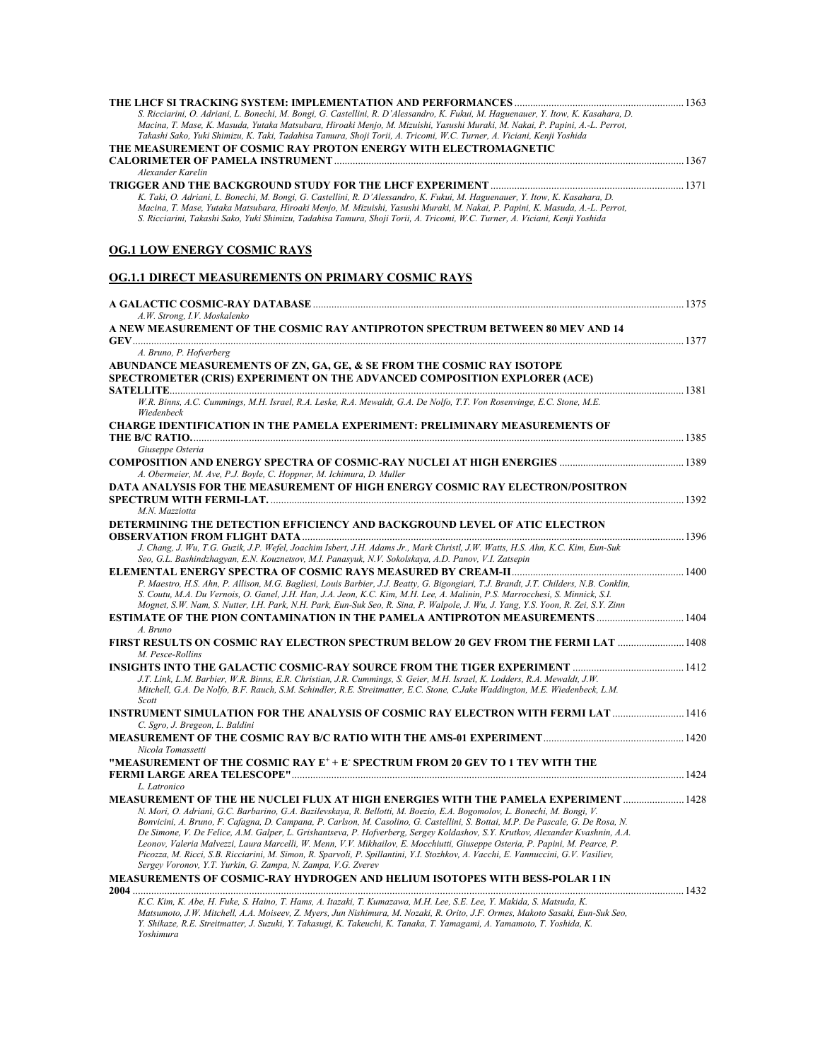**THE LHCF SI TRACKING SYSTEM: IMPLEMENTATION AND PERFORMANCES** ........ 1363
*S. Ricciarini, O. Adriani, L. Bonechi, M. Bongi, G. Castellini, R. D'Alessandro, K. Fukui, M. Haguenauer, Y. Itow, K. Kasahara, D. Macina, T. Mase, K. Masuda, Yutaka Matsubara, Hiroaki Menjo, M. Mizuishi, Yasushi Muraki, M. Nakai, P. Papini, A.-L. Perrot, Takashi Sako, Yuki Shimizu, K. Taki, Tadahisa Tamura, Shoji Torii, A. Tricomi, W.C. Turner, A. Viciani, Kenji Yoshida*

**THE MEASUREMENT OF COSMIC RAY PROTON ENERGY WITH ELECTROMAGNETIC CALORIMETER OF PAMELA INSTRUMENT** ........ 1367
*Alexander Karelin*

**TRIGGER AND THE BACKGROUND STUDY FOR THE LHCF EXPERIMENT** ........ 1371
*K. Taki, O. Adriani, L. Bonechi, M. Bongi, G. Castellini, R. D'Alessandro, K. Fukui, M. Haguenauer, Y. Itow, K. Kasahara, D. Macina, T. Mase, Yutaka Matsubara, Hiroaki Menjo, M. Mizuishi, Yasushi Muraki, M. Nakai, P. Papini, K. Masuda, A.-L. Perrot, S. Ricciarini, Takashi Sako, Yuki Shimizu, Tadahisa Tamura, Shoji Torii, A. Tricomi, W.C. Turner, A. Viciani, Kenji Yoshida*

## OG.1 LOW ENERGY COSMIC RAYS

### OG.1.1 DIRECT MEASUREMENTS ON PRIMARY COSMIC RAYS

**A GALACTIC COSMIC-RAY DATABASE** ........ 1375
*A.W. Strong, I.V. Moskalenko*

**A NEW MEASUREMENT OF THE COSMIC RAY ANTIPROTON SPECTRUM BETWEEN 80 MEV AND 14 GEV** ........ 1377
*A. Bruno, P. Hofverberg*

**ABUNDANCE MEASUREMENTS OF ZN, GA, GE, & SE FROM THE COSMIC RAY ISOTOPE SPECTROMETER (CRIS) EXPERIMENT ON THE ADVANCED COMPOSITION EXPLORER (ACE) SATELLITE** ........ 1381
*W.R. Binns, A.C. Cummings, M.H. Israel, R.A. Leske, R.A. Mewaldt, G.A. De Nolfo, T.T. Von Rosenvinge, E.C. Stone, M.E. Wiedenbeck*

**CHARGE IDENTIFICATION IN THE PAMELA EXPERIMENT: PRELIMINARY MEASUREMENTS OF THE B/C RATIO.** ........ 1385
*Giuseppe Osteria*

**COMPOSITION AND ENERGY SPECTRA OF COSMIC-RAY NUCLEI AT HIGH ENERGIES** ........ 1389
*A. Obermeier, M. Ave, P.J. Boyle, C. Hoppner, M. Ichimura, D. Muller*

**DATA ANALYSIS FOR THE MEASUREMENT OF HIGH ENERGY COSMIC RAY ELECTRON/POSITRON SPECTRUM WITH FERMI-LAT.** ........ 1392
*M.N. Mazziotta*

**DETERMINING THE DETECTION EFFICIENCY AND BACKGROUND LEVEL OF ATIC ELECTRON OBSERVATION FROM FLIGHT DATA** ........ 1396
*J. Chang, J. Wu, T.G. Guzik, J.P. Wefel, Joachim Isbert, J.H. Adams Jr., Mark Christl, J.W. Watts, H.S. Ahn, K.C. Kim, Eun-Suk Seo, G.L. Bashindzhagyan, E.N. Kouznetsov, M.I. Panasyuk, N.V. Sokolskaya, A.D. Panov, V.I. Zatsepin*

**ELEMENTAL ENERGY SPECTRA OF COSMIC RAYS MEASURED BY CREAM-II** ........ 1400
*P. Maestro, H.S. Ahn, P. Allison, M.G. Bagliesi, Louis Barbier, J.J. Beatty, G. Bigongiari, T.J. Brandt, J.T. Childers, N.B. Conklin, S. Coutu, M.A. Du Vernois, O. Ganel, J.H. Han, J.A. Jeon, K.C. Kim, M.H. Lee, A. Malinin, P.S. Marrocchesi, S.I. Mognet, S.W. Nam, S. Nutter, I.H. Park, N.H. Park, Eun-Suk Seo, R. Sina, P. Walpole, J. Wu, J. Yang, Y.S. Yoon, R. Zei, S.Y. Zinn*

**ESTIMATE OF THE PION CONTAMINATION IN THE PAMELA ANTIPROTON MEASUREMENTS** ........ 1404
*A. Bruno*

**FIRST RESULTS ON COSMIC RAY ELECTRON SPECTRUM BELOW 20 GEV FROM THE FERMI LAT** ........ 1408
*M. Pesce-Rollins*

**INSIGHTS INTO THE GALACTIC COSMIC-RAY SOURCE FROM THE TIGER EXPERIMENT** ........ 1412
*J.T. Link, L.M. Barbier, W.R. Binns, E.R. Christian, J.R. Cummings, S. Geier, M.H. Israel, K. Lodders, R.A. Mewaldt, J.W. Mitchell, G.A. De Nolfo, B.F. Rauch, S.M. Schindler, R.E. Streitmatter, E.C. Stone, C.Jake Waddington, M.E. Wiedenbeck, L.M. Scott*

**INSTRUMENT SIMULATION FOR THE ANALYSIS OF COSMIC RAY ELECTRON WITH FERMI LAT** ........ 1416
*C. Sgro, J. Bregeon, L. Baldini*

**MEASUREMENT OF THE COSMIC RAY B/C RATIO WITH THE AMS-01 EXPERIMENT** ........ 1420
*Nicola Tomassetti*

**"MEASUREMENT OF THE COSMIC RAY $E^+ + E^-$ SPECTRUM FROM 20 GEV TO 1 TEV WITH THE FERMI LARGE AREA TELESCOPE"** ........ 1424
*L. Latronico*

**MEASUREMENT OF THE HE NUCLEI FLUX AT HIGH ENERGIES WITH THE PAMELA EXPERIMENT** ........ 1428
*N. Mori, O. Adriani, G.C. Barbarino, G.A. Bazilevskaya, R. Bellotti, M. Boezio, E.A. Bogomolov, L. Bonechi, M. Bongi, V. Bonvicini, A. Bruno, F. Cafagna, D. Campana, P. Carlson, M. Casolino, G. Castellini, S. Bottai, M.P. De Pascale, G. De Rosa, N. De Simone, V. De Felice, A.M. Galper, L. Grishantseva, P. Hofverberg, Sergey Koldashov, S.Y. Krutkov, Alexander Kvashnin, A.A. Leonov, Valeria Malvezzi, Laura Marcelli, W. Menn, V.V. Mikhailov, E. Mocchiutti, Giuseppe Osteria, P. Papini, M. Pearce, P. Picozza, M. Ricci, S.B. Ricciarini, M. Simon, R. Sparvoli, P. Spillantini, Y.I. Stozhkov, A. Vacchi, E. Vannuccini, G.V. Vasiliev, Sergey Voronov, Y.T. Yurkin, G. Zampa, N. Zampa, V.G. Zverev*

**MEASUREMENTS OF COSMIC-RAY HYDROGEN AND HELIUM ISOTOPES WITH BESS-POLAR I IN 2004** ........ 1432
*K.C. Kim, K. Abe, H. Fuke, S. Haino, T. Hams, A. Itazaki, T. Kumazawa, M.H. Lee, S.E. Lee, Y. Makida, S. Matsuda, K. Matsumoto, J.W. Mitchell, A.A. Moiseev, Z. Myers, Jun Nishimura, M. Nozaki, R. Orito, J.F. Ormes, Makoto Sasaki, Eun-Suk Seo, Y. Shikaze, R.E. Streitmatter, J. Suzuki, Y. Takasugi, K. Takeuchi, K. Tanaka, T. Yamagami, A. Yamamoto, T. Yoshida, K. Yoshimura*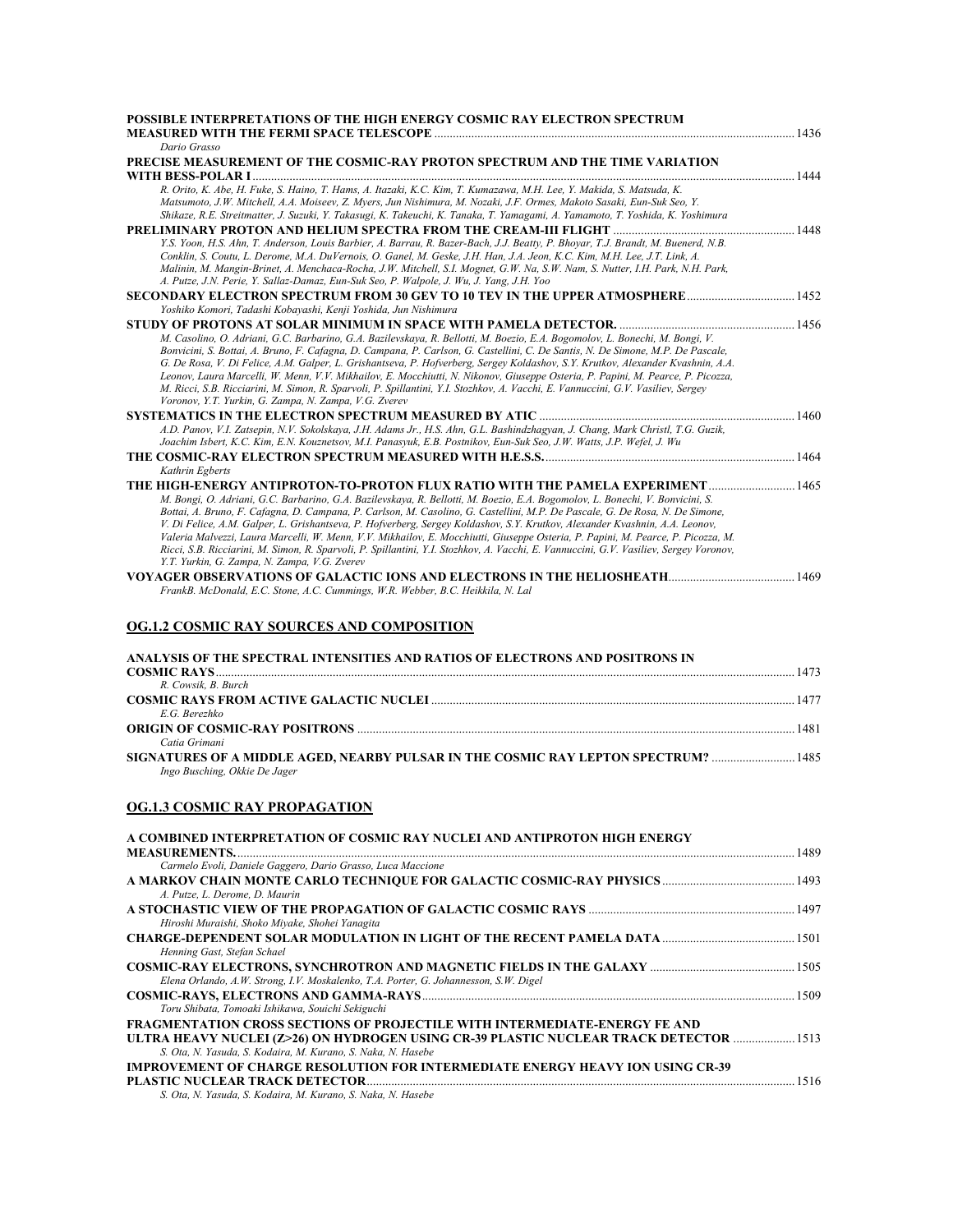**POSSIBLE INTERPRETATIONS OF THE HIGH ENERGY COSMIC RAY ELECTRON SPECTRUM MEASURED WITH THE FERMI SPACE TELESCOPE** .......... 1436
*Dario Grasso*

**PRECISE MEASUREMENT OF THE COSMIC-RAY PROTON SPECTRUM AND THE TIME VARIATION WITH BESS-POLAR I** .......... 1444
*R. Orito, K. Abe, H. Fuke, S. Haino, T. Hams, A. Itazaki, K.C. Kim, T. Kumazawa, M.H. Lee, Y. Makida, S. Matsuda, K. Matsumoto, J.W. Mitchell, A.A. Moiseev, Z. Myers, Jun Nishimura, M. Nozaki, J.F. Ormes, Makoto Sasaki, Eun-Suk Seo, Y. Shikaze, R.E. Streitmatter, J. Suzuki, Y. Takasugi, K. Takeuchi, K. Tanaka, T. Yamagami, A. Yamamoto, T. Yoshida, K. Yoshimura*

**PRELIMINARY PROTON AND HELIUM SPECTRA FROM THE CREAM-III FLIGHT** .......... 1448
*Y.S. Yoon, H.S. Ahn, T. Anderson, Louis Barbier, A. Barrau, R. Bazer-Bach, J.J. Beatty, P. Bhoyar, T.J. Brandt, M. Buenerd, N.B. Conklin, S. Coutu, L. Derome, M.A. DuVernois, O. Ganel, M. Geske, J.H. Han, J.A. Jeon, K.C. Kim, M.H. Lee, J.T. Link, A. Malinin, M. Mangin-Brinet, A. Menchaca-Rocha, J.W. Mitchell, S.I. Mognet, G.W. Na, S.W. Nam, S. Nutter, I.H. Park, N.H. Park, A. Putze, J.N. Perie, Y. Sallaz-Damaz, Eun-Suk Seo, P. Walpole, J. Wu, J. Yang, J.H. Yoo*

**SECONDARY ELECTRON SPECTRUM FROM 30 GEV TO 10 TEV IN THE UPPER ATMOSPHERE** .......... 1452
*Yoshiko Komori, Tadashi Kobayashi, Kenji Yoshida, Jun Nishimura*

**STUDY OF PROTONS AT SOLAR MINIMUM IN SPACE WITH PAMELA DETECTOR.** .......... 1456
*M. Casolino, O. Adriani, G.C. Barbarino, G.A. Bazilevskaya, R. Bellotti, M. Boezio, E.A. Bogomolov, L. Bonechi, M. Bongi, V. Bonvicini, S. Bottai, A. Bruno, F. Cafagna, D. Campana, P. Carlson, G. Castellini, C. De Santis, N. De Simone, M.P. De Pascale, G. De Rosa, V. Di Felice, A.M. Galper, L. Grishantseva, P. Hofverberg, Sergey Koldashov, S.Y. Krutkov, Alexander Kvashnin, A.A. Leonov, Laura Marcelli, W. Menn, V.V. Mikhailov, E. Mocchiutti, N. Nikonov, Giuseppe Osteria, P. Papini, M. Pearce, P. Picozza, M. Ricci, S.B. Ricciarini, M. Simon, R. Sparvoli, P. Spillantini, Y.I. Stozhkov, A. Vacchi, E. Vannuccini, G.V. Vasiliev, Sergey Voronov, Y.T. Yurkin, G. Zampa, N. Zampa, V.G. Zverev*

**SYSTEMATICS IN THE ELECTRON SPECTRUM MEASURED BY ATIC** .......... 1460
*A.D. Panov, V.I. Zatsepin, N.V. Sokolskaya, J.H. Adams Jr., H.S. Ahn, G.L. Bashindzhagyan, J. Chang, Mark Christl, T.G. Guzik, Joachim Isbert, K.C. Kim, E.N. Kouznetsov, M.I. Panasyuk, E.B. Postnikov, Eun-Suk Seo, J.W. Watts, J.P. Wefel, J. Wu*

**THE COSMIC-RAY ELECTRON SPECTRUM MEASURED WITH H.E.S.S.** .......... 1464
*Kathrin Egberts*

**THE HIGH-ENERGY ANTIPROTON-TO-PROTON FLUX RATIO WITH THE PAMELA EXPERIMENT** .......... 1465
*M. Bongi, O. Adriani, G.C. Barbarino, G.A. Bazilevskaya, R. Bellotti, M. Boezio, E.A. Bogomolov, L. Bonechi, V. Bonvicini, S. Bottai, A. Bruno, F. Cafagna, D. Campana, P. Carlson, M. Casolino, G. Castellini, M.P. De Pascale, G. De Rosa, N. De Simone, V. Di Felice, A.M. Galper, L. Grishantseva, P. Hofverberg, Sergey Koldashov, S.Y. Krutkov, Alexander Kvashnin, A.A. Leonov, Valeria Malvezzi, Laura Marcelli, W. Menn, V.V. Mikhailov, E. Mocchiutti, Giuseppe Osteria, P. Papini, M. Pearce, P. Picozza, M. Ricci, S.B. Ricciarini, M. Simon, R. Sparvoli, P. Spillantini, Y.I. Stozhkov, A. Vacchi, E. Vannuccini, G.V. Vasiliev, Sergey Voronov, Y.T. Yurkin, G. Zampa, N. Zampa, V.G. Zverev*

**VOYAGER OBSERVATIONS OF GALACTIC IONS AND ELECTRONS IN THE HELIOSHEATH** .......... 1469
*FrankB. McDonald, E.C. Stone, A.C. Cummings, W.R. Webber, B.C. Heikkila, N. Lal*

## OG.1.2 COSMIC RAY SOURCES AND COMPOSITION

**ANALYSIS OF THE SPECTRAL INTENSITIES AND RATIOS OF ELECTRONS AND POSITRONS IN COSMIC RAYS** .......... 1473
*R. Cowsik, B. Burch*

**COSMIC RAYS FROM ACTIVE GALACTIC NUCLEI** .......... 1477
*E.G. Berezhko*

**ORIGIN OF COSMIC-RAY POSITRONS** .......... 1481
*Catia Grimani*

**SIGNATURES OF A MIDDLE AGED, NEARBY PULSAR IN THE COSMIC RAY LEPTON SPECTRUM?** .......... 1485
*Ingo Busching, Okkie De Jager*

## OG.1.3 COSMIC RAY PROPAGATION

**A COMBINED INTERPRETATION OF COSMIC RAY NUCLEI AND ANTIPROTON HIGH ENERGY MEASUREMENTS.** .......... 1489
*Carmelo Evoli, Daniele Gaggero, Dario Grasso, Luca Maccione*

**A MARKOV CHAIN MONTE CARLO TECHNIQUE FOR GALACTIC COSMIC-RAY PHYSICS** .......... 1493
*A. Putze, L. Derome, D. Maurin*

**A STOCHASTIC VIEW OF THE PROPAGATION OF GALACTIC COSMIC RAYS** .......... 1497
*Hiroshi Muraishi, Shoko Miyake, Shohei Yanagita*

**CHARGE-DEPENDENT SOLAR MODULATION IN LIGHT OF THE RECENT PAMELA DATA** .......... 1501
*Henning Gast, Stefan Schael*

**COSMIC-RAY ELECTRONS, SYNCHROTRON AND MAGNETIC FIELDS IN THE GALAXY** .......... 1505
*Elena Orlando, A.W. Strong, I.V. Moskalenko, T.A. Porter, G. Johannesson, S.W. Digel*

**COSMIC-RAYS, ELECTRONS AND GAMMA-RAYS** .......... 1509
*Toru Shibata, Tomoaki Ishikawa, Souichi Sekiguchi*

**FRAGMENTATION CROSS SECTIONS OF PROJECTILE WITH INTERMEDIATE-ENERGY FE AND ULTRA HEAVY NUCLEI (Z>26) ON HYDROGEN USING CR-39 PLASTIC NUCLEAR TRACK DETECTOR** .......... 1513
*S. Ota, N. Yasuda, S. Kodaira, M. Kurano, S. Naka, N. Hasebe*

**IMPROVEMENT OF CHARGE RESOLUTION FOR INTERMEDIATE ENERGY HEAVY ION USING CR-39 PLASTIC NUCLEAR TRACK DETECTOR** .......... 1516
*S. Ota, N. Yasuda, S. Kodaira, M. Kurano, S. Naka, N. Hasebe*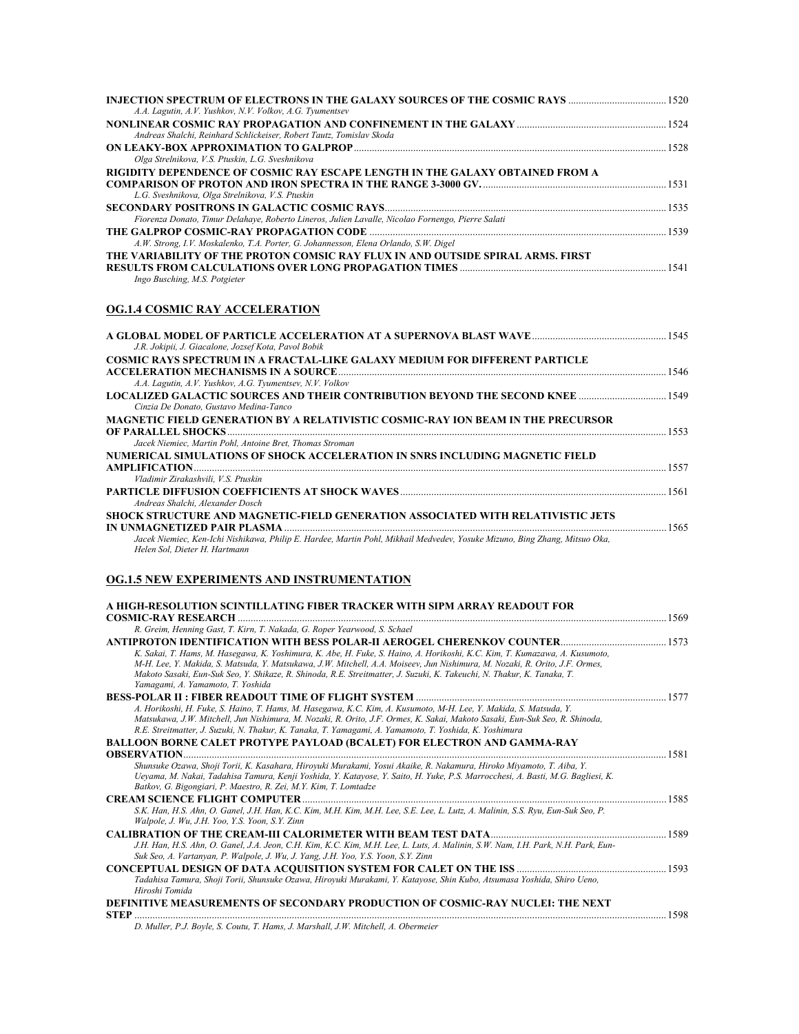**INJECTION SPECTRUM OF ELECTRONS IN THE GALAXY SOURCES OF THE COSMIC RAYS** ..................................... 1520
*A.A. Lagutin, A.V. Yushkov, N.V. Volkov, A.G. Tyumentsev*

**NONLINEAR COSMIC RAY PROPAGATION AND CONFINEMENT IN THE GALAXY** ......................................................... 1524
*Andreas Shalchi, Reinhard Schlickeiser, Robert Tautz, Tomislav Skoda*

**ON LEAKY-BOX APPROXIMATION TO GALPROP** ............................................................................................................ 1528
*Olga Strelnikova, V.S. Ptuskin, L.G. Sveshnikova*

**RIGIDITY DEPENDENCE OF COSMIC RAY ESCAPE LENGTH IN THE GALAXY OBTAINED FROM A COMPARISON OF PROTON AND IRON SPECTRA IN THE RANGE 3-3000 GV.** ...................................................................... 1531
*L.G. Sveshnikova, Olga Strelnikova, V.S. Ptuskin*

**SECONDARY POSITRONS IN GALACTIC COSMIC RAYS** ............................................................................................... 1535
*Fiorenza Donato, Timur Delahaye, Roberto Lineros, Julien Lavalle, Nicolao Fornengo, Pierre Salati*

**THE GALPROP COSMIC-RAY PROPAGATION CODE** ..................................................................................................... 1539
*A.W. Strong, I.V. Moskalenko, T.A. Porter, G. Johannesson, Elena Orlando, S.W. Digel*

**THE VARIABILITY OF THE PROTON COMSIC RAY FLUX IN AND OUTSIDE SPIRAL ARMS. FIRST RESULTS FROM CALCULATIONS OVER LONG PROPAGATION TIMES** .............................................................................. 1541
*Ingo Busching, M.S. Potgieter*

## OG.1.4 COSMIC RAY ACCELERATION

**A GLOBAL MODEL OF PARTICLE ACCELERATION AT A SUPERNOVA BLAST WAVE** .................................................... 1545
*J.R. Jokipii, J. Giacalone, Jozsef Kota, Pavol Bobik*

**COSMIC RAYS SPECTRUM IN A FRACTAL-LIKE GALAXY MEDIUM FOR DIFFERENT PARTICLE ACCELERATION MECHANISMS IN A SOURCE** ......................................................................................................................... 1546
*A.A. Lagutin, A.V. Yushkov, A.G. Tyumentsev, N.V. Volkov*

**LOCALIZED GALACTIC SOURCES AND THEIR CONTRIBUTION BEYOND THE SECOND KNEE** ................................. 1549
*Cinzia De Donato, Gustavo Medina-Tanco*

**MAGNETIC FIELD GENERATION BY A RELATIVISTIC COSMIC-RAY ION BEAM IN THE PRECURSOR OF PARALLEL SHOCKS** ............................................................................................................................................................... 1553
*Jacek Niemiec, Martin Pohl, Antoine Bret, Thomas Stroman*

**NUMERICAL SIMULATIONS OF SHOCK ACCELERATION IN SNRS INCLUDING MAGNETIC FIELD AMPLIFICATION** ......................................................................................................................................................... 1557
*Vladimir Zirakashvili, V.S. Ptuskin*

**PARTICLE DIFFUSION COEFFICIENTS AT SHOCK WAVES** ........................................................................................... 1561
*Andreas Shalchi, Alexander Dosch*

**SHOCK STRUCTURE AND MAGNETIC-FIELD GENERATION ASSOCIATED WITH RELATIVISTIC JETS IN UNMAGNETIZED PAIR PLASMA** ................................................................................................................................ 1565
*Jacek Niemiec, Ken-Ichi Nishikawa, Philip E. Hardee, Martin Pohl, Mikhail Medvedev, Yosuke Mizuno, Bing Zhang, Mitsuo Oka, Helen Sol, Dieter H. Hartmann*

## OG.1.5 NEW EXPERIMENTS AND INSTRUMENTATION

**A HIGH-RESOLUTION SCINTILLATING FIBER TRACKER WITH SIPM ARRAY READOUT FOR COSMIC-RAY RESEARCH** ...................................................................................................................................................... 1569
*R. Greim, Henning Gast, T. Kirn, T. Nakada, G. Roper Yearwood, S. Schael*

**ANTIPROTON IDENTIFICATION WITH BESS POLAR-II AEROGEL CHERENKOV COUNTER** ......................................... 1573
*K. Sakai, T. Hams, M. Hasegawa, K. Yoshimura, K. Abe, H. Fuke, S. Haino, A. Horikoshi, K.C. Kim, T. Kumazawa, A. Kusumoto, M-H. Lee, Y. Makida, S. Matsuda, Y. Matsukawa, J.W. Mitchell, A.A. Moiseev, Jun Nishimura, M. Nozaki, R. Orito, J.F. Ormes, Makoto Sasaki, Eun-Suk Seo, Y. Shikaze, R. Shinoda, R.E. Streitmatter, J. Suzuki, K. Takeuchi, N. Thakur, K. Tanaka, T. Yamagami, A. Yamamoto, T. Yoshida*

**BESS-POLAR II : FIBER READOUT TIME OF FLIGHT SYSTEM** ........................................................................................ 1577
*A. Horikoshi, H. Fuke, S. Haino, T. Hams, M. Hasegawa, K.C. Kim, A. Kusumoto, M-H. Lee, Y. Makida, S. Matsuda, Y. Matsukawa, J.W. Mitchell, Jun Nishimura, M. Nozaki, R. Orito, J.F. Ormes, K. Sakai, Makoto Sasaki, Eun-Suk Seo, R. Shinoda, R.E. Streitmatter, J. Suzuki, N. Thakur, K. Tanaka, T. Yamagami, A. Yamamoto, T. Yoshida, K. Yoshimura*

**BALLOON BORNE CALET PROTYPE PAYLOAD (BCALET) FOR ELECTRON AND GAMMA-RAY OBSERVATION** ....................................................................................................................................................... 1581
*Shunsuke Ozawa, Shoji Torii, K. Kasahara, Hiroyuki Murakami, Yosui Akaike, R. Nakamura, Hiroko Miyamoto, T. Aiba, Y. Ueyama, M. Nakai, Tadahisa Tamura, Kenji Yoshida, Y. Katayose, Y. Saito, H. Yuke, P.S. Marrocchesi, A. Basti, M.G. Bagliesi, K. Batkov, G. Bigongiari, P. Maestro, R. Zei, M.Y. Kim, T. Lomtadze*

**CREAM SCIENCE FLIGHT COMPUTER** ........................................................................................................................... 1585
*S.K. Han, H.S. Ahn, O. Ganel, J.H. Han, K.C. Kim, M.H. Kim, M.H. Lee, S.E. Lee, L. Lutz, A. Malinin, S.S. Ryu, Eun-Suk Seo, P. Walpole, J. Wu, J.H. Yoo, Y.S. Yoon, S.Y. Zinn*

**CALIBRATION OF THE CREAM-III CALORIMETER WITH BEAM TEST DATA** ................................................................... 1589
*J.H. Han, H.S. Ahn, O. Ganel, J.A. Jeon, C.H. Kim, K.C. Kim, M.H. Lee, L. Luts, A. Malinin, S.W. Nam, I.H. Park, N.H. Park, Eun-Suk Seo, A. Vartanyan, P. Walpole, J. Wu, J. Yang, J.H. Yoo, Y.S. Yoon, S.Y. Zinn*

**CONCEPTUAL DESIGN OF DATA ACQUISITION SYSTEM FOR CALET ON THE ISS** ......................................................... 1593
*Tadahisa Tamura, Shoji Torii, Shunsuke Ozawa, Hiroyuki Murakami, Y. Katayose, Shin Kubo, Atsumasa Yoshida, Shiro Ueno, Hiroshi Tomida*

**DEFINITIVE MEASUREMENTS OF SECONDARY PRODUCTION OF COSMIC-RAY NUCLEI: THE NEXT STEP** ....................................................................................................................................................................... 1598
*D. Muller, P.J. Boyle, S. Coutu, T. Hams, J. Marshall, J.W. Mitchell, A. Obermeier*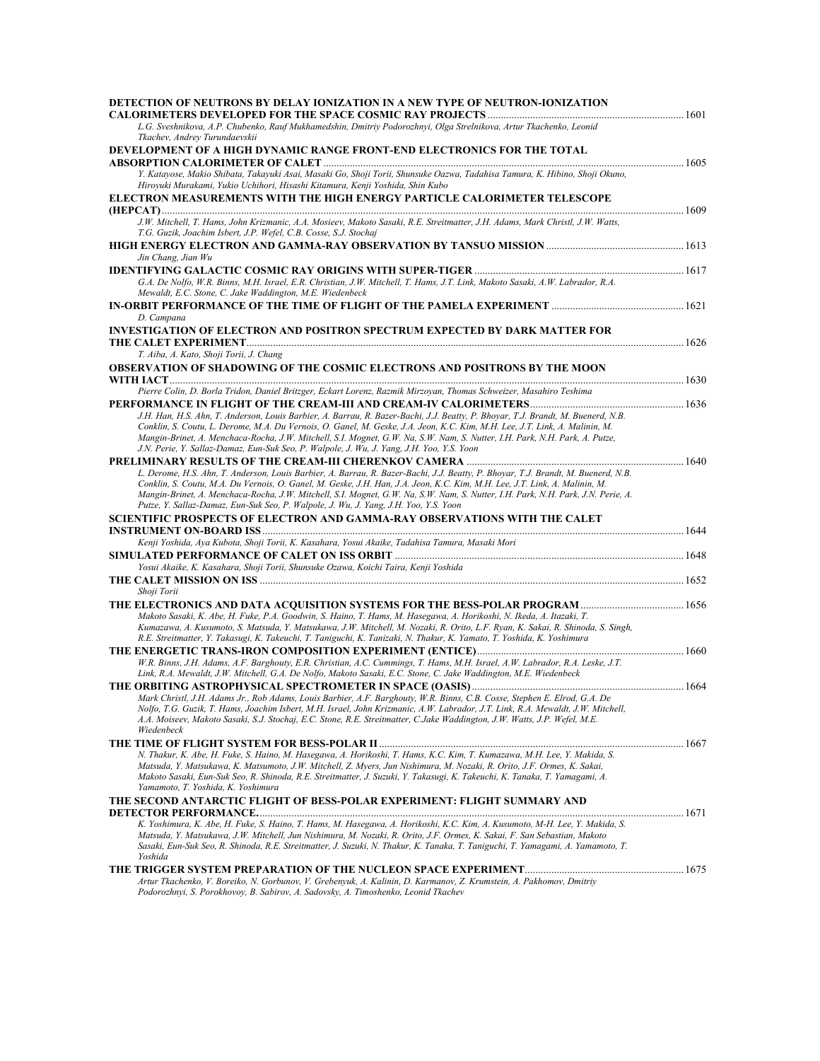**DETECTION OF NEUTRONS BY DELAY IONIZATION IN A NEW TYPE OF NEUTRON-IONIZATION CALORIMETERS DEVELOPED FOR THE SPACE COSMIC RAY PROJECTS** ........ 1601
*L.G. Sveshnikova, A.P. Chubenko, Rauf Mukhamedshin, Dmitriy Podorozhnyi, Olga Strelnikova, Artur Tkachenko, Leonid Tkachev, Andrey Turundaevskii*

**DEVELOPMENT OF A HIGH DYNAMIC RANGE FRONT-END ELECTRONICS FOR THE TOTAL ABSORPTION CALORIMETER OF CALET** ........ 1605
*Y. Katayose, Makio Shibata, Takayuki Asai, Masaki Go, Shoji Torii, Shunsuke Oazwa, Tadahisa Tamura, K. Hibino, Shoji Okuno, Hiroyuki Murakami, Yukio Uchihori, Hisashi Kitamura, Kenji Yoshida, Shin Kubo*

**ELECTRON MEASUREMENTS WITH THE HIGH ENERGY PARTICLE CALORIMETER TELESCOPE (HEPCAT)** ........ 1609
*J.W. Mitchell, T. Hams, John Krizmanic, A.A. Mosieev, Makoto Sasaki, R.E. Streitmatter, J.H. Adams, Mark Christl, J.W. Watts, T.G. Guzik, Joachim Isbert, J.P. Wefel, C.B. Cosse, S.J. Stochaj*

**HIGH ENERGY ELECTRON AND GAMMA-RAY OBSERVATION BY TANSUO MISSION** ........ 1613
*Jin Chang, Jian Wu*

**IDENTIFYING GALACTIC COSMIC RAY ORIGINS WITH SUPER-TIGER** ........ 1617
*G.A. De Nolfo, W.R. Binns, M.H. Israel, E.R. Christian, J.W. Mitchell, T. Hams, J.T. Link, Makoto Sasaki, A.W. Labrador, R.A. Mewaldt, E.C. Stone, C. Jake Waddington, M.E. Wiedenbeck*

**IN-ORBIT PERFORMANCE OF THE TIME OF FLIGHT OF THE PAMELA EXPERIMENT** ........ 1621
*D. Campana*

**INVESTIGATION OF ELECTRON AND POSITRON SPECTRUM EXPECTED BY DARK MATTER FOR THE CALET EXPERIMENT** ........ 1626
*T. Aiba, A. Kato, Shoji Torii, J. Chang*

**OBSERVATION OF SHADOWING OF THE COSMIC ELECTRONS AND POSITRONS BY THE MOON WITH IACT** ........ 1630
*Pierre Colin, D. Borla Tridon, Daniel Britzger, Eckart Lorenz, Razmik Mirzoyan, Thomas Schweizer, Masahiro Teshima*

**PERFORMANCE IN FLIGHT OF THE CREAM-III AND CREAM-IV CALORIMETERS** ........ 1636
*J.H. Han, H.S. Ahn, T. Anderson, Louis Barbier, A. Barrau, R. Bazer-Bachi, J.J. Beatty, P. Bhoyar, T.J. Brandt, M. Buenerd, N.B. Conklin, S. Coutu, L. Derome, M.A. Du Vernois, O. Ganel, M. Geske, J.A. Jeon, K.C. Kim, M.H. Lee, J.T. Link, A. Malinin, M. Mangin-Brinet, A. Menchaca-Rocha, J.W. Mitchell, S.I. Mognet, G.W. Na, S.W. Nam, S. Nutter, I.H. Park, N.H. Park, A. Putze, J.N. Perie, Y. Sallaz-Damaz, Eun-Suk Seo, P. Walpole, J. Wu, J. Yang, J.H. Yoo, Y.S. Yoon*

**PRELIMINARY RESULTS OF THE CREAM-III CHERENKOV CAMERA** ........ 1640
*L. Derome, H.S. Ahn, T. Anderson, Louis Barbier, A. Barrau, R. Bazer-Bachi, J.J. Beatty, P. Bhoyar, T.J. Brandt, M. Buenerd, N.B. Conklin, S. Coutu, M.A. Du Vernois, O. Ganel, M. Geske, J.H. Han, J.A. Jeon, K.C. Kim, M.H. Lee, J.T. Link, A. Malinin, M. Mangin-Brinet, A. Menchaca-Rocha, J.W. Mitchell, S.I. Mognet, G.W. Na, S.W. Nam, S. Nutter, I.H. Park, N.H. Park, J.N. Perie, A. Putze, Y. Sallaz-Damaz, Eun-Suk Seo, P. Walpole, J. Wu, J. Yang, J.H. Yoo, Y.S. Yoon*

**SCIENTIFIC PROSPECTS OF ELECTRON AND GAMMA-RAY OBSERVATIONS WITH THE CALET INSTRUMENT ON-BOARD ISS** ........ 1644
*Kenji Yoshida, Aya Kubota, Shoji Torii, K. Kasahara, Yosui Akaike, Tadahisa Tamura, Masaki Mori*

**SIMULATED PERFORMANCE OF CALET ON ISS ORBIT** ........ 1648
*Yosui Akaike, K. Kasahara, Shoji Torii, Shunsuke Ozawa, Koichi Taira, Kenji Yoshida*

**THE CALET MISSION ON ISS** ........ 1652
*Shoji Torii*

**THE ELECTRONICS AND DATA ACQUISITION SYSTEMS FOR THE BESS-POLAR PROGRAM** ........ 1656
*Makoto Sasaki, K. Abe, H. Fuke, P.A. Goodwin, S. Haino, T. Hams, M. Hasegawa, A. Horikoshi, N. Ikeda, A. Itazaki, T. Kumazawa, A. Kusumoto, S. Matsuda, Y. Matsukawa, J.W. Mitchell, M. Nozaki, R. Orito, L.F. Ryan, K. Sakai, R. Shinoda, S. Singh, R.E. Streitmatter, Y. Takasugi, K. Takeuchi, T. Taniguchi, K. Tanizaki, N. Thakur, K. Yamato, T. Yoshida, K. Yoshimura*

**THE ENERGETIC TRANS-IRON COMPOSITION EXPERIMENT (ENTICE)** ........ 1660
*W.R. Binns, J.H. Adams, A.F. Barghouty, E.R. Christian, A.C. Cummings, T. Hams, M.H. Israel, A.W. Labrador, R.A. Leske, J.T. Link, R.A. Mewaldt, J.W. Mitchell, G.A. De Nolfo, Makoto Sasaki, E.C. Stone, C. Jake Waddington, M.E. Wiedenbeck*

**THE ORBITING ASTROPHYSICAL SPECTROMETER IN SPACE (OASIS)** ........ 1664
*Mark Christl, J.H. Adams Jr., Rob Adams, Louis Barbier, A.F. Barghouty, W.R. Binns, C.B. Cosse, Stephen E. Elrod, G.A. De Nolfo, T.G. Guzik, T. Hams, Joachim Isbert, M.H. Israel, John Krizmanic, A.W. Labrador, J.T. Link, R.A. Mewaldt, J.W. Mitchell, A.A. Moiseev, Makoto Sasaki, S.J. Stochaj, E.C. Stone, R.E. Streitmatter, C.Jake Waddington, J.W. Watts, J.P. Wefel, M.E. Wiedenbeck*

**THE TIME OF FLIGHT SYSTEM FOR BESS-POLAR II** ........ 1667
*N. Thakur, K. Abe, H. Fuke, S. Haino, M. Hasegawa, A. Horikoshi, T. Hams, K.C. Kim, T. Kumazawa, M.H. Lee, Y. Makida, S. Matsuda, Y. Matsukawa, K. Matsumoto, J.W. Mitchell, Z. Myers, Jun Nishimura, M. Nozaki, R. Orito, J.F. Ormes, K. Sakai, Makoto Sasaki, Eun-Suk Seo, R. Shinoda, R.E. Streitmatter, J. Suzuki, Y. Takasugi, K. Takeuchi, K. Tanaka, T. Yamagami, A. Yamamoto, T. Yoshida, K. Yoshimura*

**THE SECOND ANTARCTIC FLIGHT OF BESS-POLAR EXPERIMENT: FLIGHT SUMMARY AND DETECTOR PERFORMANCE.** ........ 1671
*K. Yoshimura, K. Abe, H. Fuke, S. Haino, T. Hams, M. Hasegawa, A. Horikoshi, K.C. Kim, A. Kusumoto, M-H. Lee, Y. Makida, S. Matsuda, Y. Matsukawa, J.W. Mitchell, Jun Nishimura, M. Nozaki, R. Orito, J.F. Ormes, K. Sakai, F. San Sebastian, Makoto Sasaki, Eun-Suk Seo, R. Shinoda, R.E. Streitmatter, J. Suzuki, N. Thakur, K. Tanaka, T. Taniguchi, T. Yamagami, A. Yamamoto, T. Yoshida*

**THE TRIGGER SYSTEM PREPARATION OF THE NUCLEON SPACE EXPERIMENT** ........ 1675
*Artur Tkachenko, V. Boreiko, N. Gorbunov, V. Grebenyuk, A. Kalinin, D. Karmanov, Z. Krumstein, A. Pakhomov, Dmitriy Podorozhnyi, S. Porokhovoy, B. Sabirov, A. Sadovsky, A. Timoshenko, Leonid Tkachev*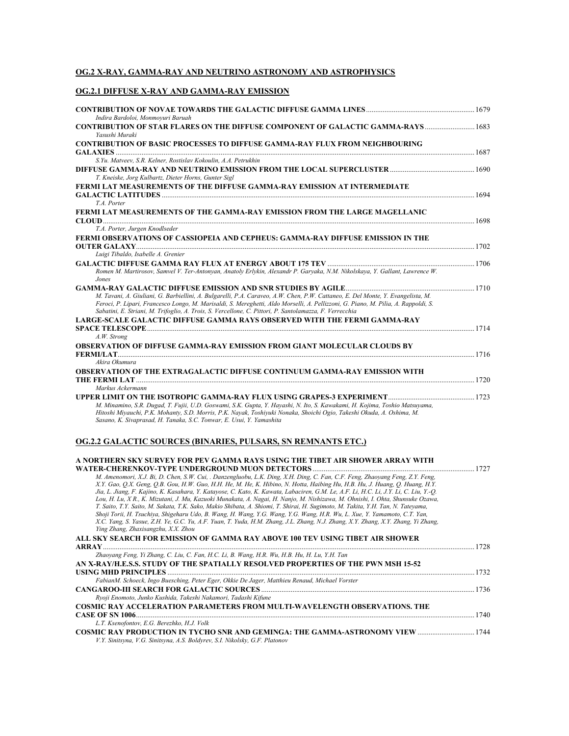## OG.2 X-RAY, GAMMA-RAY AND NEUTRINO ASTRONOMY AND ASTROPHYSICS

### OG.2.1 DIFFUSE X-RAY AND GAMMA-RAY EMISSION

**CONTRIBUTION OF NOVAE TOWARDS THE GALACTIC DIFFUSE GAMMA LINES** ........ 1679
*Indira Bardoloi, Monmoyuri Baruah*

**CONTRIBUTION OF STAR FLARES ON THE DIFFUSE COMPONENT OF GALACTIC GAMMA-RAYS** ........ 1683
*Yasushi Muraki*

**CONTRIBUTION OF BASIC PROCESSES TO DIFFUSE GAMMA-RAY FLUX FROM NEIGHBOURING GALAXIES** ........ 1687
*S.Yu. Matveev, S.R. Kelner, Rostislav Kokoulin, A.A. Petrukhin*

**DIFFUSE GAMMA-RAY AND NEUTRINO EMISSION FROM THE LOCAL SUPERCLUSTER** ........ 1690
*T. Kneiske, Jorg Kulbartz, Dieter Horns, Gunter Sigl*

**FERMI LAT MEASUREMENTS OF THE DIFFUSE GAMMA-RAY EMISSION AT INTERMEDIATE GALACTIC LATITUDES** ........ 1694
*T.A. Porter*

**FERMI LAT MEASUREMENTS OF THE GAMMA-RAY EMISSION FROM THE LARGE MAGELLANIC CLOUD** ........ 1698
*T.A. Porter, Jurgen Knodlseder*

**FERMI OBSERVATIONS OF CASSIOPEIA AND CEPHEUS: GAMMA-RAY DIFFUSE EMISSION IN THE OUTER GALAXY** ........ 1702
*Luigi Tibaldo, Isabelle A. Grenier*

**GALACTIC DIFFUSE GAMMA RAY FLUX AT ENERGY ABOUT 175 TEV** ........ 1706
*Romen M. Martirosov, Samvel V. Ter-Antonyan, Anatoly Erlykin, Alexandr P. Garyaka, N.M. Nikolskaya, Y. Gallant, Lawrence W. Jones*

**GAMMA-RAY GALACTIC DIFFUSE EMISSION AND SNR STUDIES BY AGILE** ........ 1710
*M. Tavani, A. Giuliani, G. Barbiellini, A. Bulgarelli, P.A. Caraveo, A.W. Chen, P.W. Cattaneo, E. Del Monte, Y. Evangelista, M. Feroci, P. Lipari, Francesco Longo, M. Marisaldi, S. Mereghetti, Aldo Morselli, A. Pellizzoni, G. Piano, M. Pilia, A. Rappoldi, S. Sabatini, E. Striani, M. Trifoglio, A. Trois, S. Vercellone, C. Pittori, P. Santolamazza, F. Verrecchia*

**LARGE-SCALE GALACTIC DIFFUSE GAMMA RAYS OBSERVED WITH THE FERMI GAMMA-RAY SPACE TELESCOPE** ........ 1714
*A.W. Strong*

**OBSERVATION OF DIFFUSE GAMMA-RAY EMISSION FROM GIANT MOLECULAR CLOUDS BY FERMI/LAT** ........ 1716
*Akira Okumura*

**OBSERVATION OF THE EXTRAGALACTIC DIFFUSE CONTINUUM GAMMA-RAY EMISSION WITH THE FERMI LAT** ........ 1720
*Markus Ackermann*

**UPPER LIMIT ON THE ISOTROPIC GAMMA-RAY FLUX USING GRAPES-3 EXPERIMENT** ........ 1723
*M. Minamino, S.R. Dugad, T. Fujii, U.D. Goswami, S.K. Gupta, Y. Hayashi, N. Ito, S. Kawakami, H. Kojima, Toshio Matsuyama, Hitoshi Miyauchi, P.K. Mohanty, S.D. Morris, P.K. Nayak, Toshiyuki Nonaka, Shoichi Ogio, Takeshi Okuda, A. Oshima, M. Sasano, K. Sivaprasad, H. Tanaka, S.C. Tonwar, E. Usui, Y. Yamashita*

### OG.2.2 GALACTIC SOURCES (BINARIES, PULSARS, SN REMNANTS ETC.)

**A NORTHERN SKY SURVEY FOR PEV GAMMA RAYS USING THE TIBET AIR SHOWER ARRAY WITH WATER-CHERENKOV-TYPE UNDERGROUND MUON DETECTORS** ........ 1727
*M. Amenomori, X.J. Bi, D. Chen, S.W. Cui, . Danzengluobu, L.K. Ding, X.H. Ding, C. Fan, C.F. Feng, Zhaoyang Feng, Z.Y. Feng, X.Y. Gao, Q.X. Geng, Q.B. Gou, H.W. Guo, H.H. He, M. He, K. Hibino, N. Hotta, Haibing Hu, H.B. Hu, J. Huang, Q. Huang, H.Y. Jia, L. Jiang, F. Kajino, K. Kasahara, Y. Katayose, C. Kato, K. Kawata, Labaciren, G.M. Le, A.F. Li, H.C. Li, J.Y. Li, C. Liu, Y.-Q. Lou, H. Lu, X.R., K. Mizutani, J. Mu, Kazuoki Munakata, A. Nagai, H. Nanjo, M. Nishizawa, M. Ohnishi, I. Ohta, Shunsuke Ozawa, T. Saito, T.Y. Saito, M. Sakata, T.K. Sako, Makio Shibata, A. Shiomi, T. Shirai, H. Sugimoto, M. Takita, Y.H. Tan, N. Tateyama, Shoji Torii, H. Tsuchiya, Shigeharu Udo, B. Wang, H. Wang, Y.G. Wang, Y.G. Wang, H.R. Wu, L. Xue, Y. Yamamoto, C.T. Yan, X.C. Yang, S. Yasue, Z.H. Ye, G.C. Yu, A.F. Yuan, T. Yuda, H.M. Zhang, J.L. Zhang, N.J. Zhang, X.Y. Zhang, X.Y. Zhang, Yi Zhang, Ying Zhang, Zhaxisangzhu, X.X. Zhou*

**ALL SKY SEARCH FOR EMISSION OF GAMMA RAY ABOVE 100 TEV USING TIBET AIR SHOWER ARRAY** ........ 1728
*Zhaoyang Feng, Yi Zhang, C. Liu, C. Fan, H.C. Li, B. Wang, H.R. Wu, H.B. Hu, H. Lu, Y.H. Tan*

**AN X-RAY/H.E.S.S. STUDY OF THE SPATIALLY RESOLVED PROPERTIES OF THE PWN MSH 15-52 USING MHD PRINCIPLES** ........ 1732
*FabianM. Schoeck, Ingo Buesching, Peter Eger, Okkie De Jager, Matthieu Renaud, Michael Vorster*

**CANGAROO-III SEARCH FOR GALACTIC SOURCES** ........ 1736
*Ryoji Enomoto, Junko Kushida, Takeshi Nakamori, Tadashi Kifune*

**COSMIC RAY ACCELERATION PARAMETERS FROM MULTI-WAVELENGTH OBSERVATIONS. THE CASE OF SN 1006** ........ 1740
*L.T. Ksenofontov, E.G. Berezhko, H.J. Volk*

**COSMIC RAY PRODUCTION IN TYCHO SNR AND GEMINGA: THE GAMMA-ASTRONOMY VIEW** ........ 1744
*V.Y. Sinitsyna, V.G. Sinitsyna, A.S. Boldyrev, S.I. Nikolsky, G.F. Platonov*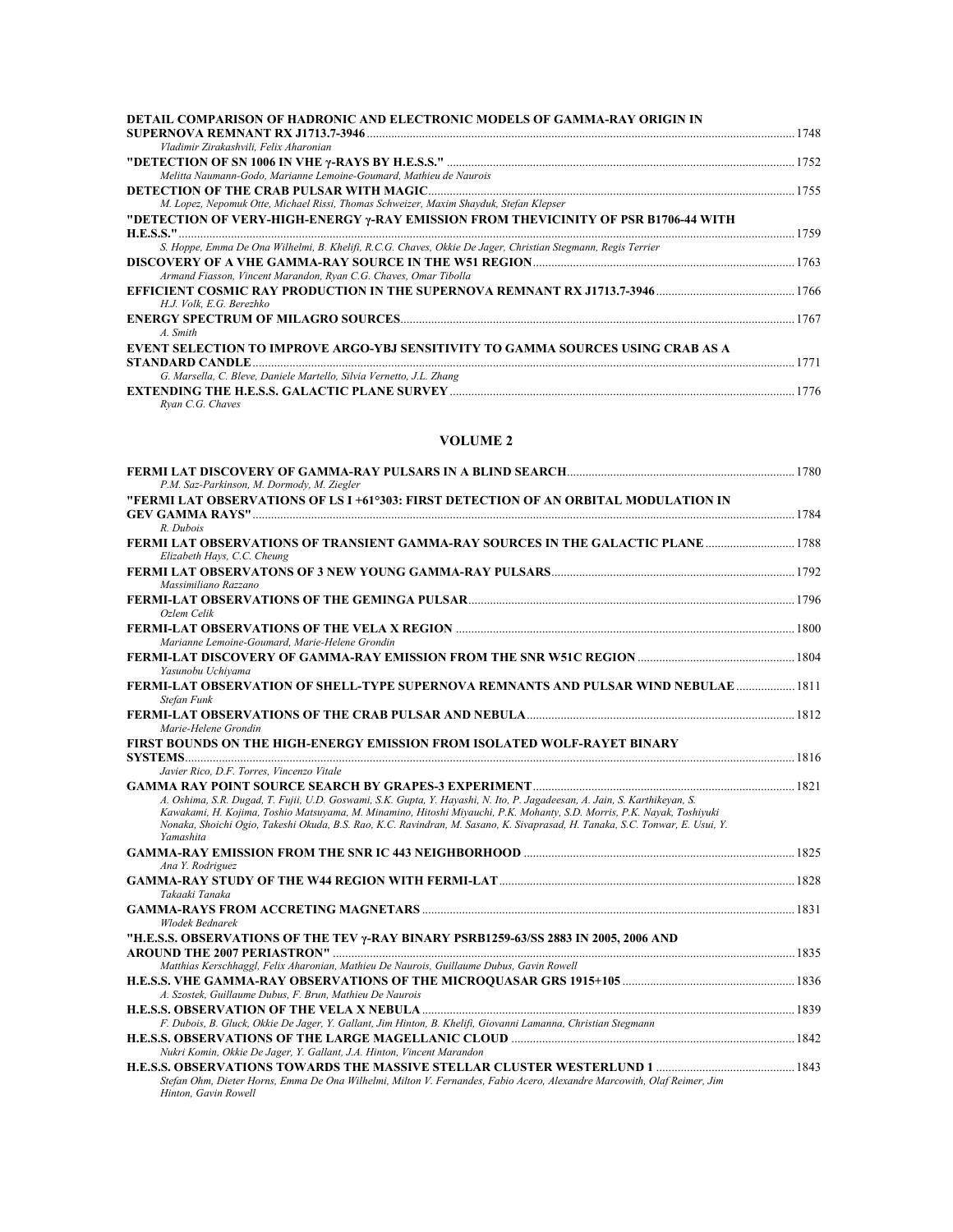**DETAIL COMPARISON OF HADRONIC AND ELECTRONIC MODELS OF GAMMA-RAY ORIGIN IN SUPERNOVA REMNANT RX J1713.7-3946** ........ 1748
*Vladimir Zirakashvili, Felix Aharonian*

**"DETECTION OF SN 1006 IN VHE γ-RAYS BY H.E.S.S."** ........ 1752
*Melitta Naumann-Godo, Marianne Lemoine-Goumard, Mathieu de Naurois*

**DETECTION OF THE CRAB PULSAR WITH MAGIC** ........ 1755
*M. Lopez, Nepomuk Otte, Michael Rissi, Thomas Schweizer, Maxim Shayduk, Stefan Klepser*

**"DETECTION OF VERY-HIGH-ENERGY γ-RAY EMISSION FROM THEVICINITY OF PSR B1706-44 WITH H.E.S.S."** ........ 1759
*S. Hoppe, Emma De Ona Wilhelmi, B. Khelifi, R.C.G. Chaves, Okkie De Jager, Christian Stegmann, Regis Terrier*

**DISCOVERY OF A VHE GAMMA-RAY SOURCE IN THE W51 REGION** ........ 1763
*Armand Fiasson, Vincent Marandon, Ryan C.G. Chaves, Omar Tibolla*

**EFFICIENT COSMIC RAY PRODUCTION IN THE SUPERNOVA REMNANT RX J1713.7-3946** ........ 1766
*H.J. Volk, E.G. Berezhko*

**ENERGY SPECTRUM OF MILAGRO SOURCES** ........ 1767
*A. Smith*

**EVENT SELECTION TO IMPROVE ARGO-YBJ SENSITIVITY TO GAMMA SOURCES USING CRAB AS A STANDARD CANDLE** ........ 1771
*G. Marsella, C. Bleve, Daniele Martello, Silvia Vernetto, J.L. Zhang*

**EXTENDING THE H.E.S.S. GALACTIC PLANE SURVEY** ........ 1776
*Ryan C.G. Chaves*

## VOLUME 2

**FERMI LAT DISCOVERY OF GAMMA-RAY PULSARS IN A BLIND SEARCH** ........ 1780
*P.M. Saz-Parkinson, M. Dormody, M. Ziegler*

**"FERMI LAT OBSERVATIONS OF LS I +61°303: FIRST DETECTION OF AN ORBITAL MODULATION IN GEV GAMMA RAYS"** ........ 1784
*R. Dubois*

**FERMI LAT OBSERVATIONS OF TRANSIENT GAMMA-RAY SOURCES IN THE GALACTIC PLANE** ........ 1788
*Elizabeth Hays, C.C. Cheung*

**FERMI LAT OBSERVATONS OF 3 NEW YOUNG GAMMA-RAY PULSARS** ........ 1792
*Massimiliano Razzano*

**FERMI-LAT OBSERVATIONS OF THE GEMINGA PULSAR** ........ 1796
*Ozlem Celik*

**FERMI-LAT OBSERVATIONS OF THE VELA X REGION** ........ 1800
*Marianne Lemoine-Goumard, Marie-Helene Grondin*

**FERMI-LAT DISCOVERY OF GAMMA-RAY EMISSION FROM THE SNR W51C REGION** ........ 1804
*Yasunobu Uchiyama*

**FERMI-LAT OBSERVATION OF SHELL-TYPE SUPERNOVA REMNANTS AND PULSAR WIND NEBULAE** ........ 1811
*Stefan Funk*

**FERMI-LAT OBSERVATIONS OF THE CRAB PULSAR AND NEBULA** ........ 1812
*Marie-Helene Grondin*

**FIRST BOUNDS ON THE HIGH-ENERGY EMISSION FROM ISOLATED WOLF-RAYET BINARY SYSTEMS** ........ 1816
*Javier Rico, D.F. Torres, Vincenzo Vitale*

**GAMMA RAY POINT SOURCE SEARCH BY GRAPES-3 EXPERIMENT** ........ 1821
*A. Oshima, S.R. Dugad, T. Fujii, U.D. Goswami, S.K. Gupta, Y. Hayashi, N. Ito, P. Jagadeesan, A. Jain, S. Karthikeyan, S. Kawakami, H. Kojima, Toshio Matsuyama, M. Minamino, Hitoshi Miyauchi, P.K. Mohanty, S.D. Morris, P.K. Nayak, Toshiyuki Nonaka, Shoichi Ogio, Takeshi Okuda, B.S. Rao, K.C. Ravindran, M. Sasano, K. Sivaprasad, H. Tanaka, S.C. Tonwar, E. Usui, Y. Yamashita*

**GAMMA-RAY EMISSION FROM THE SNR IC 443 NEIGHBORHOOD** ........ 1825
*Ana Y. Rodriguez*

**GAMMA-RAY STUDY OF THE W44 REGION WITH FERMI-LAT** ........ 1828
*Takaaki Tanaka*

**GAMMA-RAYS FROM ACCRETING MAGNETARS** ........ 1831
*Wlodek Bednarek*

**"H.E.S.S. OBSERVATIONS OF THE TEV γ-RAY BINARY PSRB1259-63/SS 2883 IN 2005, 2006 AND AROUND THE 2007 PERIASTRON"** ........ 1835
*Matthias Kerschhaggl, Felix Aharonian, Mathieu De Naurois, Guillaume Dubus, Gavin Rowell*

**H.E.S.S. VHE GAMMA-RAY OBSERVATIONS OF THE MICROQUASAR GRS 1915+105** ........ 1836
*A. Szostek, Guillaume Dubus, F. Brun, Mathieu De Naurois*

**H.E.S.S. OBSERVATION OF THE VELA X NEBULA** ........ 1839
*F. Dubois, B. Gluck, Okkie De Jager, Y. Gallant, Jim Hinton, B. Khelifi, Giovanni Lamanna, Christian Stegmann*

**H.E.S.S. OBSERVATIONS OF THE LARGE MAGELLANIC CLOUD** ........ 1842
*Nukri Komin, Okkie De Jager, Y. Gallant, J.A. Hinton, Vincent Marandon*

**H.E.S.S. OBSERVATIONS TOWARDS THE MASSIVE STELLAR CLUSTER WESTERLUND 1** ........ 1843
*Stefan Ohm, Dieter Horns, Emma De Ona Wilhelmi, Milton V. Fernandes, Fabio Acero, Alexandre Marcowith, Olaf Reimer, Jim Hinton, Gavin Rowell*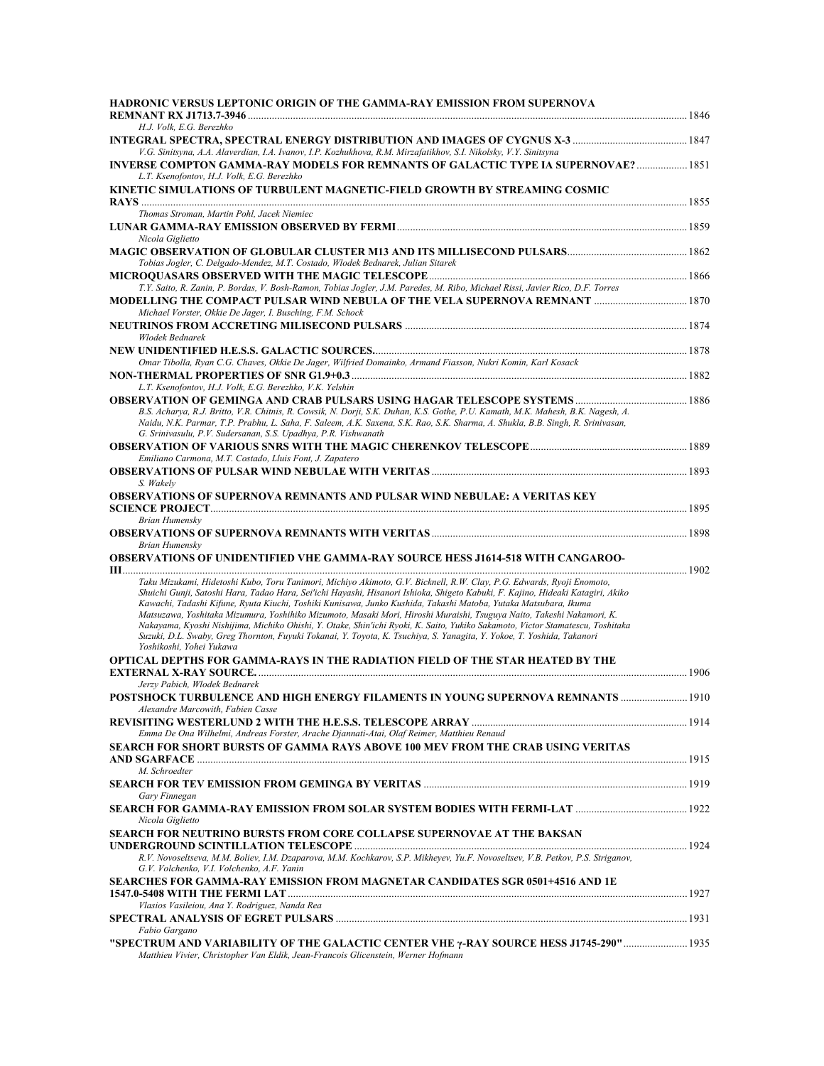**HADRONIC VERSUS LEPTONIC ORIGIN OF THE GAMMA-RAY EMISSION FROM SUPERNOVA REMNANT RX J1713.7-3946** ............ 1846
*H.J. Volk, E.G. Berezhko*

**INTEGRAL SPECTRA, SPECTRAL ENERGY DISTRIBUTION AND IMAGES OF CYGNUS X-3** ............ 1847
*V.G. Sinitsyna, A.A. Alaverdian, I.A. Ivanov, I.P. Kozhukhova, R.M. Mirzafatikhov, S.I. Nikolsky, V.Y. Sinitsyna*

**INVERSE COMPTON GAMMA-RAY MODELS FOR REMNANTS OF GALACTIC TYPE IA SUPERNOVAE?** ............ 1851
*L.T. Ksenofontov, H.J. Volk, E.G. Berezhko*

**KINETIC SIMULATIONS OF TURBULENT MAGNETIC-FIELD GROWTH BY STREAMING COSMIC RAYS** ............ 1855
*Thomas Stroman, Martin Pohl, Jacek Niemiec*

**LUNAR GAMMA-RAY EMISSION OBSERVED BY FERMI** ............ 1859
*Nicola Giglietto*

**MAGIC OBSERVATION OF GLOBULAR CLUSTER M13 AND ITS MILLISECOND PULSARS** ............ 1862
*Tobias Jogler, C. Delgado-Mendez, M.T. Costado, Wlodek Bednarek, Julian Sitarek*

**MICROQUASARS OBSERVED WITH THE MAGIC TELESCOPE** ............ 1866
*T.Y. Saito, R. Zanin, P. Bordas, V. Bosh-Ramon, Tobias Jogler, J.M. Paredes, M. Ribo, Michael Rissi, Javier Rico, D.F. Torres*

**MODELLING THE COMPACT PULSAR WIND NEBULA OF THE VELA SUPERNOVA REMNANT** ............ 1870
*Michael Vorster, Okkie De Jager, I. Busching, F.M. Schock*

**NEUTRINOS FROM ACCRETING MILISECOND PULSARS** ............ 1874
*Wlodek Bednarek*

**NEW UNIDENTIFIED H.E.S.S. GALACTIC SOURCES.** ............ 1878
*Omar Tibolla, Ryan C.G. Chaves, Okkie De Jager, Wilfried Domainko, Armand Fiasson, Nukri Komin, Karl Kosack*

**NON-THERMAL PROPERTIES OF SNR G1.9+0.3** ............ 1882
*L.T. Ksenofontov, H.J. Volk, E.G. Berezhko, V.K. Yelshin*

**OBSERVATION OF GEMINGA AND CRAB PULSARS USING HAGAR TELESCOPE SYSTEMS** ............ 1886
*B.S. Acharya, R.J. Britto, V.R. Chitnis, R. Cowsik, N. Dorji, S.K. Duhan, K.S. Gothe, P.U. Kamath, M.K. Mahesh, B.K. Nagesh, A. Naidu, N.K. Parmar, T.P. Prabhu, L. Saha, F. Saleem, A.K. Saxena, S.K. Rao, S.K. Sharma, A. Shukla, B.B. Singh, R. Srinivasan, G. Srinivasulu, P.V. Sudersanan, S.S. Upadhya, P.R. Vishwanath*

**OBSERVATION OF VARIOUS SNRS WITH THE MAGIC CHERENKOV TELESCOPE** ............ 1889
*Emiliano Carmona, M.T. Costado, Lluis Font, J. Zapatero*

**OBSERVATIONS OF PULSAR WIND NEBULAE WITH VERITAS** ............ 1893
*S. Wakely*

**OBSERVATIONS OF SUPERNOVA REMNANTS AND PULSAR WIND NEBULAE: A VERITAS KEY SCIENCE PROJECT** ............ 1895
*Brian Humensky*

**OBSERVATIONS OF SUPERNOVA REMNANTS WITH VERITAS** ............ 1898
*Brian Humensky*

**OBSERVATIONS OF UNIDENTIFIED VHE GAMMA-RAY SOURCE HESS J1614-518 WITH CANGAROO-III** ............ 1902
*Taku Mizukami, Hidetoshi Kubo, Toru Tanimori, Michiyo Akimoto, G.V. Bicknell, R.W. Clay, P.G. Edwards, Ryoji Enomoto, Shuichi Gunji, Satoshi Hara, Tadao Hara, Sei'ichi Hayashi, Hisanori Ishioka, Shigeto Kabuki, F. Kajino, Hideaki Katagiri, Akiko Kawachi, Tadashi Kifune, Ryuta Kiuchi, Toshiki Kunisawa, Junko Kushida, Takashi Matoba, Yutaka Matsubara, Ikuma Matsuzawa, Yoshitaka Mizumura, Yoshihiko Mizumoto, Masaki Mori, Hiroshi Muraishi, Tsuguya Naito, Takeshi Nakamori, K. Nakayama, Kyoshi Nishijima, Michiko Ohishi, Y. Otake, Shin'ichi Ryoki, K. Saito, Yukiko Sakamoto, Victor Stamatescu, Toshitaka Suzuki, D.L. Swaby, Greg Thornton, Fuyuki Tokanai, Y. Toyota, K. Tsuchiya, S. Yanagita, Y. Yokoe, T. Yoshida, Takanori Yoshikoshi, Yohei Yukawa*

**OPTICAL DEPTHS FOR GAMMA-RAYS IN THE RADIATION FIELD OF THE STAR HEATED BY THE EXTERNAL X-RAY SOURCE.** ............ 1906
*Jerzy Pabich, Wlodek Bednarek*

**POSTSHOCK TURBULENCE AND HIGH ENERGY FILAMENTS IN YOUNG SUPERNOVA REMNANTS** ............ 1910
*Alexandre Marcowith, Fabien Casse*

**REVISITING WESTERLUND 2 WITH THE H.E.S.S. TELESCOPE ARRAY** ............ 1914
*Emma De Ona Wilhelmi, Andreas Forster, Arache Djannati-Atai, Olaf Reimer, Matthieu Renaud*

**SEARCH FOR SHORT BURSTS OF GAMMA RAYS ABOVE 100 MEV FROM THE CRAB USING VERITAS AND SGARFACE** ............ 1915
*M. Schroedter*

**SEARCH FOR TEV EMISSION FROM GEMINGA BY VERITAS** ............ 1919
*Gary Finnegan*

**SEARCH FOR GAMMA-RAY EMISSION FROM SOLAR SYSTEM BODIES WITH FERMI-LAT** ............ 1922
*Nicola Giglietto*

**SEARCH FOR NEUTRINO BURSTS FROM CORE COLLAPSE SUPERNOVAE AT THE BAKSAN UNDERGROUND SCINTILLATION TELESCOPE** ............ 1924
*R.V. Novoseltseva, M.M. Boliev, I.M. Dzaparova, M.M. Kochkarov, S.P. Mikheyev, Yu.F. Novoseltsev, V.B. Petkov, P.S. Striganov, G.V. Volchenko, V.I. Volchenko, A.F. Yanin*

**SEARCHES FOR GAMMA-RAY EMISSION FROM MAGNETAR CANDIDATES SGR 0501+4516 AND 1E 1547.0-5408 WITH THE FERMI LAT** ............ 1927
*Vlasios Vasileiou, Ana Y. Rodriguez, Nanda Rea*

**SPECTRAL ANALYSIS OF EGRET PULSARS** ............ 1931
*Fabio Gargano*

**"SPECTRUM AND VARIABILITY OF THE GALACTIC CENTER VHE γ-RAY SOURCE HESS J1745-290"** ............ 1935
*Matthieu Vivier, Christopher Van Eldik, Jean-Francois Glicenstein, Werner Hofmann*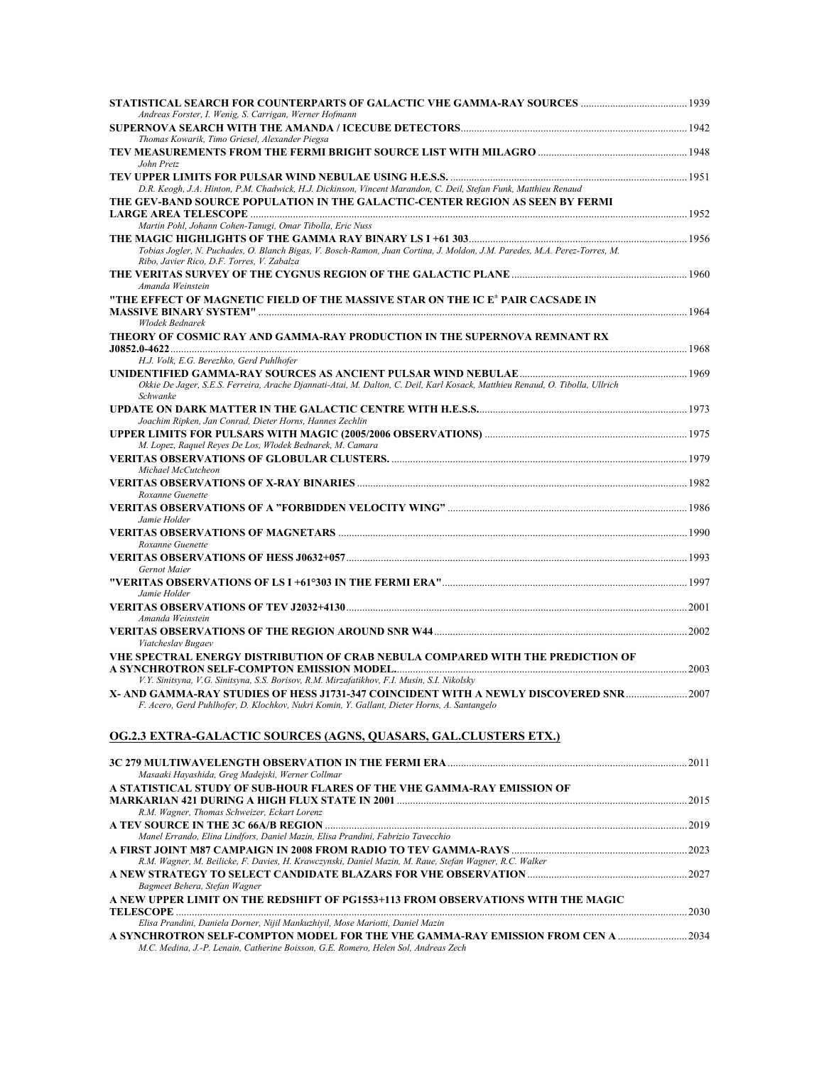**STATISTICAL SEARCH FOR COUNTERPARTS OF GALACTIC VHE GAMMA-RAY SOURCES** ........ 1939
*Andreas Forster, I. Wenig, S. Carrigan, Werner Hofmann*

**SUPERNOVA SEARCH WITH THE AMANDA / ICECUBE DETECTORS** ........ 1942
*Thomas Kowarik, Timo Griesel, Alexander Piegsa*

**TEV MEASUREMENTS FROM THE FERMI BRIGHT SOURCE LIST WITH MILAGRO** ........ 1948
*John Pretz*

**TEV UPPER LIMITS FOR PULSAR WIND NEBULAE USING H.E.S.S.** ........ 1951
*D.R. Keogh, J.A. Hinton, P.M. Chadwick, H.J. Dickinson, Vincent Marandon, C. Deil, Stefan Funk, Matthieu Renaud*

**THE GEV-BAND SOURCE POPULATION IN THE GALACTIC-CENTER REGION AS SEEN BY FERMI LARGE AREA TELESCOPE** ........ 1952
*Martin Pohl, Johann Cohen-Tanugi, Omar Tibolla, Eric Nuss*

**THE MAGIC HIGHLIGHTS OF THE GAMMA RAY BINARY LS I +61 303** ........ 1956
*Tobias Jogler, N. Puchades, O. Blanch Bigas, V. Bosch-Ramon, Juan Cortina, J. Moldon, J.M. Paredes, M.A. Perez-Torres, M. Ribo, Javier Rico, D.F. Torres, V. Zabalza*

**THE VERITAS SURVEY OF THE CYGNUS REGION OF THE GALACTIC PLANE** ........ 1960
*Amanda Weinstein*

**"THE EFFECT OF MAGNETIC FIELD OF THE MASSIVE STAR ON THE IC E$^{\pm}$ PAIR CACSADE IN MASSIVE BINARY SYSTEM"** ........ 1964
*Wlodek Bednarek*

**THEORY OF COSMIC RAY AND GAMMA-RAY PRODUCTION IN THE SUPERNOVA REMNANT RX J0852.0-4622** ........ 1968
*H.J. Volk, E.G. Berezhko, Gerd Puhlhofer*

**UNIDENTIFIED GAMMA-RAY SOURCES AS ANCIENT PULSAR WIND NEBULAE** ........ 1969
*Okkie De Jager, S.E.S. Ferreira, Arache Djannati-Atai, M. Dalton, C. Deil, Karl Kosack, Matthieu Renaud, O. Tibolla, Ullrich Schwanke*

**UPDATE ON DARK MATTER IN THE GALACTIC CENTRE WITH H.E.S.S.** ........ 1973
*Joachim Ripken, Jan Conrad, Dieter Horns, Hannes Zechlin*

**UPPER LIMITS FOR PULSARS WITH MAGIC (2005/2006 OBSERVATIONS)** ........ 1975
*M. Lopez, Raquel Reyes De Los, Wlodek Bednarek, M. Camara*

**VERITAS OBSERVATIONS OF GLOBULAR CLUSTERS.** ........ 1979
*Michael McCutcheon*

**VERITAS OBSERVATIONS OF X-RAY BINARIES** ........ 1982
*Roxanne Guenette*

**VERITAS OBSERVATIONS OF A "FORBIDDEN VELOCITY WING"** ........ 1986
*Jamie Holder*

**VERITAS OBSERVATIONS OF MAGNETARS** ........ 1990
*Roxanne Guenette*

**VERITAS OBSERVATIONS OF HESS J0632+057** ........ 1993
*Gernot Maier*

**"VERITAS OBSERVATIONS OF LS I +61°303 IN THE FERMI ERA"** ........ 1997
*Jamie Holder*

**VERITAS OBSERVATIONS OF TEV J2032+4130** ........ 2001
*Amanda Weinstein*

**VERITAS OBSERVATIONS OF THE REGION AROUND SNR W44** ........ 2002
*Viatcheslav Bugaev*

**VHE SPECTRAL ENERGY DISTRIBUTION OF CRAB NEBULA COMPARED WITH THE PREDICTION OF A SYNCHROTRON SELF-COMPTON EMISSION MODEL** ........ 2003
*V.Y. Sinitsyna, V.G. Sinitsyna, S.S. Borisov, R.M. Mirzafatikhov, F.I. Musin, S.I. Nikolsky*

**X- AND GAMMA-RAY STUDIES OF HESS J1731-347 COINCIDENT WITH A NEWLY DISCOVERED SNR** ........ 2007
*F. Acero, Gerd Puhlhofer, D. Klochkov, Nukri Komin, Y. Gallant, Dieter Horns, A. Santangelo*

## OG.2.3 EXTRA-GALACTIC SOURCES (AGNS, QUASARS, GAL.CLUSTERS ETX.)

**3C 279 MULTIWAVELENGTH OBSERVATION IN THE FERMI ERA** ........ 2011
*Masaaki Hayashida, Greg Madejski, Werner Collmar*

**A STATISTICAL STUDY OF SUB-HOUR FLARES OF THE VHE GAMMA-RAY EMISSION OF MARKARIAN 421 DURING A HIGH FLUX STATE IN 2001** ........ 2015
*R.M. Wagner, Thomas Schweizer, Eckart Lorenz*

**A TEV SOURCE IN THE 3C 66A/B REGION** ........ 2019
*Manel Errando, Elina Lindfors, Daniel Mazin, Elisa Prandini, Fabrizio Tavecchio*

**A FIRST JOINT M87 CAMPAIGN IN 2008 FROM RADIO TO TEV GAMMA-RAYS** ........ 2023
*R.M. Wagner, M. Beilicke, F. Davies, H. Krawczynski, Daniel Mazin, M. Raue, Stefan Wagner, R.C. Walker*

**A NEW STRATEGY TO SELECT CANDIDATE BLAZARS FOR VHE OBSERVATION** ........ 2027
*Bagmeet Behera, Stefan Wagner*

**A NEW UPPER LIMIT ON THE REDSHIFT OF PG1553+113 FROM OBSERVATIONS WITH THE MAGIC TELESCOPE** ........ 2030
*Elisa Prandini, Daniela Dorner, Nijil Mankuzhiyil, Mose Mariotti, Daniel Mazin*

**A SYNCHROTRON SELF-COMPTON MODEL FOR THE VHE GAMMA-RAY EMISSION FROM CEN A** ........ 2034
*M.C. Medina, J.-P. Lenain, Catherine Boisson, G.E. Romero, Helen Sol, Andreas Zech*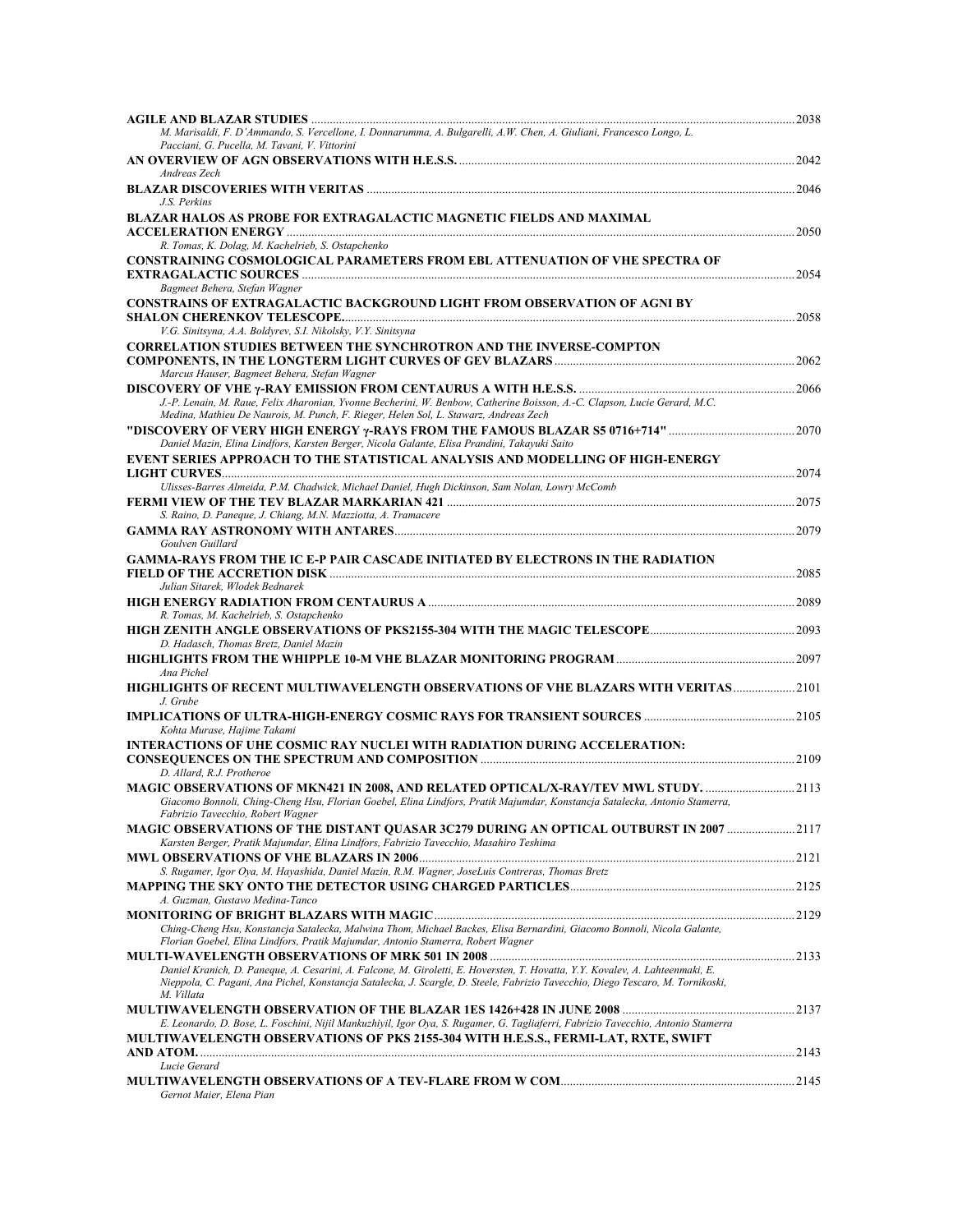**AGILE AND BLAZAR STUDIES** ..... 2038
*M. Marisaldi, F. D'Ammando, S. Vercellone, I. Donnarumma, A. Bulgarelli, A.W. Chen, A. Giuliani, Francesco Longo, L. Pacciani, G. Pucella, M. Tavani, V. Vittorini*

**AN OVERVIEW OF AGN OBSERVATIONS WITH H.E.S.S.** ..... 2042
*Andreas Zech*

**BLAZAR DISCOVERIES WITH VERITAS** ..... 2046
*J.S. Perkins*

**BLAZAR HALOS AS PROBE FOR EXTRAGALACTIC MAGNETIC FIELDS AND MAXIMAL ACCELERATION ENERGY** ..... 2050
*R. Tomas, K. Dolag, M. Kachelrieb, S. Ostapchenko*

**CONSTRAINING COSMOLOGICAL PARAMETERS FROM EBL ATTENUATION OF VHE SPECTRA OF EXTRAGALACTIC SOURCES** ..... 2054
*Bagmeet Behera, Stefan Wagner*

**CONSTRAINS OF EXTRAGALACTIC BACKGROUND LIGHT FROM OBSERVATION OF AGNI BY SHALON CHERENKOV TELESCOPE** ..... 2058
*V.G. Sinitsyna, A.A. Boldyrev, S.I. Nikolsky, V.Y. Sinitsyna*

**CORRELATION STUDIES BETWEEN THE SYNCHROTRON AND THE INVERSE-COMPTON COMPONENTS, IN THE LONGTERM LIGHT CURVES OF GEV BLAZARS** ..... 2062
*Marcus Hauser, Bagmeet Behera, Stefan Wagner*

**DISCOVERY OF VHE γ-RAY EMISSION FROM CENTAURUS A WITH H.E.S.S.** ..... 2066
*J.-P. Lenain, M. Raue, Felix Aharonian, Yvonne Becherini, W. Benbow, Catherine Boisson, A.-C. Clapson, Lucie Gerard, M.C. Medina, Mathieu De Naurois, M. Punch, F. Rieger, Helen Sol, L. Stawarz, Andreas Zech*

**"DISCOVERY OF VERY HIGH ENERGY γ-RAYS FROM THE FAMOUS BLAZAR S5 0716+714"** ..... 2070
*Daniel Mazin, Elina Lindfors, Karsten Berger, Nicola Galante, Elisa Prandini, Takayuki Saito*

**EVENT SERIES APPROACH TO THE STATISTICAL ANALYSIS AND MODELLING OF HIGH-ENERGY LIGHT CURVES** ..... 2074
*Ulisses-Barres Almeida, P.M. Chadwick, Michael Daniel, Hugh Dickinson, Sam Nolan, Lowry McComb*

**FERMI VIEW OF THE TEV BLAZAR MARKARIAN 421** ..... 2075
*S. Raino, D. Paneque, J. Chiang, M.N. Mazziotta, A. Tramacere*

**GAMMA RAY ASTRONOMY WITH ANTARES** ..... 2079
*Goulven Guillard*

**GAMMA-RAYS FROM THE IC E-P PAIR CASCADE INITIATED BY ELECTRONS IN THE RADIATION FIELD OF THE ACCRETION DISK** ..... 2085
*Julian Sitarek, Wlodek Bednarek*

**HIGH ENERGY RADIATION FROM CENTAURUS A** ..... 2089
*R. Tomas, M. Kachelrieb, S. Ostapchenko*

**HIGH ZENITH ANGLE OBSERVATIONS OF PKS2155-304 WITH THE MAGIC TELESCOPE** ..... 2093
*D. Hadasch, Thomas Bretz, Daniel Mazin*

**HIGHLIGHTS FROM THE WHIPPLE 10-M VHE BLAZAR MONITORING PROGRAM** ..... 2097
*Ana Pichel*

**HIGHLIGHTS OF RECENT MULTIWAVELENGTH OBSERVATIONS OF VHE BLAZARS WITH VERITAS** ..... 2101
*J. Grube*

**IMPLICATIONS OF ULTRA-HIGH-ENERGY COSMIC RAYS FOR TRANSIENT SOURCES** ..... 2105
*Kohta Murase, Hajime Takami*

**INTERACTIONS OF UHE COSMIC RAY NUCLEI WITH RADIATION DURING ACCELERATION: CONSEQUENCES ON THE SPECTRUM AND COMPOSITION** ..... 2109
*D. Allard, R.J. Protheroe*

**MAGIC OBSERVATIONS OF MKN421 IN 2008, AND RELATED OPTICAL/X-RAY/TEV MWL STUDY.** ..... 2113
*Giacomo Bonnoli, Ching-Cheng Hsu, Florian Goebel, Elina Lindfors, Pratik Majumdar, Konstancja Satalecka, Antonio Stamerra, Fabrizio Tavecchio, Robert Wagner*

**MAGIC OBSERVATIONS OF THE DISTANT QUASAR 3C279 DURING AN OPTICAL OUTBURST IN 2007** ..... 2117
*Karsten Berger, Pratik Majumdar, Elina Lindfors, Fabrizio Tavecchio, Masahiro Teshima*

**MWL OBSERVATIONS OF VHE BLAZARS IN 2006** ..... 2121
*S. Rugamer, Igor Oya, M. Hayashida, Daniel Mazin, R.M. Wagner, JoseLuis Contreras, Thomas Bretz*

**MAPPING THE SKY ONTO THE DETECTOR USING CHARGED PARTICLES** ..... 2125
*A. Guzman, Gustavo Medina-Tanco*

**MONITORING OF BRIGHT BLAZARS WITH MAGIC** ..... 2129
*Ching-Cheng Hsu, Konstancja Satalecka, Malwina Thom, Michael Backes, Elisa Bernardini, Giacomo Bonnoli, Nicola Galante, Florian Goebel, Elina Lindfors, Pratik Majumdar, Antonio Stamerra, Robert Wagner*

**MULTI-WAVELENGTH OBSERVATIONS OF MRK 501 IN 2008** ..... 2133
*Daniel Kranich, D. Paneque, A. Cesarini, A. Falcone, M. Giroletti, E. Hoversten, T. Hovatta, Y.Y. Kovalev, A. Lahteenmaki, E. Nieppola, C. Pagani, Ana Pichel, Konstancja Satalecka, J. Scargle, D. Steele, Fabrizio Tavecchio, Diego Tescaro, M. Tornikoski, M. Villata*

**MULTIWAVELENGTH OBSERVATION OF THE BLAZAR 1ES 1426+428 IN JUNE 2008** ..... 2137
*E. Leonardo, D. Bose, L. Foschini, Nijil Mankuzhiyil, Igor Oya, S. Rugamer, G. Tagliaferri, Fabrizio Tavecchio, Antonio Stamerra*

**MULTIWAVELENGTH OBSERVATIONS OF PKS 2155-304 WITH H.E.S.S., FERMI-LAT, RXTE, SWIFT AND ATOM.** ..... 2143
*Lucie Gerard*

**MULTIWAVELENGTH OBSERVATIONS OF A TEV-FLARE FROM W COM** ..... 2145
*Gernot Maier, Elena Pian*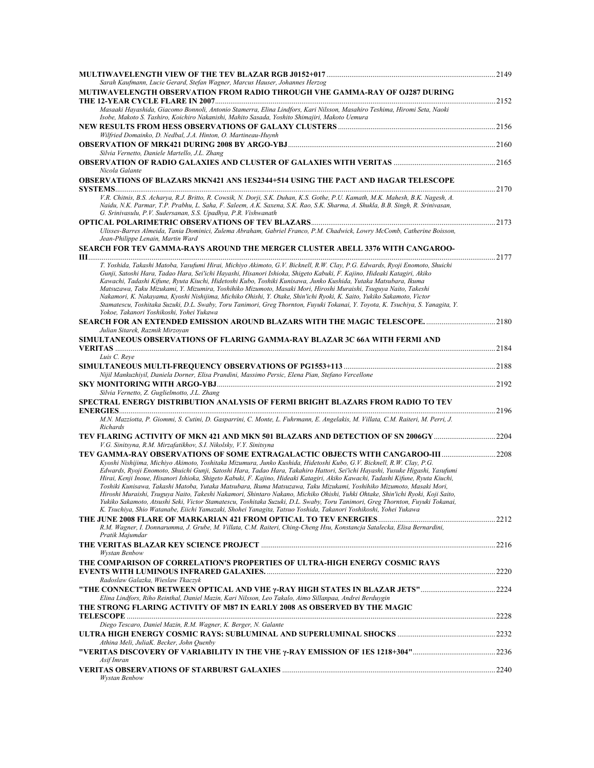**MULTIWAVELENGTH VIEW OF THE TEV BLAZAR RGB J0152+017** ........ 2149
*Sarah Kaufmann, Lucie Gerard, Stefan Wagner, Marcus Hauser, Johannes Herzog*

**MUTIWAVELENGTH OBSERVATION FROM RADIO THROUGH VHE GAMMA-RAY OF OJ287 DURING THE 12-YEAR CYCLE FLARE IN 2007** ........ 2152
*Masaaki Hayashida, Giacomo Bonnoli, Antonio Stamerra, Elina Lindfors, Kari Nilsson, Masahiro Teshima, Hiromi Seta, Naoki Isobe, Makoto S. Tashiro, Koichiro Nakanishi, Mahito Sasada, Yoshito Shimajiri, Makoto Uemura*

**NEW RESULTS FROM HESS OBSERVATIONS OF GALAXY CLUSTERS** ........ 2156
*Wilfried Domainko, D. Nedbal, J.A. Hinton, O. Martineau-Huynh*

**OBSERVATION OF MRK421 DURING 2008 BY ARGO-YBJ** ........ 2160
*Silvia Vernetto, Daniele Martello, J.L. Zhang*

**OBSERVATION OF RADIO GALAXIES AND CLUSTER OF GALAXIES WITH VERITAS** ........ 2165
*Nicola Galante*

**OBSERVATIONS OF BLAZARS MKN421 ANS 1ES2344+514 USING THE PACT AND HAGAR TELESCOPE SYSTEMS** ........ 2170
*V.R. Chitnis, B.S. Acharya, R.J. Britto, R. Cowsik, N. Dorji, S.K. Duhan, K.S. Gothe, P.U. Kamath, M.K. Mahesh, B.K. Nagesh, A. Naidu, N.K. Parmar, T.P. Prabhu, L. Saha, F. Saleem, A.K. Saxena, S.K. Rao, S.K. Sharma, A. Shukla, B.B. Singh, R. Srinivasan, G. Srinivasulu, P.V. Sudersanan, S.S. Upadhya, P.R. Vishwanath*

**OPTICAL POLARIMETRIC OBSERVATIONS OF TEV BLAZARS** ........ 2173
*Ulisses-Barres Almeida, Tania Dominici, Zulema Abraham, Gabriel Franco, P.M. Chadwick, Lowry McComb, Catherine Boisson, Jean-Philippe Lenain, Martin Ward*

**SEARCH FOR TEV GAMMA-RAYS AROUND THE MERGER CLUSTER ABELL 3376 WITH CANGAROO-III** ........ 2177
*T. Yoshida, Takashi Matoba, Yasufumi Hirai, Michiyo Akimoto, G.V. Bicknell, R.W. Clay, P.G. Edwards, Ryoji Enomoto, Shuichi Gunji, Satoshi Hara, Tadao Hara, Sei'ichi Hayashi, Hisanori Ishioka, Shigeto Kabuki, F. Kajino, Hideaki Katagiri, Akiko Kawachi, Tadashi Kifune, Ryuta Kiuchi, Hidetoshi Kubo, Toshiki Kunisawa, Junko Kushida, Yutaka Matsubara, Ikuma Matsuzawa, Taku Mizukami, Y. Mizumira, Yoshihiko Mizumoto, Masaki Mori, Hiroshi Muraishi, Tsuguya Naito, Takeshi Nakamori, K. Nakayama, Kyoshi Nishijima, Michiko Ohishi, Y. Otake, Shin'ichi Ryoki, K. Saito, Yukiko Sakamoto, Victor Stamatescu, Toshitaka Suzuki, D.L. Swaby, Toru Tanimori, Greg Thornton, Fuyuki Tokanai, Y. Toyota, K. Tsuchiya, S. Yanagita, Y. Yokoe, Takanori Yoshikoshi, Yohei Yukawa*

**SEARCH FOR AN EXTENDED EMISSION AROUND BLAZARS WITH THE MAGIC TELESCOPE.** ........ 2180
*Julian Sitarek, Razmik Mirzoyan*

**SIMULTANEOUS OBSERVATIONS OF FLARING GAMMA-RAY BLAZAR 3C 66A WITH FERMI AND VERITAS** ........ 2184
*Luis C. Reye*

**SIMULTANEOUS MULTI-FREQUENCY OBSERVATIONS OF PG1553+113** ........ 2188
*Nijil Mankuzhiyil, Daniela Dorner, Elisa Prandini, Massimo Persic, Elena Pian, Stefano Vercellone*

**SKY MONITORING WITH ARGO-YBJ** ........ 2192
*Silvia Vernetto, Z. Guglielmotto, J.L. Zhang*

**SPECTRAL ENERGY DISTRIBUTION ANALYSIS OF FERMI BRIGHT BLAZARS FROM RADIO TO TEV ENERGIES** ........ 2196
*M.N. Mazziotta, P. Giommi, S. Cutini, D. Gasparrini, C. Monte, L. Fuhrmann, E. Angelakis, M. Villata, C.M. Raiteri, M. Perri, J. Richards*

**TEV FLARING ACTIVITY OF MKN 421 AND MKN 501 BLAZARS AND DETECTION OF SN 2006GY** ........ 2204
*V.G. Sinitsyna, R.M. Mirzafatikhov, S.I. Nikolsky, V.Y. Sinitsyna*

**TEV GAMMA-RAY OBSERVATIONS OF SOME EXTRAGALACTIC OBJECTS WITH CANGAROO-III** ........ 2208
*Kyoshi Nishijima, Michiyo Akimoto, Yoshitaka Mizumura, Junko Kushida, Hidetoshi Kubo, G.V. Bicknell, R.W. Clay, P.G. Edwards, Ryoji Enomoto, Shuichi Gunji, Satoshi Hara, Tadao Hara, Takahiro Hattori, Sei'ichi Hayashi, Yusuke Higashi, Yasufumi Hirai, Kenji Inoue, Hisanori Ishioka, Shigeto Kabuki, F. Kajino, Hideaki Katagiri, Akiko Kawachi, Tadashi Kifune, Ryuta Kiuchi, Toshiki Kunisawa, Takashi Matoba, Yutaka Matsubara, Ikuma Matsuzawa, Taku Mizukami, Yoshihiko Mizumoto, Masaki Mori, Hiroshi Muraishi, Tsuguya Naito, Takeshi Nakamori, Shintaro Nakano, Michiko Ohishi, Yuhki Ohtake, Shin'ichi Ryoki, Koji Saito, Yukiko Sakamoto, Atsushi Seki, Victor Stamatescu, Toshitaka Suzuki, D.L. Swaby, Toru Tanimori, Greg Thornton, Fuyuki Tokanai, K. Tsuchiya, Shio Watanabe, Eiichi Yamazaki, Shohei Yanagita, Tatsuo Yoshida, Takanori Yoshikoshi, Yohei Yukawa*

**THE JUNE 2008 FLARE OF MARKARIAN 421 FROM OPTICAL TO TEV ENERGIES** ........ 2212
*R.M. Wagner, I. Donnarumma, J. Grube, M. Villata, C.M. Raiteri, Ching-Cheng Hsu, Konstancja Satalecka, Elisa Bernardini, Pratik Majumdar*

**THE VERITAS BLAZAR KEY SCIENCE PROJECT** ........ 2216
*Wystan Benbow*

**THE COMPARISON OF CORRELATION'S PROPERTIES OF ULTRA-HIGH ENERGY COSMIC RAYS EVENTS WITH LUMINOUS INFRARED GALAXIES.** ........ 2220
*Radoslaw Galazka, Wieslaw Tkaczyk*

**"THE CONNECTION BETWEEN OPTICAL AND VHE γ-RAY HIGH STATES IN BLAZAR JETS"** ........ 2224
*Elina Lindfors, Riho Reinthal, Daniel Mazin, Kari Nilsson, Leo Takalo, Aimo Sillanpaa, Andrei Berduygin*

**THE STRONG FLARING ACTIVITY OF M87 IN EARLY 2008 AS OBSERVED BY THE MAGIC TELESCOPE** ........ 2228
*Diego Tescaro, Daniel Mazin, R.M. Wagner, K. Berger, N. Galante*

**ULTRA HIGH ENERGY COSMIC RAYS: SUBLUMINAL AND SUPERLUMINAL SHOCKS** ........ 2232
*Athina Meli, JuliaK. Becker, John Quenby*

**"VERITAS DISCOVERY OF VARIABILITY IN THE VHE γ-RAY EMISSION OF 1ES 1218+304"** ........ 2236
*Asif Imran*

**VERITAS OBSERVATIONS OF STARBURST GALAXIES** ........ 2240
*Wystan Benbow*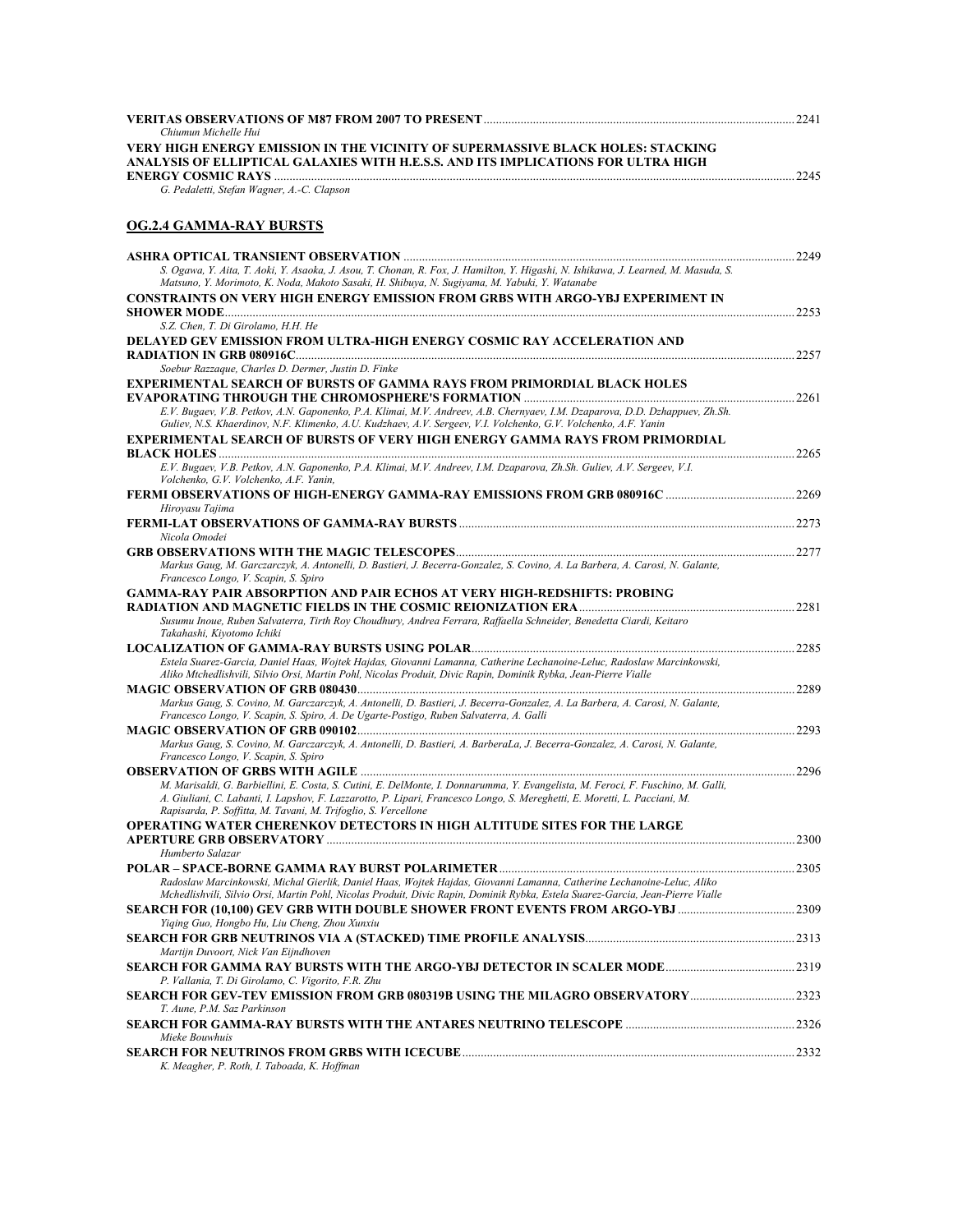**VERITAS OBSERVATIONS OF M87 FROM 2007 TO PRESENT** .... 2241
*Chiumun Michelle Hui*

**VERY HIGH ENERGY EMISSION IN THE VICINITY OF SUPERMASSIVE BLACK HOLES: STACKING ANALYSIS OF ELLIPTICAL GALAXIES WITH H.E.S.S. AND ITS IMPLICATIONS FOR ULTRA HIGH ENERGY COSMIC RAYS** .... 2245
*G. Pedaletti, Stefan Wagner, A.-C. Clapson*

## OG.2.4 GAMMA-RAY BURSTS

**ASHRA OPTICAL TRANSIENT OBSERVATION** .... 2249
*S. Ogawa, Y. Aita, T. Aoki, Y. Asaoka, J. Asou, T. Chonan, R. Fox, J. Hamilton, Y. Higashi, N. Ishikawa, J. Learned, M. Masuda, S. Matsuno, Y. Morimoto, K. Noda, Makoto Sasaki, H. Shibuya, N. Sugiyama, M. Yabuki, Y. Watanabe*

**CONSTRAINTS ON VERY HIGH ENERGY EMISSION FROM GRBS WITH ARGO-YBJ EXPERIMENT IN SHOWER MODE** .... 2253
*S.Z. Chen, T. Di Girolamo, H.H. He*

**DELAYED GEV EMISSION FROM ULTRA-HIGH ENERGY COSMIC RAY ACCELERATION AND RADIATION IN GRB 080916C** .... 2257
*Soebur Razzaque, Charles D. Dermer, Justin D. Finke*

**EXPERIMENTAL SEARCH OF BURSTS OF GAMMA RAYS FROM PRIMORDIAL BLACK HOLES EVAPORATING THROUGH THE CHROMOSPHERE'S FORMATION** .... 2261
*E.V. Bugaev, V.B. Petkov, A.N. Gaponenko, P.A. Klimai, M.V. Andreev, A.B. Chernyaev, I.M. Dzaparova, D.D. Dzhappuev, Zh.Sh. Guliev, N.S. Khaerdinov, N.F. Klimenko, A.U. Kudzhaev, A.V. Sergeev, V.I. Volchenko, G.V. Volchenko, A.F. Yanin*

**EXPERIMENTAL SEARCH OF BURSTS OF VERY HIGH ENERGY GAMMA RAYS FROM PRIMORDIAL BLACK HOLES** .... 2265
*E.V. Bugaev, V.B. Petkov, A.N. Gaponenko, P.A. Klimai, M.V. Andreev, I.M. Dzaparova, Zh.Sh. Guliev, A.V. Sergeev, V.I. Volchenko, G.V. Volchenko, A.F. Yanin,*

**FERMI OBSERVATIONS OF HIGH-ENERGY GAMMA-RAY EMISSIONS FROM GRB 080916C** .... 2269
*Hiroyasu Tajima*

**FERMI-LAT OBSERVATIONS OF GAMMA-RAY BURSTS** .... 2273
*Nicola Omodei*

**GRB OBSERVATIONS WITH THE MAGIC TELESCOPES** .... 2277
*Markus Gaug, M. Garczarczyk, A. Antonelli, D. Bastieri, J. Becerra-Gonzalez, S. Covino, A. La Barbera, A. Carosi, N. Galante, Francesco Longo, V. Scapin, S. Spiro*

**GAMMA-RAY PAIR ABSORPTION AND PAIR ECHOS AT VERY HIGH-REDSHIFTS: PROBING RADIATION AND MAGNETIC FIELDS IN THE COSMIC REIONIZATION ERA** .... 2281
*Susumu Inoue, Ruben Salvaterra, Tirth Roy Choudhury, Andrea Ferrara, Raffaella Schneider, Benedetta Ciardi, Keitaro Takahashi, Kiyotomo Ichiki*

**LOCALIZATION OF GAMMA-RAY BURSTS USING POLAR** .... 2285
*Estela Suarez-Garcia, Daniel Haas, Wojtek Hajdas, Giovanni Lamanna, Catherine Lechanoine-Leluc, Radoslaw Marcinkowski, Aliko Mtchedlishvili, Silvio Orsi, Martin Pohl, Nicolas Produit, Divic Rapin, Dominik Rybka, Jean-Pierre Vialle*

**MAGIC OBSERVATION OF GRB 080430** .... 2289
*Markus Gaug, S. Covino, M. Garczarczyk, A. Antonelli, D. Bastieri, J. Becerra-Gonzalez, A. La Barbera, A. Carosi, N. Galante, Francesco Longo, V. Scapin, S. Spiro, A. De Ugarte-Postigo, Ruben Salvaterra, A. Galli*

**MAGIC OBSERVATION OF GRB 090102** .... 2293
*Markus Gaug, S. Covino, M. Garczarczyk, A. Antonelli, D. Bastieri, A. BarberaLa, J. Becerra-Gonzalez, A. Carosi, N. Galante, Francesco Longo, V. Scapin, S. Spiro*

**OBSERVATION OF GRBS WITH AGILE** .... 2296
*M. Marisaldi, G. Barbiellini, E. Costa, S. Cutini, E. DelMonte, I. Donnarumma, Y. Evangelista, M. Feroci, F. Fuschino, M. Galli, A. Giuliani, C. Labanti, I. Lapshov, F. Lazzarotto, P. Lipari, Francesco Longo, S. Mereghetti, E. Moretti, L. Pacciani, M. Rapisarda, P. Soffitta, M. Tavani, M. Trifoglio, S. Vercellone*

**OPERATING WATER CHERENKOV DETECTORS IN HIGH ALTITUDE SITES FOR THE LARGE APERTURE GRB OBSERVATORY** .... 2300
*Humberto Salazar*

**POLAR – SPACE-BORNE GAMMA RAY BURST POLARIMETER** .... 2305
*Radoslaw Marcinkowski, Michal Gierlik, Daniel Haas, Wojtek Hajdas, Giovanni Lamanna, Catherine Lechanoine-Leluc, Aliko Mchedlishvili, Silvio Orsi, Martin Pohl, Nicolas Produit, Divic Rapin, Dominik Rybka, Estela Suarez-Garcia, Jean-Pierre Vialle*

**SEARCH FOR (10,100) GEV GRB WITH DOUBLE SHOWER FRONT EVENTS FROM ARGO-YBJ** .... 2309
*Yiqing Guo, Hongbo Hu, Liu Cheng, Zhou Xunxiu*

**SEARCH FOR GRB NEUTRINOS VIA A (STACKED) TIME PROFILE ANALYSIS** .... 2313
*Martijn Duvoort, Nick Van Eijndhoven*

**SEARCH FOR GAMMA RAY BURSTS WITH THE ARGO-YBJ DETECTOR IN SCALER MODE** .... 2319
*P. Vallania, T. Di Girolamo, C. Vigorito, F.R. Zhu*

**SEARCH FOR GEV-TEV EMISSION FROM GRB 080319B USING THE MILAGRO OBSERVATORY** .... 2323
*T. Aune, P.M. Saz Parkinson*

**SEARCH FOR GAMMA-RAY BURSTS WITH THE ANTARES NEUTRINO TELESCOPE** .... 2326
*Mieke Bouwhuis*

**SEARCH FOR NEUTRINOS FROM GRBS WITH ICECUBE** .... 2332
*K. Meagher, P. Roth, I. Taboada, K. Hoffman*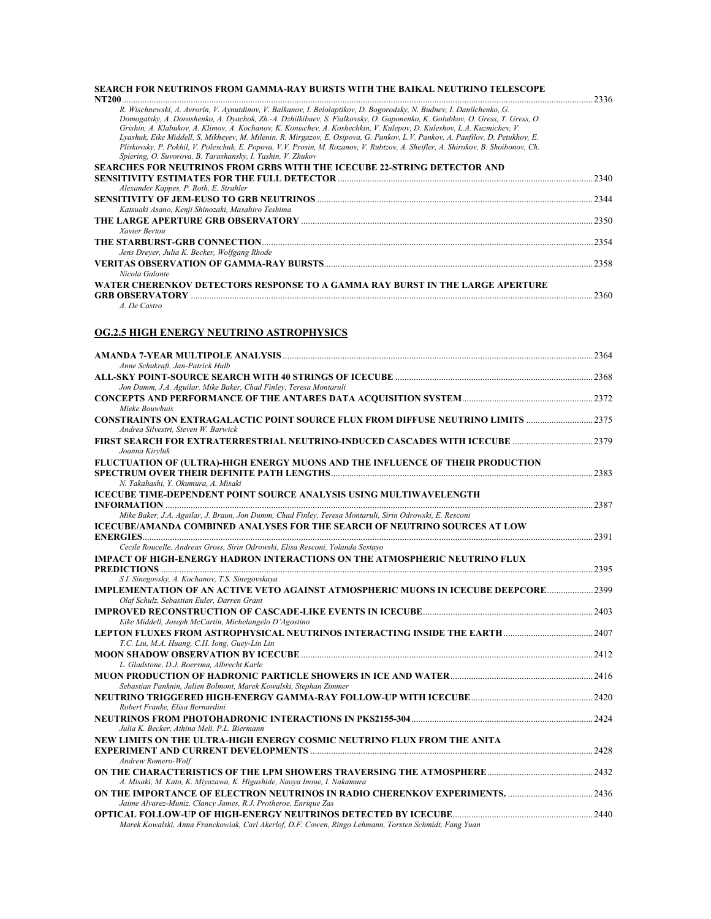**SEARCH FOR NEUTRINOS FROM GAMMA-RAY BURSTS WITH THE BAIKAL NEUTRINO TELESCOPE NT200** ............................................................ 2336
*R. Wischnewski, A. Avrorin, V. Aynutdinov, V. Balkanov, I. Belolaptikov, D. Bogorodsky, N. Budnev, I. Danilchenko, G. Domogatsky, A. Doroshenko, A. Dyachok, Zh.-A. Dzhilkibaev, S. Fialkovsky, O. Gaponenko, K. Golubkov, O. Gress, T. Gress, O. Grishin, A. Klabukov, A. Klimov, A. Kochanov, K. Konischev, A. Koshechkin, V. Kulepov, D. Kuleshov, L.A. Kuzmichev, V. Lyashuk, Eike Middell, S. Mikheyev, M. Milenin, R. Mirgazov, E. Osipova, G. Pankov, L.V. Pankov, A. Panfilov, D. Petukhov, E. Pliskovsky, P. Pokhil, V. Poleschuk, E. Popova, V.V. Prosin, M. Rozanov, V. Rubtzov, A. Sheifler, A. Shirokov, B. Shoibonov, Ch. Spiering, O. Suvorova, B. Tarashansky, I. Yashin, V. Zhukov*

**SEARCHES FOR NEUTRINOS FROM GRBS WITH THE ICECUBE 22-STRING DETECTOR AND SENSITIVITY ESTIMATES FOR THE FULL DETECTOR** ............................................................ 2340
*Alexander Kappes, P. Roth, E. Strahler*

**SENSITIVITY OF JEM-EUSO TO GRB NEUTRINOS** ............................................................ 2344
*Katsuaki Asano, Kenji Shinozaki, Masahiro Teshima*

**THE LARGE APERTURE GRB OBSERVATORY** ............................................................ 2350
*Xavier Bertou*

**THE STARBURST-GRB CONNECTION** ............................................................ 2354
*Jens Dreyer, Julia K. Becker, Wolfgang Rhode*

**VERITAS OBSERVATION OF GAMMA-RAY BURSTS** ............................................................ 2358
*Nicola Galante*

**WATER CHERENKOV DETECTORS RESPONSE TO A GAMMA RAY BURST IN THE LARGE APERTURE GRB OBSERVATORY** ............................................................ 2360
*A. De Castro*

## OG.2.5 HIGH ENERGY NEUTRINO ASTROPHYSICS

**AMANDA 7-YEAR MULTIPOLE ANALYSIS** ............................................................ 2364
*Anne Schukraft, Jan-Patrick Hulb*

**ALL-SKY POINT-SOURCE SEARCH WITH 40 STRINGS OF ICECUBE** ............................................................ 2368
*Jon Dumm, J.A. Aguilar, Mike Baker, Chad Finley, Teresa Montaruli*

**CONCEPTS AND PERFORMANCE OF THE ANTARES DATA ACQUISITION SYSTEM** ............................................................ 2372
*Mieke Bouwhuis*

**CONSTRAINTS ON EXTRAGALACTIC POINT SOURCE FLUX FROM DIFFUSE NEUTRINO LIMITS** ............................................................ 2375
*Andrea Silvestri, Steven W. Barwick*

**FIRST SEARCH FOR EXTRATERRESTRIAL NEUTRINO-INDUCED CASCADES WITH ICECUBE** ............................................................ 2379
*Joanna Kiryluk*

**FLUCTUATION OF (ULTRA)-HIGH ENERGY MUONS AND THE INFLUENCE OF THEIR PRODUCTION SPECTRUM OVER THEIR DEFINITE PATH LENGTHS** ............................................................ 2383
*N. Takahashi, Y. Okumura, A. Misaki*

**ICECUBE TIME-DEPENDENT POINT SOURCE ANALYSIS USING MULTIWAVELENGTH INFORMATION** ............................................................ 2387
*Mike Baker, J.A. Aguilar, J. Braun, Jon Dumm, Chad Finley, Teresa Montaruli, Sirin Odrowski, E. Resconi*

**ICECUBE/AMANDA COMBINED ANALYSES FOR THE SEARCH OF NEUTRINO SOURCES AT LOW ENERGIES** ............................................................ 2391
*Cecile Roucelle, Andreas Gross, Sirin Odrowski, Elisa Resconi, Yolanda Sestayo*

**IMPACT OF HIGH-ENERGY HADRON INTERACTIONS ON THE ATMOSPHERIC NEUTRINO FLUX PREDICTIONS** ............................................................ 2395
*S.I. Sinegovsky, A. Kochanov, T.S. Sinegovskaya*

**IMPLEMENTATION OF AN ACTIVE VETO AGAINST ATMOSPHERIC MUONS IN ICECUBE DEEPCORE** ............................................................ 2399
*Olaf Schulz, Sebastian Euler, Darren Grant*

**IMPROVED RECONSTRUCTION OF CASCADE-LIKE EVENTS IN ICECUBE** ............................................................ 2403
*Eike Middell, Joseph McCartin, Michelangelo D'Agostino*

**LEPTON FLUXES FROM ASTROPHYSICAL NEUTRINOS INTERACTING INSIDE THE EARTH** ............................................................ 2407
*T.C. Liu, M.A. Huang, C.H. Iong, Guey-Lin Lin*

**MOON SHADOW OBSERVATION BY ICECUBE** ............................................................ 2412
*L. Gladstone, D.J. Boersma, Albrecht Karle*

**MUON PRODUCTION OF HADRONIC PARTICLE SHOWERS IN ICE AND WATER** ............................................................ 2416
*Sebastian Panknin, Julien Bolmont, Marek Kowalski, Stephan Zimmer*

**NEUTRINO TRIGGERED HIGH-ENERGY GAMMA-RAY FOLLOW-UP WITH ICECUBE** ............................................................ 2420
*Robert Franke, Elisa Bernardini*

**NEUTRINOS FROM PHOTOHADRONIC INTERACTIONS IN PKS2155-304** ............................................................ 2424
*Julia K. Becker, Athina Meli, P.L. Biermann*

**NEW LIMITS ON THE ULTRA-HIGH ENERGY COSMIC NEUTRINO FLUX FROM THE ANITA EXPERIMENT AND CURRENT DEVELOPMENTS** ............................................................ 2428
*Andrew Romero-Wolf*

**ON THE CHARACTERISTICS OF THE LPM SHOWERS TRAVERSING THE ATMOSPHERE** ............................................................ 2432
*A. Misaki, M. Kato, K. Miyazawa, K. Higashide, Naoya Inoue, I. Nakamura*

**ON THE IMPORTANCE OF ELECTRON NEUTRINOS IN RADIO CHERENKOV EXPERIMENTS.** ............................................................ 2436
*Jaime Alvarez-Muniz, Clancy James, R.J. Protheroe, Enrique Zas*

**OPTICAL FOLLOW-UP OF HIGH-ENERGY NEUTRINOS DETECTED BY ICECUBE** ............................................................ 2440
*Marek Kowalski, Anna Franckowiak, Carl Akerlof, D.F. Cowen, Ringo Lehmann, Torsten Schmidt, Fang Yuan*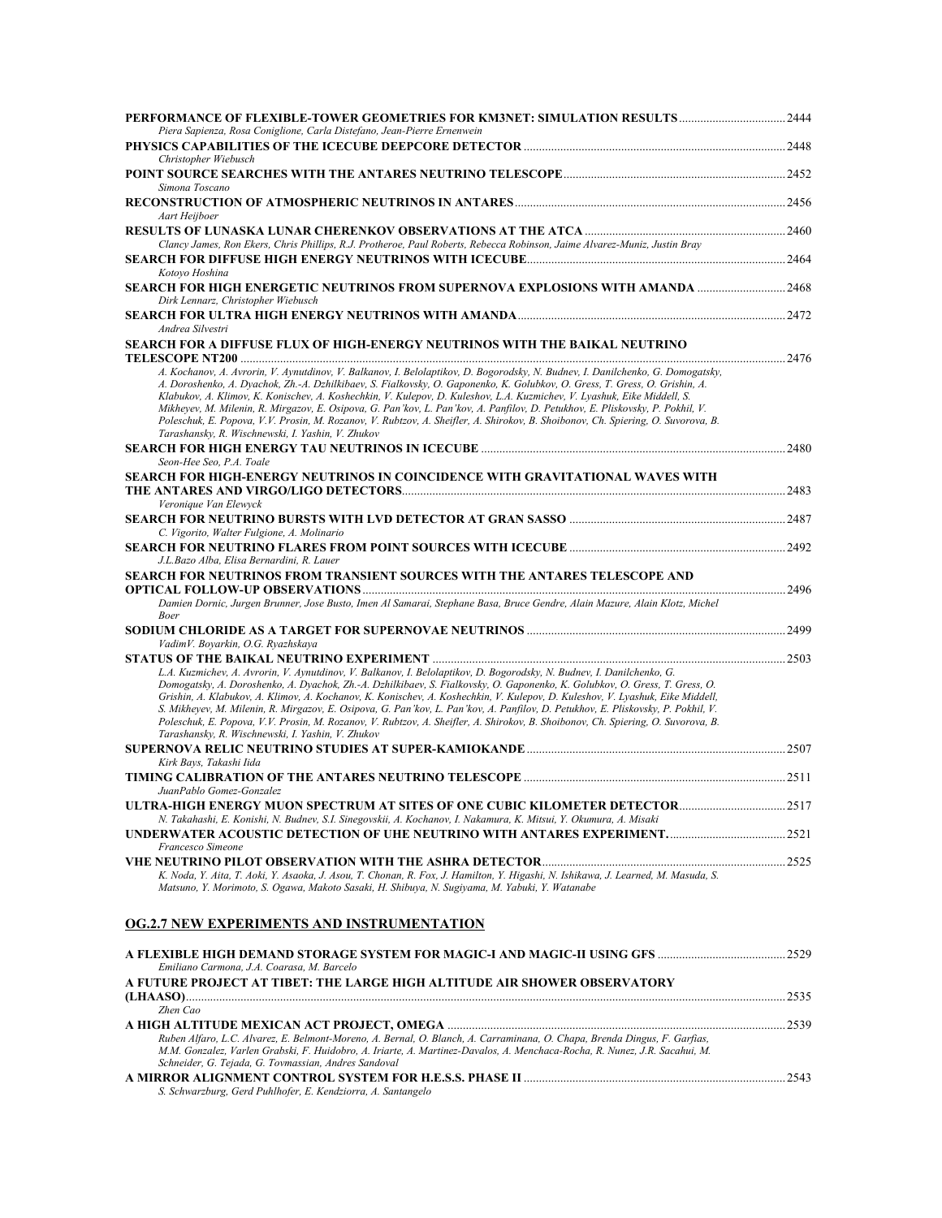**PERFORMANCE OF FLEXIBLE-TOWER GEOMETRIES FOR KM3NET: SIMULATION RESULTS** .................................. 2444
*Piera Sapienza, Rosa Coniglione, Carla Distefano, Jean-Pierre Ernenwein*

**PHYSICS CAPABILITIES OF THE ICECUBE DEEPCORE DETECTOR** .................................. 2448
*Christopher Wiebusch*

**POINT SOURCE SEARCHES WITH THE ANTARES NEUTRINO TELESCOPE** .................................. 2452
*Simona Toscano*

**RECONSTRUCTION OF ATMOSPHERIC NEUTRINOS IN ANTARES** .................................. 2456
*Aart Heijboer*

**RESULTS OF LUNASKA LUNAR CHERENKOV OBSERVATIONS AT THE ATCA** .................................. 2460
*Clancy James, Ron Ekers, Chris Phillips, R.J. Protheroe, Paul Roberts, Rebecca Robinson, Jaime Alvarez-Muniz, Justin Bray*

**SEARCH FOR DIFFUSE HIGH ENERGY NEUTRINOS WITH ICECUBE** .................................. 2464
*Kotoyo Hoshina*

**SEARCH FOR HIGH ENERGETIC NEUTRINOS FROM SUPERNOVA EXPLOSIONS WITH AMANDA** .................................. 2468
*Dirk Lennarz, Christopher Wiebusch*

**SEARCH FOR ULTRA HIGH ENERGY NEUTRINOS WITH AMANDA** .................................. 2472
*Andrea Silvestri*

**SEARCH FOR A DIFFUSE FLUX OF HIGH-ENERGY NEUTRINOS WITH THE BAIKAL NEUTRINO TELESCOPE NT200** .................................. 2476
*A. Kochanov, A. Avrorin, V. Aynutdinov, V. Balkanov, I. Belolaptikov, D. Bogorodsky, N. Budnev, I. Danilchenko, G. Domogatsky, A. Doroshenko, A. Dyachok, Zh.-A. Dzhilkibaev, S. Fialkovsky, O. Gaponenko, K. Golubkov, O. Gress, T. Gress, O. Grishin, A. Klabukov, A. Klimov, K. Konischev, A. Koshechkin, V. Kulepov, D. Kuleshov, L.A. Kuzmichev, V. Lyashuk, Eike Middell, S. Mikheyev, M. Milenin, R. Mirgazov, E. Osipova, G. Pan'kov, L. Pan'kov, A. Panfilov, D. Petukhov, E. Pliskovsky, P. Pokhil, V. Poleschuk, E. Popova, V.V. Prosin, M. Rozanov, V. Rubtzov, A. Sheifler, A. Shirokov, B. Shoibonov, Ch. Spiering, O. Suvorova, B. Tarashansky, R. Wischnewski, I. Yashin, V. Zhukov*

**SEARCH FOR HIGH ENERGY TAU NEUTRINOS IN ICECUBE** .................................. 2480
*Seon-Hee Seo, P.A. Toale*

**SEARCH FOR HIGH-ENERGY NEUTRINOS IN COINCIDENCE WITH GRAVITATIONAL WAVES WITH THE ANTARES AND VIRGO/LIGO DETECTORS** .................................. 2483
*Veronique Van Elewyck*

**SEARCH FOR NEUTRINO BURSTS WITH LVD DETECTOR AT GRAN SASSO** .................................. 2487
*C. Vigorito, Walter Fulgione, A. Molinario*

**SEARCH FOR NEUTRINO FLARES FROM POINT SOURCES WITH ICECUBE** .................................. 2492
*J.L.Bazo Alba, Elisa Bernardini, R. Lauer*

**SEARCH FOR NEUTRINOS FROM TRANSIENT SOURCES WITH THE ANTARES TELESCOPE AND OPTICAL FOLLOW-UP OBSERVATIONS** .................................. 2496
*Damien Dornic, Jurgen Brunner, Jose Busto, Imen Al Samarai, Stephane Basa, Bruce Gendre, Alain Mazure, Alain Klotz, Michel Boer*

**SODIUM CHLORIDE AS A TARGET FOR SUPERNOVAE NEUTRINOS** .................................. 2499
*VadimV. Boyarkin, O.G. Ryazhskaya*

**STATUS OF THE BAIKAL NEUTRINO EXPERIMENT** .................................. 2503
*L.A. Kuzmichev, A. Avrorin, V. Aynutdinov, V. Balkanov, I. Belolaptikov, D. Bogorodsky, N. Budnev, I. Danilchenko, G. Domogatsky, A. Doroshenko, A. Dyachok, Zh.-A. Dzhilkibaev, S. Fialkovsky, O. Gaponenko, K. Golubkov, O. Gress, T. Gress, O. Grishin, A. Klabukov, A. Klimov, A. Kochanov, K. Konischev, A. Koshechkin, V. Kulepov, D. Kuleshov, V. Lyashuk, Eike Middell, S. Mikheyev, M. Milenin, R. Mirgazov, E. Osipova, G. Pan'kov, L. Pan'kov, A. Panfilov, D. Petukhov, E. Pliskovsky, P. Pokhil, V. Poleschuk, E. Popova, V.V. Prosin, M. Rozanov, V. Rubtzov, A. Sheifler, A. Shirokov, B. Shoibonov, Ch. Spiering, O. Suvorova, B. Tarashansky, R. Wischnewski, I. Yashin, V. Zhukov*

**SUPERNOVA RELIC NEUTRINO STUDIES AT SUPER-KAMIOKANDE** .................................. 2507
*Kirk Bays, Takashi Iida*

**TIMING CALIBRATION OF THE ANTARES NEUTRINO TELESCOPE** .................................. 2511
*JuanPablo Gomez-Gonzalez*

**ULTRA-HIGH ENERGY MUON SPECTRUM AT SITES OF ONE CUBIC KILOMETER DETECTOR** .................................. 2517
*N. Takahashi, E. Konishi, N. Budnev, S.I. Sinegovskii, A. Kochanov, I. Nakamura, K. Mitsui, Y. Okumura, A. Misaki*

**UNDERWATER ACOUSTIC DETECTION OF UHE NEUTRINO WITH ANTARES EXPERIMENT.** .................................. 2521
*Francesco Simeone*

**VHE NEUTRINO PILOT OBSERVATION WITH THE ASHRA DETECTOR** .................................. 2525
*K. Noda, Y. Aita, T. Aoki, Y. Asaoka, J. Asou, T. Chonan, R. Fox, J. Hamilton, Y. Higashi, N. Ishikawa, J. Learned, M. Masuda, S. Matsuno, Y. Morimoto, S. Ogawa, Makoto Sasaki, H. Shibuya, N. Sugiyama, M. Yabuki, Y. Watanabe*

## OG.2.7 NEW EXPERIMENTS AND INSTRUMENTATION

**A FLEXIBLE HIGH DEMAND STORAGE SYSTEM FOR MAGIC-I AND MAGIC-II USING GFS** .................................. 2529
*Emiliano Carmona, J.A. Coarasa, M. Barcelo*

**A FUTURE PROJECT AT TIBET: THE LARGE HIGH ALTITUDE AIR SHOWER OBSERVATORY (LHAASO)** .................................. 2535
*Zhen Cao*

**A HIGH ALTITUDE MEXICAN ACT PROJECT, OMEGA** .................................. 2539
*Ruben Alfaro, L.C. Alvarez, E. Belmont-Moreno, A. Bernal, O. Blanch, A. Carraminana, O. Chapa, Brenda Dingus, F. Garfias, M.M. Gonzalez, Varlen Grabski, F. Huidobro, A. Iriarte, A. Martinez-Davalos, A. Menchaca-Rocha, R. Nunez, J.R. Sacahui, M. Schneider, G. Tejada, G. Tovmassian, Andres Sandoval*

**A MIRROR ALIGNMENT CONTROL SYSTEM FOR H.E.S.S. PHASE II** .................................. 2543
*S. Schwarzburg, Gerd Puhlhofer, E. Kendziorra, A. Santangelo*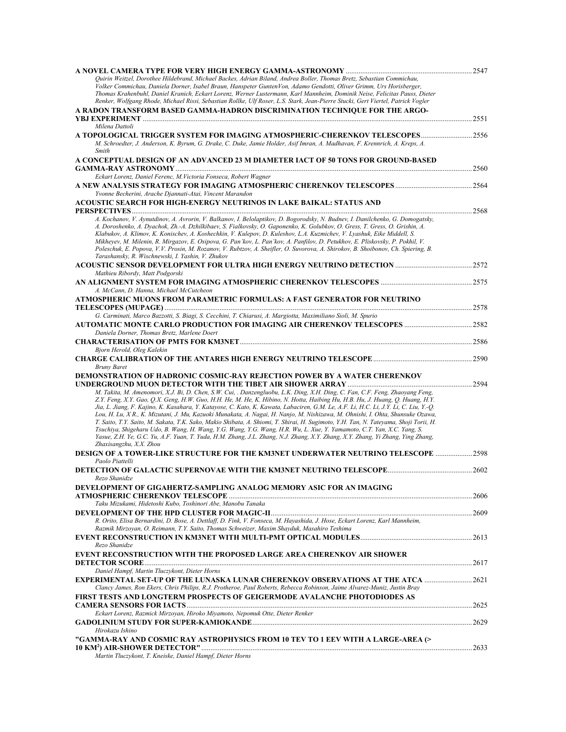**A NOVEL CAMERA TYPE FOR VERY HIGH ENERGY GAMMA-ASTRONOMY** ..................... 2547
*Quirin Weitzel, Dorothee Hildebrand, Michael Backes, Adrian Biland, Andrea Boller, Thomas Bretz, Sebastian Commichau, Volker Commichau, Daniela Dorner, Isabel Braun, Hanspeter GuntenVon, Adamo Gendotti, Oliver Grimm, Urs Horisberger, Thomas Krahenbuhl, Daniel Kranich, Eckart Lorenz, Werner Lustermann, Karl Mannheim, Dominik Neise, Felicitas Pauss, Dieter Renker, Wolfgang Rhode, Michael Rissi, Sebastian Rollke, Ulf Roser, L.S. Stark, Jean-Pierre Stucki, Gert Viertel, Patrick Vogler*

**A RADON TRANSFORM BASED GAMMA-HADRON DISCRIMINATION TECHNIQUE FOR THE ARGO-YBJ EXPERIMENT** ..................... 2551
*Milena Dattoli*

**A TOPOLOGICAL TRIGGER SYSTEM FOR IMAGING ATMOSPHERIC-CHERENKOV TELESCOPES** ..................... 2556
*M. Schroedter, J. Anderson, K. Byrum, G. Drake, C. Duke, Jamie Holder, Asif Imran, A. Madhavan, F. Krennrich, A. Kreps, A. Smith*

**A CONCEPTUAL DESIGN OF AN ADVANCED 23 M DIAMETER IACT OF 50 TONS FOR GROUND-BASED GAMMA-RAY ASTRONOMY** ..................... 2560
*Eckart Lorenz, Daniel Ferenc, M.Victoria Fonseca, Robert Wagner*

**A NEW ANALYSIS STRATEGY FOR IMAGING ATMOSPHERIC CHERENKOV TELESCOPES** ..................... 2564
*Yvonne Becherini, Arache Djannati-Atai, Vincent Marandon*

**ACOUSTIC SEARCH FOR HIGH-ENERGY NEUTRINOS IN LAKE BAIKAL: STATUS AND PERSPECTIVES** ..................... 2568
*A. Kochanov, V. Aynutdinov, A. Avrorin, V. Balkanov, I. Belolaptikov, D. Bogorodsky, N. Budnev, I. Danilchenko, G. Domogatsky, A. Doroshenko, A. Dyachok, Zh.-A. Dzhilkibaev, S. Fialkovsky, O. Gaponenko, K. Golubkov, O. Gress, T. Gress, O. Grishin, A. Klabukov, A. Klimov, K. Konischev, A. Koshechkin, V. Kulepov, D. Kuleshov, L.A. Kuzmichev, V. Lyashuk, Eike Middell, S. Mikheyev, M. Milenin, R. Mirgazov, E. Osipova, G. Pan'kov, L. Pan'kov, A. Panfilov, D. Petukhov, E. Pliskovsky, P. Pokhil, V. Poleschuk, E. Popova, V.V. Prosin, M. Rozanov, V. Rubtzov, A. Sheifler, O. Suvorova, A. Shirokov, B. Shoibonov, Ch. Spiering, B. Tarashansky, R. Wischnewski, I. Yashin, V. Zhukov*

**ACOUSTIC SENSOR DEVELOPMENT FOR ULTRA HIGH ENERGY NEUTRINO DETECTION** ..................... 2572
*Mathieu Ribordy, Matt Podgorski*

**AN ALIGNMENT SYSTEM FOR IMAGING ATMOSPHERIC CHERENKOV TELESCOPES** ..................... 2575
*A. McCann, D. Hanna, Michael McCutcheon*

**ATMOSPHERIC MUONS FROM PARAMETRIC FORMULAS: A FAST GENERATOR FOR NEUTRINO TELESCOPES (MUPAGE)** ..................... 2578
*G. Carminati, Marco Bazzotti, S. Biagi, S. Cecchini, T. Chiarusi, A. Margiotta, Maximiliano Sioli, M. Spurio*

**AUTOMATIC MONTE CARLO PRODUCTION FOR IMAGING AIR CHERENKOV TELESCOPES** ..................... 2582
*Daniela Dorner, Thomas Bretz, Marlene Doert*

**CHARACTERISATION OF PMTS FOR KM3NET** ..................... 2586
*Bjorn Herold, Oleg Kalekin*

**CHARGE CALIBRATION OF THE ANTARES HIGH ENERGY NEUTRINO TELESCOPE** ..................... 2590
*Bruny Baret*

**DEMONSTRATION OF HADRONIC COSMIC-RAY REJECTION POWER BY A WATER CHERENKOV UNDERGROUND MUON DETECTOR WITH THE TIBET AIR SHOWER ARRAY** ..................... 2594
*M. Takita, M. Amenomori, X.J. Bi, D. Chen, S.W. Cui, . Danzengluobu, L.K. Ding, X.H. Ding, C. Fan, C.F. Feng, Zhaoyang Feng, Z.Y. Feng, X.Y. Gao, Q.X. Geng, H.W. Guo, H.H. He, M. He, K. Hibino, N. Hotta, Haibing Hu, H.B. Hu, J. Huang, Q. Huang, H.Y. Jia, L. Jiang, F. Kajino, K. Kasahara, Y. Katayose, C. Kato, K. Kawata, Labaciren, G.M. Le, A.F. Li, H.C. Li, J.Y. Li, C. Liu, Y.-Q. Lou, H. Lu, X.R., K. Mizutani, J. Mu, Kazuoki Munakata, A. Nagai, H. Nanjo, M. Nishizawa, M. Ohnishi, I. Ohta, Shunsuke Ozawa, T. Saito, T.Y. Saito, M. Sakata, T.K. Sako, Makio Shibata, A. Shiomi, T. Shirai, H. Sugimoto, Y.H. Tan, N. Tateyama, Shoji Torii, H. Tsuchiya, Shigeharu Udo, B. Wang, H. Wang, Y.G. Wang, Y.G. Wang, H.R. Wu, L. Xue, Y. Yamamoto, C.T. Yan, X.C. Yang, S. Yasue, Z.H. Ye, G.C. Yu, A.F. Yuan, T. Yuda, H.M. Zhang, J.L. Zhang, N.J. Zhang, X.Y. Zhang, X.Y. Zhang, Yi Zhang, Ying Zhang, Zhaxisangzhu, X.X. Zhou*

**DESIGN OF A TOWER-LIKE STRUCTURE FOR THE KM3NET UNDERWATER NEUTRINO TELESCOPE** ..................... 2598
*Paolo Piattelli*

**DETECTION OF GALACTIC SUPERNOVAE WITH THE KM3NET NEUTRINO TELESCOPE** ..................... 2602
*Rezo Shanidze*

**DEVELOPMENT OF GIGAHERTZ-SAMPLING ANALOG MEMORY ASIC FOR AN IMAGING ATMOSPHERIC CHERENKOV TELESCOPE** ..................... 2606
*Taku Mizukami, Hidetoshi Kubo, Toshinori Abe, Manobu Tanaka*

**DEVELOPMENT OF THE HPD CLUSTER FOR MAGIC-II** ..................... 2609
*R. Orito, Elisa Bernardini, D. Bose, A. Dettlaff, D. Fink, V. Fonseca, M. Hayashida, J. Hose, Eckart Lorenz, Karl Mannheim, Razmik Mirzoyan, O. Reimann, T.Y. Saito, Thomas Schweizer, Maxim Shayduk, Masahiro Teshima*

**EVENT RECONSTRUCTION IN KM3NET WITH MULTI-PMT OPTICAL MODULES** ..................... 2613
*Rezo Shanidze*

**EVENT RECONSTRUCTION WITH THE PROPOSED LARGE AREA CHERENKOV AIR SHOWER DETECTOR SCORE** ..................... 2617
*Daniel Hampf, Martin Tluczykont, Dieter Horns*

**EXPERIMENTAL SET-UP OF THE LUNASKA LUNAR CHERENKOV OBSERVATIONS AT THE ATCA** ..................... 2621
*Clancy James, Ron Ekers, Chris Philips, R.J. Protheroe, Paul Roberts, Rebecca Robinson, Jaime Alvarez-Muniz, Justin Bray*

**FIRST TESTS AND LONGTERM PROSPECTS OF GEIGERMODE AVALANCHE PHOTODIODES AS CAMERA SENSORS FOR IACTS** ..................... 2625
*Eckart Lorenz, Razmick Mirzoyan, Hiroko Miyamoto, Nepomuk Otte, Dieter Renker*

**GADOLINIUM STUDY FOR SUPER-KAMIOKANDE** ..................... 2629
*Hirokazu Ishino*

**"GAMMA-RAY AND COSMIC RAY ASTROPHYSICS FROM 10 TEV TO 1 EEV WITH A LARGE-AREA (> 10 KM$^2$) AIR-SHOWER DETECTOR"** ..................... 2633
*Martin Tluczykont, T. Kneiske, Daniel Hampf, Dieter Horns*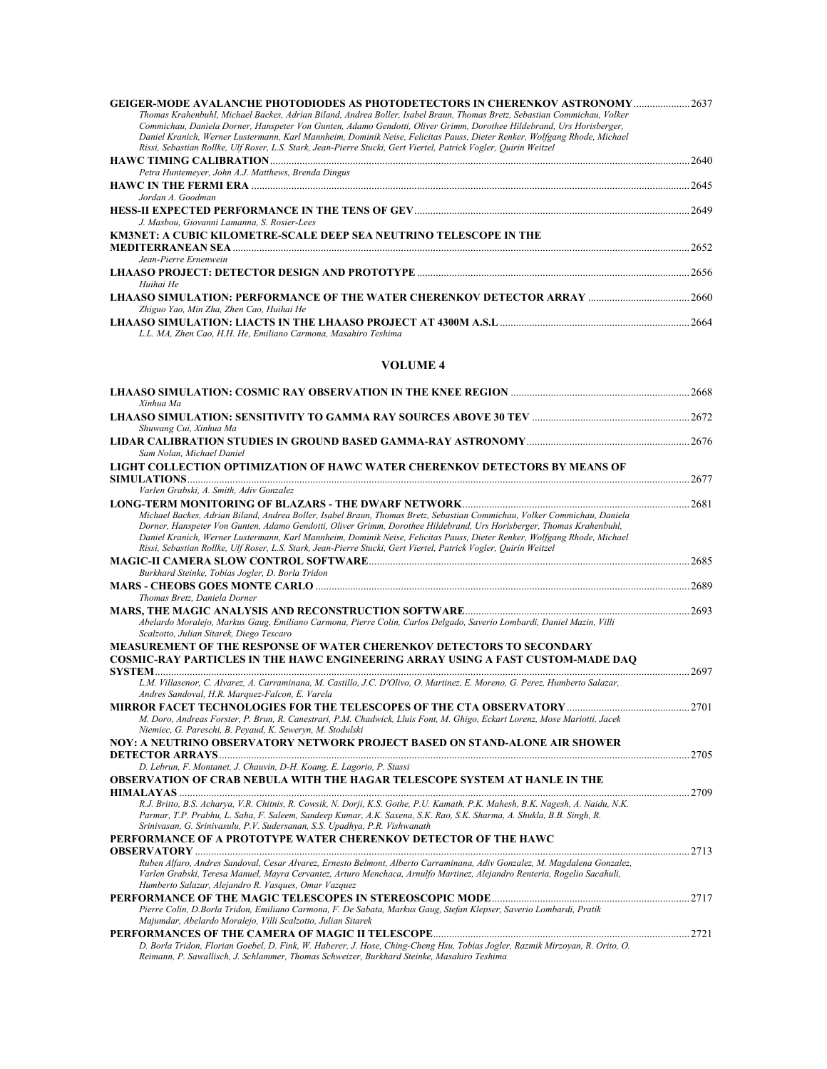**GEIGER-MODE AVALANCHE PHOTODIODES AS PHOTODETECTORS IN CHERENKOV ASTRONOMY** ..................... 2637
*Thomas Krahenbuhl, Michael Backes, Adrian Biland, Andrea Boller, Isabel Braun, Thomas Bretz, Sebastian Commichau, Volker Commichau, Daniela Dorner, Hanspeter Von Gunten, Adamo Gendotti, Oliver Grimm, Dorothee Hildebrand, Urs Horisberger, Daniel Kranich, Werner Lustermann, Karl Mannheim, Dominik Neise, Felicitas Pauss, Dieter Renker, Wolfgang Rhode, Michael Rissi, Sebastian Rollke, Ulf Roser, L.S. Stark, Jean-Pierre Stucki, Gert Viertel, Patrick Vogler, Quirin Weitzel*

**HAWC TIMING CALIBRATION** ..................... 2640
*Petra Huntemeyer, John A.J. Matthews, Brenda Dingus*

**HAWC IN THE FERMI ERA** ..................... 2645
*Jordan A. Goodman*

**HESS-II EXPECTED PERFORMANCE IN THE TENS OF GEV** ..................... 2649
*J. Masbou, Giovanni Lamanna, S. Rosier-Lees*

**KM3NET: A CUBIC KILOMETRE-SCALE DEEP SEA NEUTRINO TELESCOPE IN THE MEDITERRANEAN SEA** ..................... 2652
*Jean-Pierre Ernenwein*

**LHAASO PROJECT: DETECTOR DESIGN AND PROTOTYPE** ..................... 2656
*Huihai He*

**LHAASO SIMULATION: PERFORMANCE OF THE WATER CHERENKOV DETECTOR ARRAY** ..................... 2660
*Zhiguo Yao, Min Zha, Zhen Cao, Huihai He*

**LHAASO SIMULATION: LIACTS IN THE LHAASO PROJECT AT 4300M A.S.L** ..................... 2664
*L.L. MA, Zhen Cao, H.H. He, Emiliano Carmona, Masahiro Teshima*

## VOLUME 4

**LHAASO SIMULATION: COSMIC RAY OBSERVATION IN THE KNEE REGION** ..................... 2668
*Xinhua Ma*

**LHAASO SIMULATION: SENSITIVITY TO GAMMA RAY SOURCES ABOVE 30 TEV** ..................... 2672
*Shuwang Cui, Xinhua Ma*

**LIDAR CALIBRATION STUDIES IN GROUND BASED GAMMA-RAY ASTRONOMY** ..................... 2676
*Sam Nolan, Michael Daniel*

**LIGHT COLLECTION OPTIMIZATION OF HAWC WATER CHERENKOV DETECTORS BY MEANS OF SIMULATIONS** ..................... 2677
*Varlen Grabski, A. Smith, Adiv Gonzalez*

**LONG-TERM MONITORING OF BLAZARS - THE DWARF NETWORK** ..................... 2681
*Michael Backes, Adrian Biland, Andrea Boller, Isabel Braun, Thomas Bretz, Sebastian Commichau, Volker Commichau, Daniela Dorner, Hanspeter Von Gunten, Adamo Gendotti, Oliver Grimm, Dorothee Hildebrand, Urs Horisberger, Thomas Krahenbuhl, Daniel Kranich, Werner Lustermann, Karl Mannheim, Dominik Neise, Felicitas Pauss, Dieter Renker, Wolfgang Rhode, Michael Rissi, Sebastian Rollke, Ulf Roser, L.S. Stark, Jean-Pierre Stucki, Gert Viertel, Patrick Vogler, Quirin Weitzel*

**MAGIC-II CAMERA SLOW CONTROL SOFTWARE** ..................... 2685
*Burkhard Steinke, Tobias Jogler, D. Borla Tridon*

**MARS - CHEOBS GOES MONTE CARLO** ..................... 2689
*Thomas Bretz, Daniela Dorner*

**MARS, THE MAGIC ANALYSIS AND RECONSTRUCTION SOFTWARE** ..................... 2693
*Abelardo Moralejo, Markus Gaug, Emiliano Carmona, Pierre Colin, Carlos Delgado, Saverio Lombardi, Daniel Mazin, Villi Scalzotto, Julian Sitarek, Diego Tescaro*

**MEASUREMENT OF THE RESPONSE OF WATER CHERENKOV DETECTORS TO SECONDARY COSMIC-RAY PARTICLES IN THE HAWC ENGINEERING ARRAY USING A FAST CUSTOM-MADE DAQ SYSTEM** ..................... 2697
*L.M. Villasenor, C. Alvarez, A. Carraminana, M. Castillo, J.C. D'Olivo, O. Martinez, E. Moreno, G. Perez, Humberto Salazar, Andres Sandoval, H.R. Marquez-Falcon, E. Varela*

**MIRROR FACET TECHNOLOGIES FOR THE TELESCOPES OF THE CTA OBSERVATORY** ..................... 2701
*M. Doro, Andreas Forster, P. Brun, R. Canestrari, P.M. Chadwick, Lluis Font, M. Ghigo, Eckart Lorenz, Mose Mariotti, Jacek Niemiec, G. Pareschi, B. Peyaud, K. Seweryn, M. Stodulski*

**NOY: A NEUTRINO OBSERVATORY NETWORK PROJECT BASED ON STAND-ALONE AIR SHOWER DETECTOR ARRAYS** ..................... 2705
*D. Lebrun, F. Montanet, J. Chauvin, D-H. Koang, E. Lagorio, P. Stassi*

**OBSERVATION OF CRAB NEBULA WITH THE HAGAR TELESCOPE SYSTEM AT HANLE IN THE HIMALAYAS** ..................... 2709
*R.J. Britto, B.S. Acharya, V.R. Chitnis, R. Cowsik, N. Dorji, K.S. Gothe, P.U. Kamath, P.K. Mahesh, B.K. Nagesh, A. Naidu, N.K. Parmar, T.P. Prabhu, L. Saha, F. Saleem, Sandeep Kumar, A.K. Saxena, S.K. Rao, S.K. Sharma, A. Shukla, B.B. Singh, R. Srinivasan, G. Srinivasulu, P.V. Sudersanan, S.S. Upadhya, P.R. Vishwanath*

**PERFORMANCE OF A PROTOTYPE WATER CHERENKOV DETECTOR OF THE HAWC OBSERVATORY** ..................... 2713
*Ruben Alfaro, Andres Sandoval, Cesar Alvarez, Ernesto Belmont, Alberto Carraminana, Adiv Gonzalez, M. Magdalena Gonzalez, Varlen Grabski, Teresa Manuel, Mayra Cervantez, Arturo Menchaca, Arnulfo Martinez, Alejandro Renteria, Rogelio Sacahuli, Humberto Salazar, Alejandro R. Vasques, Omar Vazquez*

**PERFORMANCE OF THE MAGIC TELESCOPES IN STEREOSCOPIC MODE** ..................... 2717
*Pierre Colin, D.Borla Tridon, Emiliano Carmona, F. De Sabata, Markus Gaug, Stefan Klepser, Saverio Lombardi, Pratik Majumdar, Abelardo Moralejo, Villi Scalzotto, Julian Sitarek*

**PERFORMANCES OF THE CAMERA OF MAGIC II TELESCOPE** ..................... 2721
*D. Borla Tridon, Florian Goebel, D. Fink, W. Haberer, J. Hose, Ching-Cheng Hsu, Tobias Jogler, Razmik Mirzoyan, R. Orito, O. Reimann, P. Sawallisch, J. Schlammer, Thomas Schweizer, Burkhard Steinke, Masahiro Teshima*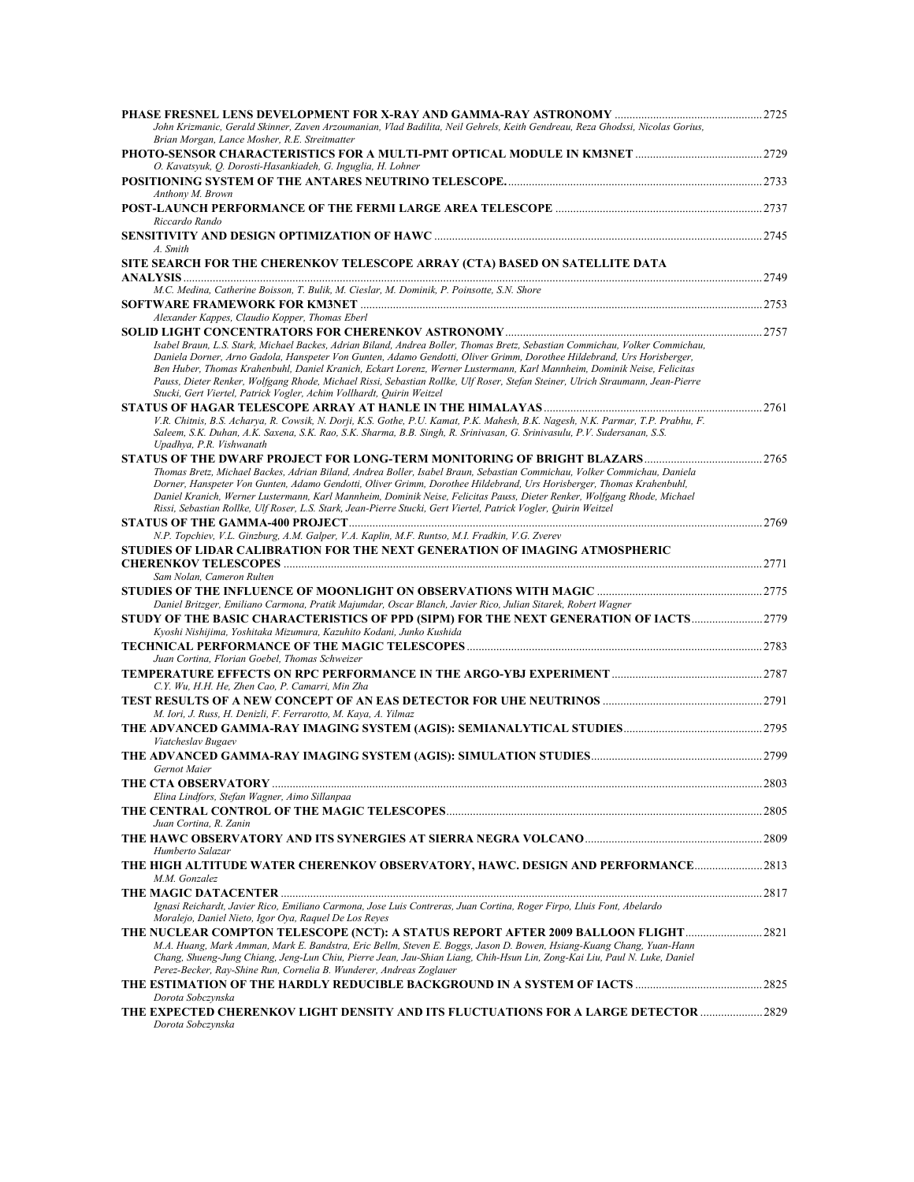**PHASE FRESNEL LENS DEVELOPMENT FOR X-RAY AND GAMMA-RAY ASTRONOMY** .......... 2725
*John Krizmanic, Gerald Skinner, Zaven Arzoumanian, Vlad Badilita, Neil Gehrels, Keith Gendreau, Reza Ghodssi, Nicolas Gorius, Brian Morgan, Lance Mosher, R.E. Streitmatter*

**PHOTO-SENSOR CHARACTERISTICS FOR A MULTI-PMT OPTICAL MODULE IN KM3NET** .......... 2729
*O. Kavatsyuk, Q. Dorosti-Hasankiadeh, G. Inguglia, H. Lohner*

**POSITIONING SYSTEM OF THE ANTARES NEUTRINO TELESCOPE.** .......... 2733
*Anthony M. Brown*

**POST-LAUNCH PERFORMANCE OF THE FERMI LARGE AREA TELESCOPE** .......... 2737
*Riccardo Rando*

**SENSITIVITY AND DESIGN OPTIMIZATION OF HAWC** .......... 2745
*A. Smith*

**SITE SEARCH FOR THE CHERENKOV TELESCOPE ARRAY (CTA) BASED ON SATELLITE DATA ANALYSIS** .......... 2749
*M.C. Medina, Catherine Boisson, T. Bulik, M. Cieslar, M. Dominik, P. Poinsotte, S.N. Shore*

**SOFTWARE FRAMEWORK FOR KM3NET** .......... 2753
*Alexander Kappes, Claudio Kopper, Thomas Eberl*

**SOLID LIGHT CONCENTRATORS FOR CHERENKOV ASTRONOMY** .......... 2757
*Isabel Braun, L.S. Stark, Michael Backes, Adrian Biland, Andrea Boller, Thomas Bretz, Sebastian Commichau, Volker Commichau, Daniela Dorner, Arno Gadola, Hanspeter Von Gunten, Adamo Gendotti, Oliver Grimm, Dorothee Hildebrand, Urs Horisberger, Ben Huber, Thomas Krahenbuhl, Daniel Kranich, Eckart Lorenz, Werner Lustermann, Karl Mannheim, Dominik Neise, Felicitas Pauss, Dieter Renker, Wolfgang Rhode, Michael Rissi, Sebastian Rollke, Ulf Roser, Stefan Steiner, Ulrich Straumann, Jean-Pierre Stucki, Gert Viertel, Patrick Vogler, Achim Vollhardt, Quirin Weitzel*

**STATUS OF HAGAR TELESCOPE ARRAY AT HANLE IN THE HIMALAYAS** .......... 2761
*V.R. Chitnis, B.S. Acharya, R. Cowsik, N. Dorji, K.S. Gothe, P.U. Kamat, P.K. Mahesh, B.K. Nagesh, N.K. Parmar, T.P. Prabhu, F. Saleem, S.K. Duhan, A.K. Saxena, S.K. Rao, S.K. Sharma, B.B. Singh, R. Srinivasan, G. Srinivasulu, P.V. Sudersanan, S.S. Upadhya, P.R. Vishwanath*

**STATUS OF THE DWARF PROJECT FOR LONG-TERM MONITORING OF BRIGHT BLAZARS** .......... 2765
*Thomas Bretz, Michael Backes, Adrian Biland, Andrea Boller, Isabel Braun, Sebastian Commichau, Volker Commichau, Daniela Dorner, Hanspeter Von Gunten, Adamo Gendotti, Oliver Grimm, Dorothee Hildebrand, Urs Horisberger, Thomas Krahenbuhl, Daniel Kranich, Werner Lustermann, Karl Mannheim, Dominik Neise, Felicitas Pauss, Dieter Renker, Wolfgang Rhode, Michael Rissi, Sebastian Rollke, Ulf Roser, L.S. Stark, Jean-Pierre Stucki, Gert Viertel, Patrick Vogler, Quirin Weitzel*

**STATUS OF THE GAMMA-400 PROJECT** .......... 2769
*N.P. Topchiev, V.L. Ginzburg, A.M. Galper, V.A. Kaplin, M.F. Runtso, M.I. Fradkin, V.G. Zverev*

**STUDIES OF LIDAR CALIBRATION FOR THE NEXT GENERATION OF IMAGING ATMOSPHERIC CHERENKOV TELESCOPES** .......... 2771
*Sam Nolan, Cameron Rulten*

**STUDIES OF THE INFLUENCE OF MOONLIGHT ON OBSERVATIONS WITH MAGIC** .......... 2775
*Daniel Britzger, Emiliano Carmona, Pratik Majumdar, Oscar Blanch, Javier Rico, Julian Sitarek, Robert Wagner*

**STUDY OF THE BASIC CHARACTERISTICS OF PPD (SIPM) FOR THE NEXT GENERATION OF IACTS** .......... 2779
*Kyoshi Nishijima, Yoshitaka Mizumura, Kazuhito Kodani, Junko Kushida*

**TECHNICAL PERFORMANCE OF THE MAGIC TELESCOPES** .......... 2783
*Juan Cortina, Florian Goebel, Thomas Schweizer*

**TEMPERATURE EFFECTS ON RPC PERFORMANCE IN THE ARGO-YBJ EXPERIMENT** .......... 2787
*C.Y. Wu, H.H. He, Zhen Cao, P. Camarri, Min Zha*

**TEST RESULTS OF A NEW CONCEPT OF AN EAS DETECTOR FOR UHE NEUTRINOS** .......... 2791
*M. Iori, J. Russ, H. Denizli, F. Ferrarotto, M. Kaya, A. Yilmaz*

**THE ADVANCED GAMMA-RAY IMAGING SYSTEM (AGIS): SEMIANALYTICAL STUDIES** .......... 2795
*Viatcheslav Bugaev*

**THE ADVANCED GAMMA-RAY IMAGING SYSTEM (AGIS): SIMULATION STUDIES** .......... 2799
*Gernot Maier*

**THE CTA OBSERVATORY** .......... 2803
*Elina Lindfors, Stefan Wagner, Aimo Sillanpaa*

**THE CENTRAL CONTROL OF THE MAGIC TELESCOPES** .......... 2805
*Juan Cortina, R. Zanin*

**THE HAWC OBSERVATORY AND ITS SYNERGIES AT SIERRA NEGRA VOLCANO** .......... 2809
*Humberto Salazar*

**THE HIGH ALTITUDE WATER CHERENKOV OBSERVATORY, HAWC. DESIGN AND PERFORMANCE** .......... 2813
*M.M. Gonzalez*

**THE MAGIC DATACENTER** .......... 2817
*Ignasi Reichardt, Javier Rico, Emiliano Carmona, Jose Luis Contreras, Juan Cortina, Roger Firpo, Lluis Font, Abelardo Moralejo, Daniel Nieto, Igor Oya, Raquel De Los Reyes*

**THE NUCLEAR COMPTON TELESCOPE (NCT): A STATUS REPORT AFTER 2009 BALLOON FLIGHT** .......... 2821
*M.A. Huang, Mark Amman, Mark E. Bandstra, Eric Bellm, Steven E. Boggs, Jason D. Bowen, Hsiang-Kuang Chang, Yuan-Hann Chang, Shueng-Jung Chiang, Jeng-Lun Chiu, Pierre Jean, Jau-Shian Liang, Chih-Hsun Lin, Zong-Kai Liu, Paul N. Luke, Daniel Perez-Becker, Ray-Shine Run, Cornelia B. Wunderer, Andreas Zoglauer*

**THE ESTIMATION OF THE HARDLY REDUCIBLE BACKGROUND IN A SYSTEM OF IACTS** .......... 2825
*Dorota Sobczynska*

**THE EXPECTED CHERENKOV LIGHT DENSITY AND ITS FLUCTUATIONS FOR A LARGE DETECTOR** .......... 2829
*Dorota Sobczynska*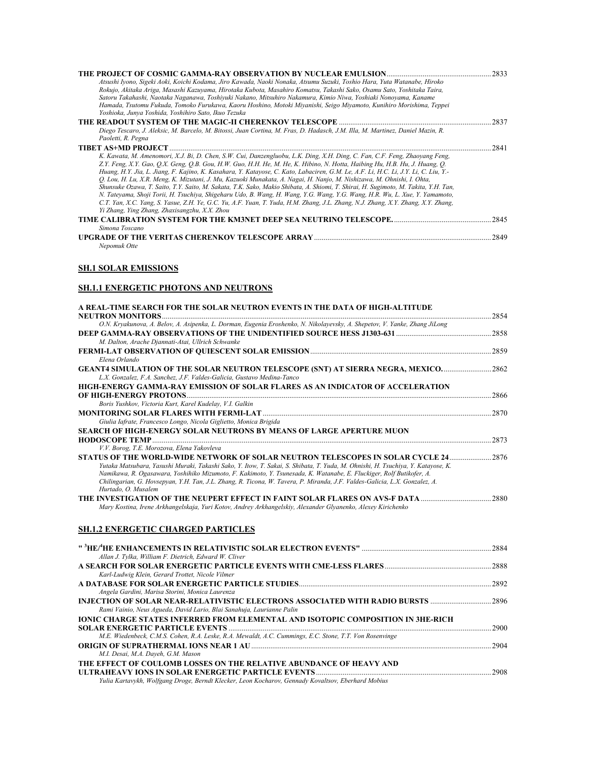**THE PROJECT OF COSMIC GAMMA-RAY OBSERVATION BY NUCLEAR EMULSION** ........ 2833
*Atsushi Iyono, Sigeki Aoki, Koichi Kodama, Jiro Kawada, Naoki Nonaka, Atsumu Suzuki, Toshio Hara, Yuta Watanabe, Hiroko Rokujo, Akitaka Ariga, Masashi Kazuyama, Hirotaka Kubota, Masahiro Komatsu, Takashi Sako, Osamu Sato, Yoshitaka Taira, Satoru Takahashi, Naotaka Naganawa, Toshiyuki Nakano, Mitsuhiro Nakamura, Kimio Niwa, Yoshiaki Nonoyama, Kaname Hamada, Tsutomu Fukuda, Tomoko Furukawa, Kaoru Hoshino, Motoki Miyanishi, Seigo Miyamoto, Kunihiro Morishima, Teppei Yoshioka, Junya Yoshida, Yoshihiro Sato, Ikuo Tezuka*

**THE READOUT SYSTEM OF THE MAGIC-II CHERENKOV TELESCOPE** ........ 2837
*Diego Tescaro, J. Aleksic, M. Barcelo, M. Bitossi, Juan Cortina, M. Fras, D. Hadasch, J.M. Illa, M. Martinez, Daniel Mazin, R. Paoletti, R. Pegna*

**TIBET AS+MD PROJECT** ........ 2841
*K. Kawata, M. Amenomori, X.J. Bi, D. Chen, S.W. Cui, Danzengluobu, L.K. Ding, X.H. Ding, C. Fan, C.F. Feng, Zhaoyang Feng, Z.Y. Feng, X.Y. Gao, Q.X. Geng, Q.B. Gou, H.W. Guo, H.H. He, M. He, K. Hibino, N. Hotta, Haibing Hu, H.B. Hu, J. Huang, Q. Huang, H.Y. Jia, L. Jiang, F. Kajino, K. Kasahara, Y. Katayose, C. Kato, Labaciren, G.M. Le, A.F. Li, H.C. Li, J.Y. Li, C. Liu, Y.-Q. Lou, H. Lu, X.R. Meng, K. Mizutani, J. Mu, Kazuoki Munakata, A. Nagai, H. Nanjo, M. Nishizawa, M. Ohnishi, I. Ohta, Shunsuke Ozawa, T. Saito, T.Y. Saito, M. Sakata, T.K. Sako, Makio Shibata, A. Shiomi, T. Shirai, H. Sugimoto, M. Takita, Y.H. Tan, N. Tateyama, Shoji Torii, H. Tsuchiya, Shigeharu Udo, B. Wang, H. Wang, Y.G. Wang, Y.G. Wang, H.R. Wu, L. Xue, Y. Yamamoto, C.T. Yan, X.C. Yang, S. Yasue, Z.H. Ye, G.C. Yu, A.F. Yuan, T. Yuda, H.M. Zhang, J.L. Zhang, N.J. Zhang, X.Y. Zhang, X.Y. Zhang, Yi Zhang, Ying Zhang, Zhaxisangzhu, X.X. Zhou*

**TIME CALIBRATION SYSTEM FOR THE KM3NET DEEP SEA NEUTRINO TELESCOPE.** ........ 2845
*Simona Toscano*

**UPGRADE OF THE VERITAS CHERENKOV TELESCOPE ARRAY** ........ 2849
*Nepomuk Otte*

## SH.1 SOLAR EMISSIONS

### SH.1.1 ENERGETIC PHOTONS AND NEUTRONS

**A REAL-TIME SEARCH FOR THE SOLAR NEUTRON EVENTS IN THE DATA OF HIGH-ALTITUDE NEUTRON MONITORS** ........ 2854
*O.N. Kryakunova, A. Belov, A. Asipenka, L. Dorman, Eugenia Eroshenko, N. Nikolayevsky, A. Shepetov, V. Yanke, Zhang JiLong*

**DEEP GAMMA-RAY OBSERVATIONS OF THE UNIDENTIFIED SOURCE HESS J1303-631** ........ 2858
*M. Dalton, Arache Djannati-Atai, Ullrich Schwanke*

**FERMI-LAT OBSERVATION OF QUIESCENT SOLAR EMISSION** ........ 2859
*Elena Orlando*

**GEANT4 SIMULATION OF THE SOLAR NEUTRON TELESCOPE (SNT) AT SIERRA NEGRA, MEXICO.** ........ 2862
*L.X. Gonzalez, F.A. Sanchez, J.F. Valdes-Galicia, Gustavo Medina-Tanco*

**HIGH-ENERGY GAMMA-RAY EMISSION OF SOLAR FLARES AS AN INDICATOR OF ACCELERATION OF HIGH-ENERGY PROTONS** ........ 2866
*Boris Yushkov, Victoria Kurt, Karel Kudelay, V.I. Galkin*

**MONITORING SOLAR FLARES WITH FERMI-LAT** ........ 2870
*Giulia Iafrate, Francesco Longo, Nicola Giglietto, Monica Brigida*

**SEARCH OF HIGH-ENERGY SOLAR NEUTRONS BY MEANS OF LARGE APERTURE MUON HODOSCOPE TEMP** ........ 2873
*V.V. Borog, T.E. Morozova, Elena Yakovleva*

**STATUS OF THE WORLD-WIDE NETWORK OF SOLAR NEUTRON TELESCOPES IN SOLAR CYCLE 24** ........ 2876
*Yutaka Matsubara, Yasushi Muraki, Takashi Sako, Y. Itow, T. Sakai, S. Shibata, T. Yuda, M. Ohnishi, H. Tsuchiya, Y. Katayose, K. Namikawa, R. Ogasawara, Yoshihiko Mizumoto, F. Kakimoto, Y. Tsunesada, K. Watanabe, E. Fluckiger, Rolf Butikofer, A. Chilingarian, G. Hovsepyan, Y.H. Tan, J.L. Zhang, R. Ticona, W. Tavera, P. Miranda, J.F. Valdes-Galicia, L.X. Gonzalez, A. Hurtado, O. Musalem*

**THE INVESTIGATION OF THE NEUPERT EFFECT IN FAINT SOLAR FLARES ON AVS-F DATA** ........ 2880
*Mary Kostina, Irene Arkhangelskaja, Yuri Kotov, Andrey Arkhangelskiy, Alexander Glyanenko, Alexey Kirichenko*

### SH.1.2 ENERGETIC CHARGED PARTICLES

**" $^3$HE/$^4$HE ENHANCEMENTS IN RELATIVISTIC SOLAR ELECTRON EVENTS"** ........ 2884
*Allan J. Tylka, William F. Dietrich, Edward W. Cliver*

**A SEARCH FOR SOLAR ENERGETIC PARTICLE EVENTS WITH CME-LESS FLARES** ........ 2888
*Karl-Ludwig Klein, Gerard Trottet, Nicole Vilmer*

**A DATABASE FOR SOLAR ENERGETIC PARTICLE STUDIES** ........ 2892
*Angela Gardini, Marisa Storini, Monica Laurenza*

**INJECTION OF SOLAR NEAR-RELATIVISTIC ELECTRONS ASSOCIATED WITH RADIO BURSTS** ........ 2896
*Rami Vainio, Neus Agueda, David Lario, Blai Sanahuja, Laurianne Palin*

**IONIC CHARGE STATES INFERRED FROM ELEMENTAL AND ISOTOPIC COMPOSITION IN 3HE-RICH SOLAR ENERGETIC PARTICLE EVENTS** ........ 2900
*M.E. Wiedenbeck, C.M.S. Cohen, R.A. Leske, R.A. Mewaldt, A.C. Cummings, E.C. Stone, T.T. Von Rosenvinge*

**ORIGIN OF SUPRATHERMAL IONS NEAR 1 AU** ........ 2904
*M.I. Desai, M.A. Dayeh, G.M. Mason*

**THE EFFECT OF COULOMB LOSSES ON THE RELATIVE ABUNDANCE OF HEAVY AND ULTRAHEAVY IONS IN SOLAR ENERGETIC PARTICLE EVENTS** ........ 2908
*Yulia Kartavykh, Wolfgang Droge, Berndt Klecker, Leon Kocharov, Gennady Kovaltsov, Eberhard Mobius*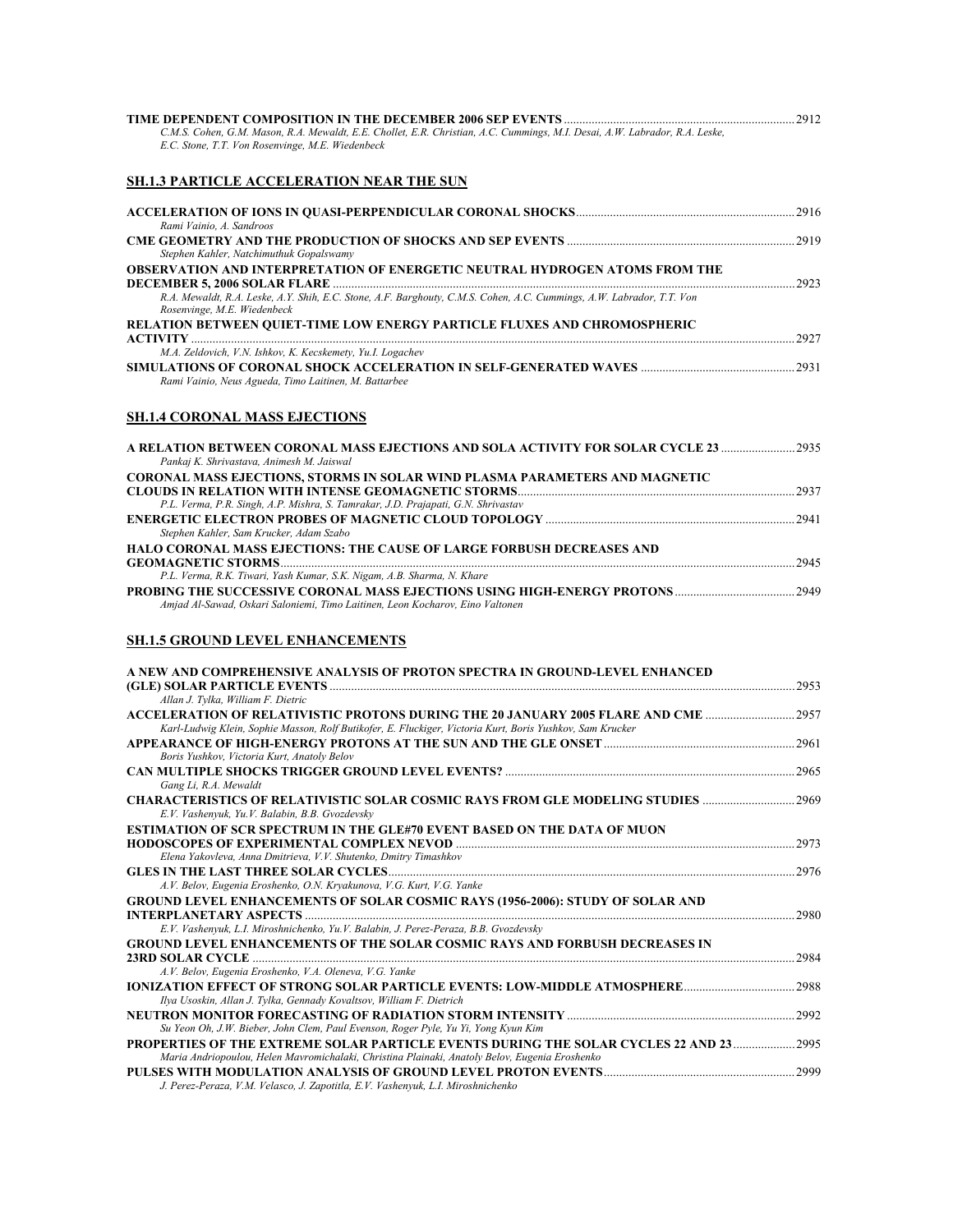**TIME DEPENDENT COMPOSITION IN THE DECEMBER 2006 SEP EVENTS** .......... 2912
*C.M.S. Cohen, G.M. Mason, R.A. Mewaldt, E.E. Chollet, E.R. Christian, A.C. Cummings, M.I. Desai, A.W. Labrador, R.A. Leske, E.C. Stone, T.T. Von Rosenvinge, M.E. Wiedenbeck*

## SH.1.3 PARTICLE ACCELERATION NEAR THE SUN

**ACCELERATION OF IONS IN QUASI-PERPENDICULAR CORONAL SHOCKS** .......... 2916
*Rami Vainio, A. Sandroos*

**CME GEOMETRY AND THE PRODUCTION OF SHOCKS AND SEP EVENTS** .......... 2919
*Stephen Kahler, Natchimuthuk Gopalswamy*

**OBSERVATION AND INTERPRETATION OF ENERGETIC NEUTRAL HYDROGEN ATOMS FROM THE DECEMBER 5, 2006 SOLAR FLARE** .......... 2923
*R.A. Mewaldt, R.A. Leske, A.Y. Shih, E.C. Stone, A.F. Barghouty, C.M.S. Cohen, A.C. Cummings, A.W. Labrador, T.T. Von Rosenvinge, M.E. Wiedenbeck*

**RELATION BETWEEN QUIET-TIME LOW ENERGY PARTICLE FLUXES AND CHROMOSPHERIC ACTIVITY** .......... 2927
*M.A. Zeldovich, V.N. Ishkov, K. Kecskemety, Yu.I. Logachev*

**SIMULATIONS OF CORONAL SHOCK ACCELERATION IN SELF-GENERATED WAVES** .......... 2931
*Rami Vainio, Neus Agueda, Timo Laitinen, M. Battarbee*

## SH.1.4 CORONAL MASS EJECTIONS

**A RELATION BETWEEN CORONAL MASS EJECTIONS AND SOLA ACTIVITY FOR SOLAR CYCLE 23** .......... 2935
*Pankaj K. Shrivastava, Animesh M. Jaiswal*

**CORONAL MASS EJECTIONS, STORMS IN SOLAR WIND PLASMA PARAMETERS AND MAGNETIC CLOUDS IN RELATION WITH INTENSE GEOMAGNETIC STORMS** .......... 2937
*P.L. Verma, P.R. Singh, A.P. Mishra, S. Tamrakar, J.D. Prajapati, G.N. Shrivastav*

**ENERGETIC ELECTRON PROBES OF MAGNETIC CLOUD TOPOLOGY** .......... 2941
*Stephen Kahler, Sam Krucker, Adam Szabo*

**HALO CORONAL MASS EJECTIONS: THE CAUSE OF LARGE FORBUSH DECREASES AND GEOMAGNETIC STORMS** .......... 2945
*P.L. Verma, R.K. Tiwari, Yash Kumar, S.K. Nigam, A.B. Sharma, N. Khare*

**PROBING THE SUCCESSIVE CORONAL MASS EJECTIONS USING HIGH-ENERGY PROTONS** .......... 2949
*Amjad Al-Sawad, Oskari Saloniemi, Timo Laitinen, Leon Kocharov, Eino Valtonen*

## SH.1.5 GROUND LEVEL ENHANCEMENTS

**A NEW AND COMPREHENSIVE ANALYSIS OF PROTON SPECTRA IN GROUND-LEVEL ENHANCED (GLE) SOLAR PARTICLE EVENTS** .......... 2953
*Allan J. Tylka, William F. Dietric*

**ACCELERATION OF RELATIVISTIC PROTONS DURING THE 20 JANUARY 2005 FLARE AND CME** .......... 2957
*Karl-Ludwig Klein, Sophie Masson, Rolf Butikofer, E. Fluckiger, Victoria Kurt, Boris Yushkov, Sam Krucker*

**APPEARANCE OF HIGH-ENERGY PROTONS AT THE SUN AND THE GLE ONSET** .......... 2961
*Boris Yushkov, Victoria Kurt, Anatoly Belov*

**CAN MULTIPLE SHOCKS TRIGGER GROUND LEVEL EVENTS?** .......... 2965
*Gang Li, R.A. Mewaldt*

**CHARACTERISTICS OF RELATIVISTIC SOLAR COSMIC RAYS FROM GLE MODELING STUDIES** .......... 2969
*E.V. Vashenyuk, Yu.V. Balabin, B.B. Gvozdevsky*

**ESTIMATION OF SCR SPECTRUM IN THE GLE#70 EVENT BASED ON THE DATA OF MUON HODOSCOPES OF EXPERIMENTAL COMPLEX NEVOD** .......... 2973
*Elena Yakovleva, Anna Dmitrieva, V.V. Shutenko, Dmitry Timashkov*

**GLES IN THE LAST THREE SOLAR CYCLES** .......... 2976
*A.V. Belov, Eugenia Eroshenko, O.N. Kryakunova, V.G. Kurt, V.G. Yanke*

**GROUND LEVEL ENHANCEMENTS OF SOLAR COSMIC RAYS (1956-2006): STUDY OF SOLAR AND INTERPLANETARY ASPECTS** .......... 2980
*E.V. Vashenyuk, L.I. Miroshnichenko, Yu.V. Balabin, J. Perez-Peraza, B.B. Gvozdevsky*

**GROUND LEVEL ENHANCEMENTS OF THE SOLAR COSMIC RAYS AND FORBUSH DECREASES IN 23RD SOLAR CYCLE** .......... 2984
*A.V. Belov, Eugenia Eroshenko, V.A. Oleneva, V.G. Yanke*

**IONIZATION EFFECT OF STRONG SOLAR PARTICLE EVENTS: LOW-MIDDLE ATMOSPHERE** .......... 2988
*Ilya Usoskin, Allan J. Tylka, Gennady Kovaltsov, William F. Dietrich*

**NEUTRON MONITOR FORECASTING OF RADIATION STORM INTENSITY** .......... 2992
*Su Yeon Oh, J.W. Bieber, John Clem, Paul Evenson, Roger Pyle, Yu Yi, Yong Kyun Kim*

**PROPERTIES OF THE EXTREME SOLAR PARTICLE EVENTS DURING THE SOLAR CYCLES 22 AND 23** .......... 2995
*Maria Andriopoulou, Helen Mavromichalaki, Christina Plainaki, Anatoly Belov, Eugenia Eroshenko*

**PULSES WITH MODULATION ANALYSIS OF GROUND LEVEL PROTON EVENTS** .......... 2999
*J. Perez-Peraza, V.M. Velasco, J. Zapotitla, E.V. Vashenyuk, L.I. Miroshnichenko*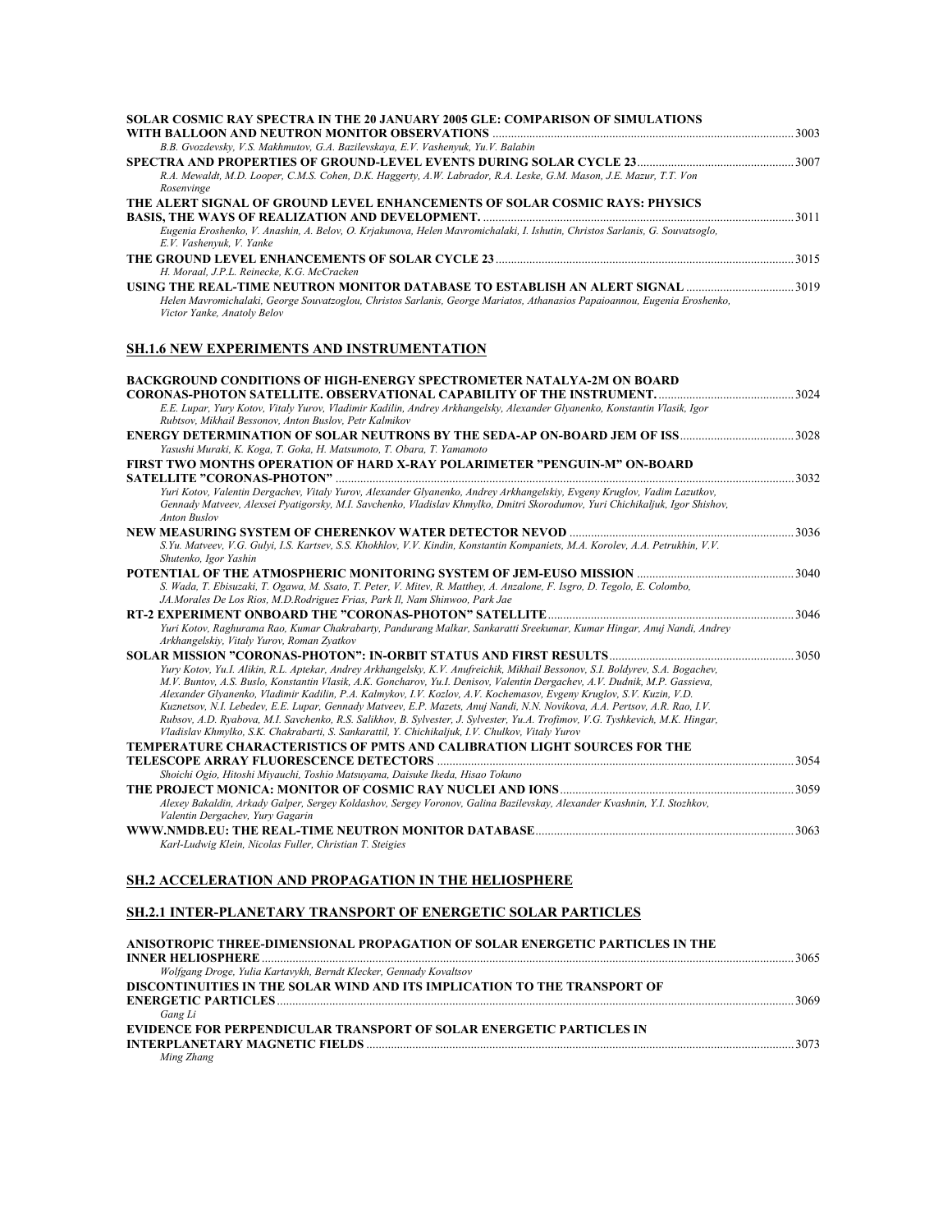**SOLAR COSMIC RAY SPECTRA IN THE 20 JANUARY 2005 GLE: COMPARISON OF SIMULATIONS WITH BALLOON AND NEUTRON MONITOR OBSERVATIONS** ... 3003
*B.B. Gvozdevsky, V.S. Makhmutov, G.A. Bazilevskaya, E.V. Vashenyuk, Yu.V. Balabin*

**SPECTRA AND PROPERTIES OF GROUND-LEVEL EVENTS DURING SOLAR CYCLE 23** ... 3007
*R.A. Mewaldt, M.D. Looper, C.M.S. Cohen, D.K. Haggerty, A.W. Labrador, R.A. Leske, G.M. Mason, J.E. Mazur, T.T. Von Rosenvinge*

**THE ALERT SIGNAL OF GROUND LEVEL ENHANCEMENTS OF SOLAR COSMIC RAYS: PHYSICS BASIS, THE WAYS OF REALIZATION AND DEVELOPMENT.** ... 3011
*Eugenia Eroshenko, V. Anashin, A. Belov, O. Krjakunova, Helen Mavromichalaki, I. Ishutin, Christos Sarlanis, G. Souvatsoglo, E.V. Vashenyuk, V. Yanke*

**THE GROUND LEVEL ENHANCEMENTS OF SOLAR CYCLE 23** ... 3015
*H. Moraal, J.P.L. Reinecke, K.G. McCracken*

**USING THE REAL-TIME NEUTRON MONITOR DATABASE TO ESTABLISH AN ALERT SIGNAL** ... 3019
*Helen Mavromichalaki, George Souvatzoglou, Christos Sarlanis, George Mariatos, Athanasios Papaioannou, Eugenia Eroshenko, Victor Yanke, Anatoly Belov*

## SH.1.6 NEW EXPERIMENTS AND INSTRUMENTATION

**BACKGROUND CONDITIONS OF HIGH-ENERGY SPECTROMETER NATALYA-2M ON BOARD CORONAS-PHOTON SATELLITE. OBSERVATIONAL CAPABILITY OF THE INSTRUMENT.** ... 3024
*E.E. Lupar, Yury Kotov, Vitaly Yurov, Vladimir Kadilin, Andrey Arkhangelsky, Alexander Glyanenko, Konstantin Vlasik, Igor Rubtsov, Mikhail Bessonov, Anton Buslov, Petr Kalmikov*

**ENERGY DETERMINATION OF SOLAR NEUTRONS BY THE SEDA-AP ON-BOARD JEM OF ISS** ... 3028
*Yasushi Muraki, K. Koga, T. Goka, H. Matsumoto, T. Obara, T. Yamamoto*

**FIRST TWO MONTHS OPERATION OF HARD X-RAY POLARIMETER "PENGUIN-M" ON-BOARD SATELLITE "CORONAS-PHOTON"** ... 3032
*Yuri Kotov, Valentin Dergachev, Vitaly Yurov, Alexander Glyanenko, Andrey Arkhangelskiy, Evgeny Kruglov, Vadim Lazutkov, Gennady Matveev, Alexsei Pyatigorsky, M.I. Savchenko, Vladislav Khmylko, Dmitri Skorodumov, Yuri Chichikaljuk, Igor Shishov, Anton Buslov*

**NEW MEASURING SYSTEM OF CHERENKOV WATER DETECTOR NEVOD** ... 3036
*S.Yu. Matveev, V.G. Gulyi, I.S. Kartsev, S.S. Khokhlov, V.V. Kindin, Konstantin Kompaniets, M.A. Korolev, A.A. Petrukhin, V.V. Shutenko, Igor Yashin*

**POTENTIAL OF THE ATMOSPHERIC MONITORING SYSTEM OF JEM-EUSO MISSION** ... 3040
*S. Wada, T. Ebisuzaki, T. Ogawa, M. Ssato, T. Peter, V. Mitev, R. Matthey, A. Anzalone, F. Isgro, D. Tegolo, E. Colombo, JA.Morales De Los Rios, M.D.Rodriguez Frias, Park Il, Nam Shinwoo, Park Jae*

**RT-2 EXPERIMENT ONBOARD THE "CORONAS-PHOTON" SATELLITE** ... 3046
*Yuri Kotov, Raghurama Rao, Kumar Chakrabarty, Pandurang Malkar, Sankaratti Sreekumar, Kumar Hingar, Anuj Nandi, Andrey Arkhangelskiy, Vitaly Yurov, Roman Zyatkov*

**SOLAR MISSION "CORONAS-PHOTON": IN-ORBIT STATUS AND FIRST RESULTS** ... 3050
*Yury Kotov, Yu.I. Alikin, R.L. Aptekar, Andrey Arkhangelsky, K.V. Anufreichik, Mikhail Bessonov, S.I. Boldyrev, S.A. Bogachev, M.V. Buntov, A.S. Buslo, Konstantin Vlasik, A.K. Goncharov, Yu.I. Denisov, Valentin Dergachev, A.V. Dudnik, M.P. Gassieva, Alexander Glyanenko, Vladimir Kadilin, P.A. Kalmykov, I.V. Kozlov, A.V. Kochemasov, Evgeny Kruglov, S.V. Kuzin, V.D. Kuznetsov, N.I. Lebedev, E.E. Lupar, Gennady Matveev, E.P. Mazets, Anuj Nandi, N.N. Novikova, A.A. Pertsov, A.R. Rao, I.V. Rubsov, A.D. Ryabova, M.I. Savchenko, R.S. Salikhov, B. Sylvester, J. Sylvester, Yu.A. Trofimov, V.G. Tyshkevich, M.K. Hingar, Vladislav Khmylko, S.K. Chakrabarti, S. Sankarattil, Y. Chichikaljuk, I.V. Chulkov, Vitaly Yurov*

**TEMPERATURE CHARACTERISTICS OF PMTS AND CALIBRATION LIGHT SOURCES FOR THE TELESCOPE ARRAY FLUORESCENCE DETECTORS** ... 3054
*Shoichi Ogio, Hitoshi Miyauchi, Toshio Matsuyama, Daisuke Ikeda, Hisao Tokuno*

**THE PROJECT MONICA: MONITOR OF COSMIC RAY NUCLEI AND IONS** ... 3059
*Alexey Bakaldin, Arkady Galper, Sergey Koldashov, Sergey Voronov, Galina Bazilevskay, Alexander Kvashnin, Y.I. Stozhkov, Valentin Dergachev, Yury Gagarin*

**WWW.NMDB.EU: THE REAL-TIME NEUTRON MONITOR DATABASE** ... 3063
*Karl-Ludwig Klein, Nicolas Fuller, Christian T. Steigies*

## SH.2 ACCELERATION AND PROPAGATION IN THE HELIOSPHERE

### SH.2.1 INTER-PLANETARY TRANSPORT OF ENERGETIC SOLAR PARTICLES

**ANISOTROPIC THREE-DIMENSIONAL PROPAGATION OF SOLAR ENERGETIC PARTICLES IN THE INNER HELIOSPHERE** ... 3065
*Wolfgang Droge, Yulia Kartavykh, Berndt Klecker, Gennady Kovaltsov*

**DISCONTINUITIES IN THE SOLAR WIND AND ITS IMPLICATION TO THE TRANSPORT OF ENERGETIC PARTICLES** ... 3069
*Gang Li*

**EVIDENCE FOR PERPENDICULAR TRANSPORT OF SOLAR ENERGETIC PARTICLES IN INTERPLANETARY MAGNETIC FIELDS** ... 3073
*Ming Zhang*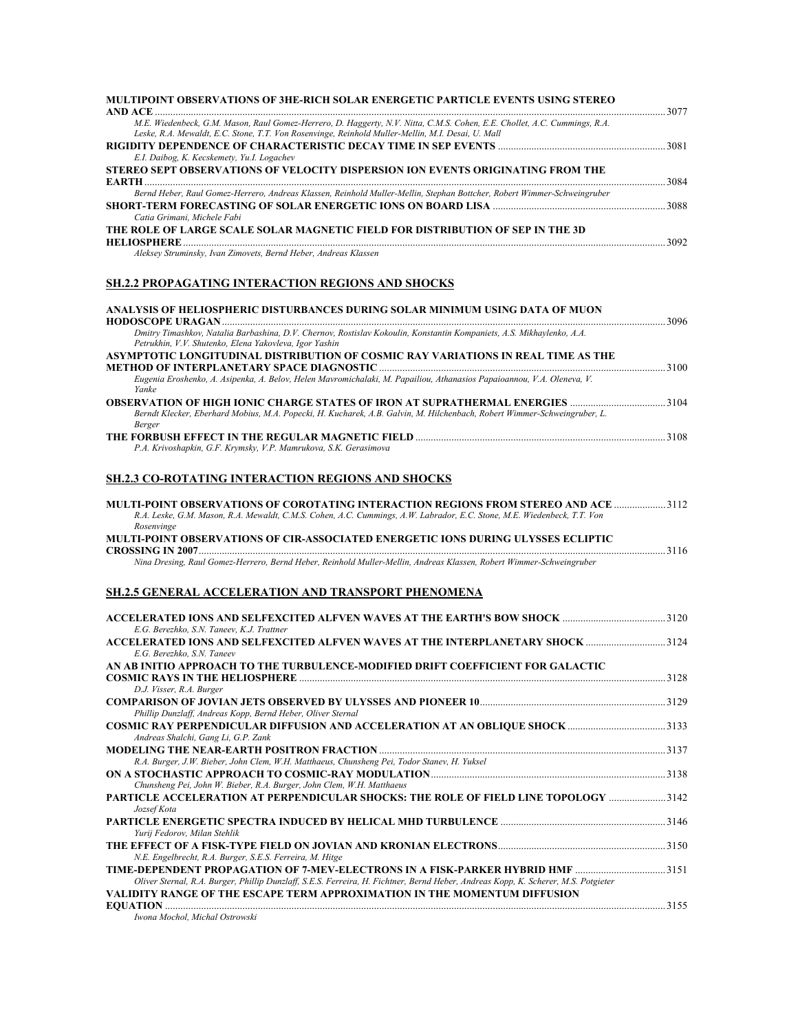**MULTIPOINT OBSERVATIONS OF 3HE-RICH SOLAR ENERGETIC PARTICLE EVENTS USING STEREO AND ACE** ............ 3077
*M.E. Wiedenbeck, G.M. Mason, Raul Gomez-Herrero, D. Haggerty, N.V. Nitta, C.M.S. Cohen, E.E. Chollet, A.C. Cummings, R.A. Leske, R.A. Mewaldt, E.C. Stone, T.T. Von Rosenvinge, Reinhold Muller-Mellin, M.I. Desai, U. Mall*

**RIGIDITY DEPENDENCE OF CHARACTERISTIC DECAY TIME IN SEP EVENTS** ............ 3081
*E.I. Daibog, K. Kecskemety, Yu.I. Logachev*

**STEREO SEPT OBSERVATIONS OF VELOCITY DISPERSION ION EVENTS ORIGINATING FROM THE EARTH** ............ 3084
*Bernd Heber, Raul Gomez-Herrero, Andreas Klassen, Reinhold Muller-Mellin, Stephan Bottcher, Robert Wimmer-Schweingruber*

**SHORT-TERM FORECASTING OF SOLAR ENERGETIC IONS ON BOARD LISA** ............ 3088
*Catia Grimani, Michele Fabi*

**THE ROLE OF LARGE SCALE SOLAR MAGNETIC FIELD FOR DISTRIBUTION OF SEP IN THE 3D HELIOSPHERE** ............ 3092
*Aleksey Struminsky, Ivan Zimovets, Bernd Heber, Andreas Klassen*

## SH.2.2 PROPAGATING INTERACTION REGIONS AND SHOCKS

**ANALYSIS OF HELIOSPHERIC DISTURBANCES DURING SOLAR MINIMUM USING DATA OF MUON HODOSCOPE URAGAN** ............ 3096
*Dmitry Timashkov, Natalia Barbashina, D.V. Chernov, Rostislav Kokoulin, Konstantin Kompaniets, A.S. Mikhaylenko, A.A. Petrukhin, V.V. Shutenko, Elena Yakovleva, Igor Yashin*

**ASYMPTOTIC LONGITUDINAL DISTRIBUTION OF COSMIC RAY VARIATIONS IN REAL TIME AS THE METHOD OF INTERPLANETARY SPACE DIAGNOSTIC** ............ 3100
*Eugenia Eroshenko, A. Asipenka, A. Belov, Helen Mavromichalaki, M. Papailiou, Athanasios Papaioannou, V.A. Oleneva, V. Yanke*

**OBSERVATION OF HIGH IONIC CHARGE STATES OF IRON AT SUPRATHERMAL ENERGIES** ............ 3104
*Berndt Klecker, Eberhard Mobius, M.A. Popecki, H. Kucharek, A.B. Galvin, M. Hilchenbach, Robert Wimmer-Schweingruber, L. Berger*

**THE FORBUSH EFFECT IN THE REGULAR MAGNETIC FIELD** ............ 3108
*P.A. Krivoshapkin, G.F. Krymsky, V.P. Mamrukova, S.K. Gerasimova*

## SH.2.3 CO-ROTATING INTERACTION REGIONS AND SHOCKS

**MULTI-POINT OBSERVATIONS OF COROTATING INTERACTION REGIONS FROM STEREO AND ACE** ............ 3112
*R.A. Leske, G.M. Mason, R.A. Mewaldt, C.M.S. Cohen, A.C. Cummings, A.W. Labrador, E.C. Stone, M.E. Wiedenbeck, T.T. Von Rosenvinge*

**MULTI-POINT OBSERVATIONS OF CIR-ASSOCIATED ENERGETIC IONS DURING ULYSSES ECLIPTIC CROSSING IN 2007** ............ 3116
*Nina Dresing, Raul Gomez-Herrero, Bernd Heber, Reinhold Muller-Mellin, Andreas Klassen, Robert Wimmer-Schweingruber*

## SH.2.5 GENERAL ACCELERATION AND TRANSPORT PHENOMENA

**ACCELERATED IONS AND SELFEXCITED ALFVEN WAVES AT THE EARTH'S BOW SHOCK** ............ 3120
*E.G. Berezhko, S.N. Taneev, K.J. Trattner*

**ACCELERATED IONS AND SELFEXCITED ALFVEN WAVES AT THE INTERPLANETARY SHOCK** ............ 3124
*E.G. Berezhko, S.N. Taneev*

**AN AB INITIO APPROACH TO THE TURBULENCE-MODIFIED DRIFT COEFFICIENT FOR GALACTIC COSMIC RAYS IN THE HELIOSPHERE** ............ 3128
*D.J. Visser, R.A. Burger*

**COMPARISON OF JOVIAN JETS OBSERVED BY ULYSSES AND PIONEER 10** ............ 3129
*Phillip Dunzlaff, Andreas Kopp, Bernd Heber, Oliver Sternal*

**COSMIC RAY PERPENDICULAR DIFFUSION AND ACCELERATION AT AN OBLIQUE SHOCK** ............ 3133
*Andreas Shalchi, Gang Li, G.P. Zank*

**MODELING THE NEAR-EARTH POSITRON FRACTION** ............ 3137
*R.A. Burger, J.W. Bieber, John Clem, W.H. Matthaeus, Chunsheng Pei, Todor Stanev, H. Yuksel*

**ON A STOCHASTIC APPROACH TO COSMIC-RAY MODULATION** ............ 3138
*Chunsheng Pei, John W. Bieber, R.A. Burger, John Clem, W.H. Matthaeus*

**PARTICLE ACCELERATION AT PERPENDICULAR SHOCKS: THE ROLE OF FIELD LINE TOPOLOGY** ............ 3142
*Jozsef Kota*

**PARTICLE ENERGETIC SPECTRA INDUCED BY HELICAL MHD TURBULENCE** ............ 3146
*Yurij Fedorov, Milan Stehlik*

**THE EFFECT OF A FISK-TYPE FIELD ON JOVIAN AND KRONIAN ELECTRONS** ............ 3150
*N.E. Engelbrecht, R.A. Burger, S.E.S. Ferreira, M. Hitge*

**TIME-DEPENDENT PROPAGATION OF 7-MEV-ELECTRONS IN A FISK-PARKER HYBRID HMF** ............ 3151
*Oliver Sternal, R.A. Burger, Phillip Dunzlaff, S.E.S. Ferreira, H. Fichtner, Bernd Heber, Andreas Kopp, K. Scherer, M.S. Potgieter*

**VALIDITY RANGE OF THE ESCAPE TERM APPROXIMATION IN THE MOMENTUM DIFFUSION EQUATION** ............ 3155
*Iwona Mochol, Michal Ostrowski*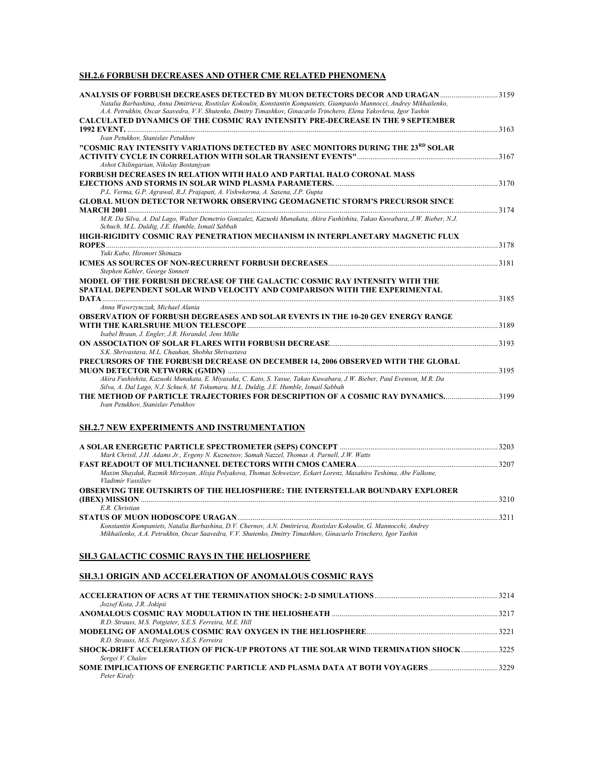## SH.2.6 FORBUSH DECREASES AND OTHER CME RELATED PHENOMENA

**ANALYSIS OF FORBUSH DECREASES DETECTED BY MUON DETECTORS DECOR AND URAGAN** ............................ 3159
*Natalia Barbashina, Anna Dmitrieva, Rostislav Kokoulin, Konstantin Kompaniets, Giampaolo Mannocci, Andrey Mikhailenko, A.A. Petrukhin, Oscar Saavedra, V.V. Shutenko, Dmitry Timashkov, Ginacarlo Trinchero, Elena Yakovleva, Igor Yashin*

**CALCULATED DYNAMICS OF THE COSMIC RAY INTENSITY PRE-DECREASE IN THE 9 SEPTEMBER 1992 EVENT.** ............................ 3163
*Ivan Petukhov, Stanislav Petukhov*

**"COSMIC RAY INTENSITY VARIATIONS DETECTED BY ASEC MONITORS DURING THE 23RD SOLAR ACTIVITY CYCLE IN CORRELATION WITH SOLAR TRANSIENT EVENTS"** ............................ 3167
*Ashot Chilingarian, Nikolay Bostanjyan*

**FORBUSH DECREASES IN RELATION WITH HALO AND PARTIAL HALO CORONAL MASS EJECTIONS AND STORMS IN SOLAR WIND PLASMA PARAMETERS.** ............................ 3170
*P.L. Verma, G.P. Agrawal, R.J. Prajapati, A. Vishwkerma, A. Saxena, J.P. Gupta*

**GLOBAL MUON DETECTOR NETWORK OBSERVING GEOMAGNETIC STORM'S PRECURSOR SINCE MARCH 2001** ............................ 3174
*M.R. Da Silva, A. Dal Lago, Walter Demetrio Gonzalez, Kazuoki Munakata, Akira Fushishita, Takao Kuwabara, J.W. Bieber, N.J. Schuch, M.L. Duldig, J.E. Humble, Ismail Sabbah*

**HIGH-RIGIDITY COSMIC RAY PENETRATION MECHANISM IN INTERPLANETARY MAGNETIC FLUX ROPES** ............................ 3178
*Yuki Kubo, Hironori Shimazu*

**ICMES AS SOURCES OF NON-RECURRENT FORBUSH DECREASES** ............................ 3181
*Stephen Kahler, George Simnett*

**MODEL OF THE FORBUSH DECREASE OF THE GALACTIC COSMIC RAY INTENSITY WITH THE SPATIAL DEPENDENT SOLAR WIND VELOCITY AND COMPARISON WITH THE EXPERIMENTAL DATA** ............................ 3185
*Anna Wawrzynczak, Michael Alania*

**OBSERVATION OF FORBUSH DEGREASES AND SOLAR EVENTS IN THE 10-20 GEV ENERGY RANGE WITH THE KARLSRUHE MUON TELESCOPE** ............................ 3189
*Isabel Braun, J. Engler, J.R. Horandel, Jens Milke*

**ON ASSOCIATION OF SOLAR FLARES WITH FORBUSH DECREASE** ............................ 3193
*S.K. Shrivastava, M.L. Chauhan, Shobha Shrivastava*

**PRECURSORS OF THE FORBUSH DECREASE ON DECEMBER 14, 2006 OBSERVED WITH THE GLOBAL MUON DETECTOR NETWORK (GMDN)** ............................ 3195
*Akira Fushishita, Kazuoki Munakata, E. Miyasaka, C. Kato, S. Yasue, Takao Kuwabara, J.W. Bieber, Paul Evenson, M.R. Da Silva, A. Dal Lago, N.J. Schuch, M. Tokumaru, M.L. Duldig, J.E. Humble, Ismail Sabbah*

**THE METHOD OF PARTICLE TRAJECTORIES FOR DESCRIPTION OF A COSMIC RAY DYNAMICS.** ............................ 3199
*Ivan Petukhov, Stanislav Petukhov*

## SH.2.7 NEW EXPERIMENTS AND INSTRUMENTATION

**A SOLAR ENERGETIC PARTICLE SPECTROMETER (SEPS) CONCEPT** ............................ 3203
*Mark Christl, J.H. Adams Jr., Evgeny N. Kuznetsov, Samah Nazzel, Thomas A. Parnell, J.W. Watts*

**FAST READOUT OF MULTICHANNEL DETECTORS WITH CMOS CAMERA** ............................ 3207
*Maxim Shayduk, Razmik Mirzoyan, Alisja Polyakova, Thomas Schweizer, Eckart Lorenz, Masahiro Teshima, Abe Falkone, Vladimir Vassiliev*

**OBSERVING THE OUTSKIRTS OF THE HELIOSPHERE: THE INTERSTELLAR BOUNDARY EXPLORER (IBEX) MISSION** ............................ 3210
*E.R. Christian*

**STATUS OF MUON HODOSCOPE URAGAN** ............................ 3211
*Konstantin Kompaniets, Natalia Barbashina, D.V. Chernov, A.N. Dmitrieva, Rostislav Kokoulin, G. Mannocchi, Andrey Mikhailenko, A.A. Petrukhin, Oscar Saavedra, V.V. Shutenko, Dmitry Timashkov, Ginacarlo Trinchero, Igor Yashin*

## SH.3 GALACTIC COSMIC RAYS IN THE HELIOSPHERE

## SH.3.1 ORIGIN AND ACCELERATION OF ANOMALOUS COSMIC RAYS

**ACCELERATION OF ACRS AT THE TERMINATION SHOCK: 2-D SIMULATIONS** ............................ 3214
*Jozsef Kota, J.R. Jokipii*

**ANOMALOUS COSMIC RAY MODULATION IN THE HELIOSHEATH** ............................ 3217
*R.D. Strauss, M.S. Potgieter, S.E.S. Ferreira, M.E. Hill*

**MODELING OF ANOMALOUS COSMIC RAY OXYGEN IN THE HELIOSPHERE** ............................ 3221
*R.D. Strauss, M.S. Potgieter, S.E.S. Ferreira*

**SHOCK-DRIFT ACCELERATION OF PICK-UP PROTONS AT THE SOLAR WIND TERMINATION SHOCK** ............................ 3225
*Sergei V. Chalov*

**SOME IMPLICATIONS OF ENERGETIC PARTICLE AND PLASMA DATA AT BOTH VOYAGERS** ............................ 3229
*Peter Kiraly*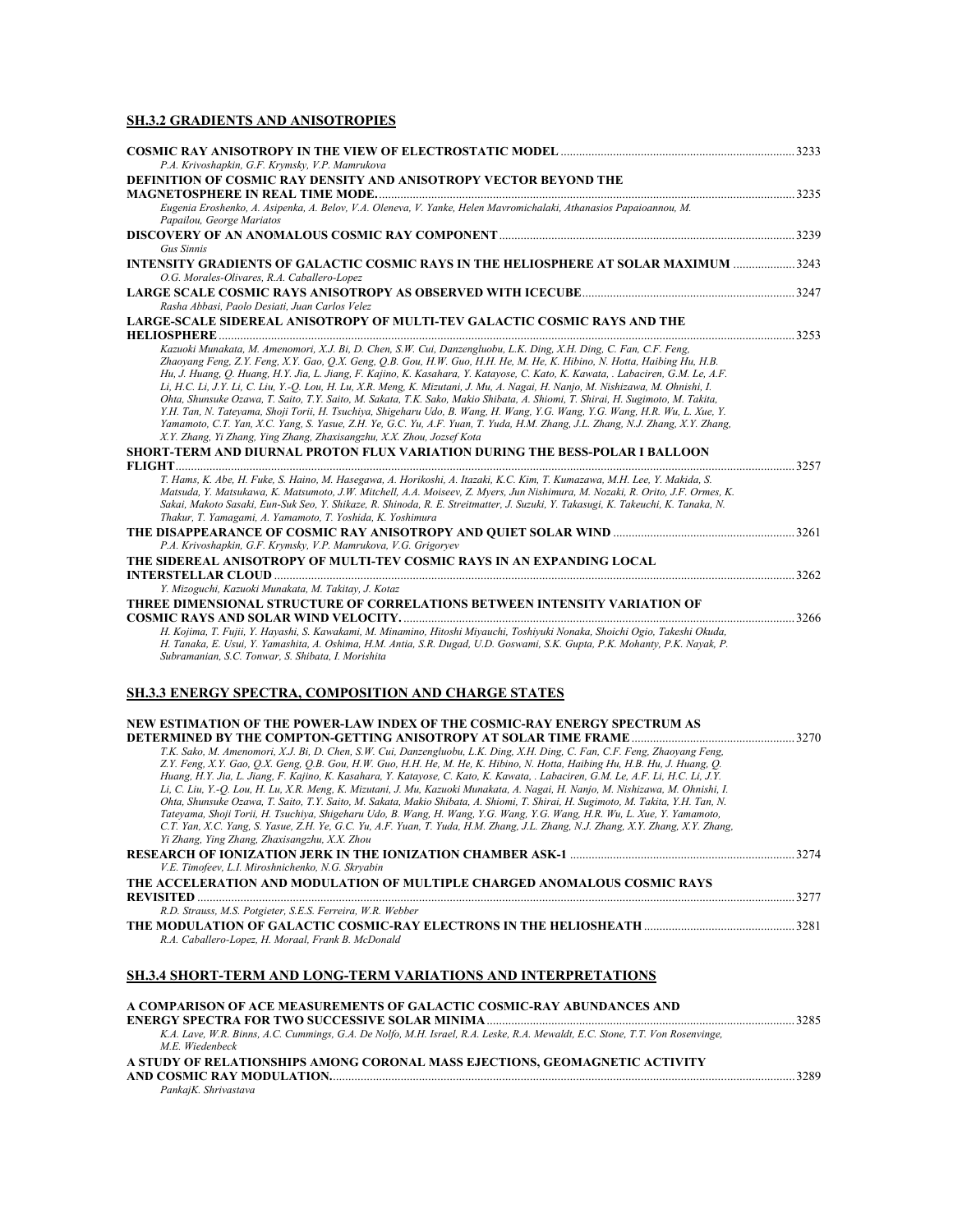## SH.3.2 GRADIENTS AND ANISOTROPIES

**COSMIC RAY ANISOTROPY IN THE VIEW OF ELECTROSTATIC MODEL** ....... 3233
*P.A. Krivoshapkin, G.F. Krymsky, V.P. Mamrukova*

**DEFINITION OF COSMIC RAY DENSITY AND ANISOTROPY VECTOR BEYOND THE MAGNETOSPHERE IN REAL TIME MODE.** ....... 3235
*Eugenia Eroshenko, A. Asipenka, A. Belov, V.A. Oleneva, V. Yanke, Helen Mavromichalaki, Athanasios Papaioannou, M. Papailou, George Mariatos*

**DISCOVERY OF AN ANOMALOUS COSMIC RAY COMPONENT** ....... 3239
*Gus Sinnis*

**INTENSITY GRADIENTS OF GALACTIC COSMIC RAYS IN THE HELIOSPHERE AT SOLAR MAXIMUM** ....... 3243
*O.G. Morales-Olivares, R.A. Caballero-Lopez*

**LARGE SCALE COSMIC RAYS ANISOTROPY AS OBSERVED WITH ICECUBE** ....... 3247
*Rasha Abbasi, Paolo Desiati, Juan Carlos Velez*

**LARGE-SCALE SIDEREAL ANISOTROPY OF MULTI-TEV GALACTIC COSMIC RAYS AND THE HELIOSPHERE** ....... 3253
*Kazuoki Munakata, M. Amenomori, X.J. Bi, D. Chen, S.W. Cui, Danzengluobu, L.K. Ding, X.H. Ding, C. Fan, C.F. Feng, Zhaoyang Feng, Z.Y. Feng, X.Y. Gao, Q.X. Geng, Q.B. Gou, H.W. Guo, H.H. He, M. He, K. Hibino, N. Hotta, Haibing Hu, H.B. Hu, J. Huang, Q. Huang, H.Y. Jia, L. Jiang, F. Kajino, K. Kasahara, Y. Katayose, C. Kato, K. Kawata, . Labaciren, G.M. Le, A.F. Li, H.C. Li, J.Y. Li, C. Liu, Y.-Q. Lou, H. Lu, X.R. Meng, K. Mizutani, J. Mu, A. Nagai, H. Nanjo, M. Nishizawa, M. Ohnishi, I. Ohta, Shunsuke Ozawa, T. Saito, T.Y. Saito, M. Sakata, T.K. Sako, Makio Shibata, A. Shiomi, T. Shirai, H. Sugimoto, M. Takita, Y.H. Tan, N. Tateyama, Shoji Torii, H. Tsuchiya, Shigeharu Udo, B. Wang, H. Wang, Y.G. Wang, Y.G. Wang, H.R. Wu, L. Xue, Y. Yamamoto, C.T. Yan, X.C. Yang, S. Yasue, Z.H. Ye, G.C. Yu, A.F. Yuan, T. Yuda, H.M. Zhang, J.L. Zhang, N.J. Zhang, X.Y. Zhang, X.Y. Zhang, Yi Zhang, Ying Zhang, Zhaxisangzhu, X.X. Zhou, Jozsef Kota*

**SHORT-TERM AND DIURNAL PROTON FLUX VARIATION DURING THE BESS-POLAR I BALLOON FLIGHT** ....... 3257
*T. Hams, K. Abe, H. Fuke, S. Haino, M. Hasegawa, A. Horikoshi, A. Itazaki, K.C. Kim, T. Kumazawa, M.H. Lee, Y. Makida, S. Matsuda, Y. Matsukawa, K. Matsumoto, J.W. Mitchell, A.A. Moiseev, Z. Myers, Jun Nishimura, M. Nozaki, R. Orito, J.F. Ormes, K. Sakai, Makoto Sasaki, Eun-Suk Seo, Y. Shikaze, R. Shinoda, R. E. Streitmatter, J. Suzuki, Y. Takasugi, K. Takeuchi, K. Tanaka, N. Thakur, T. Yamagami, A. Yamamoto, T. Yoshida, K. Yoshimura*

**THE DISAPPEARANCE OF COSMIC RAY ANISOTROPY AND QUIET SOLAR WIND** ....... 3261
*P.A. Krivoshapkin, G.F. Krymsky, V.P. Mamrukova, V.G. Grigoryev*

**THE SIDEREAL ANISOTROPY OF MULTI-TEV COSMIC RAYS IN AN EXPANDING LOCAL INTERSTELLAR CLOUD** ....... 3262
*Y. Mizoguchi, Kazuoki Munakata, M. Takitay, J. Kotaz*

**THREE DIMENSIONAL STRUCTURE OF CORRELATIONS BETWEEN INTENSITY VARIATION OF COSMIC RAYS AND SOLAR WIND VELOCITY.** ....... 3266
*H. Kojima, T. Fujii, Y. Hayashi, S. Kawakami, M. Minamino, Hitoshi Miyauchi, Toshiyuki Nonaka, Shoichi Ogio, Takeshi Okuda, H. Tanaka, E. Usui, Y. Yamashita, A. Oshima, H.M. Antia, S.R. Dugad, U.D. Goswami, S.K. Gupta, P.K. Mohanty, P.K. Nayak, P. Subramanian, S.C. Tonwar, S. Shibata, I. Morishita*

## SH.3.3 ENERGY SPECTRA, COMPOSITION AND CHARGE STATES

**NEW ESTIMATION OF THE POWER-LAW INDEX OF THE COSMIC-RAY ENERGY SPECTRUM AS DETERMINED BY THE COMPTON-GETTING ANISOTROPY AT SOLAR TIME FRAME** ....... 3270
*T.K. Sako, M. Amenomori, X.J. Bi, D. Chen, S.W. Cui, Danzengluobu, L.K. Ding, X.H. Ding, C. Fan, C.F. Feng, Zhaoyang Feng, Z.Y. Feng, X.Y. Gao, Q.X. Geng, Q.B. Gou, H.W. Guo, H.H. He, M. He, K. Hibino, N. Hotta, Haibing Hu, H.B. Hu, J. Huang, Q. Huang, H.Y. Jia, L. Jiang, F. Kajino, K. Kasahara, Y. Katayose, C. Kato, K. Kawata, . Labaciren, G.M. Le, A.F. Li, H.C. Li, J.Y. Li, C. Liu, Y.-Q. Lou, H. Lu, X.R. Meng, K. Mizutani, J. Mu, Kazuoki Munakata, A. Nagai, H. Nanjo, M. Nishizawa, M. Ohnishi, I. Ohta, Shunsuke Ozawa, T. Saito, T.Y. Saito, M. Sakata, Makio Shibata, A. Shiomi, T. Shirai, H. Sugimoto, M. Takita, Y.H. Tan, N. Tateyama, Shoji Torii, H. Tsuchiya, Shigeharu Udo, B. Wang, H. Wang, Y.G. Wang, Y.G. Wang, H.R. Wu, L. Xue, Y. Yamamoto, C.T. Yan, X.C. Yang, S. Yasue, Z.H. Ye, G.C. Yu, A.F. Yuan, T. Yuda, H.M. Zhang, J.L. Zhang, N.J. Zhang, X.Y. Zhang, X.Y. Zhang, Yi Zhang, Ying Zhang, Zhaxisangzhu, X.X. Zhou*

**RESEARCH OF IONIZATION JERK IN THE IONIZATION CHAMBER ASK-1** ....... 3274
*V.E. Timofeev, L.I. Miroshnichenko, N.G. Skryabin*

**THE ACCELERATION AND MODULATION OF MULTIPLE CHARGED ANOMALOUS COSMIC RAYS REVISITED** ....... 3277
*R.D. Strauss, M.S. Potgieter, S.E.S. Ferreira, W.R. Webber*

**THE MODULATION OF GALACTIC COSMIC-RAY ELECTRONS IN THE HELIOSHEATH** ....... 3281
*R.A. Caballero-Lopez, H. Moraal, Frank B. McDonald*

## SH.3.4 SHORT-TERM AND LONG-TERM VARIATIONS AND INTERPRETATIONS

**A COMPARISON OF ACE MEASUREMENTS OF GALACTIC COSMIC-RAY ABUNDANCES AND ENERGY SPECTRA FOR TWO SUCCESSIVE SOLAR MINIMA** ....... 3285
*K.A. Lave, W.R. Binns, A.C. Cummings, G.A. De Nolfo, M.H. Israel, R.A. Leske, R.A. Mewaldt, E.C. Stone, T.T. Von Rosenvinge, M.E. Wiedenbeck*

**A STUDY OF RELATIONSHIPS AMONG CORONAL MASS EJECTIONS, GEOMAGNETIC ACTIVITY AND COSMIC RAY MODULATION.** ....... 3289
*PankajK. Shrivastava*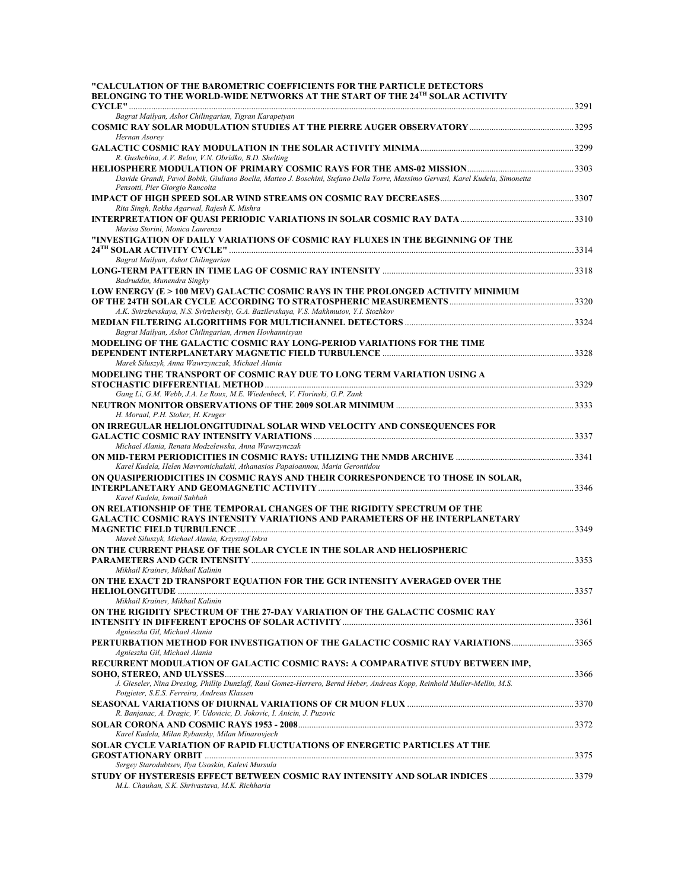**"CALCULATION OF THE BAROMETRIC COEFFICIENTS FOR THE PARTICLE DETECTORS BELONGING TO THE WORLD-WIDE NETWORKS AT THE START OF THE 24[TH] SOLAR ACTIVITY CYCLE"** ........ 3291
*Bagrat Mailyan, Ashot Chilingarian, Tigran Karapetyan*

**COSMIC RAY SOLAR MODULATION STUDIES AT THE PIERRE AUGER OBSERVATORY** ........ 3295
*Hernan Asorey*

**GALACTIC COSMIC RAY MODULATION IN THE SOLAR ACTIVITY MINIMA** ........ 3299
*R. Gushchina, A.V. Belov, V.N. Obridko, B.D. Shelting*

**HELIOSPHERE MODULATION OF PRIMARY COSMIC RAYS FOR THE AMS-02 MISSION** ........ 3303
*Davide Grandi, Pavol Bobik, Giuliano Boella, Matteo J. Boschini, Stefano Della Torre, Massimo Gervasi, Karel Kudela, Simonetta Pensotti, Pier Giorgio Rancoita*

**IMPACT OF HIGH SPEED SOLAR WIND STREAMS ON COSMIC RAY DECREASES** ........ 3307
*Rita Singh, Rekha Agarwal, Rajesh K. Mishra*

**INTERPRETATION OF QUASI PERIODIC VARIATIONS IN SOLAR COSMIC RAY DATA** ........ 3310
*Marisa Storini, Monica Laurenza*

**"INVESTIGATION OF DAILY VARIATIONS OF COSMIC RAY FLUXES IN THE BEGINNING OF THE 24[TH] SOLAR ACTIVITY CYCLE"** ........ 3314
*Bagrat Mailyan, Ashot Chilingarian*

**LONG-TERM PATTERN IN TIME LAG OF COSMIC RAY INTENSITY** ........ 3318
*Badruddin, Munendra Singhy*

**LOW ENERGY (E > 100 MEV) GALACTIC COSMIC RAYS IN THE PROLONGED ACTIVITY MINIMUM OF THE 24TH SOLAR CYCLE ACCORDING TO STRATOSPHERIC MEASUREMENTS** ........ 3320
*A.K. Svirzhevskaya, N.S. Svirzhevsky, G.A. Bazilevskaya, V.S. Makhmutov, Y.I. Stozhkov*

**MEDIAN FILTERING ALGORITHMS FOR MULTICHANNEL DETECTORS** ........ 3324
*Bagrat Mailyan, Ashot Chilingarian, Armen Hovhannisyan*

**MODELING OF THE GALACTIC COSMIC RAY LONG-PERIOD VARIATIONS FOR THE TIME DEPENDENT INTERPLANETARY MAGNETIC FIELD TURBULENCE** ........ 3328
*Marek Siluszyk, Anna Wawrzynczak, Michael Alania*

**MODELING THE TRANSPORT OF COSMIC RAY DUE TO LONG TERM VARIATION USING A STOCHASTIC DIFFERENTIAL METHOD** ........ 3329
*Gang Li, G.M. Webb, J.A. Le Roux, M.E. Wiedenbeck, V. Florinski, G.P. Zank*

**NEUTRON MONITOR OBSERVATIONS OF THE 2009 SOLAR MINIMUM** ........ 3333
*H. Moraal, P.H. Stoker, H. Kruger*

**ON IRREGULAR HELIOLONGITUDINAL SOLAR WIND VELOCITY AND CONSEQUENCES FOR GALACTIC COSMIC RAY INTENSITY VARIATIONS** ........ 3337
*Michael Alania, Renata Modzelewska, Anna Wawrzynczak*

**ON MID-TERM PERIODICITIES IN COSMIC RAYS: UTILIZING THE NMDB ARCHIVE** ........ 3341
*Karel Kudela, Helen Mavromichalaki, Athanasios Papaioannou, Maria Gerontidou*

**ON QUASIPERIODICITIES IN COSMIC RAYS AND THEIR CORRESPONDENCE TO THOSE IN SOLAR, INTERPLANETARY AND GEOMAGNETIC ACTIVITY** ........ 3346
*Karel Kudela, Ismail Sabbah*

**ON RELATIONSHIP OF THE TEMPORAL CHANGES OF THE RIGIDITY SPECTRUM OF THE GALACTIC COSMIC RAYS INTENSITY VARIATIONS AND PARAMETERS OF HE INTERPLANETARY MAGNETIC FIELD TURBULENCE** ........ 3349
*Marek Siluszyk, Michael Alania, Krzysztof Iskra*

**ON THE CURRENT PHASE OF THE SOLAR CYCLE IN THE SOLAR AND HELIOSPHERIC PARAMETERS AND GCR INTENSITY** ........ 3353
*Mikhail Krainev, Mikhail Kalinin*

**ON THE EXACT 2D TRANSPORT EQUATION FOR THE GCR INTENSITY AVERAGED OVER THE HELIOLONGITUDE** ........ 3357
*Mikhail Krainev, Mikhail Kalinin*

**ON THE RIGIDITY SPECTRUM OF THE 27-DAY VARIATION OF THE GALACTIC COSMIC RAY INTENSITY IN DIFFERENT EPOCHS OF SOLAR ACTIVITY** ........ 3361
*Agnieszka Gil, Michael Alania*

**PERTURBATION METHOD FOR INVESTIGATION OF THE GALACTIC COSMIC RAY VARIATIONS** ........ 3365
*Agnieszka Gil, Michael Alania*

**RECURRENT MODULATION OF GALACTIC COSMIC RAYS: A COMPARATIVE STUDY BETWEEN IMP, SOHO, STEREO, AND ULYSSES** ........ 3366
*J. Gieseler, Nina Dresing, Phillip Dunzlaff, Raul Gomez-Herrero, Bernd Heber, Andreas Kopp, Reinhold Muller-Mellin, M.S. Potgieter, S.E.S. Ferreira, Andreas Klassen*

**SEASONAL VARIATIONS OF DIURNAL VARIATIONS OF CR MUON FLUX** ........ 3370
*R. Banjanac, A. Dragic, V. Udovicic, D. Jokovic, I. Anicin, J. Puzovic*

**SOLAR CORONA AND COSMIC RAYS 1953 - 2008** ........ 3372
*Karel Kudela, Milan Rybansky, Milan Minarovjech*

**SOLAR CYCLE VARIATION OF RAPID FLUCTUATIONS OF ENERGETIC PARTICLES AT THE GEOSTATIONARY ORBIT** ........ 3375
*Sergey Starodubtsev, Ilya Usoskin, Kalevi Mursula*

**STUDY OF HYSTERESIS EFFECT BETWEEN COSMIC RAY INTENSITY AND SOLAR INDICES** ........ 3379
*M.L. Chauhan, S.K. Shrivastava, M.K. Richharia*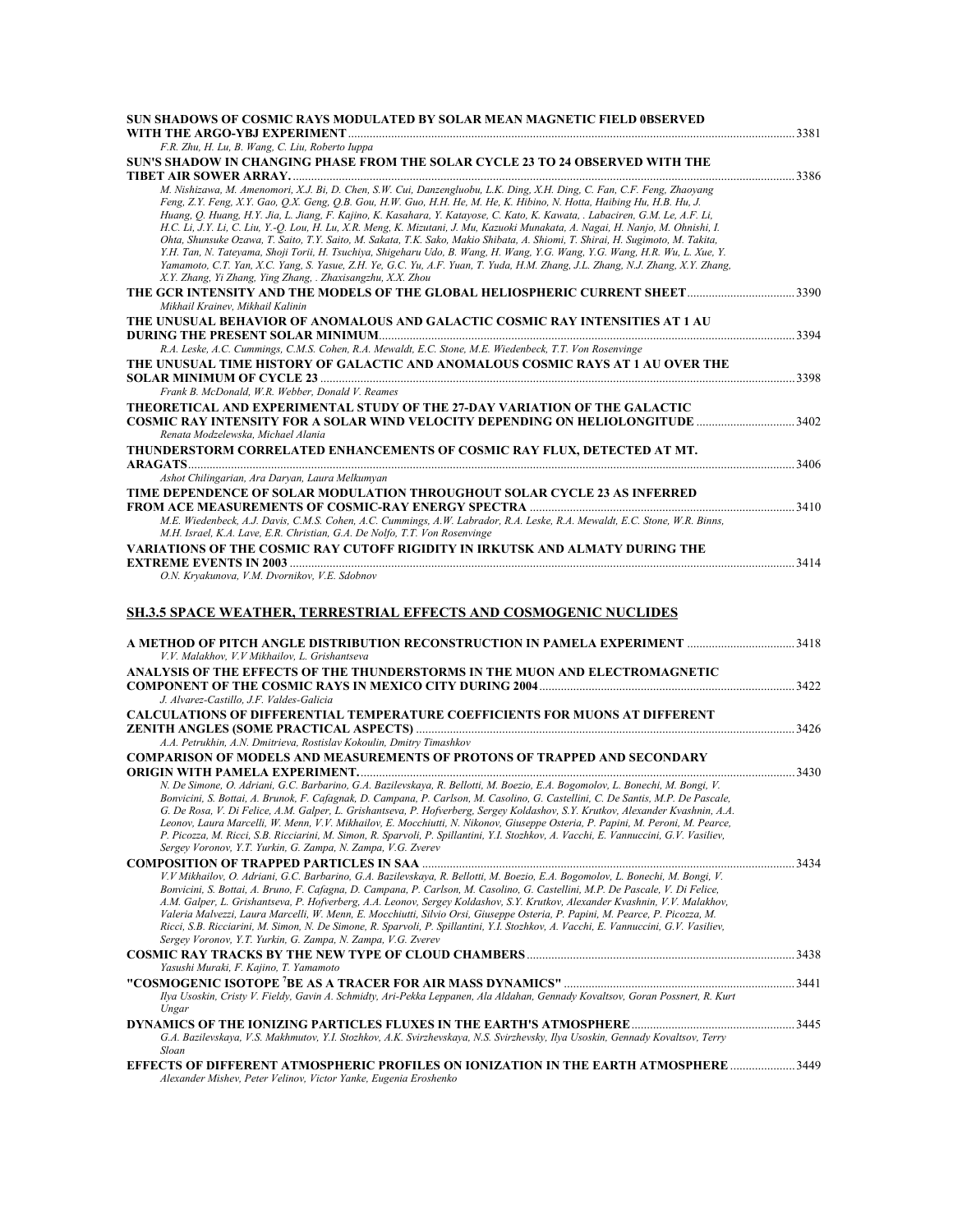**SUN SHADOWS OF COSMIC RAYS MODULATED BY SOLAR MEAN MAGNETIC FIELD 0BSERVED WITH THE ARGO-YBJ EXPERIMENT** ........ 3381
*F.R. Zhu, H. Lu, B. Wang, C. Liu, Roberto Iuppa*

**SUN'S SHADOW IN CHANGING PHASE FROM THE SOLAR CYCLE 23 TO 24 OBSERVED WITH THE TIBET AIR SOWER ARRAY.** ........ 3386
*M. Nishizawa, M. Amenomori, X.J. Bi, D. Chen, S.W. Cui, Danzengluobu, L.K. Ding, X.H. Ding, C. Fan, C.F. Feng, Zhaoyang Feng, Z.Y. Feng, X.Y. Gao, Q.X. Geng, Q.B. Gou, H.W. Guo, H.H. He, M. He, K. Hibino, N. Hotta, Haibing Hu, H.B. Hu, J. Huang, Q. Huang, H.Y. Jia, L. Jiang, F. Kajino, K. Kasahara, Y. Katayose, C. Kato, K. Kawata, . Labaciren, G.M. Le, A.F. Li, H.C. Li, J.Y. Li, C. Liu, Y.-Q. Lou, H. Lu, X.R. Meng, K. Mizutani, J. Mu, Kazuoki Munakata, A. Nagai, H. Nanjo, M. Ohnishi, I. Ohta, Shunsuke Ozawa, T. Saito, T.Y. Saito, M. Sakata, T.K. Sako, Makio Shibata, A. Shiomi, T. Shirai, H. Sugimoto, M. Takita, Y.H. Tan, N. Tateyama, Shoji Torii, H. Tsuchiya, Shigeharu Udo, B. Wang, H. Wang, Y.G. Wang, Y.G. Wang, H.R. Wu, L. Xue, Y. Yamamoto, C.T. Yan, X.C. Yang, S. Yasue, Z.H. Ye, G.C. Yu, A.F. Yuan, T. Yuda, H.M. Zhang, J.L. Zhang, N.J. Zhang, X.Y. Zhang, X.Y. Zhang, Yi Zhang, Ying Zhang, . Zhaxisangzhu, X.X. Zhou*

**THE GCR INTENSITY AND THE MODELS OF THE GLOBAL HELIOSPHERIC CURRENT SHEET** ........ 3390
*Mikhail Krainev, Mikhail Kalinin*

**THE UNUSUAL BEHAVIOR OF ANOMALOUS AND GALACTIC COSMIC RAY INTENSITIES AT 1 AU DURING THE PRESENT SOLAR MINIMUM** ........ 3394
*R.A. Leske, A.C. Cummings, C.M.S. Cohen, R.A. Mewaldt, E.C. Stone, M.E. Wiedenbeck, T.T. Von Rosenvinge*

**THE UNUSUAL TIME HISTORY OF GALACTIC AND ANOMALOUS COSMIC RAYS AT 1 AU OVER THE SOLAR MINIMUM OF CYCLE 23** ........ 3398
*Frank B. McDonald, W.R. Webber, Donald V. Reames*

**THEORETICAL AND EXPERIMENTAL STUDY OF THE 27-DAY VARIATION OF THE GALACTIC COSMIC RAY INTENSITY FOR A SOLAR WIND VELOCITY DEPENDING ON HELIOLONGITUDE** ........ 3402
*Renata Modzelewska, Michael Alania*

**THUNDERSTORM CORRELATED ENHANCEMENTS OF COSMIC RAY FLUX, DETECTED AT MT. ARAGATS** ........ 3406
*Ashot Chilingarian, Ara Daryan, Laura Melkumyan*

**TIME DEPENDENCE OF SOLAR MODULATION THROUGHOUT SOLAR CYCLE 23 AS INFERRED FROM ACE MEASUREMENTS OF COSMIC-RAY ENERGY SPECTRA** ........ 3410
*M.E. Wiedenbeck, A.J. Davis, C.M.S. Cohen, A.C. Cummings, A.W. Labrador, R.A. Leske, R.A. Mewaldt, E.C. Stone, W.R. Binns, M.H. Israel, K.A. Lave, E.R. Christian, G.A. De Nolfo, T.T. Von Rosenvinge*

**VARIATIONS OF THE COSMIC RAY CUTOFF RIGIDITY IN IRKUTSK AND ALMATY DURING THE EXTREME EVENTS IN 2003** ........ 3414
*O.N. Kryakunova, V.M. Dvornikov, V.E. Sdobnov*

## SH.3.5 SPACE WEATHER, TERRESTRIAL EFFECTS AND COSMOGENIC NUCLIDES

**A METHOD OF PITCH ANGLE DISTRIBUTION RECONSTRUCTION IN PAMELA EXPERIMENT** ........ 3418
*V.V. Malakhov, V.V Mikhailov, L. Grishantseva*

**ANALYSIS OF THE EFFECTS OF THE THUNDERSTORMS IN THE MUON AND ELECTROMAGNETIC COMPONENT OF THE COSMIC RAYS IN MEXICO CITY DURING 2004** ........ 3422
*J. Alvarez-Castillo, J.F. Valdes-Galicia*

**CALCULATIONS OF DIFFERENTIAL TEMPERATURE COEFFICIENTS FOR MUONS AT DIFFERENT ZENITH ANGLES (SOME PRACTICAL ASPECTS)** ........ 3426
*A.A. Petrukhin, A.N. Dmitrieva, Rostislav Kokoulin, Dmitry Timashkov*

**COMPARISON OF MODELS AND MEASUREMENTS OF PROTONS OF TRAPPED AND SECONDARY ORIGIN WITH PAMELA EXPERIMENT.** ........ 3430
*N. De Simone, O. Adriani, G.C. Barbarino, G.A. Bazilevskaya, R. Bellotti, M. Boezio, E.A. Bogomolov, L. Bonechi, M. Bongi, V. Bonvicini, S. Bottai, A. Brunok, F. Cafagnak, D. Campana, P. Carlson, M. Casolino, G. Castellini, C. De Santis, M.P. De Pascale, G. De Rosa, V. Di Felice, A.M. Galper, L. Grishantseva, P. Hofverberg, Sergey Koldashov, S.Y. Krutkov, Alexander Kvashnin, A.A. Leonov, Laura Marcelli, W. Menn, V.V. Mikhailov, E. Mocchiutti, N. Nikonov, Giuseppe Osteria, P. Papini, M. Peroni, M. Pearce, P. Picozza, M. Ricci, S.B. Ricciarini, M. Simon, R. Sparvoli, P. Spillantini, Y.I. Stozhkov, A. Vacchi, E. Vannuccini, G.V. Vasiliev, Sergey Voronov, Y.T. Yurkin, G. Zampa, N. Zampa, V.G. Zverev*

**COMPOSITION OF TRAPPED PARTICLES IN SAA** ........ 3434
*V.V Mikhailov, O. Adriani, G.C. Barbarino, G.A. Bazilevskaya, R. Bellotti, M. Boezio, E.A. Bogomolov, L. Bonechi, M. Bongi, V. Bonvicini, S. Bottai, A. Bruno, F. Cafagna, D. Campana, P. Carlson, M. Casolino, G. Castellini, M.P. De Pascale, V. Di Felice, A.M. Galper, L. Grishantseva, P. Hofverberg, Sergey Koldashov, S.Y. Krutkov, Alexander Kvashnin, V.V. Malakhov, Valeria Malvezzi, Laura Marcelli, W. Menn, E. Mocchiutti, Silvio Orsi, Giuseppe Osteria, P. Papini, M. Pearce, P. Picozza, M. Ricci, S.B. Ricciarini, M. Simon, N. De Simone, R. Sparvoli, P. Spillantini, Y.I. Stozhkov, A. Vacchi, E. Vannuccini, G.V. Vasiliev, Sergey Voronov, Y.T. Yurkin, G. Zampa, N. Zampa, V.G. Zverev*

**COSMIC RAY TRACKS BY THE NEW TYPE OF CLOUD CHAMBERS** ........ 3438
*Yasushi Muraki, F. Kajino, T. Yamamoto*

**"COSMOGENIC ISOTOPE $^{7}$BE AS A TRACER FOR AIR MASS DYNAMICS"** ........ 3441
*Ilya Usoskin, Cristy V. Fieldy, Gavin A. Schmidty, Ari-Pekka Leppanen, Ala Aldahan, Gennady Kovaltsov, Goran Possnert, R. Kurt Ungar*

**DYNAMICS OF THE IONIZING PARTICLES FLUXES IN THE EARTH'S ATMOSPHERE** ........ 3445
*G.A. Bazilevskaya, V.S. Makhmutov, Y.I. Stozhkov, A.K. Svirzhevskaya, N.S. Svirzhevsky, Ilya Usoskin, Gennady Kovaltsov, Terry Sloan*

**EFFECTS OF DIFFERENT ATMOSPHERIC PROFILES ON IONIZATION IN THE EARTH ATMOSPHERE** ........ 3449
*Alexander Mishev, Peter Velinov, Victor Yanke, Eugenia Eroshenko*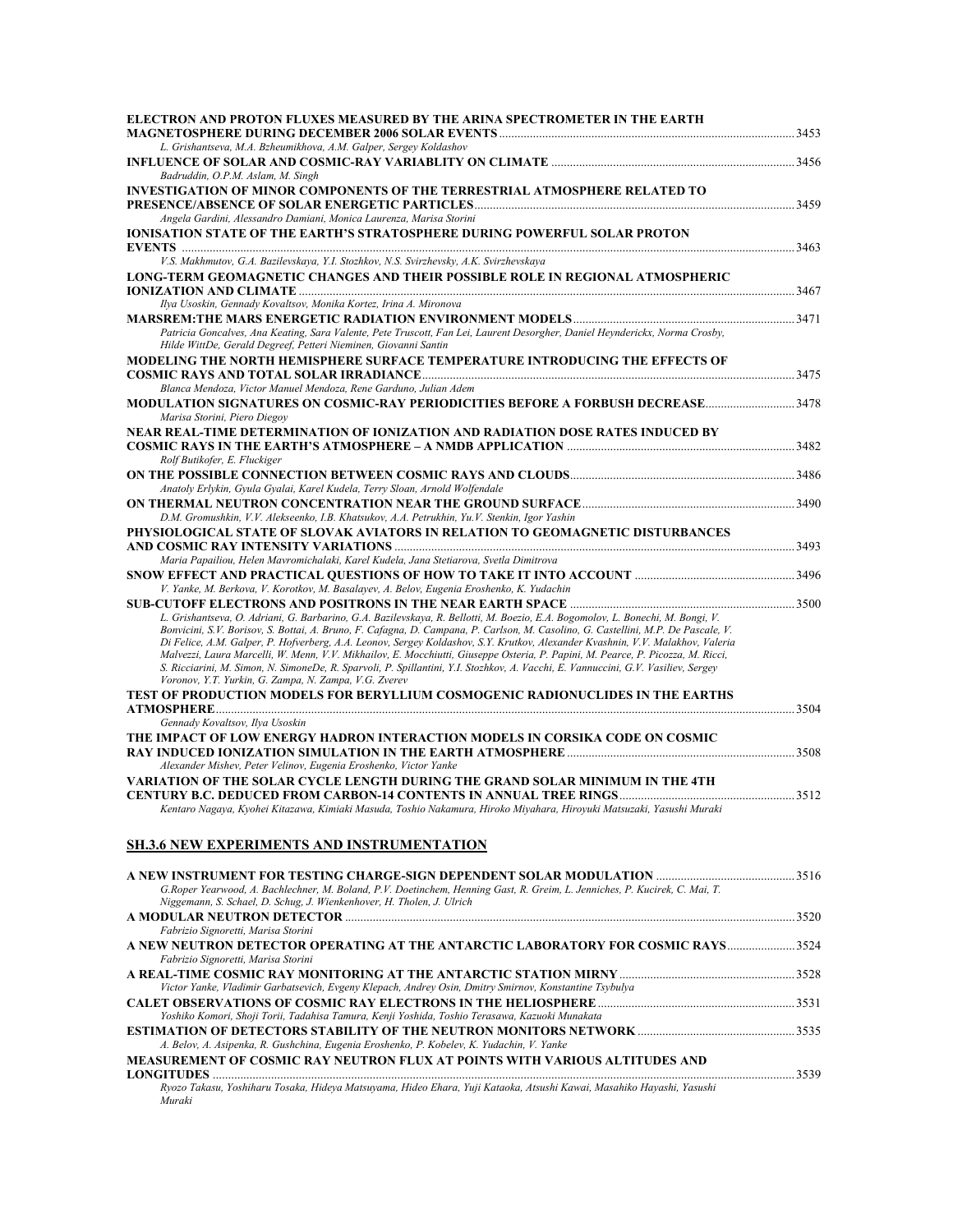**ELECTRON AND PROTON FLUXES MEASURED BY THE ARINA SPECTROMETER IN THE EARTH MAGNETOSPHERE DURING DECEMBER 2006 SOLAR EVENTS** ............ 3453
*L. Grishantseva, M.A. Bzheumikhova, A.M. Galper, Sergey Koldashov*

**INFLUENCE OF SOLAR AND COSMIC-RAY VARIABLITY ON CLIMATE** ............ 3456
*Badruddin, O.P.M. Aslam, M. Singh*

**INVESTIGATION OF MINOR COMPONENTS OF THE TERRESTRIAL ATMOSPHERE RELATED TO PRESENCE/ABSENCE OF SOLAR ENERGETIC PARTICLES** ............ 3459
*Angela Gardini, Alessandro Damiani, Monica Laurenza, Marisa Storini*

**IONISATION STATE OF THE EARTH'S STRATOSPHERE DURING POWERFUL SOLAR PROTON EVENTS** ............ 3463
*V.S. Makhmutov, G.A. Bazilevskaya, Y.I. Stozhkov, N.S. Svirzhevsky, A.K. Svirzhevskaya*

**LONG-TERM GEOMAGNETIC CHANGES AND THEIR POSSIBLE ROLE IN REGIONAL ATMOSPHERIC IONIZATION AND CLIMATE** ............ 3467
*Ilya Usoskin, Gennady Kovaltsov, Monika Kortez, Irina A. Mironova*

**MARSREM:THE MARS ENERGETIC RADIATION ENVIRONMENT MODELS** ............ 3471
*Patricia Goncalves, Ana Keating, Sara Valente, Pete Truscott, Fan Lei, Laurent Desorgher, Daniel Heynderickx, Norma Crosby, Hilde WittDe, Gerald Degreef, Petteri Nieminen, Giovanni Santin*

**MODELING THE NORTH HEMISPHERE SURFACE TEMPERATURE INTRODUCING THE EFFECTS OF COSMIC RAYS AND TOTAL SOLAR IRRADIANCE** ............ 3475
*Blanca Mendoza, Victor Manuel Mendoza, Rene Garduno, Julian Adem*

**MODULATION SIGNATURES ON COSMIC-RAY PERIODICITIES BEFORE A FORBUSH DECREASE** ............ 3478
*Marisa Storini, Piero Diegoy*

**NEAR REAL-TIME DETERMINATION OF IONIZATION AND RADIATION DOSE RATES INDUCED BY COSMIC RAYS IN THE EARTH'S ATMOSPHERE – A NMDB APPLICATION** ............ 3482
*Rolf Butikofer, E. Fluckiger*

**ON THE POSSIBLE CONNECTION BETWEEN COSMIC RAYS AND CLOUDS** ............ 3486
*Anatoly Erlykin, Gyula Gyalai, Karel Kudela, Terry Sloan, Arnold Wolfendale*

**ON THERMAL NEUTRON CONCENTRATION NEAR THE GROUND SURFACE** ............ 3490
*D.M. Gromushkin, V.V. Alekseenko, I.B. Khatsukov, A.A. Petrukhin, Yu.V. Stenkin, Igor Yashin*

**PHYSIOLOGICAL STATE OF SLOVAK AVIATORS IN RELATION TO GEOMAGNETIC DISTURBANCES AND COSMIC RAY INTENSITY VARIATIONS** ............ 3493
*Maria Papailiou, Helen Mavromichalaki, Karel Kudela, Jana Stetiarova, Svetla Dimitrova*

**SNOW EFFECT AND PRACTICAL QUESTIONS OF HOW TO TAKE IT INTO ACCOUNT** ............ 3496
*V. Yanke, M. Berkova, V. Korotkov, M. Basalayev, A. Belov, Eugenia Eroshenko, K. Yudachin*

**SUB-CUTOFF ELECTRONS AND POSITRONS IN THE NEAR EARTH SPACE** ............ 3500
*L. Grishantseva, O. Adriani, G. Barbarino, G.A. Bazilevskaya, R. Bellotti, M. Boezio, E.A. Bogomolov, L. Bonechi, M. Bongi, V. Bonvicini, S.V. Borisov, S. Bottai, A. Bruno, F. Cafagna, D. Campana, P. Carlson, M. Casolino, G. Castellini, M.P. De Pascale, V. Di Felice, A.M. Galper, P. Hofverberg, A.A. Leonov, Sergey Koldashov, S.Y. Krutkov, Alexander Kvashnin, V.V. Malakhov, Valeria Malvezzi, Laura Marcelli, W. Menn, V.V. Mikhailov, E. Mocchiutti, Giuseppe Osteria, P. Papini, M. Pearce, P. Picozza, M. Ricci, S. Ricciarini, M. Simon, N. SimoneDe, R. Sparvoli, P. Spillantini, Y.I. Stozhkov, A. Vacchi, E. Vannuccini, G.V. Vasiliev, Sergey Voronov, Y.T. Yurkin, G. Zampa, N. Zampa, V.G. Zverev*

**TEST OF PRODUCTION MODELS FOR BERYLLIUM COSMOGENIC RADIONUCLIDES IN THE EARTHS ATMOSPHERE** ............ 3504
*Gennady Kovaltsov, Ilya Usoskin*

**THE IMPACT OF LOW ENERGY HADRON INTERACTION MODELS IN CORSIKA CODE ON COSMIC RAY INDUCED IONIZATION SIMULATION IN THE EARTH ATMOSPHERE** ............ 3508
*Alexander Mishev, Peter Velinov, Eugenia Eroshenko, Victor Yanke*

**VARIATION OF THE SOLAR CYCLE LENGTH DURING THE GRAND SOLAR MINIMUM IN THE 4TH CENTURY B.C. DEDUCED FROM CARBON-14 CONTENTS IN ANNUAL TREE RINGS** ............ 3512
*Kentaro Nagaya, Kyohei Kitazawa, Kimiaki Masuda, Toshio Nakamura, Hiroko Miyahara, Hiroyuki Matsuzaki, Yasushi Muraki*

## SH.3.6 NEW EXPERIMENTS AND INSTRUMENTATION

**A NEW INSTRUMENT FOR TESTING CHARGE-SIGN DEPENDENT SOLAR MODULATION** ............ 3516
*G.Roper Yearwood, A. Bachlechner, M. Boland, P.V. Doetinchem, Henning Gast, R. Greim, L. Jenniches, P. Kucirek, C. Mai, T. Niggemann, S. Schael, D. Schug, J. Wienkenhover, H. Tholen, J. Ulrich*

**A MODULAR NEUTRON DETECTOR** ............ 3520
*Fabrizio Signoretti, Marisa Storini*

**A NEW NEUTRON DETECTOR OPERATING AT THE ANTARCTIC LABORATORY FOR COSMIC RAYS** ............ 3524
*Fabrizio Signoretti, Marisa Storini*

**A REAL-TIME COSMIC RAY MONITORING AT THE ANTARCTIC STATION MIRNY** ............ 3528
*Victor Yanke, Vladimir Garbatsevich, Evgeny Klepach, Andrey Osin, Dmitry Smirnov, Konstantine Tsybulya*

**CALET OBSERVATIONS OF COSMIC RAY ELECTRONS IN THE HELIOSPHERE** ............ 3531
*Yoshiko Komori, Shoji Torii, Tadahisa Tamura, Kenji Yoshida, Toshio Terasawa, Kazuoki Munakata*

**ESTIMATION OF DETECTORS STABILITY OF THE NEUTRON MONITORS NETWORK** ............ 3535
*A. Belov, A. Asipenka, R. Gushchina, Eugenia Eroshenko, P. Kobelev, K. Yudachin, V. Yanke*

**MEASUREMENT OF COSMIC RAY NEUTRON FLUX AT POINTS WITH VARIOUS ALTITUDES AND LONGITUDES** ............ 3539
*Ryozo Takasu, Yoshiharu Tosaka, Hideya Matsuyama, Hideo Ehara, Yuji Kataoka, Atsushi Kawai, Masahiko Hayashi, Yasushi Muraki*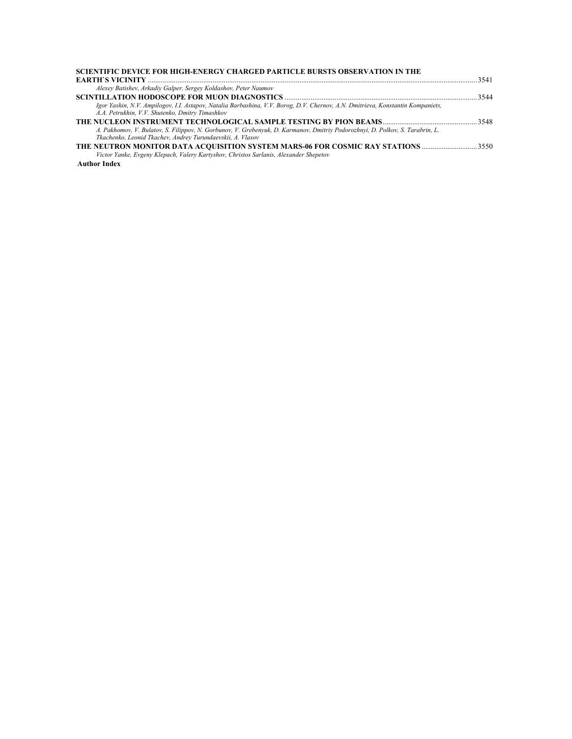**SCIENTIFIC DEVICE FOR HIGH-ENERGY CHARGED PARTICLE BURSTS OBSERVATION IN THE EARTH`S VICINITY** ............ 3541

*Alexey Batishev, Arkadiy Galper, Sergey Koldashov, Peter Naumov*

**SCINTILLATION HODOSCOPE FOR MUON DIAGNOSTICS** ............ 3544

*Igor Yashin, N.V. Ampilogov, I.I. Astapov, Natalia Barbashina, V.V. Borog, D.V. Chernov, A.N. Dmitrieva, Konstantin Kompaniets, A.A. Petrukhin, V.V. Shutenko, Dmitry Timashkov*

**THE NUCLEON INSTRUMENT TECHNOLOGICAL SAMPLE TESTING BY PION BEAMS** ............ 3548

*A. Pakhomov, V. Bulatov, S. Filippov, N. Gorbunov, V. Grebenyuk, D. Karmanov, Dmitriy Podorozhnyi, D. Polkov, S. Tarabrin, L. Tkachenko, Leonid Tkachev, Andrey Turundaevskii, A. Vlasov*

**THE NEUTRON MONITOR DATA ACQUISITION SYSTEM MARS-06 FOR COSMIC RAY STATIONS** ............ 3550

*Victor Yanke, Evgeny Klepach, Valery Kartyshov, Christos Sarlanis, Alexander Shepetov*

**Author Index**